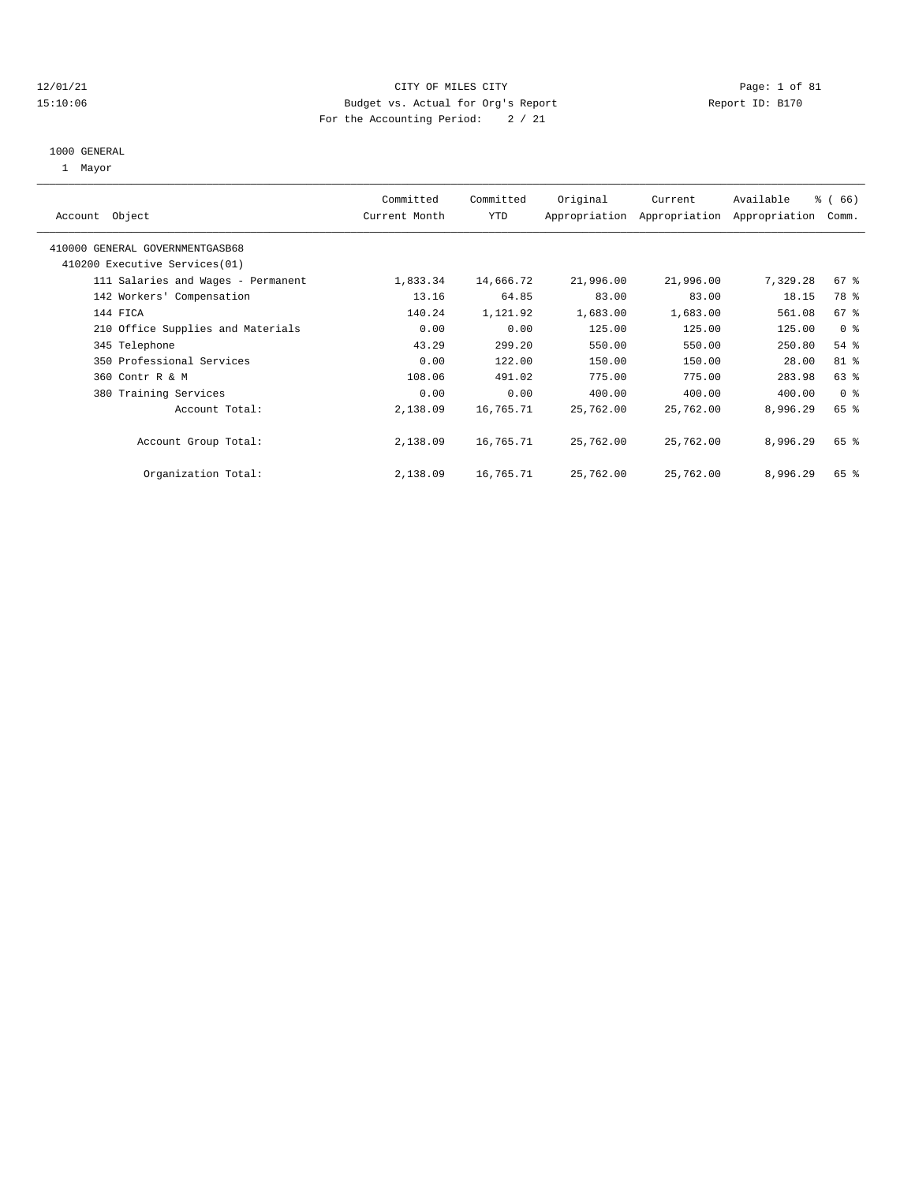CITY OF MILES CITY
Budget vs. Actual for Org's Report
For the Accounting Period: 2 / 21

12/01/21
15:10:06

Report ID: B170

1000 GENERAL
1 Mayor

| Account Object | Committed Current Month | Committed YTD | Original Appropriation | Current Appropriation | Available Appropriation | % ( 66) Comm. |
|---|---|---|---|---|---|---|
| 410000 GENERAL GOVERNMENTGASB68 | | | | | | |
| 410200 Executive Services(01) | | | | | | |
| 111 Salaries and Wages - Permanent | 1,833.34 | 14,666.72 | 21,996.00 | 21,996.00 | 7,329.28 | 67 % |
| 142 Workers' Compensation | 13.16 | 64.85 | 83.00 | 83.00 | 18.15 | 78 % |
| 144 FICA | 140.24 | 1,121.92 | 1,683.00 | 1,683.00 | 561.08 | 67 % |
| 210 Office Supplies and Materials | 0.00 | 0.00 | 125.00 | 125.00 | 125.00 | 0 % |
| 345 Telephone | 43.29 | 299.20 | 550.00 | 550.00 | 250.80 | 54 % |
| 350 Professional Services | 0.00 | 122.00 | 150.00 | 150.00 | 28.00 | 81 % |
| 360 Contr R & M | 108.06 | 491.02 | 775.00 | 775.00 | 283.98 | 63 % |
| 380 Training Services | 0.00 | 0.00 | 400.00 | 400.00 | 400.00 | 0 % |
| Account Total: | 2,138.09 | 16,765.71 | 25,762.00 | 25,762.00 | 8,996.29 | 65 % |
| Account Group Total: | 2,138.09 | 16,765.71 | 25,762.00 | 25,762.00 | 8,996.29 | 65 % |
| Organization Total: | 2,138.09 | 16,765.71 | 25,762.00 | 25,762.00 | 8,996.29 | 65 % |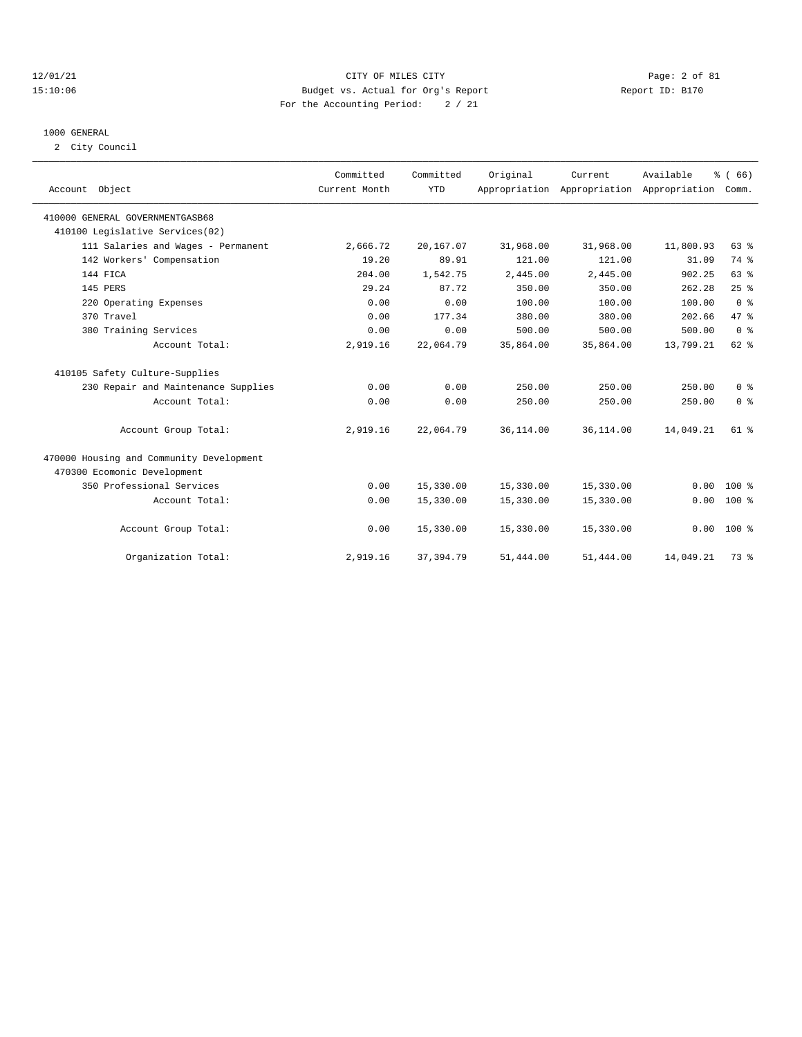12/01/21 CITY OF MILES CITY
15:10:06 Budget vs. Actual for Org's Report Report ID: B170
For the Accounting Period: 2 / 21

1000 GENERAL
2 City Council

| Account Object | Committed Current Month | Committed YTD | Original Appropriation | Current Appropriation | Available Appropriation | % ( 66) Comm. |
|---|---|---|---|---|---|---|
| 410000 GENERAL GOVERNMENTGASB68 | | | | | | |
| 410100 Legislative Services(02) | | | | | | |
| 111 Salaries and Wages - Permanent | 2,666.72 | 20,167.07 | 31,968.00 | 31,968.00 | 11,800.93 | 63 % |
| 142 Workers' Compensation | 19.20 | 89.91 | 121.00 | 121.00 | 31.09 | 74 % |
| 144 FICA | 204.00 | 1,542.75 | 2,445.00 | 2,445.00 | 902.25 | 63 % |
| 145 PERS | 29.24 | 87.72 | 350.00 | 350.00 | 262.28 | 25 % |
| 220 Operating Expenses | 0.00 | 0.00 | 100.00 | 100.00 | 100.00 | 0 % |
| 370 Travel | 0.00 | 177.34 | 380.00 | 380.00 | 202.66 | 47 % |
| 380 Training Services | 0.00 | 0.00 | 500.00 | 500.00 | 500.00 | 0 % |
| Account Total: | 2,919.16 | 22,064.79 | 35,864.00 | 35,864.00 | 13,799.21 | 62 % |
| 410105 Safety Culture-Supplies | | | | | | |
| 230 Repair and Maintenance Supplies | 0.00 | 0.00 | 250.00 | 250.00 | 250.00 | 0 % |
| Account Total: | 0.00 | 0.00 | 250.00 | 250.00 | 250.00 | 0 % |
| Account Group Total: | 2,919.16 | 22,064.79 | 36,114.00 | 36,114.00 | 14,049.21 | 61 % |
| 470000 Housing and Community Development | | | | | | |
| 470300 Ecomonic Development | | | | | | |
| 350 Professional Services | 0.00 | 15,330.00 | 15,330.00 | 15,330.00 | 0.00 | 100 % |
| Account Total: | 0.00 | 15,330.00 | 15,330.00 | 15,330.00 | 0.00 | 100 % |
| Account Group Total: | 0.00 | 15,330.00 | 15,330.00 | 15,330.00 | 0.00 | 100 % |
| Organization Total: | 2,919.16 | 37,394.79 | 51,444.00 | 51,444.00 | 14,049.21 | 73 % |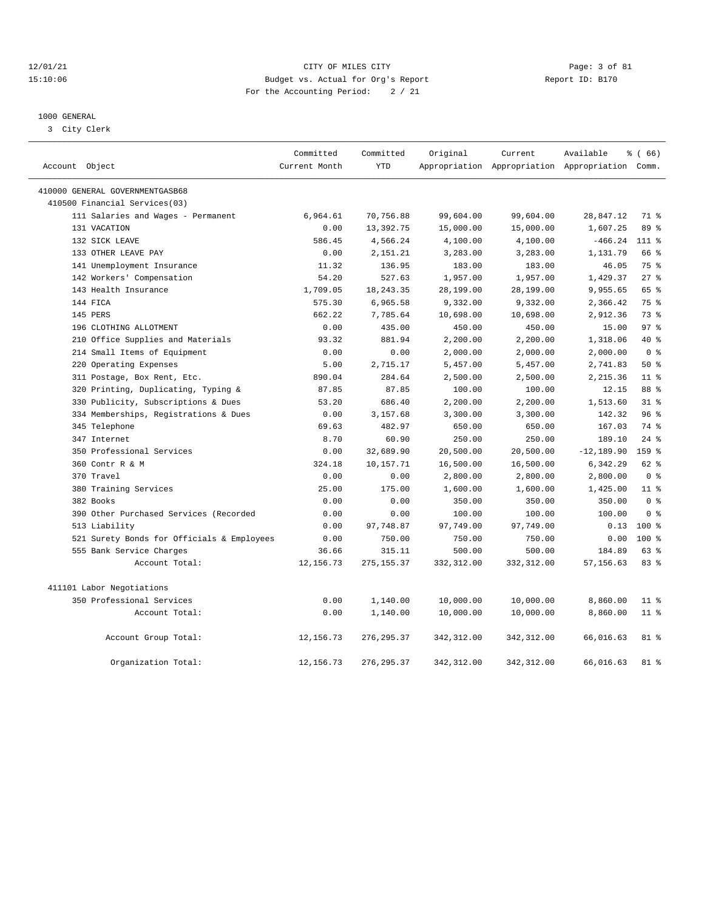12/01/21 CITY OF MILES CITY
15:10:06 Budget vs. Actual for Org's Report Report ID: B170
For the Accounting Period: 2 / 21

1000 GENERAL
3 City Clerk

| Account Object | Committed Current Month | Committed YTD | Original Appropriation | Current Appropriation | Available Appropriation | % ( 66) Comm. |
|---|---|---|---|---|---|---|
| 410000 GENERAL GOVERNMENTGASB68 | | | | | | |
| 410500 Financial Services(03) | | | | | | |
| 111 Salaries and Wages - Permanent | 6,964.61 | 70,756.88 | 99,604.00 | 99,604.00 | 28,847.12 | 71 % |
| 131 VACATION | 0.00 | 13,392.75 | 15,000.00 | 15,000.00 | 1,607.25 | 89 % |
| 132 SICK LEAVE | 586.45 | 4,566.24 | 4,100.00 | 4,100.00 | -466.24 | 111 % |
| 133 OTHER LEAVE PAY | 0.00 | 2,151.21 | 3,283.00 | 3,283.00 | 1,131.79 | 66 % |
| 141 Unemployment Insurance | 11.32 | 136.95 | 183.00 | 183.00 | 46.05 | 75 % |
| 142 Workers' Compensation | 54.20 | 527.63 | 1,957.00 | 1,957.00 | 1,429.37 | 27 % |
| 143 Health Insurance | 1,709.05 | 18,243.35 | 28,199.00 | 28,199.00 | 9,955.65 | 65 % |
| 144 FICA | 575.30 | 6,965.58 | 9,332.00 | 9,332.00 | 2,366.42 | 75 % |
| 145 PERS | 662.22 | 7,785.64 | 10,698.00 | 10,698.00 | 2,912.36 | 73 % |
| 196 CLOTHING ALLOTMENT | 0.00 | 435.00 | 450.00 | 450.00 | 15.00 | 97 % |
| 210 Office Supplies and Materials | 93.32 | 881.94 | 2,200.00 | 2,200.00 | 1,318.06 | 40 % |
| 214 Small Items of Equipment | 0.00 | 0.00 | 2,000.00 | 2,000.00 | 2,000.00 | 0 % |
| 220 Operating Expenses | 5.00 | 2,715.17 | 5,457.00 | 5,457.00 | 2,741.83 | 50 % |
| 311 Postage, Box Rent, Etc. | 890.04 | 284.64 | 2,500.00 | 2,500.00 | 2,215.36 | 11 % |
| 320 Printing, Duplicating, Typing & | 87.85 | 87.85 | 100.00 | 100.00 | 12.15 | 88 % |
| 330 Publicity, Subscriptions & Dues | 53.20 | 686.40 | 2,200.00 | 2,200.00 | 1,513.60 | 31 % |
| 334 Memberships, Registrations & Dues | 0.00 | 3,157.68 | 3,300.00 | 3,300.00 | 142.32 | 96 % |
| 345 Telephone | 69.63 | 482.97 | 650.00 | 650.00 | 167.03 | 74 % |
| 347 Internet | 8.70 | 60.90 | 250.00 | 250.00 | 189.10 | 24 % |
| 350 Professional Services | 0.00 | 32,689.90 | 20,500.00 | 20,500.00 | -12,189.90 | 159 % |
| 360 Contr R & M | 324.18 | 10,157.71 | 16,500.00 | 16,500.00 | 6,342.29 | 62 % |
| 370 Travel | 0.00 | 0.00 | 2,800.00 | 2,800.00 | 2,800.00 | 0 % |
| 380 Training Services | 25.00 | 175.00 | 1,600.00 | 1,600.00 | 1,425.00 | 11 % |
| 382 Books | 0.00 | 0.00 | 350.00 | 350.00 | 350.00 | 0 % |
| 390 Other Purchased Services (Recorded | 0.00 | 0.00 | 100.00 | 100.00 | 100.00 | 0 % |
| 513 Liability | 0.00 | 97,748.87 | 97,749.00 | 97,749.00 | 0.13 | 100 % |
| 521 Surety Bonds for Officials & Employees | 0.00 | 750.00 | 750.00 | 750.00 | 0.00 | 100 % |
| 555 Bank Service Charges | 36.66 | 315.11 | 500.00 | 500.00 | 184.89 | 63 % |
| Account Total: | 12,156.73 | 275,155.37 | 332,312.00 | 332,312.00 | 57,156.63 | 83 % |
| 411101 Labor Negotiations | | | | | | |
| 350 Professional Services | 0.00 | 1,140.00 | 10,000.00 | 10,000.00 | 8,860.00 | 11 % |
| Account Total: | 0.00 | 1,140.00 | 10,000.00 | 10,000.00 | 8,860.00 | 11 % |
| Account Group Total: | 12,156.73 | 276,295.37 | 342,312.00 | 342,312.00 | 66,016.63 | 81 % |
| Organization Total: | 12,156.73 | 276,295.37 | 342,312.00 | 342,312.00 | 66,016.63 | 81 % |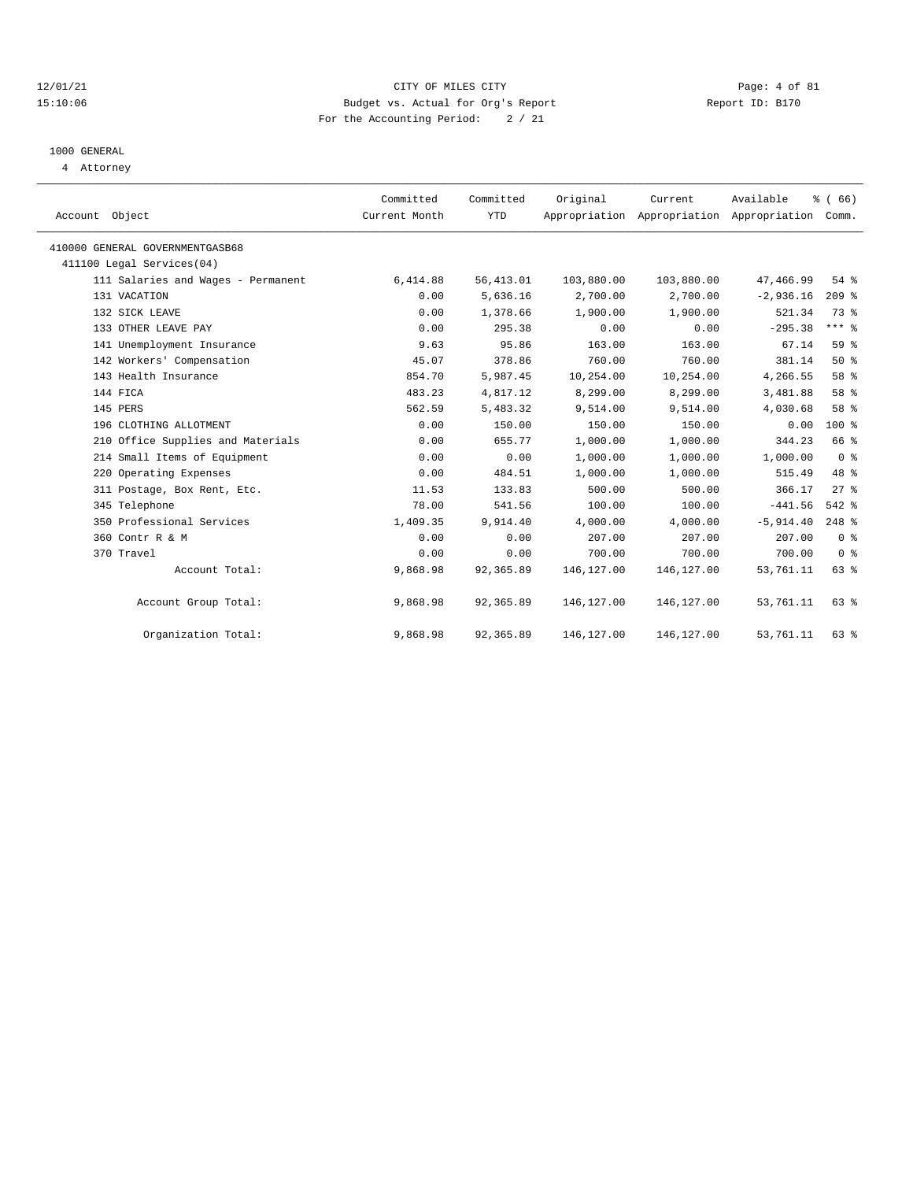12/01/21 CITY OF MILES CITY
15:10:06 Budget vs. Actual for Org's Report Report ID: B170
For the Accounting Period: 2 / 21

1000 GENERAL
4 Attorney

| Account Object | Committed Current Month | Committed YTD | Original Appropriation | Current Appropriation | Available Appropriation | % ( 66) Comm. |
|---|---|---|---|---|---|---|
| 410000 GENERAL GOVERNMENTGASB68 | | | | | | |
| 411100 Legal Services(04) | | | | | | |
| 111 Salaries and Wages - Permanent | 6,414.88 | 56,413.01 | 103,880.00 | 103,880.00 | 47,466.99 | 54 % |
| 131 VACATION | 0.00 | 5,636.16 | 2,700.00 | 2,700.00 | -2,936.16 | 209 % |
| 132 SICK LEAVE | 0.00 | 1,378.66 | 1,900.00 | 1,900.00 | 521.34 | 73 % |
| 133 OTHER LEAVE PAY | 0.00 | 295.38 | 0.00 | 0.00 | -295.38 | *** % |
| 141 Unemployment Insurance | 9.63 | 95.86 | 163.00 | 163.00 | 67.14 | 59 % |
| 142 Workers' Compensation | 45.07 | 378.86 | 760.00 | 760.00 | 381.14 | 50 % |
| 143 Health Insurance | 854.70 | 5,987.45 | 10,254.00 | 10,254.00 | 4,266.55 | 58 % |
| 144 FICA | 483.23 | 4,817.12 | 8,299.00 | 8,299.00 | 3,481.88 | 58 % |
| 145 PERS | 562.59 | 5,483.32 | 9,514.00 | 9,514.00 | 4,030.68 | 58 % |
| 196 CLOTHING ALLOTMENT | 0.00 | 150.00 | 150.00 | 150.00 | 0.00 | 100 % |
| 210 Office Supplies and Materials | 0.00 | 655.77 | 1,000.00 | 1,000.00 | 344.23 | 66 % |
| 214 Small Items of Equipment | 0.00 | 0.00 | 1,000.00 | 1,000.00 | 1,000.00 | 0 % |
| 220 Operating Expenses | 0.00 | 484.51 | 1,000.00 | 1,000.00 | 515.49 | 48 % |
| 311 Postage, Box Rent, Etc. | 11.53 | 133.83 | 500.00 | 500.00 | 366.17 | 27 % |
| 345 Telephone | 78.00 | 541.56 | 100.00 | 100.00 | -441.56 | 542 % |
| 350 Professional Services | 1,409.35 | 9,914.40 | 4,000.00 | 4,000.00 | -5,914.40 | 248 % |
| 360 Contr R & M | 0.00 | 0.00 | 207.00 | 207.00 | 207.00 | 0 % |
| 370 Travel | 0.00 | 0.00 | 700.00 | 700.00 | 700.00 | 0 % |
| Account Total: | 9,868.98 | 92,365.89 | 146,127.00 | 146,127.00 | 53,761.11 | 63 % |
| Account Group Total: | 9,868.98 | 92,365.89 | 146,127.00 | 146,127.00 | 53,761.11 | 63 % |
| Organization Total: | 9,868.98 | 92,365.89 | 146,127.00 | 146,127.00 | 53,761.11 | 63 % |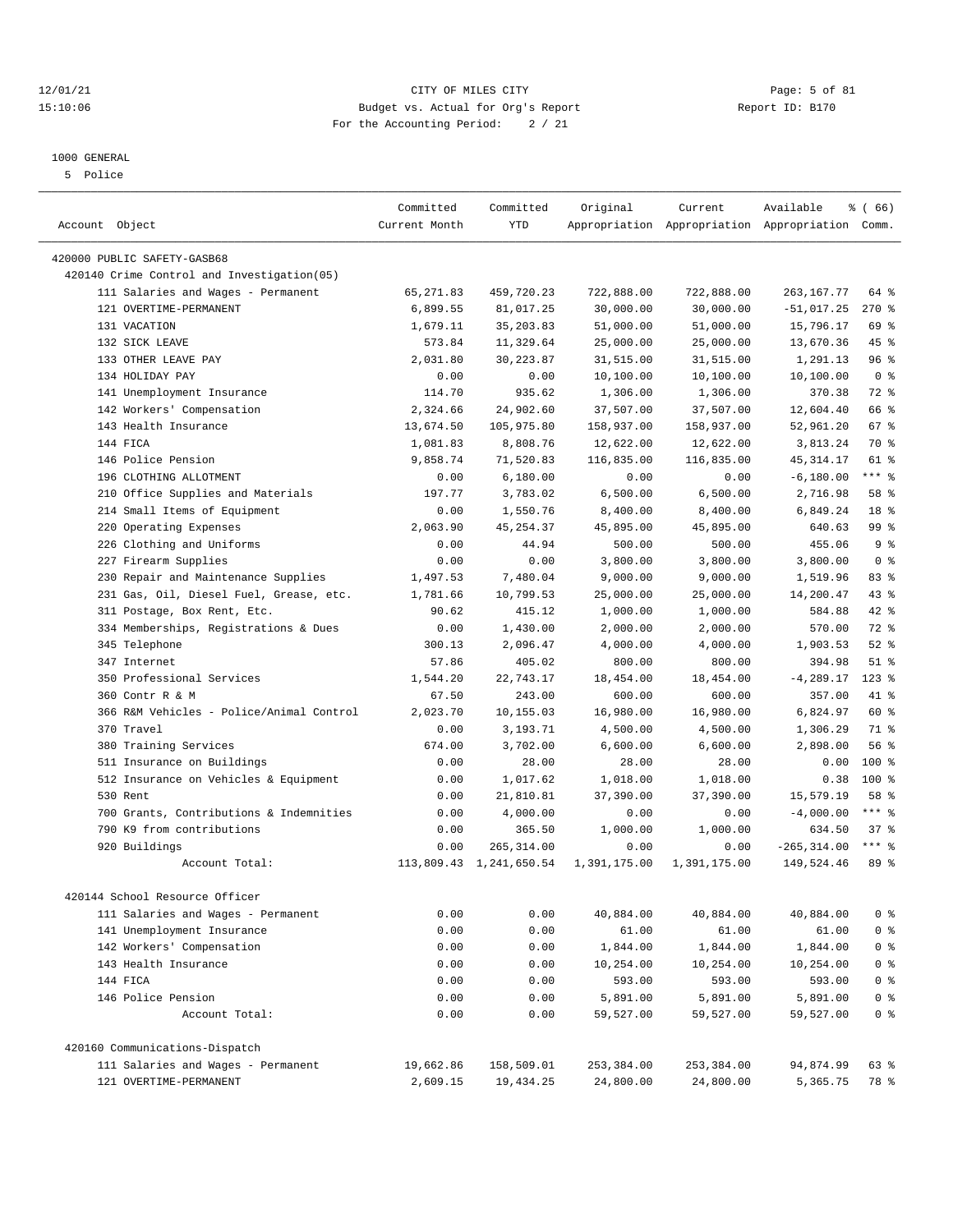12/01/21 CITY OF MILES CITY
15:10:06 Budget vs. Actual for Org's Report Report ID: B170
For the Accounting Period: 2 / 21

1000 GENERAL
5 Police

| Account Object | Committed Current Month | Committed YTD | Original Appropriation | Current Appropriation | Available Appropriation | % ( 66) Comm. |
|---|---|---|---|---|---|---|
| 420000 PUBLIC SAFETY-GASB68 | | | | | | |
| 420140 Crime Control and Investigation(05) | | | | | | |
| 111 Salaries and Wages - Permanent | 65,271.83 | 459,720.23 | 722,888.00 | 722,888.00 | 263,167.77 | 64 % |
| 121 OVERTIME-PERMANENT | 6,899.55 | 81,017.25 | 30,000.00 | 30,000.00 | -51,017.25 | 270 % |
| 131 VACATION | 1,679.11 | 35,203.83 | 51,000.00 | 51,000.00 | 15,796.17 | 69 % |
| 132 SICK LEAVE | 573.84 | 11,329.64 | 25,000.00 | 25,000.00 | 13,670.36 | 45 % |
| 133 OTHER LEAVE PAY | 2,031.80 | 30,223.87 | 31,515.00 | 31,515.00 | 1,291.13 | 96 % |
| 134 HOLIDAY PAY | 0.00 | 0.00 | 10,100.00 | 10,100.00 | 10,100.00 | 0 % |
| 141 Unemployment Insurance | 114.70 | 935.62 | 1,306.00 | 1,306.00 | 370.38 | 72 % |
| 142 Workers' Compensation | 2,324.66 | 24,902.60 | 37,507.00 | 37,507.00 | 12,604.40 | 66 % |
| 143 Health Insurance | 13,674.50 | 105,975.80 | 158,937.00 | 158,937.00 | 52,961.20 | 67 % |
| 144 FICA | 1,081.83 | 8,808.76 | 12,622.00 | 12,622.00 | 3,813.24 | 70 % |
| 146 Police Pension | 9,858.74 | 71,520.83 | 116,835.00 | 116,835.00 | 45,314.17 | 61 % |
| 196 CLOTHING ALLOTMENT | 0.00 | 6,180.00 | 0.00 | 0.00 | -6,180.00 | *** % |
| 210 Office Supplies and Materials | 197.77 | 3,783.02 | 6,500.00 | 6,500.00 | 2,716.98 | 58 % |
| 214 Small Items of Equipment | 0.00 | 1,550.76 | 8,400.00 | 8,400.00 | 6,849.24 | 18 % |
| 220 Operating Expenses | 2,063.90 | 45,254.37 | 45,895.00 | 45,895.00 | 640.63 | 99 % |
| 226 Clothing and Uniforms | 0.00 | 44.94 | 500.00 | 500.00 | 455.06 | 9 % |
| 227 Firearm Supplies | 0.00 | 0.00 | 3,800.00 | 3,800.00 | 3,800.00 | 0 % |
| 230 Repair and Maintenance Supplies | 1,497.53 | 7,480.04 | 9,000.00 | 9,000.00 | 1,519.96 | 83 % |
| 231 Gas, Oil, Diesel Fuel, Grease, etc. | 1,781.66 | 10,799.53 | 25,000.00 | 25,000.00 | 14,200.47 | 43 % |
| 311 Postage, Box Rent, Etc. | 90.62 | 415.12 | 1,000.00 | 1,000.00 | 584.88 | 42 % |
| 334 Memberships, Registrations & Dues | 0.00 | 1,430.00 | 2,000.00 | 2,000.00 | 570.00 | 72 % |
| 345 Telephone | 300.13 | 2,096.47 | 4,000.00 | 4,000.00 | 1,903.53 | 52 % |
| 347 Internet | 57.86 | 405.02 | 800.00 | 800.00 | 394.98 | 51 % |
| 350 Professional Services | 1,544.20 | 22,743.17 | 18,454.00 | 18,454.00 | -4,289.17 | 123 % |
| 360 Contr R & M | 67.50 | 243.00 | 600.00 | 600.00 | 357.00 | 41 % |
| 366 R&M Vehicles - Police/Animal Control | 2,023.70 | 10,155.03 | 16,980.00 | 16,980.00 | 6,824.97 | 60 % |
| 370 Travel | 0.00 | 3,193.71 | 4,500.00 | 4,500.00 | 1,306.29 | 71 % |
| 380 Training Services | 674.00 | 3,702.00 | 6,600.00 | 6,600.00 | 2,898.00 | 56 % |
| 511 Insurance on Buildings | 0.00 | 28.00 | 28.00 | 28.00 | 0.00 | 100 % |
| 512 Insurance on Vehicles & Equipment | 0.00 | 1,017.62 | 1,018.00 | 1,018.00 | 0.38 | 100 % |
| 530 Rent | 0.00 | 21,810.81 | 37,390.00 | 37,390.00 | 15,579.19 | 58 % |
| 700 Grants, Contributions & Indemnities | 0.00 | 4,000.00 | 0.00 | 0.00 | -4,000.00 | *** % |
| 790 K9 from contributions | 0.00 | 365.50 | 1,000.00 | 1,000.00 | 634.50 | 37 % |
| 920 Buildings | 0.00 | 265,314.00 | 0.00 | 0.00 | -265,314.00 | *** % |
| Account Total: | 113,809.43 | 1,241,650.54 | 1,391,175.00 | 1,391,175.00 | 149,524.46 | 89 % |
| 420144 School Resource Officer | | | | | | |
| 111 Salaries and Wages - Permanent | 0.00 | 0.00 | 40,884.00 | 40,884.00 | 40,884.00 | 0 % |
| 141 Unemployment Insurance | 0.00 | 0.00 | 61.00 | 61.00 | 61.00 | 0 % |
| 142 Workers' Compensation | 0.00 | 0.00 | 1,844.00 | 1,844.00 | 1,844.00 | 0 % |
| 143 Health Insurance | 0.00 | 0.00 | 10,254.00 | 10,254.00 | 10,254.00 | 0 % |
| 144 FICA | 0.00 | 0.00 | 593.00 | 593.00 | 593.00 | 0 % |
| 146 Police Pension | 0.00 | 0.00 | 5,891.00 | 5,891.00 | 5,891.00 | 0 % |
| Account Total: | 0.00 | 0.00 | 59,527.00 | 59,527.00 | 59,527.00 | 0 % |
| 420160 Communications-Dispatch | | | | | | |
| 111 Salaries and Wages - Permanent | 19,662.86 | 158,509.01 | 253,384.00 | 253,384.00 | 94,874.99 | 63 % |
| 121 OVERTIME-PERMANENT | 2,609.15 | 19,434.25 | 24,800.00 | 24,800.00 | 5,365.75 | 78 % |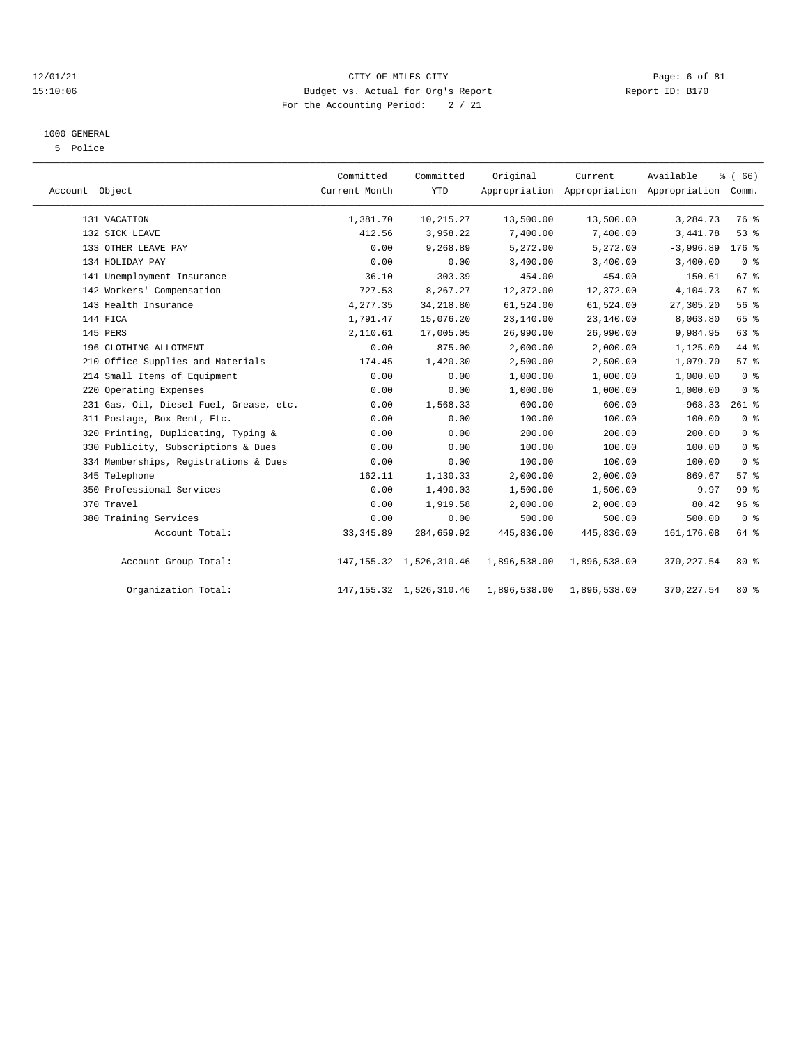CITY OF MILES CITY

Budget vs. Actual for Org's Report

For the Accounting Period: 2 / 21

12/01/21 15:10:06 Report ID: B170

## 1000 GENERAL

### 5 Police

| Account Object | Committed Current Month | Committed YTD | Original Appropriation | Current Appropriation | Available Appropriation | % ( 66) Comm. |
|---|---|---|---|---|---|---|
| 131 VACATION | 1,381.70 | 10,215.27 | 13,500.00 | 13,500.00 | 3,284.73 | 76 % |
| 132 SICK LEAVE | 412.56 | 3,958.22 | 7,400.00 | 7,400.00 | 3,441.78 | 53 % |
| 133 OTHER LEAVE PAY | 0.00 | 9,268.89 | 5,272.00 | 5,272.00 | -3,996.89 | 176 % |
| 134 HOLIDAY PAY | 0.00 | 0.00 | 3,400.00 | 3,400.00 | 3,400.00 | 0 % |
| 141 Unemployment Insurance | 36.10 | 303.39 | 454.00 | 454.00 | 150.61 | 67 % |
| 142 Workers' Compensation | 727.53 | 8,267.27 | 12,372.00 | 12,372.00 | 4,104.73 | 67 % |
| 143 Health Insurance | 4,277.35 | 34,218.80 | 61,524.00 | 61,524.00 | 27,305.20 | 56 % |
| 144 FICA | 1,791.47 | 15,076.20 | 23,140.00 | 23,140.00 | 8,063.80 | 65 % |
| 145 PERS | 2,110.61 | 17,005.05 | 26,990.00 | 26,990.00 | 9,984.95 | 63 % |
| 196 CLOTHING ALLOTMENT | 0.00 | 875.00 | 2,000.00 | 2,000.00 | 1,125.00 | 44 % |
| 210 Office Supplies and Materials | 174.45 | 1,420.30 | 2,500.00 | 2,500.00 | 1,079.70 | 57 % |
| 214 Small Items of Equipment | 0.00 | 0.00 | 1,000.00 | 1,000.00 | 1,000.00 | 0 % |
| 220 Operating Expenses | 0.00 | 0.00 | 1,000.00 | 1,000.00 | 1,000.00 | 0 % |
| 231 Gas, Oil, Diesel Fuel, Grease, etc. | 0.00 | 1,568.33 | 600.00 | 600.00 | -968.33 | 261 % |
| 311 Postage, Box Rent, Etc. | 0.00 | 0.00 | 100.00 | 100.00 | 100.00 | 0 % |
| 320 Printing, Duplicating, Typing & | 0.00 | 0.00 | 200.00 | 200.00 | 200.00 | 0 % |
| 330 Publicity, Subscriptions & Dues | 0.00 | 0.00 | 100.00 | 100.00 | 100.00 | 0 % |
| 334 Memberships, Registrations & Dues | 0.00 | 0.00 | 100.00 | 100.00 | 100.00 | 0 % |
| 345 Telephone | 162.11 | 1,130.33 | 2,000.00 | 2,000.00 | 869.67 | 57 % |
| 350 Professional Services | 0.00 | 1,490.03 | 1,500.00 | 1,500.00 | 9.97 | 99 % |
| 370 Travel | 0.00 | 1,919.58 | 2,000.00 | 2,000.00 | 80.42 | 96 % |
| 380 Training Services | 0.00 | 0.00 | 500.00 | 500.00 | 500.00 | 0 % |
| Account Total: | 33,345.89 | 284,659.92 | 445,836.00 | 445,836.00 | 161,176.08 | 64 % |
| Account Group Total: | 147,155.32 | 1,526,310.46 | 1,896,538.00 | 1,896,538.00 | 370,227.54 | 80 % |
| Organization Total: | 147,155.32 | 1,526,310.46 | 1,896,538.00 | 1,896,538.00 | 370,227.54 | 80 % |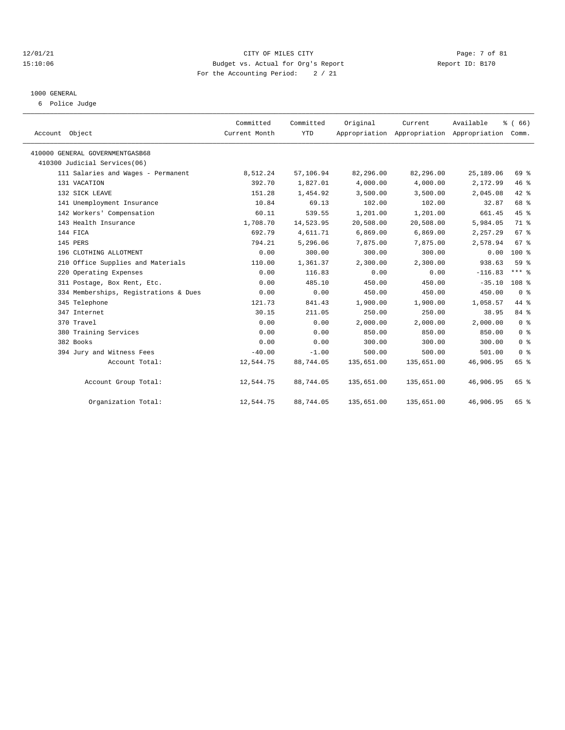12/01/21 CITY OF MILES CITY
15:10:06 Budget vs. Actual for Org's Report Report ID: B170
For the Accounting Period: 2 / 21

1000 GENERAL
6 Police Judge

| Account Object | Committed Current Month | Committed YTD | Original Appropriation | Current Appropriation | Available Appropriation | % ( 66) Comm. |
|---|---|---|---|---|---|---|
| 410000 GENERAL GOVERNMENTGASB68 | | | | | | |
| 410300 Judicial Services(06) | | | | | | |
| 111 Salaries and Wages - Permanent | 8,512.24 | 57,106.94 | 82,296.00 | 82,296.00 | 25,189.06 | 69 % |
| 131 VACATION | 392.70 | 1,827.01 | 4,000.00 | 4,000.00 | 2,172.99 | 46 % |
| 132 SICK LEAVE | 151.28 | 1,454.92 | 3,500.00 | 3,500.00 | 2,045.08 | 42 % |
| 141 Unemployment Insurance | 10.84 | 69.13 | 102.00 | 102.00 | 32.87 | 68 % |
| 142 Workers' Compensation | 60.11 | 539.55 | 1,201.00 | 1,201.00 | 661.45 | 45 % |
| 143 Health Insurance | 1,708.70 | 14,523.95 | 20,508.00 | 20,508.00 | 5,984.05 | 71 % |
| 144 FICA | 692.79 | 4,611.71 | 6,869.00 | 6,869.00 | 2,257.29 | 67 % |
| 145 PERS | 794.21 | 5,296.06 | 7,875.00 | 7,875.00 | 2,578.94 | 67 % |
| 196 CLOTHING ALLOTMENT | 0.00 | 300.00 | 300.00 | 300.00 | 0.00 | 100 % |
| 210 Office Supplies and Materials | 110.00 | 1,361.37 | 2,300.00 | 2,300.00 | 938.63 | 59 % |
| 220 Operating Expenses | 0.00 | 116.83 | 0.00 | 0.00 | -116.83 | *** % |
| 311 Postage, Box Rent, Etc. | 0.00 | 485.10 | 450.00 | 450.00 | -35.10 | 108 % |
| 334 Memberships, Registrations & Dues | 0.00 | 0.00 | 450.00 | 450.00 | 450.00 | 0 % |
| 345 Telephone | 121.73 | 841.43 | 1,900.00 | 1,900.00 | 1,058.57 | 44 % |
| 347 Internet | 30.15 | 211.05 | 250.00 | 250.00 | 38.95 | 84 % |
| 370 Travel | 0.00 | 0.00 | 2,000.00 | 2,000.00 | 2,000.00 | 0 % |
| 380 Training Services | 0.00 | 0.00 | 850.00 | 850.00 | 850.00 | 0 % |
| 382 Books | 0.00 | 0.00 | 300.00 | 300.00 | 300.00 | 0 % |
| 394 Jury and Witness Fees | -40.00 | -1.00 | 500.00 | 500.00 | 501.00 | 0 % |
| Account Total: | 12,544.75 | 88,744.05 | 135,651.00 | 135,651.00 | 46,906.95 | 65 % |
| Account Group Total: | 12,544.75 | 88,744.05 | 135,651.00 | 135,651.00 | 46,906.95 | 65 % |
| Organization Total: | 12,544.75 | 88,744.05 | 135,651.00 | 135,651.00 | 46,906.95 | 65 % |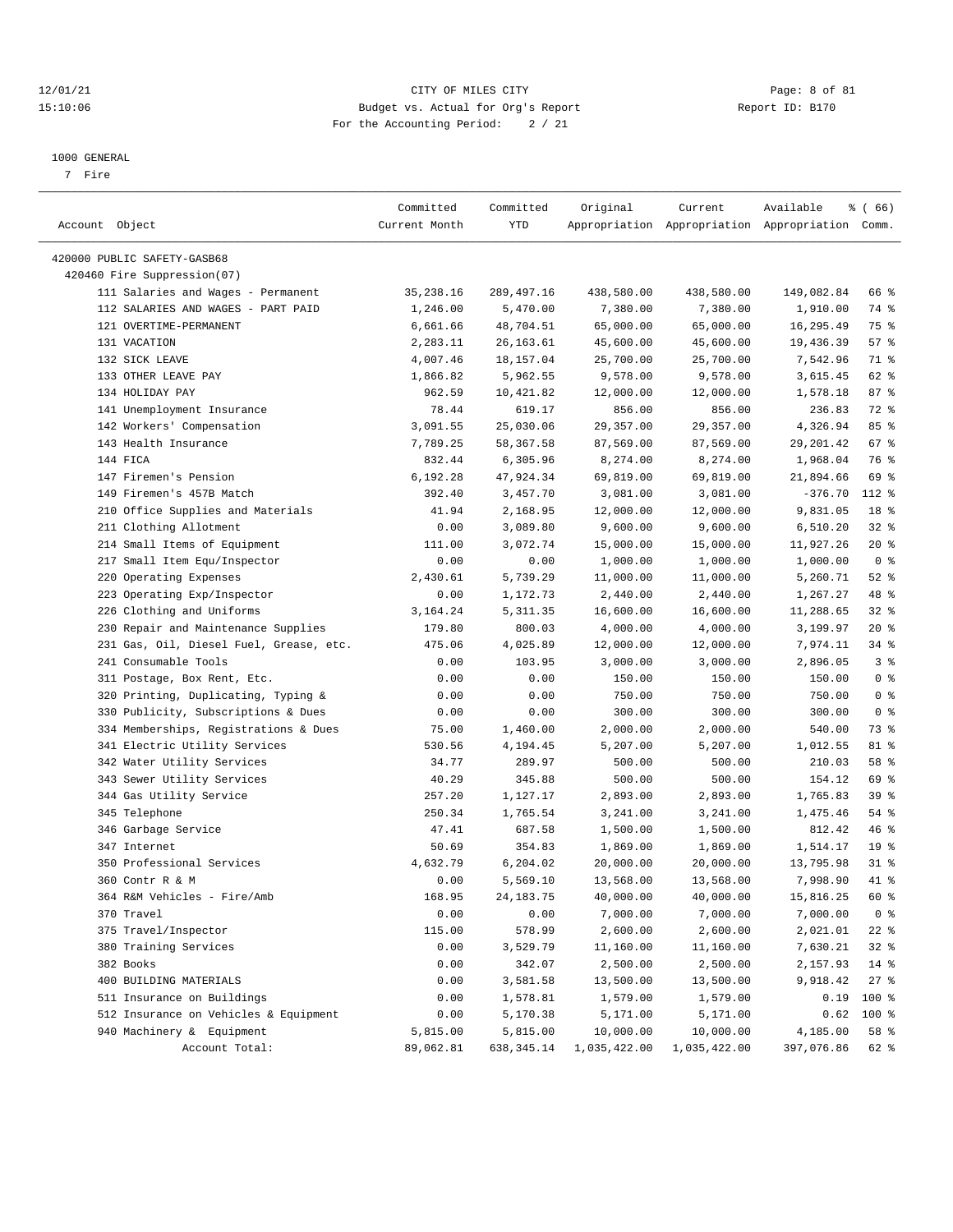CITY OF MILES CITY
Budget vs. Actual for Org's Report
For the Accounting Period: 2 / 21

12/01/21
15:10:06

Report ID: B170

1000 GENERAL
7 Fire

| Account Object | Committed Current Month | Committed YTD | Original Appropriation | Current Appropriation | Available Appropriation | % ( 66) Comm. |
|---|---|---|---|---|---|---|
| 420000 PUBLIC SAFETY-GASB68 | | | | | | |
| 420460 Fire Suppression(07) | | | | | | |
| 111 Salaries and Wages - Permanent | 35,238.16 | 289,497.16 | 438,580.00 | 438,580.00 | 149,082.84 | 66 % |
| 112 SALARIES AND WAGES - PART PAID | 1,246.00 | 5,470.00 | 7,380.00 | 7,380.00 | 1,910.00 | 74 % |
| 121 OVERTIME-PERMANENT | 6,661.66 | 48,704.51 | 65,000.00 | 65,000.00 | 16,295.49 | 75 % |
| 131 VACATION | 2,283.11 | 26,163.61 | 45,600.00 | 45,600.00 | 19,436.39 | 57 % |
| 132 SICK LEAVE | 4,007.46 | 18,157.04 | 25,700.00 | 25,700.00 | 7,542.96 | 71 % |
| 133 OTHER LEAVE PAY | 1,866.82 | 5,962.55 | 9,578.00 | 9,578.00 | 3,615.45 | 62 % |
| 134 HOLIDAY PAY | 962.59 | 10,421.82 | 12,000.00 | 12,000.00 | 1,578.18 | 87 % |
| 141 Unemployment Insurance | 78.44 | 619.17 | 856.00 | 856.00 | 236.83 | 72 % |
| 142 Workers' Compensation | 3,091.55 | 25,030.06 | 29,357.00 | 29,357.00 | 4,326.94 | 85 % |
| 143 Health Insurance | 7,789.25 | 58,367.58 | 87,569.00 | 87,569.00 | 29,201.42 | 67 % |
| 144 FICA | 832.44 | 6,305.96 | 8,274.00 | 8,274.00 | 1,968.04 | 76 % |
| 147 Firemen's Pension | 6,192.28 | 47,924.34 | 69,819.00 | 69,819.00 | 21,894.66 | 69 % |
| 149 Firemen's 457B Match | 392.40 | 3,457.70 | 3,081.00 | 3,081.00 | -376.70 | 112 % |
| 210 Office Supplies and Materials | 41.94 | 2,168.95 | 12,000.00 | 12,000.00 | 9,831.05 | 18 % |
| 211 Clothing Allotment | 0.00 | 3,089.80 | 9,600.00 | 9,600.00 | 6,510.20 | 32 % |
| 214 Small Items of Equipment | 111.00 | 3,072.74 | 15,000.00 | 15,000.00 | 11,927.26 | 20 % |
| 217 Small Item Equ/Inspector | 0.00 | 0.00 | 1,000.00 | 1,000.00 | 1,000.00 | 0 % |
| 220 Operating Expenses | 2,430.61 | 5,739.29 | 11,000.00 | 11,000.00 | 5,260.71 | 52 % |
| 223 Operating Exp/Inspector | 0.00 | 1,172.73 | 2,440.00 | 2,440.00 | 1,267.27 | 48 % |
| 226 Clothing and Uniforms | 3,164.24 | 5,311.35 | 16,600.00 | 16,600.00 | 11,288.65 | 32 % |
| 230 Repair and Maintenance Supplies | 179.80 | 800.03 | 4,000.00 | 4,000.00 | 3,199.97 | 20 % |
| 231 Gas, Oil, Diesel Fuel, Grease, etc. | 475.06 | 4,025.89 | 12,000.00 | 12,000.00 | 7,974.11 | 34 % |
| 241 Consumable Tools | 0.00 | 103.95 | 3,000.00 | 3,000.00 | 2,896.05 | 3 % |
| 311 Postage, Box Rent, Etc. | 0.00 | 0.00 | 150.00 | 150.00 | 150.00 | 0 % |
| 320 Printing, Duplicating, Typing & | 0.00 | 0.00 | 750.00 | 750.00 | 750.00 | 0 % |
| 330 Publicity, Subscriptions & Dues | 0.00 | 0.00 | 300.00 | 300.00 | 300.00 | 0 % |
| 334 Memberships, Registrations & Dues | 75.00 | 1,460.00 | 2,000.00 | 2,000.00 | 540.00 | 73 % |
| 341 Electric Utility Services | 530.56 | 4,194.45 | 5,207.00 | 5,207.00 | 1,012.55 | 81 % |
| 342 Water Utility Services | 34.77 | 289.97 | 500.00 | 500.00 | 210.03 | 58 % |
| 343 Sewer Utility Services | 40.29 | 345.88 | 500.00 | 500.00 | 154.12 | 69 % |
| 344 Gas Utility Service | 257.20 | 1,127.17 | 2,893.00 | 2,893.00 | 1,765.83 | 39 % |
| 345 Telephone | 250.34 | 1,765.54 | 3,241.00 | 3,241.00 | 1,475.46 | 54 % |
| 346 Garbage Service | 47.41 | 687.58 | 1,500.00 | 1,500.00 | 812.42 | 46 % |
| 347 Internet | 50.69 | 354.83 | 1,869.00 | 1,869.00 | 1,514.17 | 19 % |
| 350 Professional Services | 4,632.79 | 6,204.02 | 20,000.00 | 20,000.00 | 13,795.98 | 31 % |
| 360 Contr R & M | 0.00 | 5,569.10 | 13,568.00 | 13,568.00 | 7,998.90 | 41 % |
| 364 R&M Vehicles - Fire/Amb | 168.95 | 24,183.75 | 40,000.00 | 40,000.00 | 15,816.25 | 60 % |
| 370 Travel | 0.00 | 0.00 | 7,000.00 | 7,000.00 | 7,000.00 | 0 % |
| 375 Travel/Inspector | 115.00 | 578.99 | 2,600.00 | 2,600.00 | 2,021.01 | 22 % |
| 380 Training Services | 0.00 | 3,529.79 | 11,160.00 | 11,160.00 | 7,630.21 | 32 % |
| 382 Books | 0.00 | 342.07 | 2,500.00 | 2,500.00 | 2,157.93 | 14 % |
| 400 BUILDING MATERIALS | 0.00 | 3,581.58 | 13,500.00 | 13,500.00 | 9,918.42 | 27 % |
| 511 Insurance on Buildings | 0.00 | 1,578.81 | 1,579.00 | 1,579.00 | 0.19 | 100 % |
| 512 Insurance on Vehicles & Equipment | 0.00 | 5,170.38 | 5,171.00 | 5,171.00 | 0.62 | 100 % |
| 940 Machinery & Equipment | 5,815.00 | 5,815.00 | 10,000.00 | 10,000.00 | 4,185.00 | 58 % |
| Account Total: | 89,062.81 | 638,345.14 | 1,035,422.00 | 1,035,422.00 | 397,076.86 | 62 % |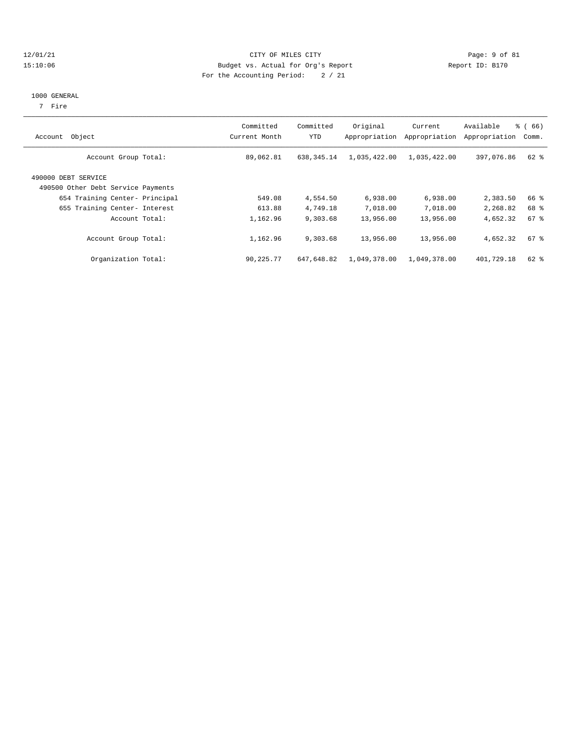CITY OF MILES CITY
Budget vs. Actual for Org's Report
For the Accounting Period: 2 / 21

12/01/21
15:10:06

Report ID: B170

## 1000 GENERAL

7 Fire

| Account Object | Committed Current Month | Committed YTD | Original Appropriation | Current Appropriation | Available Appropriation | % ( 66) Comm. |
|---|---|---|---|---|---|---|
| Account Group Total: | 89,062.81 | 638,345.14 | 1,035,422.00 | 1,035,422.00 | 397,076.86 | 62 % |
| 490000 DEBT SERVICE | | | | | | |
| 490500 Other Debt Service Payments | | | | | | |
| 654 Training Center- Principal | 549.08 | 4,554.50 | 6,938.00 | 6,938.00 | 2,383.50 | 66 % |
| 655 Training Center- Interest | 613.88 | 4,749.18 | 7,018.00 | 7,018.00 | 2,268.82 | 68 % |
| Account Total: | 1,162.96 | 9,303.68 | 13,956.00 | 13,956.00 | 4,652.32 | 67 % |
| Account Group Total: | 1,162.96 | 9,303.68 | 13,956.00 | 13,956.00 | 4,652.32 | 67 % |
| Organization Total: | 90,225.77 | 647,648.82 | 1,049,378.00 | 1,049,378.00 | 401,729.18 | 62 % |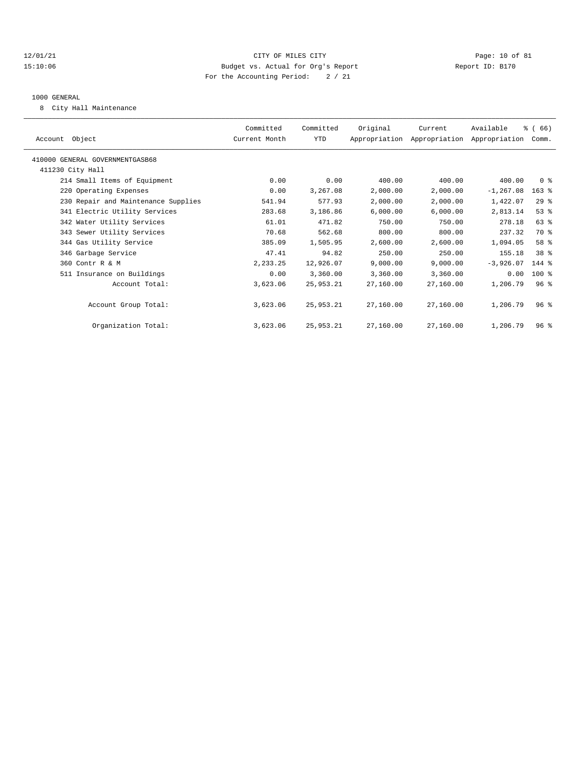CITY OF MILES CITY
Budget vs. Actual for Org's Report
For the Accounting Period: 2 / 21

12/01/21
15:10:06

Report ID: B170

1000 GENERAL

8 City Hall Maintenance

| Account Object | Committed Current Month | Committed YTD | Original Appropriation | Current Appropriation | Available Appropriation | % ( 66) Comm. |
|---|---|---|---|---|---|---|
| 410000 GENERAL GOVERNMENTGASB68 | | | | | | |
| 411230 City Hall | | | | | | |
| 214 Small Items of Equipment | 0.00 | 0.00 | 400.00 | 400.00 | 400.00 | 0 % |
| 220 Operating Expenses | 0.00 | 3,267.08 | 2,000.00 | 2,000.00 | -1,267.08 | 163 % |
| 230 Repair and Maintenance Supplies | 541.94 | 577.93 | 2,000.00 | 2,000.00 | 1,422.07 | 29 % |
| 341 Electric Utility Services | 283.68 | 3,186.86 | 6,000.00 | 6,000.00 | 2,813.14 | 53 % |
| 342 Water Utility Services | 61.01 | 471.82 | 750.00 | 750.00 | 278.18 | 63 % |
| 343 Sewer Utility Services | 70.68 | 562.68 | 800.00 | 800.00 | 237.32 | 70 % |
| 344 Gas Utility Service | 385.09 | 1,505.95 | 2,600.00 | 2,600.00 | 1,094.05 | 58 % |
| 346 Garbage Service | 47.41 | 94.82 | 250.00 | 250.00 | 155.18 | 38 % |
| 360 Contr R & M | 2,233.25 | 12,926.07 | 9,000.00 | 9,000.00 | -3,926.07 | 144 % |
| 511 Insurance on Buildings | 0.00 | 3,360.00 | 3,360.00 | 3,360.00 | 0.00 | 100 % |
| Account Total: | 3,623.06 | 25,953.21 | 27,160.00 | 27,160.00 | 1,206.79 | 96 % |
| Account Group Total: | 3,623.06 | 25,953.21 | 27,160.00 | 27,160.00 | 1,206.79 | 96 % |
| Organization Total: | 3,623.06 | 25,953.21 | 27,160.00 | 27,160.00 | 1,206.79 | 96 % |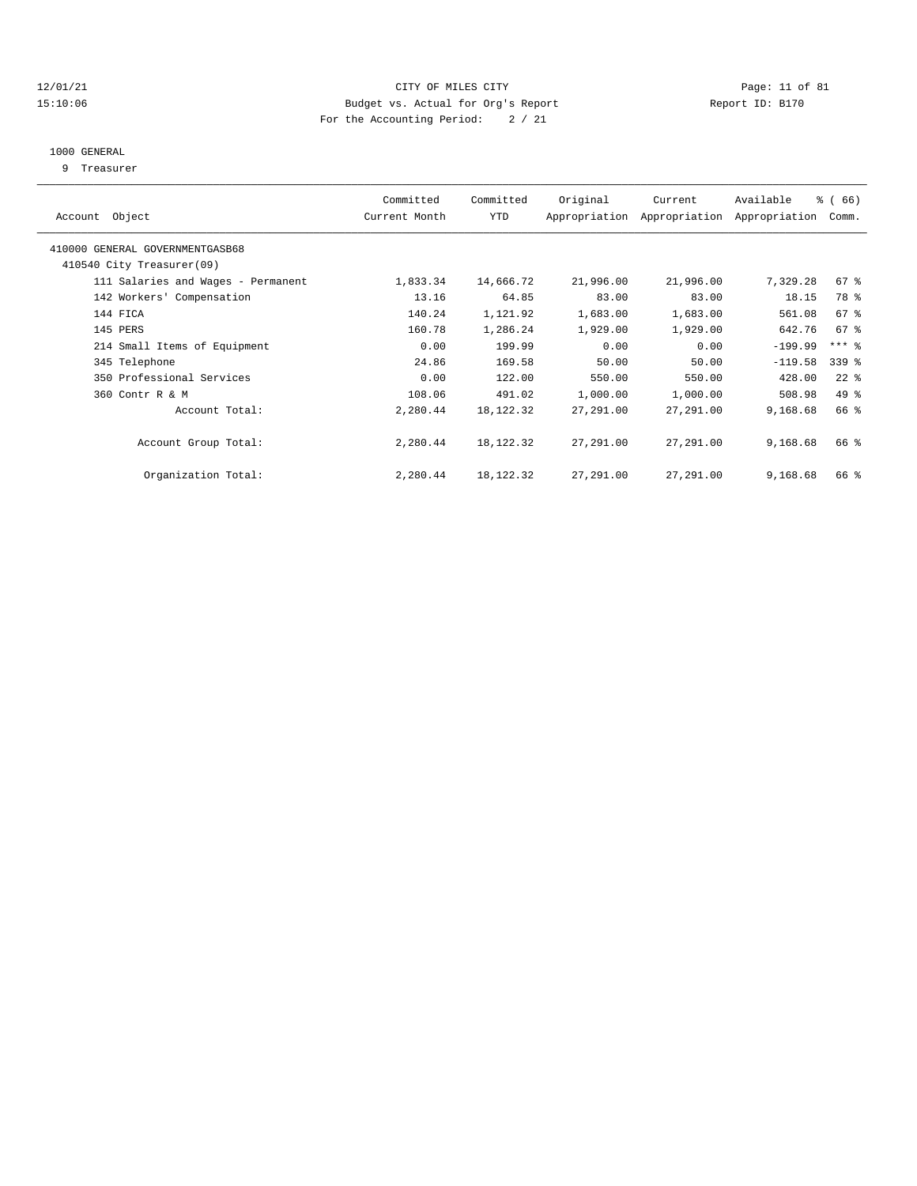CITY OF MILES CITY
Budget vs. Actual for Org's Report
For the Accounting Period: 2 / 21

12/01/21 15:10:06 — Report ID: B170

## 1000 GENERAL

9 Treasurer

| Account Object | Committed Current Month | Committed YTD | Original Appropriation | Current Appropriation | Available Appropriation | % ( 66) Comm. |
|---|---|---|---|---|---|---|
| 410000 GENERAL GOVERNMENTGASB68 | | | | | | |
| 410540 City Treasurer(09) | | | | | | |
| 111 Salaries and Wages - Permanent | 1,833.34 | 14,666.72 | 21,996.00 | 21,996.00 | 7,329.28 | 67 % |
| 142 Workers' Compensation | 13.16 | 64.85 | 83.00 | 83.00 | 18.15 | 78 % |
| 144 FICA | 140.24 | 1,121.92 | 1,683.00 | 1,683.00 | 561.08 | 67 % |
| 145 PERS | 160.78 | 1,286.24 | 1,929.00 | 1,929.00 | 642.76 | 67 % |
| 214 Small Items of Equipment | 0.00 | 199.99 | 0.00 | 0.00 | -199.99 | *** % |
| 345 Telephone | 24.86 | 169.58 | 50.00 | 50.00 | -119.58 | 339 % |
| 350 Professional Services | 0.00 | 122.00 | 550.00 | 550.00 | 428.00 | 22 % |
| 360 Contr R & M | 108.06 | 491.02 | 1,000.00 | 1,000.00 | 508.98 | 49 % |
| Account Total: | 2,280.44 | 18,122.32 | 27,291.00 | 27,291.00 | 9,168.68 | 66 % |
| Account Group Total: | 2,280.44 | 18,122.32 | 27,291.00 | 27,291.00 | 9,168.68 | 66 % |
| Organization Total: | 2,280.44 | 18,122.32 | 27,291.00 | 27,291.00 | 9,168.68 | 66 % |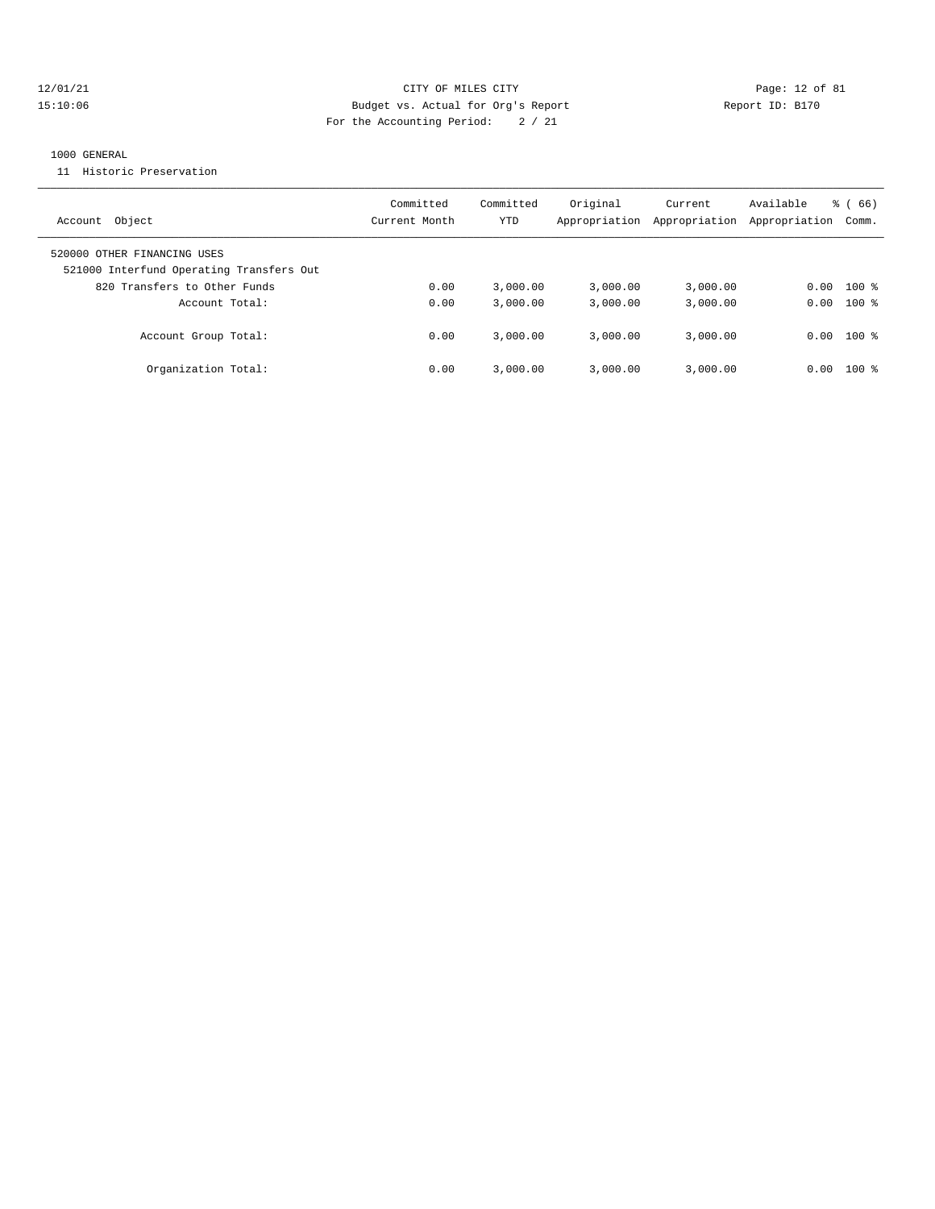CITY OF MILES CITY
Budget vs. Actual for Org's Report
For the Accounting Period: 2 / 21

1000 GENERAL
11 Historic Preservation

| Account Object | Committed Current Month | Committed YTD | Original Appropriation | Current Appropriation | Available Appropriation | % ( 66) Comm. |
|---|---|---|---|---|---|---|
| 520000 OTHER FINANCING USES | | | | | | |
| 521000 Interfund Operating Transfers Out | | | | | | |
| 820 Transfers to Other Funds | 0.00 | 3,000.00 | 3,000.00 | 3,000.00 | 0.00 | 100 % |
| Account Total: | 0.00 | 3,000.00 | 3,000.00 | 3,000.00 | 0.00 | 100 % |
| Account Group Total: | 0.00 | 3,000.00 | 3,000.00 | 3,000.00 | 0.00 | 100 % |
| Organization Total: | 0.00 | 3,000.00 | 3,000.00 | 3,000.00 | 0.00 | 100 % |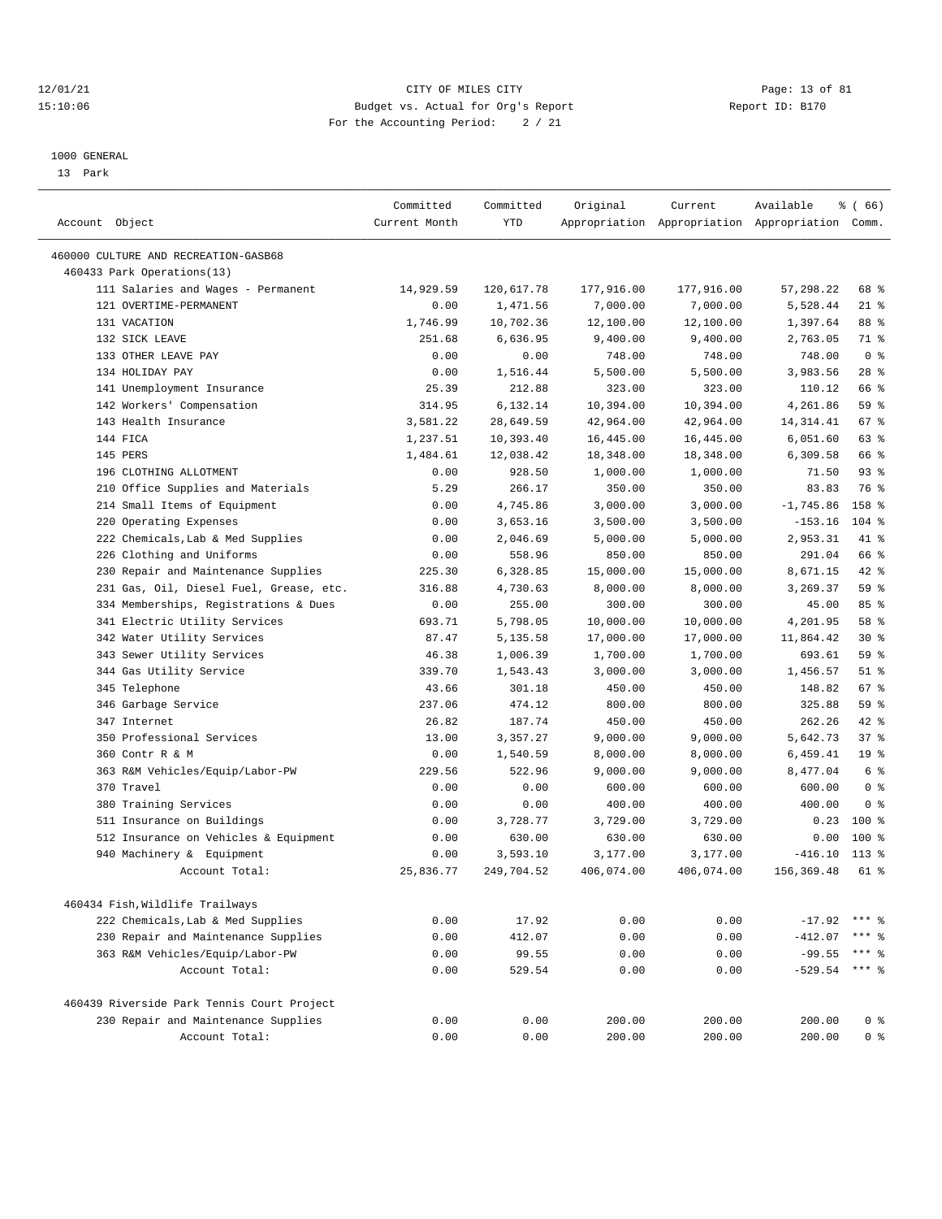12/01/21 CITY OF MILES CITY
15:10:06 Budget vs. Actual for Org's Report Report ID: B170
For the Accounting Period: 2 / 21

1000 GENERAL
13 Park

| Account Object | Committed Current Month | Committed YTD | Original Appropriation | Current Appropriation | Available Appropriation | % ( 66) Comm. |
|---|---|---|---|---|---|---|
| 460000 CULTURE AND RECREATION-GASB68 | | | | | | |
| 460433 Park Operations(13) | | | | | | |
| 111 Salaries and Wages - Permanent | 14,929.59 | 120,617.78 | 177,916.00 | 177,916.00 | 57,298.22 | 68 % |
| 121 OVERTIME-PERMANENT | 0.00 | 1,471.56 | 7,000.00 | 7,000.00 | 5,528.44 | 21 % |
| 131 VACATION | 1,746.99 | 10,702.36 | 12,100.00 | 12,100.00 | 1,397.64 | 88 % |
| 132 SICK LEAVE | 251.68 | 6,636.95 | 9,400.00 | 9,400.00 | 2,763.05 | 71 % |
| 133 OTHER LEAVE PAY | 0.00 | 0.00 | 748.00 | 748.00 | 748.00 | 0 % |
| 134 HOLIDAY PAY | 0.00 | 1,516.44 | 5,500.00 | 5,500.00 | 3,983.56 | 28 % |
| 141 Unemployment Insurance | 25.39 | 212.88 | 323.00 | 323.00 | 110.12 | 66 % |
| 142 Workers' Compensation | 314.95 | 6,132.14 | 10,394.00 | 10,394.00 | 4,261.86 | 59 % |
| 143 Health Insurance | 3,581.22 | 28,649.59 | 42,964.00 | 42,964.00 | 14,314.41 | 67 % |
| 144 FICA | 1,237.51 | 10,393.40 | 16,445.00 | 16,445.00 | 6,051.60 | 63 % |
| 145 PERS | 1,484.61 | 12,038.42 | 18,348.00 | 18,348.00 | 6,309.58 | 66 % |
| 196 CLOTHING ALLOTMENT | 0.00 | 928.50 | 1,000.00 | 1,000.00 | 71.50 | 93 % |
| 210 Office Supplies and Materials | 5.29 | 266.17 | 350.00 | 350.00 | 83.83 | 76 % |
| 214 Small Items of Equipment | 0.00 | 4,745.86 | 3,000.00 | 3,000.00 | -1,745.86 | 158 % |
| 220 Operating Expenses | 0.00 | 3,653.16 | 3,500.00 | 3,500.00 | -153.16 | 104 % |
| 222 Chemicals,Lab & Med Supplies | 0.00 | 2,046.69 | 5,000.00 | 5,000.00 | 2,953.31 | 41 % |
| 226 Clothing and Uniforms | 0.00 | 558.96 | 850.00 | 850.00 | 291.04 | 66 % |
| 230 Repair and Maintenance Supplies | 225.30 | 6,328.85 | 15,000.00 | 15,000.00 | 8,671.15 | 42 % |
| 231 Gas, Oil, Diesel Fuel, Grease, etc. | 316.88 | 4,730.63 | 8,000.00 | 8,000.00 | 3,269.37 | 59 % |
| 334 Memberships, Registrations & Dues | 0.00 | 255.00 | 300.00 | 300.00 | 45.00 | 85 % |
| 341 Electric Utility Services | 693.71 | 5,798.05 | 10,000.00 | 10,000.00 | 4,201.95 | 58 % |
| 342 Water Utility Services | 87.47 | 5,135.58 | 17,000.00 | 17,000.00 | 11,864.42 | 30 % |
| 343 Sewer Utility Services | 46.38 | 1,006.39 | 1,700.00 | 1,700.00 | 693.61 | 59 % |
| 344 Gas Utility Service | 339.70 | 1,543.43 | 3,000.00 | 3,000.00 | 1,456.57 | 51 % |
| 345 Telephone | 43.66 | 301.18 | 450.00 | 450.00 | 148.82 | 67 % |
| 346 Garbage Service | 237.06 | 474.12 | 800.00 | 800.00 | 325.88 | 59 % |
| 347 Internet | 26.82 | 187.74 | 450.00 | 450.00 | 262.26 | 42 % |
| 350 Professional Services | 13.00 | 3,357.27 | 9,000.00 | 9,000.00 | 5,642.73 | 37 % |
| 360 Contr R & M | 0.00 | 1,540.59 | 8,000.00 | 8,000.00 | 6,459.41 | 19 % |
| 363 R&M Vehicles/Equip/Labor-PW | 229.56 | 522.96 | 9,000.00 | 9,000.00 | 8,477.04 | 6 % |
| 370 Travel | 0.00 | 0.00 | 600.00 | 600.00 | 600.00 | 0 % |
| 380 Training Services | 0.00 | 0.00 | 400.00 | 400.00 | 400.00 | 0 % |
| 511 Insurance on Buildings | 0.00 | 3,728.77 | 3,729.00 | 3,729.00 | 0.23 | 100 % |
| 512 Insurance on Vehicles & Equipment | 0.00 | 630.00 | 630.00 | 630.00 | 0.00 | 100 % |
| 940 Machinery & Equipment | 0.00 | 3,593.10 | 3,177.00 | 3,177.00 | -416.10 | 113 % |
| Account Total: | 25,836.77 | 249,704.52 | 406,074.00 | 406,074.00 | 156,369.48 | 61 % |
| 460434 Fish,Wildlife Trailways | | | | | | |
| 222 Chemicals,Lab & Med Supplies | 0.00 | 17.92 | 0.00 | 0.00 | -17.92 | *** % |
| 230 Repair and Maintenance Supplies | 0.00 | 412.07 | 0.00 | 0.00 | -412.07 | *** % |
| 363 R&M Vehicles/Equip/Labor-PW | 0.00 | 99.55 | 0.00 | 0.00 | -99.55 | *** % |
| Account Total: | 0.00 | 529.54 | 0.00 | 0.00 | -529.54 | *** % |
| 460439 Riverside Park Tennis Court Project | | | | | | |
| 230 Repair and Maintenance Supplies | 0.00 | 0.00 | 200.00 | 200.00 | 200.00 | 0 % |
| Account Total: | 0.00 | 0.00 | 200.00 | 200.00 | 200.00 | 0 % |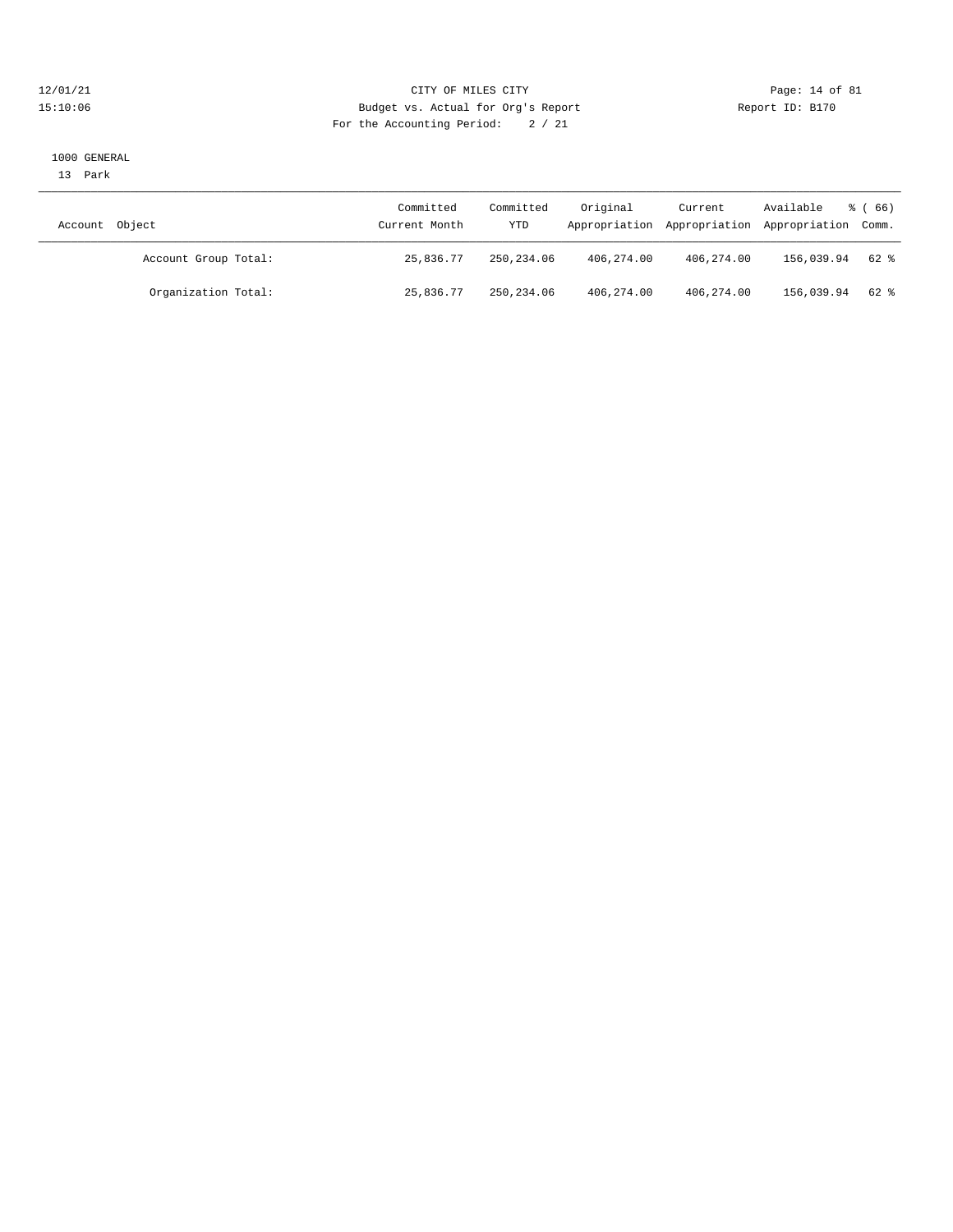CITY OF MILES CITY
Budget vs. Actual for Org's Report
For the Accounting Period: 2 / 21

12/01/21
15:10:06

Report ID: B170

1000 GENERAL
13 Park

| Account Object | Committed Current Month | Committed YTD | Original Appropriation | Current Appropriation | Available Appropriation | % ( 66) Comm. |
|---|---|---|---|---|---|---|
| Account Group Total: | 25,836.77 | 250,234.06 | 406,274.00 | 406,274.00 | 156,039.94 | 62 % |
| Organization Total: | 25,836.77 | 250,234.06 | 406,274.00 | 406,274.00 | 156,039.94 | 62 % |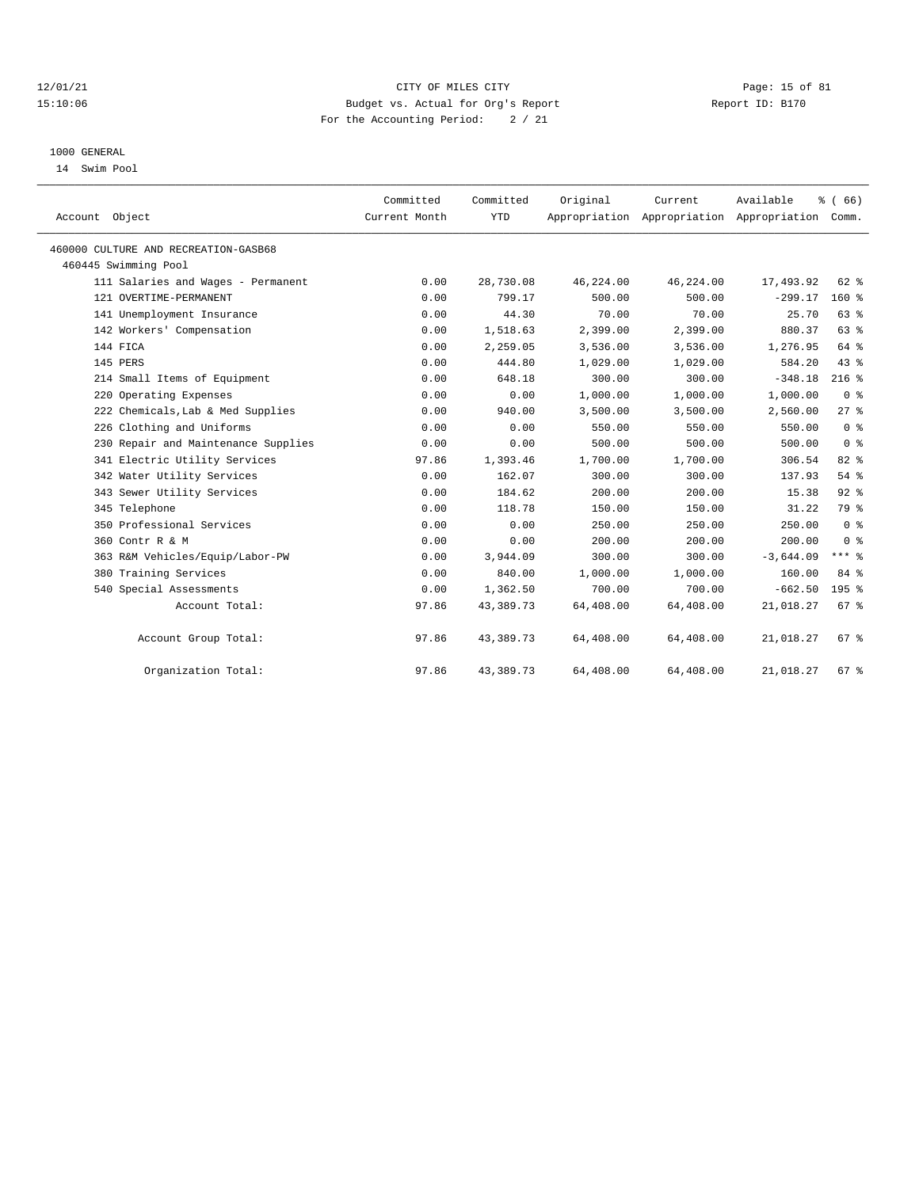CITY OF MILES CITY
Budget vs. Actual for Org's Report
For the Accounting Period: 2 / 21

12/01/21
15:10:06

Report ID: B170

1000 GENERAL
14 Swim Pool

| Account Object | Committed Current Month | Committed YTD | Original Appropriation | Current Appropriation | Available Appropriation | % ( 66) Comm. |
|---|---|---|---|---|---|---|
| 460000 CULTURE AND RECREATION-GASB68 | | | | | | |
| 460445 Swimming Pool | | | | | | |
| 111 Salaries and Wages - Permanent | 0.00 | 28,730.08 | 46,224.00 | 46,224.00 | 17,493.92 | 62 % |
| 121 OVERTIME-PERMANENT | 0.00 | 799.17 | 500.00 | 500.00 | -299.17 | 160 % |
| 141 Unemployment Insurance | 0.00 | 44.30 | 70.00 | 70.00 | 25.70 | 63 % |
| 142 Workers' Compensation | 0.00 | 1,518.63 | 2,399.00 | 2,399.00 | 880.37 | 63 % |
| 144 FICA | 0.00 | 2,259.05 | 3,536.00 | 3,536.00 | 1,276.95 | 64 % |
| 145 PERS | 0.00 | 444.80 | 1,029.00 | 1,029.00 | 584.20 | 43 % |
| 214 Small Items of Equipment | 0.00 | 648.18 | 300.00 | 300.00 | -348.18 | 216 % |
| 220 Operating Expenses | 0.00 | 0.00 | 1,000.00 | 1,000.00 | 1,000.00 | 0 % |
| 222 Chemicals,Lab & Med Supplies | 0.00 | 940.00 | 3,500.00 | 3,500.00 | 2,560.00 | 27 % |
| 226 Clothing and Uniforms | 0.00 | 0.00 | 550.00 | 550.00 | 550.00 | 0 % |
| 230 Repair and Maintenance Supplies | 0.00 | 0.00 | 500.00 | 500.00 | 500.00 | 0 % |
| 341 Electric Utility Services | 97.86 | 1,393.46 | 1,700.00 | 1,700.00 | 306.54 | 82 % |
| 342 Water Utility Services | 0.00 | 162.07 | 300.00 | 300.00 | 137.93 | 54 % |
| 343 Sewer Utility Services | 0.00 | 184.62 | 200.00 | 200.00 | 15.38 | 92 % |
| 345 Telephone | 0.00 | 118.78 | 150.00 | 150.00 | 31.22 | 79 % |
| 350 Professional Services | 0.00 | 0.00 | 250.00 | 250.00 | 250.00 | 0 % |
| 360 Contr R & M | 0.00 | 0.00 | 200.00 | 200.00 | 200.00 | 0 % |
| 363 R&M Vehicles/Equip/Labor-PW | 0.00 | 3,944.09 | 300.00 | 300.00 | -3,644.09 | *** % |
| 380 Training Services | 0.00 | 840.00 | 1,000.00 | 1,000.00 | 160.00 | 84 % |
| 540 Special Assessments | 0.00 | 1,362.50 | 700.00 | 700.00 | -662.50 | 195 % |
| Account Total: | 97.86 | 43,389.73 | 64,408.00 | 64,408.00 | 21,018.27 | 67 % |
| Account Group Total: | 97.86 | 43,389.73 | 64,408.00 | 64,408.00 | 21,018.27 | 67 % |
| Organization Total: | 97.86 | 43,389.73 | 64,408.00 | 64,408.00 | 21,018.27 | 67 % |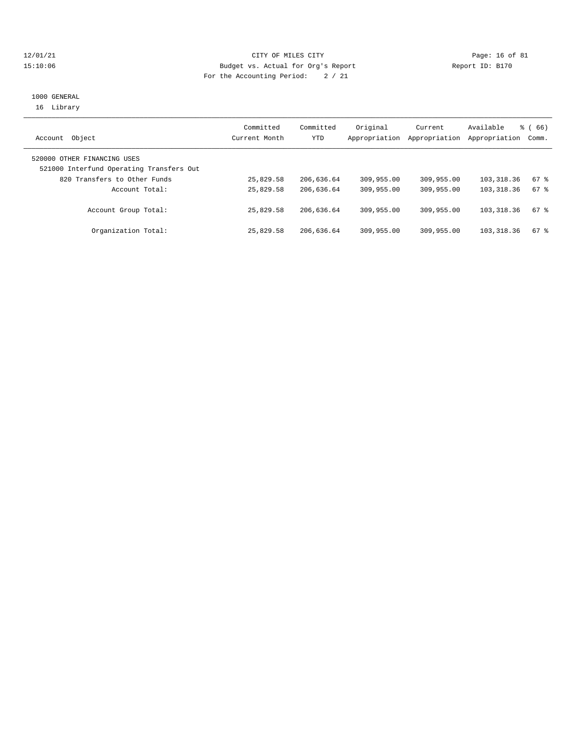12/01/21 CITY OF MILES CITY
15:10:06 Budget vs. Actual for Org's Report Report ID: B170
For the Accounting Period: 2 / 21

1000 GENERAL
16 Library

| Account Object | Committed Current Month | Committed YTD | Original Appropriation | Current Appropriation | Available Appropriation | % ( 66) Comm. |
|---|---|---|---|---|---|---|
| 520000 OTHER FINANCING USES | | | | | | |
| 521000 Interfund Operating Transfers Out | | | | | | |
| 820 Transfers to Other Funds | 25,829.58 | 206,636.64 | 309,955.00 | 309,955.00 | 103,318.36 | 67 % |
| Account Total: | 25,829.58 | 206,636.64 | 309,955.00 | 309,955.00 | 103,318.36 | 67 % |
| Account Group Total: | 25,829.58 | 206,636.64 | 309,955.00 | 309,955.00 | 103,318.36 | 67 % |
| Organization Total: | 25,829.58 | 206,636.64 | 309,955.00 | 309,955.00 | 103,318.36 | 67 % |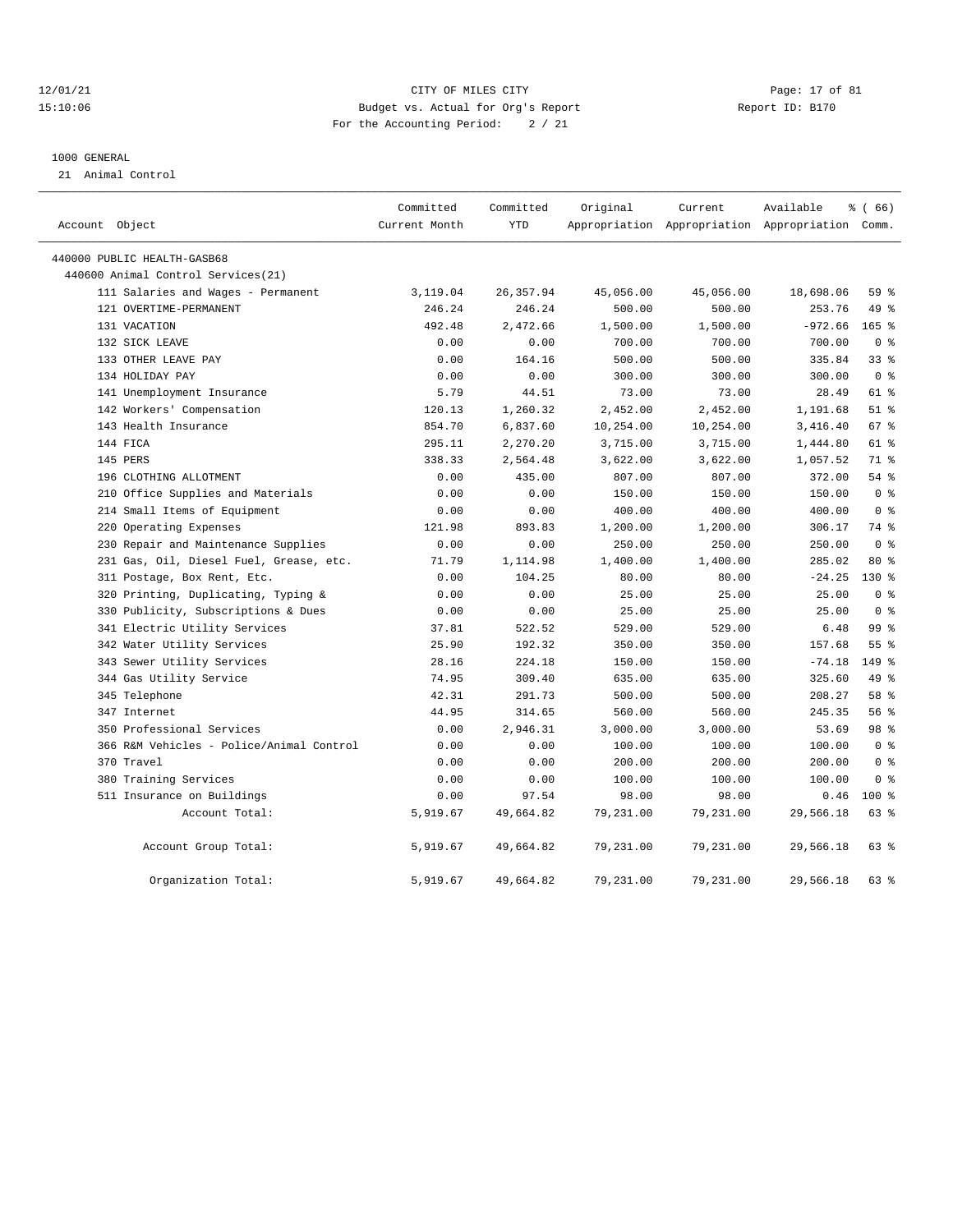12/01/21 CITY OF MILES CITY

15:10:06 Budget vs. Actual for Org's Report Report ID: B170

For the Accounting Period: 2 / 21

1000 GENERAL

21 Animal Control

| Account Object | Committed Current Month | Committed YTD | Original Appropriation | Current Appropriation | Available Appropriation | % ( 66) Comm. |
|---|---|---|---|---|---|---|
| 440000 PUBLIC HEALTH-GASB68 | | | | | | |
| 440600 Animal Control Services(21) | | | | | | |
| 111 Salaries and Wages - Permanent | 3,119.04 | 26,357.94 | 45,056.00 | 45,056.00 | 18,698.06 | 59 % |
| 121 OVERTIME-PERMANENT | 246.24 | 246.24 | 500.00 | 500.00 | 253.76 | 49 % |
| 131 VACATION | 492.48 | 2,472.66 | 1,500.00 | 1,500.00 | -972.66 | 165 % |
| 132 SICK LEAVE | 0.00 | 0.00 | 700.00 | 700.00 | 700.00 | 0 % |
| 133 OTHER LEAVE PAY | 0.00 | 164.16 | 500.00 | 500.00 | 335.84 | 33 % |
| 134 HOLIDAY PAY | 0.00 | 0.00 | 300.00 | 300.00 | 300.00 | 0 % |
| 141 Unemployment Insurance | 5.79 | 44.51 | 73.00 | 73.00 | 28.49 | 61 % |
| 142 Workers' Compensation | 120.13 | 1,260.32 | 2,452.00 | 2,452.00 | 1,191.68 | 51 % |
| 143 Health Insurance | 854.70 | 6,837.60 | 10,254.00 | 10,254.00 | 3,416.40 | 67 % |
| 144 FICA | 295.11 | 2,270.20 | 3,715.00 | 3,715.00 | 1,444.80 | 61 % |
| 145 PERS | 338.33 | 2,564.48 | 3,622.00 | 3,622.00 | 1,057.52 | 71 % |
| 196 CLOTHING ALLOTMENT | 0.00 | 435.00 | 807.00 | 807.00 | 372.00 | 54 % |
| 210 Office Supplies and Materials | 0.00 | 0.00 | 150.00 | 150.00 | 150.00 | 0 % |
| 214 Small Items of Equipment | 0.00 | 0.00 | 400.00 | 400.00 | 400.00 | 0 % |
| 220 Operating Expenses | 121.98 | 893.83 | 1,200.00 | 1,200.00 | 306.17 | 74 % |
| 230 Repair and Maintenance Supplies | 0.00 | 0.00 | 250.00 | 250.00 | 250.00 | 0 % |
| 231 Gas, Oil, Diesel Fuel, Grease, etc. | 71.79 | 1,114.98 | 1,400.00 | 1,400.00 | 285.02 | 80 % |
| 311 Postage, Box Rent, Etc. | 0.00 | 104.25 | 80.00 | 80.00 | -24.25 | 130 % |
| 320 Printing, Duplicating, Typing & | 0.00 | 0.00 | 25.00 | 25.00 | 25.00 | 0 % |
| 330 Publicity, Subscriptions & Dues | 0.00 | 0.00 | 25.00 | 25.00 | 25.00 | 0 % |
| 341 Electric Utility Services | 37.81 | 522.52 | 529.00 | 529.00 | 6.48 | 99 % |
| 342 Water Utility Services | 25.90 | 192.32 | 350.00 | 350.00 | 157.68 | 55 % |
| 343 Sewer Utility Services | 28.16 | 224.18 | 150.00 | 150.00 | -74.18 | 149 % |
| 344 Gas Utility Service | 74.95 | 309.40 | 635.00 | 635.00 | 325.60 | 49 % |
| 345 Telephone | 42.31 | 291.73 | 500.00 | 500.00 | 208.27 | 58 % |
| 347 Internet | 44.95 | 314.65 | 560.00 | 560.00 | 245.35 | 56 % |
| 350 Professional Services | 0.00 | 2,946.31 | 3,000.00 | 3,000.00 | 53.69 | 98 % |
| 366 R&M Vehicles - Police/Animal Control | 0.00 | 0.00 | 100.00 | 100.00 | 100.00 | 0 % |
| 370 Travel | 0.00 | 0.00 | 200.00 | 200.00 | 200.00 | 0 % |
| 380 Training Services | 0.00 | 0.00 | 100.00 | 100.00 | 100.00 | 0 % |
| 511 Insurance on Buildings | 0.00 | 97.54 | 98.00 | 98.00 | 0.46 | 100 % |
| Account Total: | 5,919.67 | 49,664.82 | 79,231.00 | 79,231.00 | 29,566.18 | 63 % |
| Account Group Total: | 5,919.67 | 49,664.82 | 79,231.00 | 79,231.00 | 29,566.18 | 63 % |
| Organization Total: | 5,919.67 | 49,664.82 | 79,231.00 | 79,231.00 | 29,566.18 | 63 % |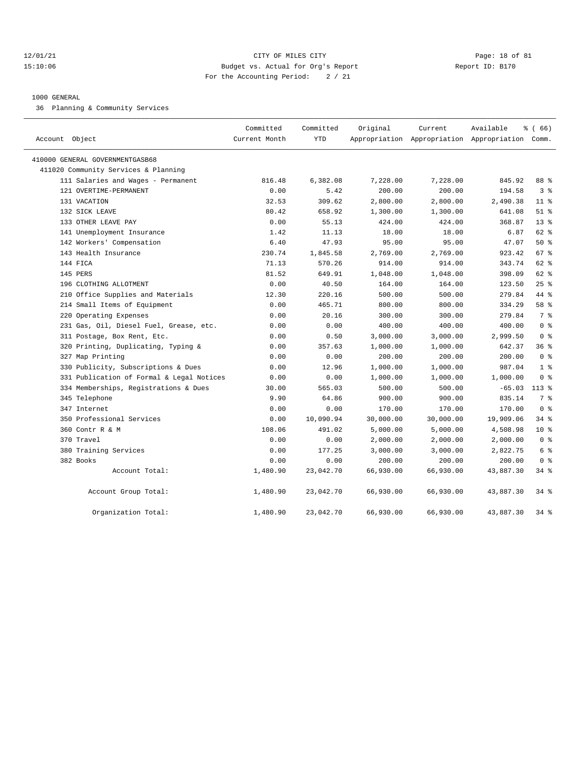12/01/21 CITY OF MILES CITY
15:10:06 Budget vs. Actual for Org's Report Report ID: B170
For the Accounting Period: 2 / 21

1000 GENERAL

36 Planning & Community Services

| Account Object | Committed Current Month | Committed YTD | Original Appropriation | Current Appropriation | Available Appropriation | % ( 66) Comm. |
|---|---|---|---|---|---|---|
| 410000 GENERAL GOVERNMENTGASB68 | | | | | | |
| 411020 Community Services & Planning | | | | | | |
| 111 Salaries and Wages - Permanent | 816.48 | 6,382.08 | 7,228.00 | 7,228.00 | 845.92 | 88 % |
| 121 OVERTIME-PERMANENT | 0.00 | 5.42 | 200.00 | 200.00 | 194.58 | 3 % |
| 131 VACATION | 32.53 | 309.62 | 2,800.00 | 2,800.00 | 2,490.38 | 11 % |
| 132 SICK LEAVE | 80.42 | 658.92 | 1,300.00 | 1,300.00 | 641.08 | 51 % |
| 133 OTHER LEAVE PAY | 0.00 | 55.13 | 424.00 | 424.00 | 368.87 | 13 % |
| 141 Unemployment Insurance | 1.42 | 11.13 | 18.00 | 18.00 | 6.87 | 62 % |
| 142 Workers' Compensation | 6.40 | 47.93 | 95.00 | 95.00 | 47.07 | 50 % |
| 143 Health Insurance | 230.74 | 1,845.58 | 2,769.00 | 2,769.00 | 923.42 | 67 % |
| 144 FICA | 71.13 | 570.26 | 914.00 | 914.00 | 343.74 | 62 % |
| 145 PERS | 81.52 | 649.91 | 1,048.00 | 1,048.00 | 398.09 | 62 % |
| 196 CLOTHING ALLOTMENT | 0.00 | 40.50 | 164.00 | 164.00 | 123.50 | 25 % |
| 210 Office Supplies and Materials | 12.30 | 220.16 | 500.00 | 500.00 | 279.84 | 44 % |
| 214 Small Items of Equipment | 0.00 | 465.71 | 800.00 | 800.00 | 334.29 | 58 % |
| 220 Operating Expenses | 0.00 | 20.16 | 300.00 | 300.00 | 279.84 | 7 % |
| 231 Gas, Oil, Diesel Fuel, Grease, etc. | 0.00 | 0.00 | 400.00 | 400.00 | 400.00 | 0 % |
| 311 Postage, Box Rent, Etc. | 0.00 | 0.50 | 3,000.00 | 3,000.00 | 2,999.50 | 0 % |
| 320 Printing, Duplicating, Typing & | 0.00 | 357.63 | 1,000.00 | 1,000.00 | 642.37 | 36 % |
| 327 Map Printing | 0.00 | 0.00 | 200.00 | 200.00 | 200.00 | 0 % |
| 330 Publicity, Subscriptions & Dues | 0.00 | 12.96 | 1,000.00 | 1,000.00 | 987.04 | 1 % |
| 331 Publication of Formal & Legal Notices | 0.00 | 0.00 | 1,000.00 | 1,000.00 | 1,000.00 | 0 % |
| 334 Memberships, Registrations & Dues | 30.00 | 565.03 | 500.00 | 500.00 | -65.03 | 113 % |
| 345 Telephone | 9.90 | 64.86 | 900.00 | 900.00 | 835.14 | 7 % |
| 347 Internet | 0.00 | 0.00 | 170.00 | 170.00 | 170.00 | 0 % |
| 350 Professional Services | 0.00 | 10,090.94 | 30,000.00 | 30,000.00 | 19,909.06 | 34 % |
| 360 Contr R & M | 108.06 | 491.02 | 5,000.00 | 5,000.00 | 4,508.98 | 10 % |
| 370 Travel | 0.00 | 0.00 | 2,000.00 | 2,000.00 | 2,000.00 | 0 % |
| 380 Training Services | 0.00 | 177.25 | 3,000.00 | 3,000.00 | 2,822.75 | 6 % |
| 382 Books | 0.00 | 0.00 | 200.00 | 200.00 | 200.00 | 0 % |
| Account Total: | 1,480.90 | 23,042.70 | 66,930.00 | 66,930.00 | 43,887.30 | 34 % |
| Account Group Total: | 1,480.90 | 23,042.70 | 66,930.00 | 66,930.00 | 43,887.30 | 34 % |
| Organization Total: | 1,480.90 | 23,042.70 | 66,930.00 | 66,930.00 | 43,887.30 | 34 % |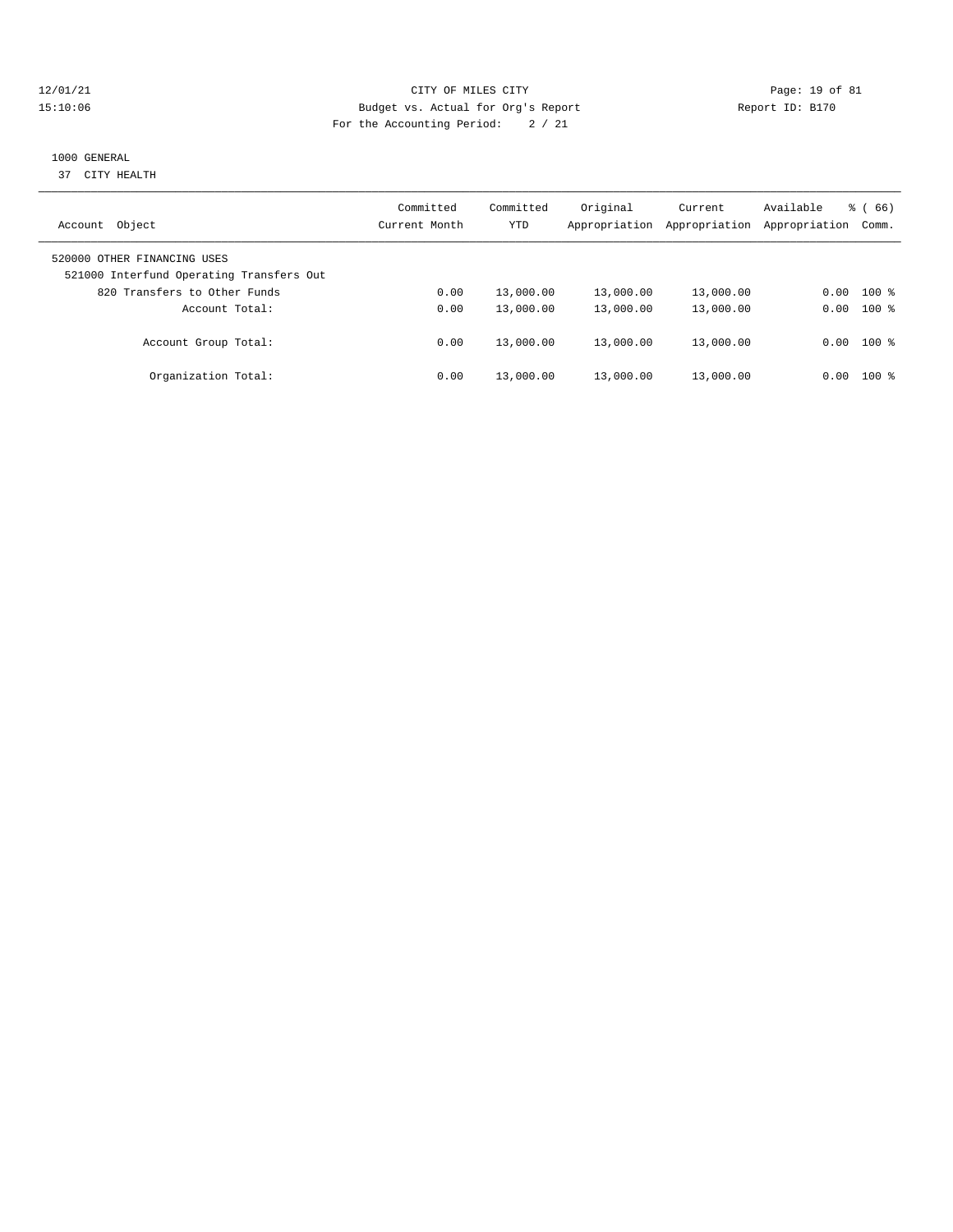CITY OF MILES CITY
Budget vs. Actual for Org's Report
For the Accounting Period: 2 / 21

1000 GENERAL
37 CITY HEALTH

| Account Object | Committed Current Month | Committed YTD | Original Appropriation | Current Appropriation | Available Appropriation | % ( 66) Comm. |
|---|---|---|---|---|---|---|
| 520000 OTHER FINANCING USES | | | | | | |
| 521000 Interfund Operating Transfers Out | | | | | | |
| 820 Transfers to Other Funds | 0.00 | 13,000.00 | 13,000.00 | 13,000.00 | 0.00 | 100 % |
| Account Total: | 0.00 | 13,000.00 | 13,000.00 | 13,000.00 | 0.00 | 100 % |
| Account Group Total: | 0.00 | 13,000.00 | 13,000.00 | 13,000.00 | 0.00 | 100 % |
| Organization Total: | 0.00 | 13,000.00 | 13,000.00 | 13,000.00 | 0.00 | 100 % |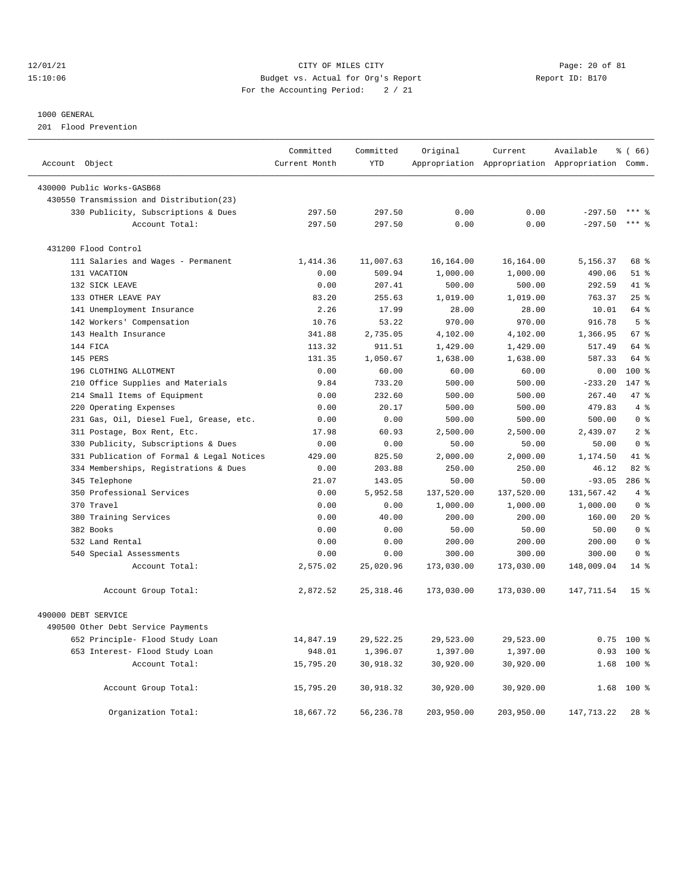12/01/21 CITY OF MILES CITY
15:10:06 Budget vs. Actual for Org's Report Report ID: B170
For the Accounting Period: 2 / 21

1000 GENERAL

201 Flood Prevention

| Account Object | Committed Current Month | Committed YTD | Original Appropriation | Current Appropriation | Available Appropriation | % ( 66) Comm. |
|---|---|---|---|---|---|---|
| 430000 Public Works-GASB68 | | | | | | |
| 430550 Transmission and Distribution(23) | | | | | | |
| 330 Publicity, Subscriptions & Dues | 297.50 | 297.50 | 0.00 | 0.00 | -297.50 | *** % |
| Account Total: | 297.50 | 297.50 | 0.00 | 0.00 | -297.50 | *** % |
| 431200 Flood Control | | | | | | |
| 111 Salaries and Wages - Permanent | 1,414.36 | 11,007.63 | 16,164.00 | 16,164.00 | 5,156.37 | 68 % |
| 131 VACATION | 0.00 | 509.94 | 1,000.00 | 1,000.00 | 490.06 | 51 % |
| 132 SICK LEAVE | 0.00 | 207.41 | 500.00 | 500.00 | 292.59 | 41 % |
| 133 OTHER LEAVE PAY | 83.20 | 255.63 | 1,019.00 | 1,019.00 | 763.37 | 25 % |
| 141 Unemployment Insurance | 2.26 | 17.99 | 28.00 | 28.00 | 10.01 | 64 % |
| 142 Workers' Compensation | 10.76 | 53.22 | 970.00 | 970.00 | 916.78 | 5 % |
| 143 Health Insurance | 341.88 | 2,735.05 | 4,102.00 | 4,102.00 | 1,366.95 | 67 % |
| 144 FICA | 113.32 | 911.51 | 1,429.00 | 1,429.00 | 517.49 | 64 % |
| 145 PERS | 131.35 | 1,050.67 | 1,638.00 | 1,638.00 | 587.33 | 64 % |
| 196 CLOTHING ALLOTMENT | 0.00 | 60.00 | 60.00 | 60.00 | 0.00 | 100 % |
| 210 Office Supplies and Materials | 9.84 | 733.20 | 500.00 | 500.00 | -233.20 | 147 % |
| 214 Small Items of Equipment | 0.00 | 232.60 | 500.00 | 500.00 | 267.40 | 47 % |
| 220 Operating Expenses | 0.00 | 20.17 | 500.00 | 500.00 | 479.83 | 4 % |
| 231 Gas, Oil, Diesel Fuel, Grease, etc. | 0.00 | 0.00 | 500.00 | 500.00 | 500.00 | 0 % |
| 311 Postage, Box Rent, Etc. | 17.98 | 60.93 | 2,500.00 | 2,500.00 | 2,439.07 | 2 % |
| 330 Publicity, Subscriptions & Dues | 0.00 | 0.00 | 50.00 | 50.00 | 50.00 | 0 % |
| 331 Publication of Formal & Legal Notices | 429.00 | 825.50 | 2,000.00 | 2,000.00 | 1,174.50 | 41 % |
| 334 Memberships, Registrations & Dues | 0.00 | 203.88 | 250.00 | 250.00 | 46.12 | 82 % |
| 345 Telephone | 21.07 | 143.05 | 50.00 | 50.00 | -93.05 | 286 % |
| 350 Professional Services | 0.00 | 5,952.58 | 137,520.00 | 137,520.00 | 131,567.42 | 4 % |
| 370 Travel | 0.00 | 0.00 | 1,000.00 | 1,000.00 | 1,000.00 | 0 % |
| 380 Training Services | 0.00 | 40.00 | 200.00 | 200.00 | 160.00 | 20 % |
| 382 Books | 0.00 | 0.00 | 50.00 | 50.00 | 50.00 | 0 % |
| 532 Land Rental | 0.00 | 0.00 | 200.00 | 200.00 | 200.00 | 0 % |
| 540 Special Assessments | 0.00 | 0.00 | 300.00 | 300.00 | 300.00 | 0 % |
| Account Total: | 2,575.02 | 25,020.96 | 173,030.00 | 173,030.00 | 148,009.04 | 14 % |
| Account Group Total: | 2,872.52 | 25,318.46 | 173,030.00 | 173,030.00 | 147,711.54 | 15 % |
| 490000 DEBT SERVICE | | | | | | |
| 490500 Other Debt Service Payments | | | | | | |
| 652 Principle- Flood Study Loan | 14,847.19 | 29,522.25 | 29,523.00 | 29,523.00 | 0.75 | 100 % |
| 653 Interest- Flood Study Loan | 948.01 | 1,396.07 | 1,397.00 | 1,397.00 | 0.93 | 100 % |
| Account Total: | 15,795.20 | 30,918.32 | 30,920.00 | 30,920.00 | 1.68 | 100 % |
| Account Group Total: | 15,795.20 | 30,918.32 | 30,920.00 | 30,920.00 | 1.68 | 100 % |
| Organization Total: | 18,667.72 | 56,236.78 | 203,950.00 | 203,950.00 | 147,713.22 | 28 % |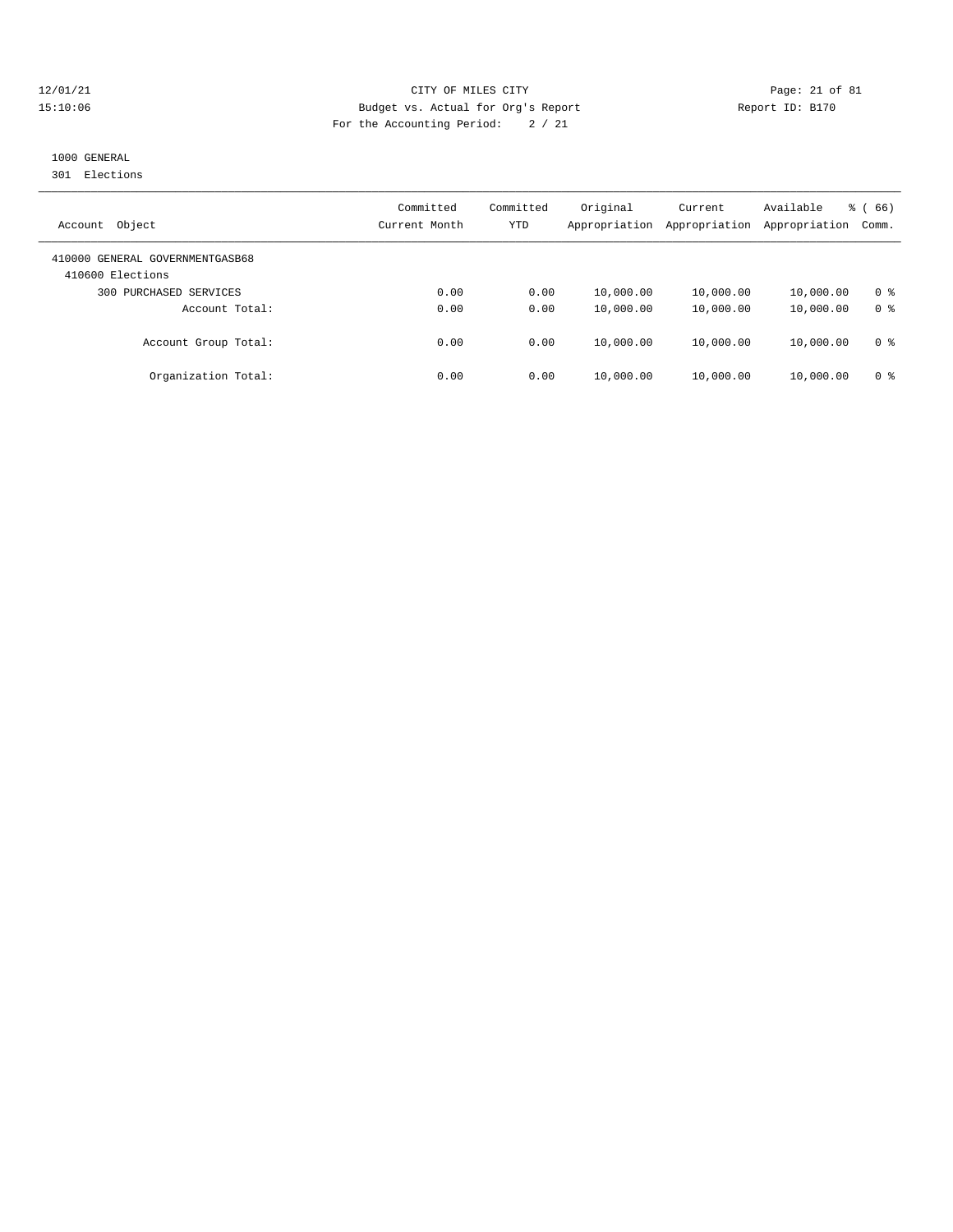CITY OF MILES CITY
Budget vs. Actual for Org's Report
For the Accounting Period: 2 / 21

12/01/21
15:10:06

Report ID: B170

1000 GENERAL
301 Elections

| Account Object | Committed Current Month | Committed YTD | Original Appropriation | Current Appropriation | Available Appropriation | % ( 66) Comm. |
|---|---|---|---|---|---|---|
| 410000 GENERAL GOVERNMENTGASB68 | | | | | | |
| 410600 Elections | | | | | | |
| 300 PURCHASED SERVICES | 0.00 | 0.00 | 10,000.00 | 10,000.00 | 10,000.00 | 0 % |
| Account Total: | 0.00 | 0.00 | 10,000.00 | 10,000.00 | 10,000.00 | 0 % |
| Account Group Total: | 0.00 | 0.00 | 10,000.00 | 10,000.00 | 10,000.00 | 0 % |
| Organization Total: | 0.00 | 0.00 | 10,000.00 | 10,000.00 | 10,000.00 | 0 % |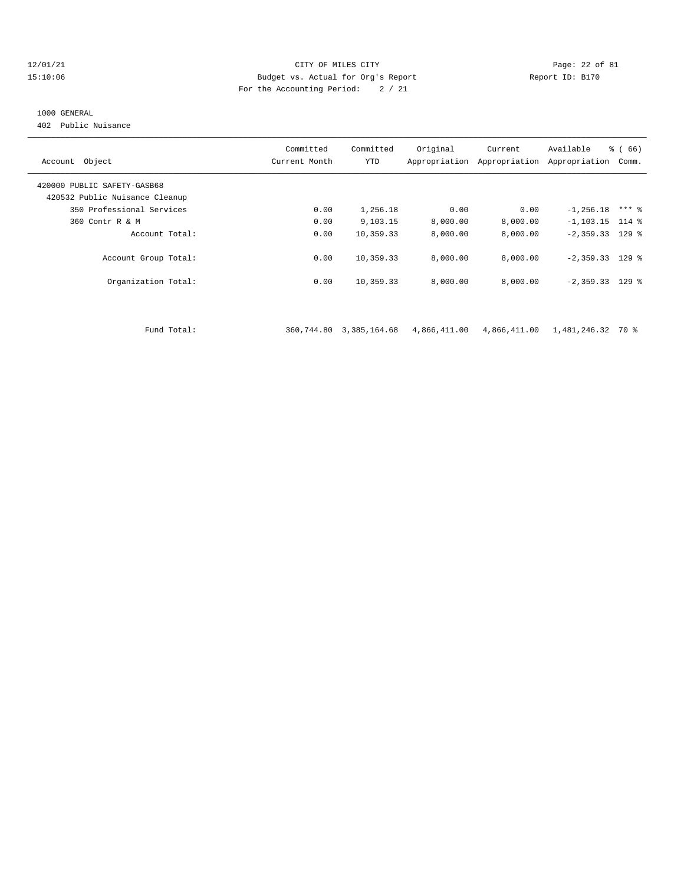CITY OF MILES CITY
Budget vs. Actual for Org's Report
For the Accounting Period: 2 / 21

12/01/21
15:10:06

Report ID: B170

1000 GENERAL
402 Public Nuisance

| Account Object | Committed Current Month | Committed YTD | Original Appropriation | Current Appropriation | Available Appropriation | % ( 66) Comm. |
|---|---|---|---|---|---|---|
| 420000 PUBLIC SAFETY-GASB68 | | | | | | |
| 420532 Public Nuisance Cleanup | | | | | | |
| 350 Professional Services | 0.00 | 1,256.18 | 0.00 | 0.00 | -1,256.18 | *** % |
| 360 Contr R & M | 0.00 | 9,103.15 | 8,000.00 | 8,000.00 | -1,103.15 | 114 % |
| Account Total: | 0.00 | 10,359.33 | 8,000.00 | 8,000.00 | -2,359.33 | 129 % |
| Account Group Total: | 0.00 | 10,359.33 | 8,000.00 | 8,000.00 | -2,359.33 | 129 % |
| Organization Total: | 0.00 | 10,359.33 | 8,000.00 | 8,000.00 | -2,359.33 | 129 % |
| Fund Total: | 360,744.80 | 3,385,164.68 | 4,866,411.00 | 4,866,411.00 | 1,481,246.32 | 70 % |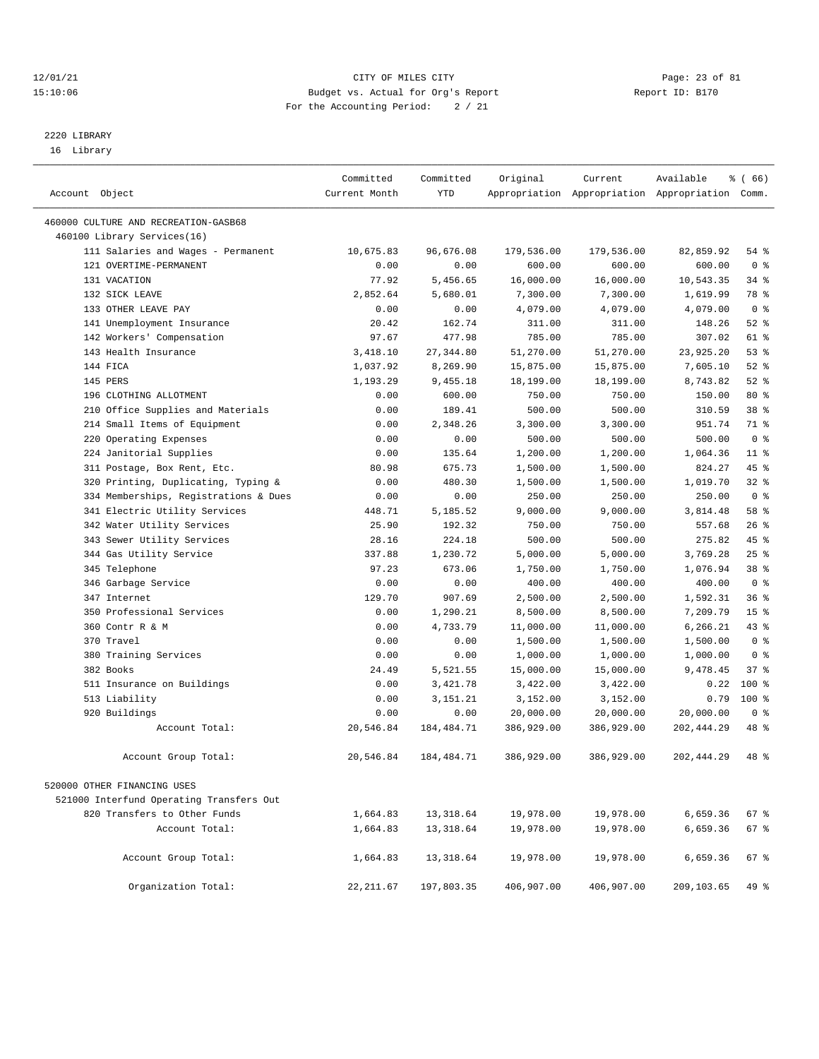# CITY OF MILES CITY

Budget vs. Actual for Org's Report

For the Accounting Period: 2 / 21

12/01/21 15:10:06 — Report ID: B170

## 2220 LIBRARY

16 Library

| Account Object | Committed Current Month | Committed YTD | Original Appropriation | Current Appropriation | Available Appropriation | % ( 66) Comm. |
|---|---|---|---|---|---|---|
| 460000 CULTURE AND RECREATION-GASB68 | | | | | | |
| 460100 Library Services(16) | | | | | | |
| 111 Salaries and Wages - Permanent | 10,675.83 | 96,676.08 | 179,536.00 | 179,536.00 | 82,859.92 | 54 % |
| 121 OVERTIME-PERMANENT | 0.00 | 0.00 | 600.00 | 600.00 | 600.00 | 0 % |
| 131 VACATION | 77.92 | 5,456.65 | 16,000.00 | 16,000.00 | 10,543.35 | 34 % |
| 132 SICK LEAVE | 2,852.64 | 5,680.01 | 7,300.00 | 7,300.00 | 1,619.99 | 78 % |
| 133 OTHER LEAVE PAY | 0.00 | 0.00 | 4,079.00 | 4,079.00 | 4,079.00 | 0 % |
| 141 Unemployment Insurance | 20.42 | 162.74 | 311.00 | 311.00 | 148.26 | 52 % |
| 142 Workers' Compensation | 97.67 | 477.98 | 785.00 | 785.00 | 307.02 | 61 % |
| 143 Health Insurance | 3,418.10 | 27,344.80 | 51,270.00 | 51,270.00 | 23,925.20 | 53 % |
| 144 FICA | 1,037.92 | 8,269.90 | 15,875.00 | 15,875.00 | 7,605.10 | 52 % |
| 145 PERS | 1,193.29 | 9,455.18 | 18,199.00 | 18,199.00 | 8,743.82 | 52 % |
| 196 CLOTHING ALLOTMENT | 0.00 | 600.00 | 750.00 | 750.00 | 150.00 | 80 % |
| 210 Office Supplies and Materials | 0.00 | 189.41 | 500.00 | 500.00 | 310.59 | 38 % |
| 214 Small Items of Equipment | 0.00 | 2,348.26 | 3,300.00 | 3,300.00 | 951.74 | 71 % |
| 220 Operating Expenses | 0.00 | 0.00 | 500.00 | 500.00 | 500.00 | 0 % |
| 224 Janitorial Supplies | 0.00 | 135.64 | 1,200.00 | 1,200.00 | 1,064.36 | 11 % |
| 311 Postage, Box Rent, Etc. | 80.98 | 675.73 | 1,500.00 | 1,500.00 | 824.27 | 45 % |
| 320 Printing, Duplicating, Typing & | 0.00 | 480.30 | 1,500.00 | 1,500.00 | 1,019.70 | 32 % |
| 334 Memberships, Registrations & Dues | 0.00 | 0.00 | 250.00 | 250.00 | 250.00 | 0 % |
| 341 Electric Utility Services | 448.71 | 5,185.52 | 9,000.00 | 9,000.00 | 3,814.48 | 58 % |
| 342 Water Utility Services | 25.90 | 192.32 | 750.00 | 750.00 | 557.68 | 26 % |
| 343 Sewer Utility Services | 28.16 | 224.18 | 500.00 | 500.00 | 275.82 | 45 % |
| 344 Gas Utility Service | 337.88 | 1,230.72 | 5,000.00 | 5,000.00 | 3,769.28 | 25 % |
| 345 Telephone | 97.23 | 673.06 | 1,750.00 | 1,750.00 | 1,076.94 | 38 % |
| 346 Garbage Service | 0.00 | 0.00 | 400.00 | 400.00 | 400.00 | 0 % |
| 347 Internet | 129.70 | 907.69 | 2,500.00 | 2,500.00 | 1,592.31 | 36 % |
| 350 Professional Services | 0.00 | 1,290.21 | 8,500.00 | 8,500.00 | 7,209.79 | 15 % |
| 360 Contr R & M | 0.00 | 4,733.79 | 11,000.00 | 11,000.00 | 6,266.21 | 43 % |
| 370 Travel | 0.00 | 0.00 | 1,500.00 | 1,500.00 | 1,500.00 | 0 % |
| 380 Training Services | 0.00 | 0.00 | 1,000.00 | 1,000.00 | 1,000.00 | 0 % |
| 382 Books | 24.49 | 5,521.55 | 15,000.00 | 15,000.00 | 9,478.45 | 37 % |
| 511 Insurance on Buildings | 0.00 | 3,421.78 | 3,422.00 | 3,422.00 | 0.22 | 100 % |
| 513 Liability | 0.00 | 3,151.21 | 3,152.00 | 3,152.00 | 0.79 | 100 % |
| 920 Buildings | 0.00 | 0.00 | 20,000.00 | 20,000.00 | 20,000.00 | 0 % |
| Account Total: | 20,546.84 | 184,484.71 | 386,929.00 | 386,929.00 | 202,444.29 | 48 % |
| Account Group Total: | 20,546.84 | 184,484.71 | 386,929.00 | 386,929.00 | 202,444.29 | 48 % |
| 520000 OTHER FINANCING USES | | | | | | |
| 521000 Interfund Operating Transfers Out | | | | | | |
| 820 Transfers to Other Funds | 1,664.83 | 13,318.64 | 19,978.00 | 19,978.00 | 6,659.36 | 67 % |
| Account Total: | 1,664.83 | 13,318.64 | 19,978.00 | 19,978.00 | 6,659.36 | 67 % |
| Account Group Total: | 1,664.83 | 13,318.64 | 19,978.00 | 19,978.00 | 6,659.36 | 67 % |
| Organization Total: | 22,211.67 | 197,803.35 | 406,907.00 | 406,907.00 | 209,103.65 | 49 % |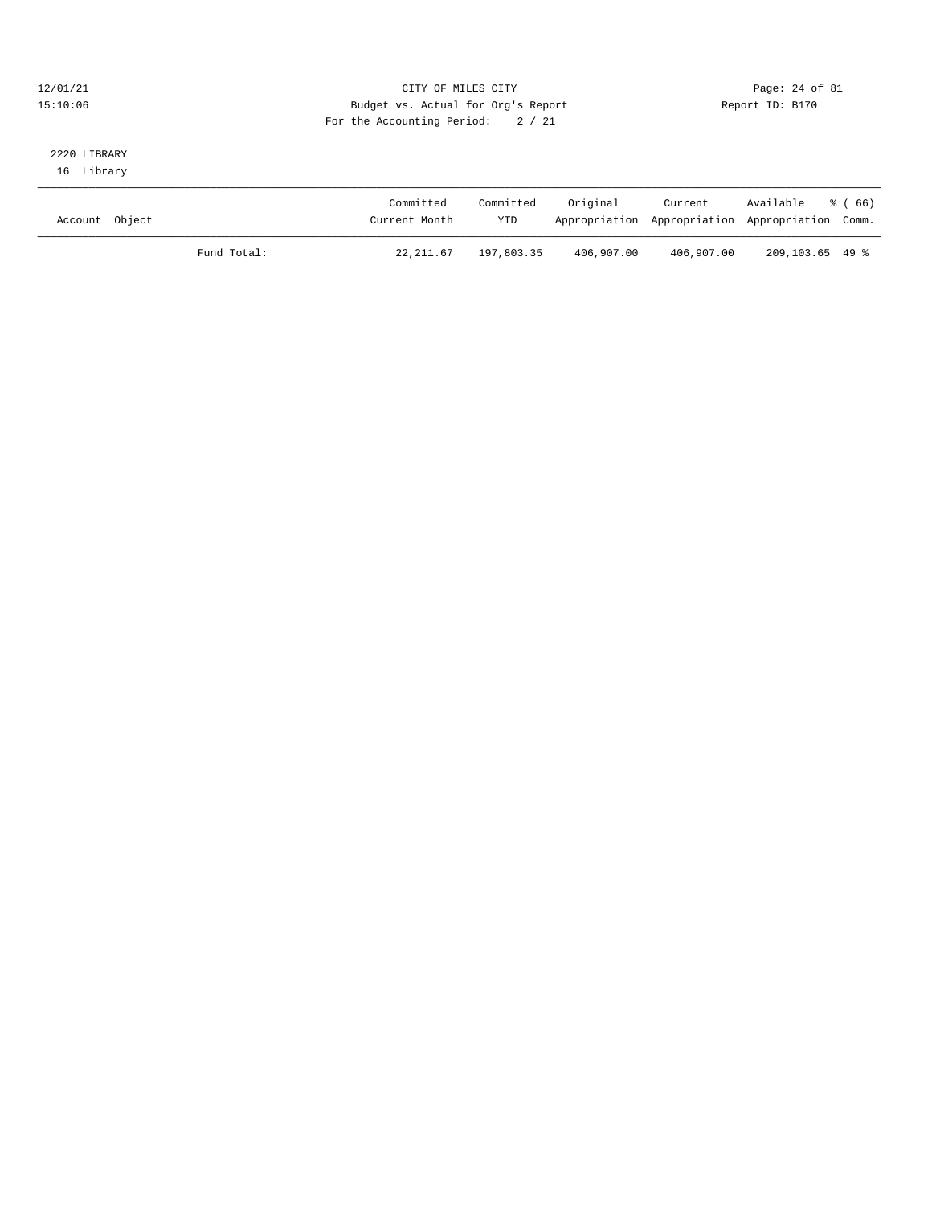CITY OF MILES CITY
Budget vs. Actual for Org's Report
For the Accounting Period: 2 / 21

12/01/21
15:10:06

Report ID: B170

2220 LIBRARY
16 Library

| Account Object | | Committed Current Month | Committed YTD | Original Appropriation | Current Appropriation | Available Appropriation | % ( 66) Comm. |
|---|---|---|---|---|---|---|---|
| | Fund Total: | 22,211.67 | 197,803.35 | 406,907.00 | 406,907.00 | 209,103.65 | 49 % |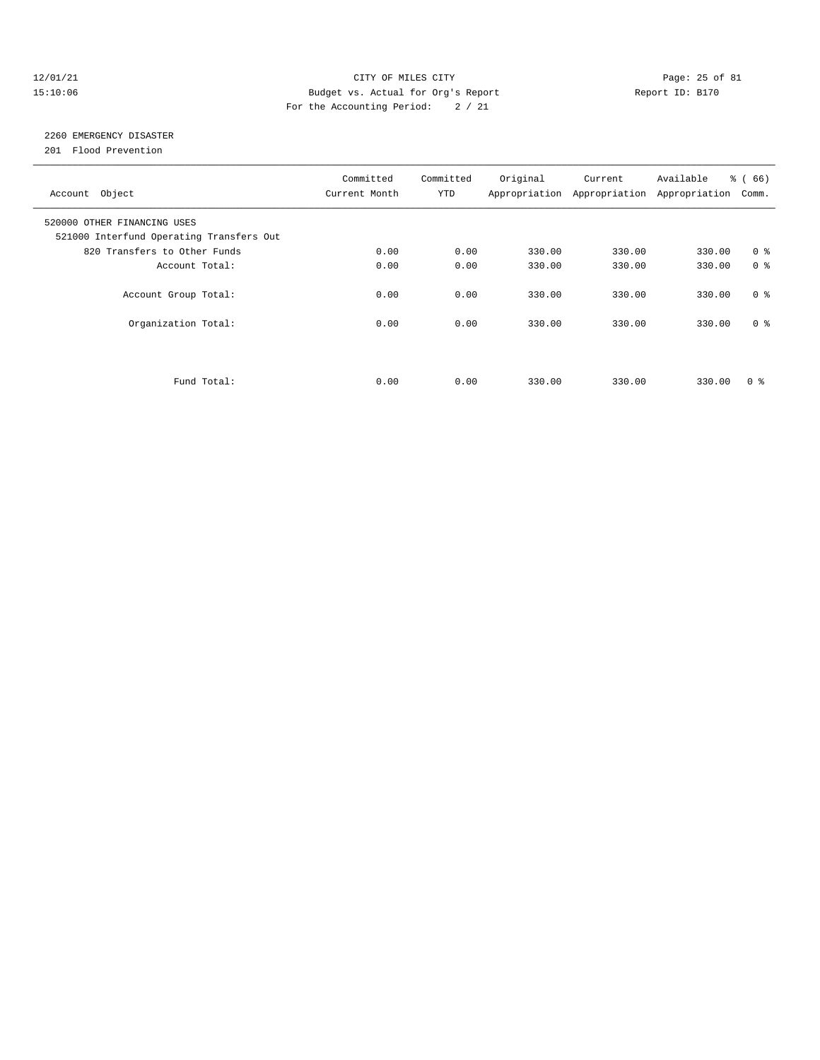CITY OF MILES CITY
Budget vs. Actual for Org's Report
For the Accounting Period: 2 / 21

Report ID: B170

## 2260 EMERGENCY DISASTER

201 Flood Prevention

| Account Object | Committed Current Month | Committed YTD | Original Appropriation | Current Appropriation | Available Appropriation | % ( 66) Comm. |
|---|---|---|---|---|---|---|
| 520000 OTHER FINANCING USES | | | | | | |
| 521000 Interfund Operating Transfers Out | | | | | | |
| 820 Transfers to Other Funds | 0.00 | 0.00 | 330.00 | 330.00 | 330.00 | 0 % |
| Account Total: | 0.00 | 0.00 | 330.00 | 330.00 | 330.00 | 0 % |
| Account Group Total: | 0.00 | 0.00 | 330.00 | 330.00 | 330.00 | 0 % |
| Organization Total: | 0.00 | 0.00 | 330.00 | 330.00 | 330.00 | 0 % |
| Fund Total: | 0.00 | 0.00 | 330.00 | 330.00 | 330.00 | 0 % |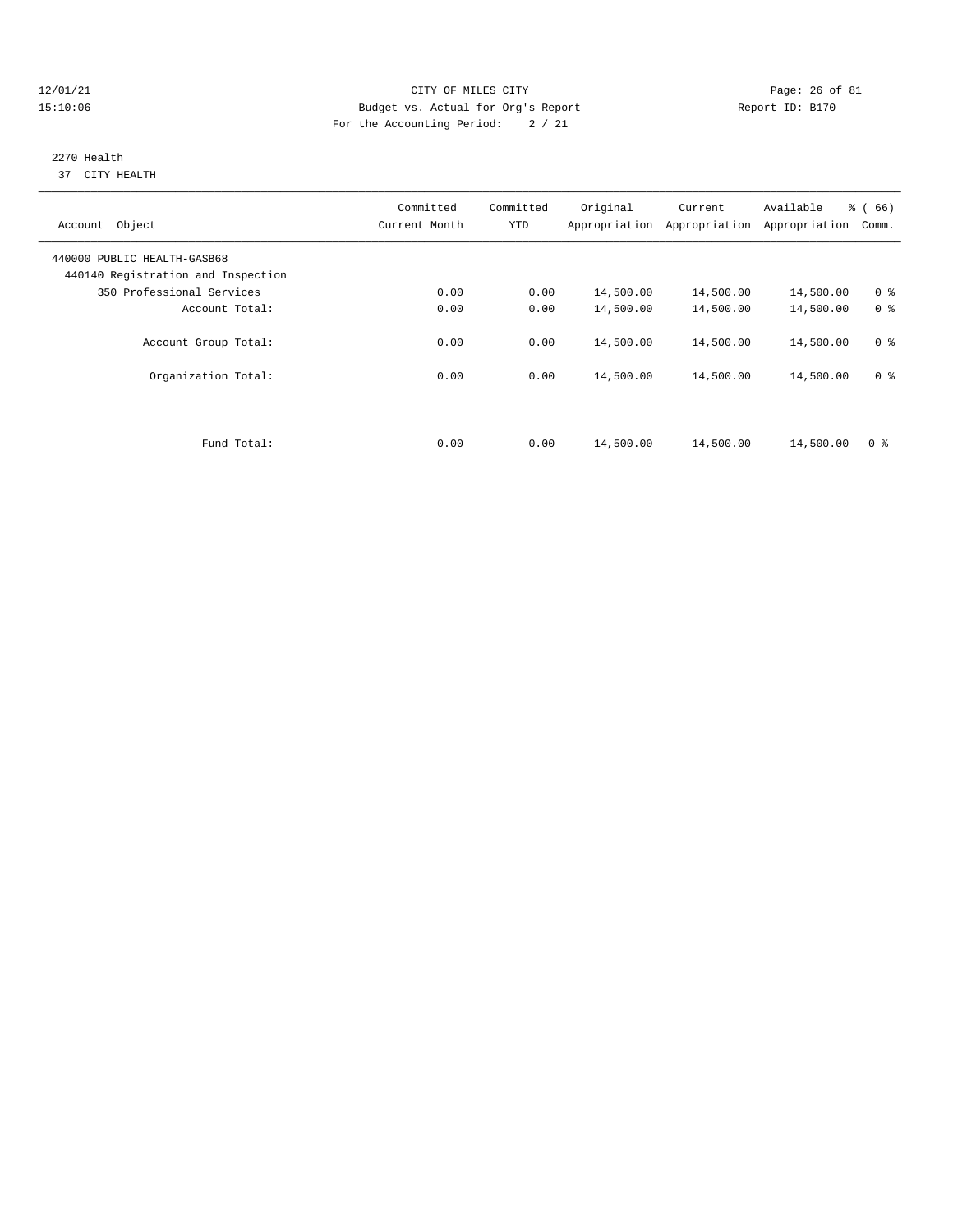CITY OF MILES CITY
Budget vs. Actual for Org's Report
For the Accounting Period: 2 / 21

12/01/21
15:10:06

Report ID: B170

2270 Health
37 CITY HEALTH

| Account Object | Committed Current Month | Committed YTD | Original Appropriation | Current Appropriation | Available Appropriation | % ( 66) Comm. |
|---|---|---|---|---|---|---|
| 440000 PUBLIC HEALTH-GASB68 | | | | | | |
| 440140 Registration and Inspection | | | | | | |
| 350 Professional Services | 0.00 | 0.00 | 14,500.00 | 14,500.00 | 14,500.00 | 0 % |
| Account Total: | 0.00 | 0.00 | 14,500.00 | 14,500.00 | 14,500.00 | 0 % |
| Account Group Total: | 0.00 | 0.00 | 14,500.00 | 14,500.00 | 14,500.00 | 0 % |
| Organization Total: | 0.00 | 0.00 | 14,500.00 | 14,500.00 | 14,500.00 | 0 % |
| Fund Total: | 0.00 | 0.00 | 14,500.00 | 14,500.00 | 14,500.00 | 0 % |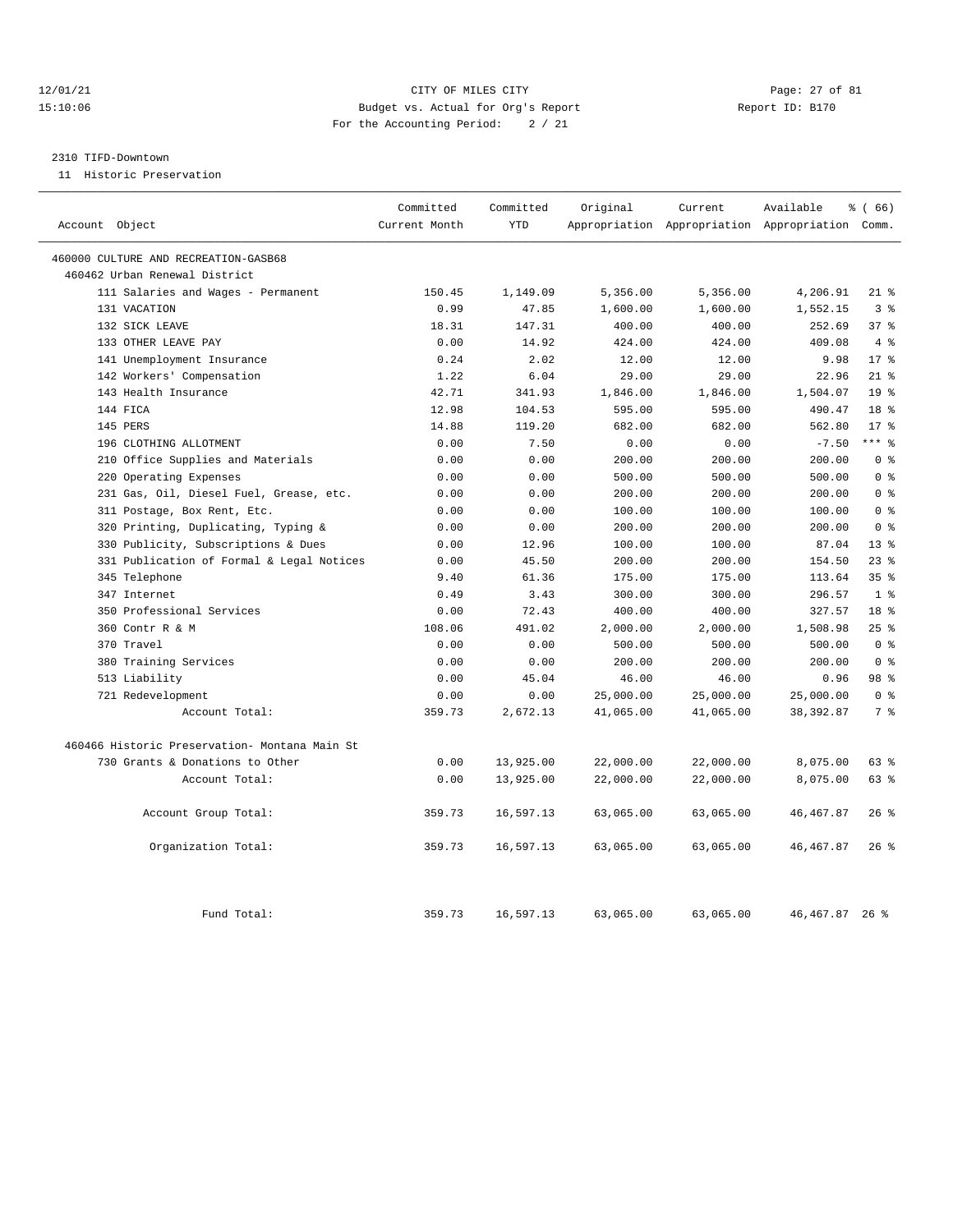12/01/21 CITY OF MILES CITY
15:10:06 Budget vs. Actual for Org's Report Report ID: B170
For the Accounting Period: 2 / 21

2310 TIFD-Downtown
11 Historic Preservation

| Account Object | Committed Current Month | Committed YTD | Original Appropriation | Current Appropriation | Available Appropriation | % ( 66) Comm. |
|---|---|---|---|---|---|---|
| 460000 CULTURE AND RECREATION-GASB68 | | | | | | |
| 460462 Urban Renewal District | | | | | | |
| 111 Salaries and Wages - Permanent | 150.45 | 1,149.09 | 5,356.00 | 5,356.00 | 4,206.91 | 21 % |
| 131 VACATION | 0.99 | 47.85 | 1,600.00 | 1,600.00 | 1,552.15 | 3 % |
| 132 SICK LEAVE | 18.31 | 147.31 | 400.00 | 400.00 | 252.69 | 37 % |
| 133 OTHER LEAVE PAY | 0.00 | 14.92 | 424.00 | 424.00 | 409.08 | 4 % |
| 141 Unemployment Insurance | 0.24 | 2.02 | 12.00 | 12.00 | 9.98 | 17 % |
| 142 Workers' Compensation | 1.22 | 6.04 | 29.00 | 29.00 | 22.96 | 21 % |
| 143 Health Insurance | 42.71 | 341.93 | 1,846.00 | 1,846.00 | 1,504.07 | 19 % |
| 144 FICA | 12.98 | 104.53 | 595.00 | 595.00 | 490.47 | 18 % |
| 145 PERS | 14.88 | 119.20 | 682.00 | 682.00 | 562.80 | 17 % |
| 196 CLOTHING ALLOTMENT | 0.00 | 7.50 | 0.00 | 0.00 | -7.50 | *** % |
| 210 Office Supplies and Materials | 0.00 | 0.00 | 200.00 | 200.00 | 200.00 | 0 % |
| 220 Operating Expenses | 0.00 | 0.00 | 500.00 | 500.00 | 500.00 | 0 % |
| 231 Gas, Oil, Diesel Fuel, Grease, etc. | 0.00 | 0.00 | 200.00 | 200.00 | 200.00 | 0 % |
| 311 Postage, Box Rent, Etc. | 0.00 | 0.00 | 100.00 | 100.00 | 100.00 | 0 % |
| 320 Printing, Duplicating, Typing & | 0.00 | 0.00 | 200.00 | 200.00 | 200.00 | 0 % |
| 330 Publicity, Subscriptions & Dues | 0.00 | 12.96 | 100.00 | 100.00 | 87.04 | 13 % |
| 331 Publication of Formal & Legal Notices | 0.00 | 45.50 | 200.00 | 200.00 | 154.50 | 23 % |
| 345 Telephone | 9.40 | 61.36 | 175.00 | 175.00 | 113.64 | 35 % |
| 347 Internet | 0.49 | 3.43 | 300.00 | 300.00 | 296.57 | 1 % |
| 350 Professional Services | 0.00 | 72.43 | 400.00 | 400.00 | 327.57 | 18 % |
| 360 Contr R & M | 108.06 | 491.02 | 2,000.00 | 2,000.00 | 1,508.98 | 25 % |
| 370 Travel | 0.00 | 0.00 | 500.00 | 500.00 | 500.00 | 0 % |
| 380 Training Services | 0.00 | 0.00 | 200.00 | 200.00 | 200.00 | 0 % |
| 513 Liability | 0.00 | 45.04 | 46.00 | 46.00 | 0.96 | 98 % |
| 721 Redevelopment | 0.00 | 0.00 | 25,000.00 | 25,000.00 | 25,000.00 | 0 % |
| Account Total: | 359.73 | 2,672.13 | 41,065.00 | 41,065.00 | 38,392.87 | 7 % |
| 460466 Historic Preservation- Montana Main St | | | | | | |
| 730 Grants & Donations to Other | 0.00 | 13,925.00 | 22,000.00 | 22,000.00 | 8,075.00 | 63 % |
| Account Total: | 0.00 | 13,925.00 | 22,000.00 | 22,000.00 | 8,075.00 | 63 % |
| Account Group Total: | 359.73 | 16,597.13 | 63,065.00 | 63,065.00 | 46,467.87 | 26 % |
| Organization Total: | 359.73 | 16,597.13 | 63,065.00 | 63,065.00 | 46,467.87 | 26 % |
| Fund Total: | 359.73 | 16,597.13 | 63,065.00 | 63,065.00 | 46,467.87 | 26 % |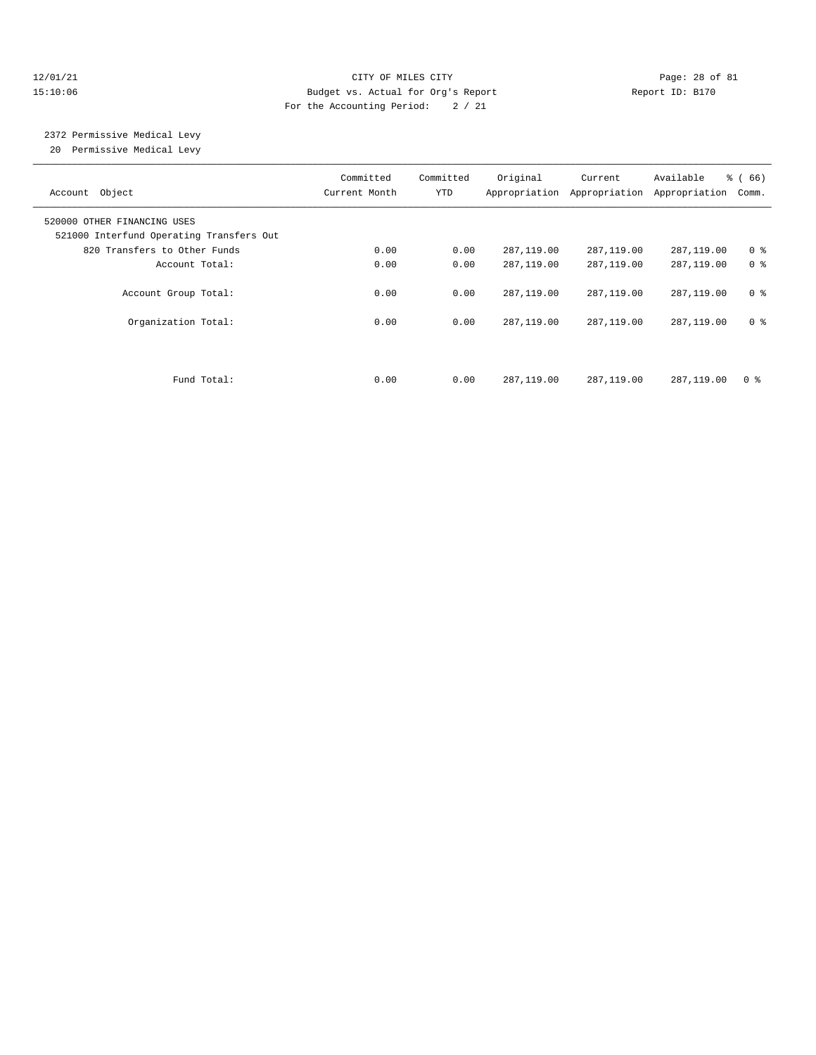CITY OF MILES CITY

Budget vs. Actual for Org's Report

For the Accounting Period: 2 / 21

12/01/21 15:10:06 Report ID: B170

2372 Permissive Medical Levy
20 Permissive Medical Levy

| Account Object | Committed Current Month | Committed YTD | Original Appropriation | Current Appropriation | Available Appropriation | % ( 66) Comm. |
|---|---|---|---|---|---|---|
| 520000 OTHER FINANCING USES | | | | | | |
| 521000 Interfund Operating Transfers Out | | | | | | |
| 820 Transfers to Other Funds | 0.00 | 0.00 | 287,119.00 | 287,119.00 | 287,119.00 | 0 % |
| Account Total: | 0.00 | 0.00 | 287,119.00 | 287,119.00 | 287,119.00 | 0 % |
| Account Group Total: | 0.00 | 0.00 | 287,119.00 | 287,119.00 | 287,119.00 | 0 % |
| Organization Total: | 0.00 | 0.00 | 287,119.00 | 287,119.00 | 287,119.00 | 0 % |
| Fund Total: | 0.00 | 0.00 | 287,119.00 | 287,119.00 | 287,119.00 | 0 % |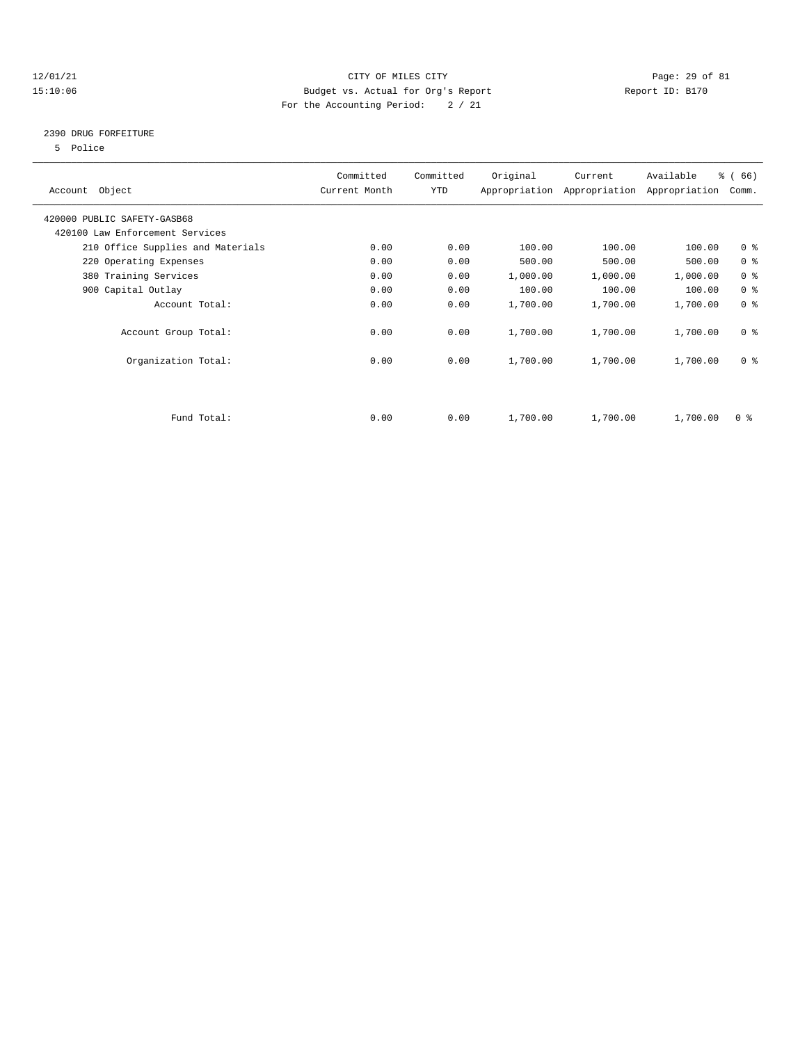CITY OF MILES CITY
Budget vs. Actual for Org's Report
For the Accounting Period: 2 / 21

Report ID: B170

12/01/21
15:10:06

## 2390 DRUG FORFEITURE

5 Police

| Account Object | Committed Current Month | Committed YTD | Original Appropriation | Current Appropriation | Available Appropriation | % ( 66) Comm. |
|---|---|---|---|---|---|---|
| 420000 PUBLIC SAFETY-GASB68 | | | | | | |
| 420100 Law Enforcement Services | | | | | | |
| 210 Office Supplies and Materials | 0.00 | 0.00 | 100.00 | 100.00 | 100.00 | 0 % |
| 220 Operating Expenses | 0.00 | 0.00 | 500.00 | 500.00 | 500.00 | 0 % |
| 380 Training Services | 0.00 | 0.00 | 1,000.00 | 1,000.00 | 1,000.00 | 0 % |
| 900 Capital Outlay | 0.00 | 0.00 | 100.00 | 100.00 | 100.00 | 0 % |
| Account Total: | 0.00 | 0.00 | 1,700.00 | 1,700.00 | 1,700.00 | 0 % |
| Account Group Total: | 0.00 | 0.00 | 1,700.00 | 1,700.00 | 1,700.00 | 0 % |
| Organization Total: | 0.00 | 0.00 | 1,700.00 | 1,700.00 | 1,700.00 | 0 % |
| Fund Total: | 0.00 | 0.00 | 1,700.00 | 1,700.00 | 1,700.00 | 0 % |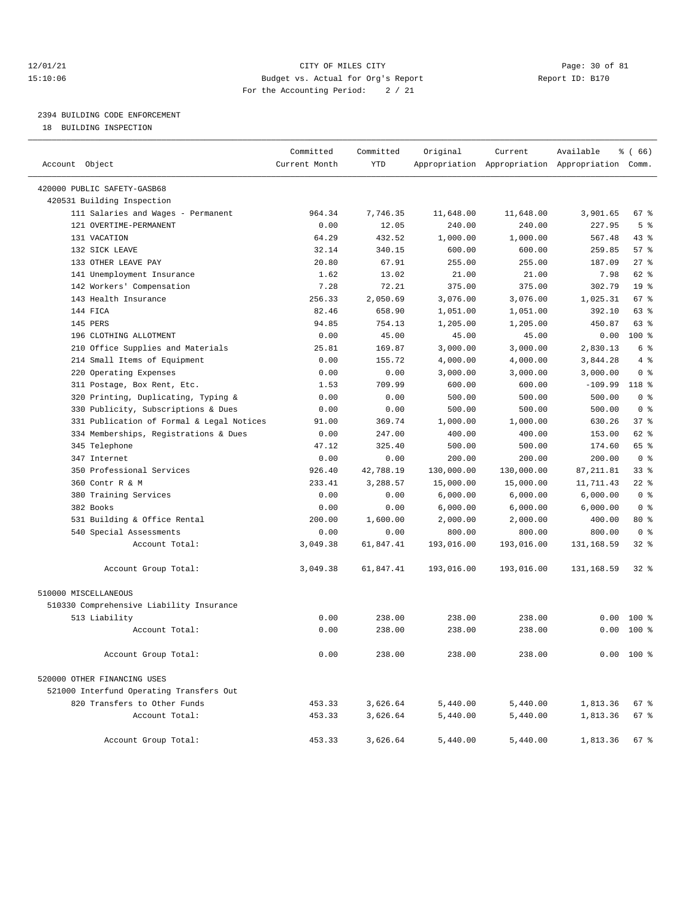CITY OF MILES CITY
Budget vs. Actual for Org's Report
For the Accounting Period: 2 / 21

12/01/21
15:10:06
Report ID: B170

## 2394 BUILDING CODE ENFORCEMENT

18 BUILDING INSPECTION

| Account Object | Committed Current Month | Committed YTD | Original Appropriation | Current Appropriation | Available Appropriation | % ( 66) Comm. |
|---|---|---|---|---|---|---|
| 420000 PUBLIC SAFETY-GASB68 | | | | | | |
| 420531 Building Inspection | | | | | | |
| 111 Salaries and Wages - Permanent | 964.34 | 7,746.35 | 11,648.00 | 11,648.00 | 3,901.65 | 67 % |
| 121 OVERTIME-PERMANENT | 0.00 | 12.05 | 240.00 | 240.00 | 227.95 | 5 % |
| 131 VACATION | 64.29 | 432.52 | 1,000.00 | 1,000.00 | 567.48 | 43 % |
| 132 SICK LEAVE | 32.14 | 340.15 | 600.00 | 600.00 | 259.85 | 57 % |
| 133 OTHER LEAVE PAY | 20.80 | 67.91 | 255.00 | 255.00 | 187.09 | 27 % |
| 141 Unemployment Insurance | 1.62 | 13.02 | 21.00 | 21.00 | 7.98 | 62 % |
| 142 Workers' Compensation | 7.28 | 72.21 | 375.00 | 375.00 | 302.79 | 19 % |
| 143 Health Insurance | 256.33 | 2,050.69 | 3,076.00 | 3,076.00 | 1,025.31 | 67 % |
| 144 FICA | 82.46 | 658.90 | 1,051.00 | 1,051.00 | 392.10 | 63 % |
| 145 PERS | 94.85 | 754.13 | 1,205.00 | 1,205.00 | 450.87 | 63 % |
| 196 CLOTHING ALLOTMENT | 0.00 | 45.00 | 45.00 | 45.00 | 0.00 | 100 % |
| 210 Office Supplies and Materials | 25.81 | 169.87 | 3,000.00 | 3,000.00 | 2,830.13 | 6 % |
| 214 Small Items of Equipment | 0.00 | 155.72 | 4,000.00 | 4,000.00 | 3,844.28 | 4 % |
| 220 Operating Expenses | 0.00 | 0.00 | 3,000.00 | 3,000.00 | 3,000.00 | 0 % |
| 311 Postage, Box Rent, Etc. | 1.53 | 709.99 | 600.00 | 600.00 | -109.99 | 118 % |
| 320 Printing, Duplicating, Typing & | 0.00 | 0.00 | 500.00 | 500.00 | 500.00 | 0 % |
| 330 Publicity, Subscriptions & Dues | 0.00 | 0.00 | 500.00 | 500.00 | 500.00 | 0 % |
| 331 Publication of Formal & Legal Notices | 91.00 | 369.74 | 1,000.00 | 1,000.00 | 630.26 | 37 % |
| 334 Memberships, Registrations & Dues | 0.00 | 247.00 | 400.00 | 400.00 | 153.00 | 62 % |
| 345 Telephone | 47.12 | 325.40 | 500.00 | 500.00 | 174.60 | 65 % |
| 347 Internet | 0.00 | 0.00 | 200.00 | 200.00 | 200.00 | 0 % |
| 350 Professional Services | 926.40 | 42,788.19 | 130,000.00 | 130,000.00 | 87,211.81 | 33 % |
| 360 Contr R & M | 233.41 | 3,288.57 | 15,000.00 | 15,000.00 | 11,711.43 | 22 % |
| 380 Training Services | 0.00 | 0.00 | 6,000.00 | 6,000.00 | 6,000.00 | 0 % |
| 382 Books | 0.00 | 0.00 | 6,000.00 | 6,000.00 | 6,000.00 | 0 % |
| 531 Building & Office Rental | 200.00 | 1,600.00 | 2,000.00 | 2,000.00 | 400.00 | 80 % |
| 540 Special Assessments | 0.00 | 0.00 | 800.00 | 800.00 | 800.00 | 0 % |
| Account Total: | 3,049.38 | 61,847.41 | 193,016.00 | 193,016.00 | 131,168.59 | 32 % |
| Account Group Total: | 3,049.38 | 61,847.41 | 193,016.00 | 193,016.00 | 131,168.59 | 32 % |
| 510000 MISCELLANEOUS | | | | | | |
| 510330 Comprehensive Liability Insurance | | | | | | |
| 513 Liability | 0.00 | 238.00 | 238.00 | 238.00 | 0.00 | 100 % |
| Account Total: | 0.00 | 238.00 | 238.00 | 238.00 | 0.00 | 100 % |
| Account Group Total: | 0.00 | 238.00 | 238.00 | 238.00 | 0.00 | 100 % |
| 520000 OTHER FINANCING USES | | | | | | |
| 521000 Interfund Operating Transfers Out | | | | | | |
| 820 Transfers to Other Funds | 453.33 | 3,626.64 | 5,440.00 | 5,440.00 | 1,813.36 | 67 % |
| Account Total: | 453.33 | 3,626.64 | 5,440.00 | 5,440.00 | 1,813.36 | 67 % |
| Account Group Total: | 453.33 | 3,626.64 | 5,440.00 | 5,440.00 | 1,813.36 | 67 % |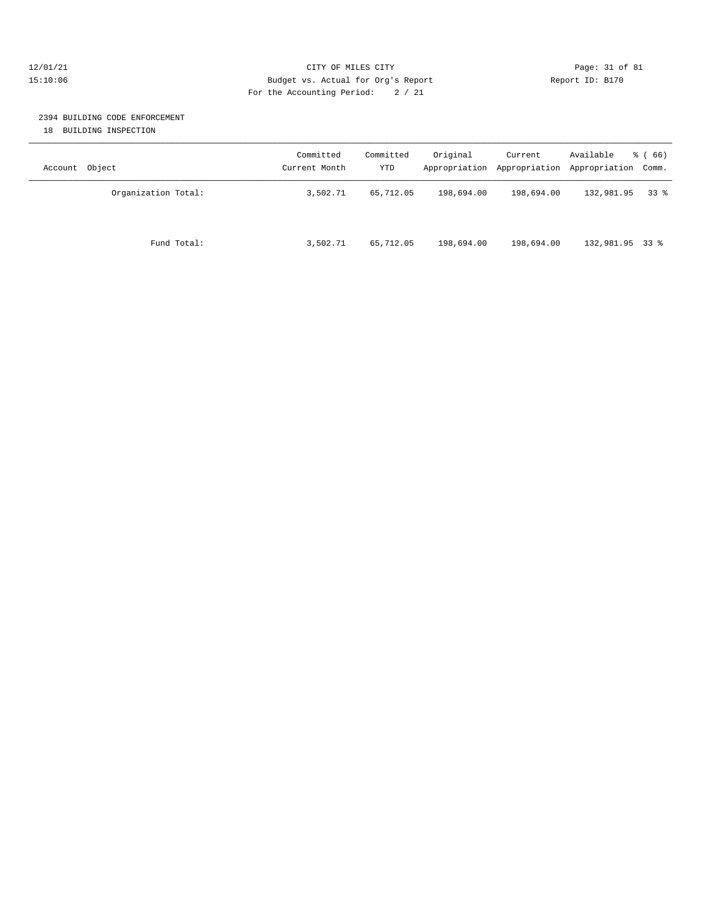CITY OF MILES CITY
Budget vs. Actual for Org's Report
For the Accounting Period: 2 / 21

12/01/21
15:10:06

Report ID: B170

## 2394 BUILDING CODE ENFORCEMENT

18 BUILDING INSPECTION

| Account Object | Committed Current Month | Committed YTD | Original Appropriation | Current Appropriation | Available Appropriation | % ( 66) Comm. |
|---|---|---|---|---|---|---|
| Organization Total: | 3,502.71 | 65,712.05 | 198,694.00 | 198,694.00 | 132,981.95 | 33 % |
| Fund Total: | 3,502.71 | 65,712.05 | 198,694.00 | 198,694.00 | 132,981.95 | 33 % |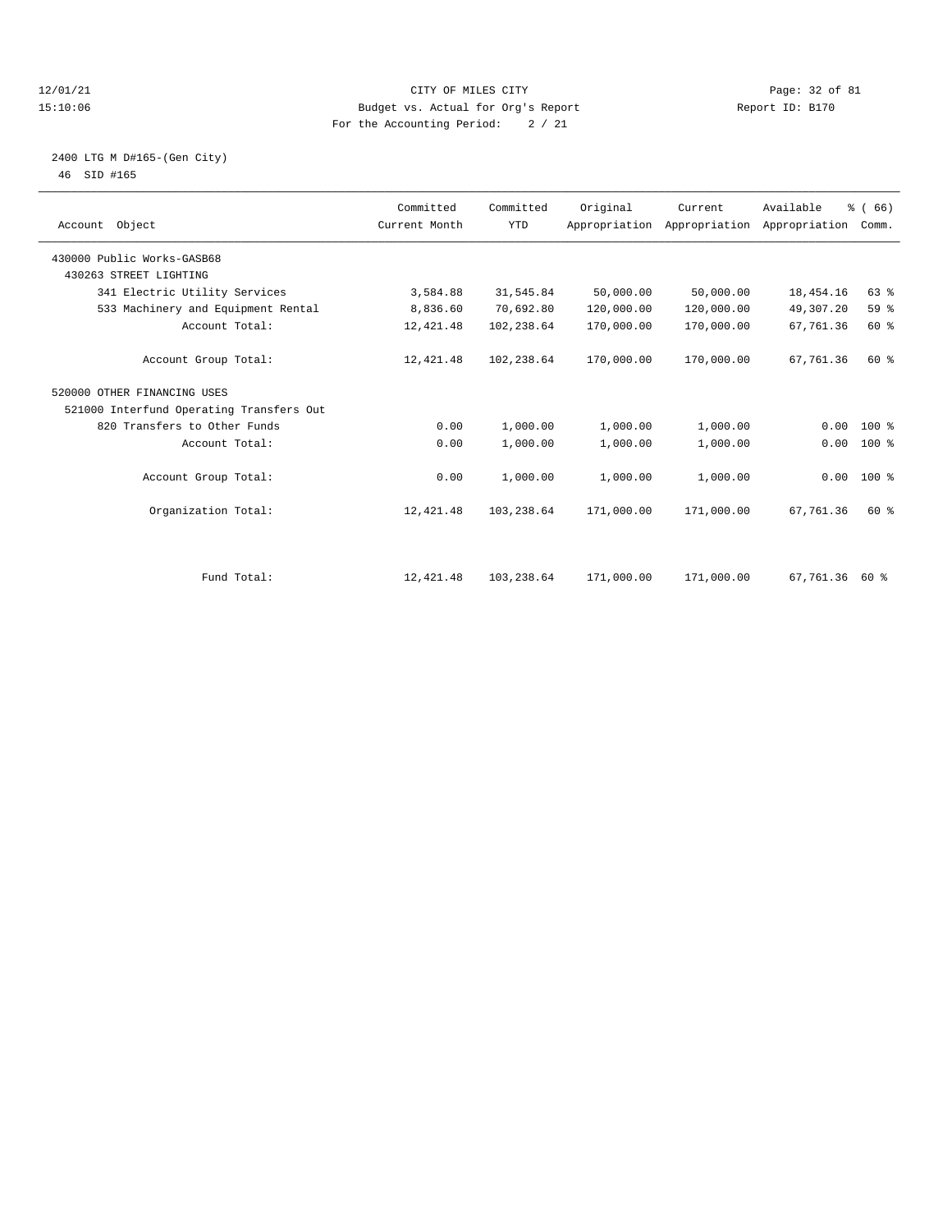CITY OF MILES CITY
Budget vs. Actual for Org's Report
For the Accounting Period: 2 / 21

12/01/21
15:10:06

Report ID: B170

2400 LTG M D#165-(Gen City)
46 SID #165

| Account Object | Committed Current Month | Committed YTD | Original Appropriation | Current Appropriation | Available Appropriation | % ( 66) Comm. |
|---|---|---|---|---|---|---|
| 430000 Public Works-GASB68 | | | | | | |
| 430263 STREET LIGHTING | | | | | | |
| 341 Electric Utility Services | 3,584.88 | 31,545.84 | 50,000.00 | 50,000.00 | 18,454.16 | 63 % |
| 533 Machinery and Equipment Rental | 8,836.60 | 70,692.80 | 120,000.00 | 120,000.00 | 49,307.20 | 59 % |
| Account Total: | 12,421.48 | 102,238.64 | 170,000.00 | 170,000.00 | 67,761.36 | 60 % |
| Account Group Total: | 12,421.48 | 102,238.64 | 170,000.00 | 170,000.00 | 67,761.36 | 60 % |
| 520000 OTHER FINANCING USES | | | | | | |
| 521000 Interfund Operating Transfers Out | | | | | | |
| 820 Transfers to Other Funds | 0.00 | 1,000.00 | 1,000.00 | 1,000.00 | 0.00 | 100 % |
| Account Total: | 0.00 | 1,000.00 | 1,000.00 | 1,000.00 | 0.00 | 100 % |
| Account Group Total: | 0.00 | 1,000.00 | 1,000.00 | 1,000.00 | 0.00 | 100 % |
| Organization Total: | 12,421.48 | 103,238.64 | 171,000.00 | 171,000.00 | 67,761.36 | 60 % |
| Fund Total: | 12,421.48 | 103,238.64 | 171,000.00 | 171,000.00 | 67,761.36 | 60 % |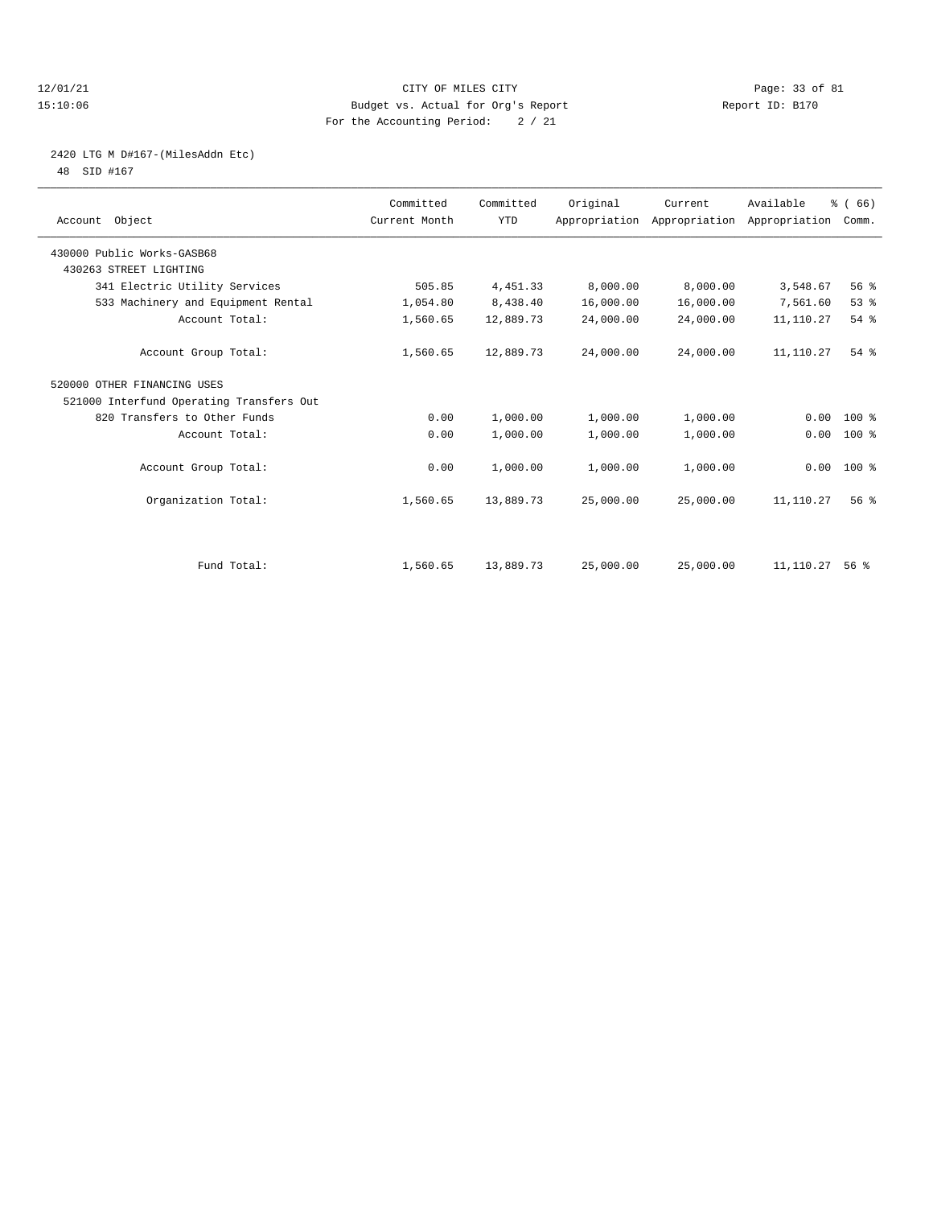CITY OF MILES CITY
Budget vs. Actual for Org's Report
For the Accounting Period: 2 / 21

12/01/21
15:10:06

Report ID: B170

2420 LTG M D#167-(MilesAddn Etc)
48 SID #167

| Account Object | Committed Current Month | Committed YTD | Original Appropriation | Current Appropriation | Available Appropriation | % ( 66) Comm. |
|---|---|---|---|---|---|---|
| 430000 Public Works-GASB68 | | | | | | |
| 430263 STREET LIGHTING | | | | | | |
| 341 Electric Utility Services | 505.85 | 4,451.33 | 8,000.00 | 8,000.00 | 3,548.67 | 56 % |
| 533 Machinery and Equipment Rental | 1,054.80 | 8,438.40 | 16,000.00 | 16,000.00 | 7,561.60 | 53 % |
| Account Total: | 1,560.65 | 12,889.73 | 24,000.00 | 24,000.00 | 11,110.27 | 54 % |
| Account Group Total: | 1,560.65 | 12,889.73 | 24,000.00 | 24,000.00 | 11,110.27 | 54 % |
| 520000 OTHER FINANCING USES | | | | | | |
| 521000 Interfund Operating Transfers Out | | | | | | |
| 820 Transfers to Other Funds | 0.00 | 1,000.00 | 1,000.00 | 1,000.00 | 0.00 | 100 % |
| Account Total: | 0.00 | 1,000.00 | 1,000.00 | 1,000.00 | 0.00 | 100 % |
| Account Group Total: | 0.00 | 1,000.00 | 1,000.00 | 1,000.00 | 0.00 | 100 % |
| Organization Total: | 1,560.65 | 13,889.73 | 25,000.00 | 25,000.00 | 11,110.27 | 56 % |
| Fund Total: | 1,560.65 | 13,889.73 | 25,000.00 | 25,000.00 | 11,110.27 | 56 % |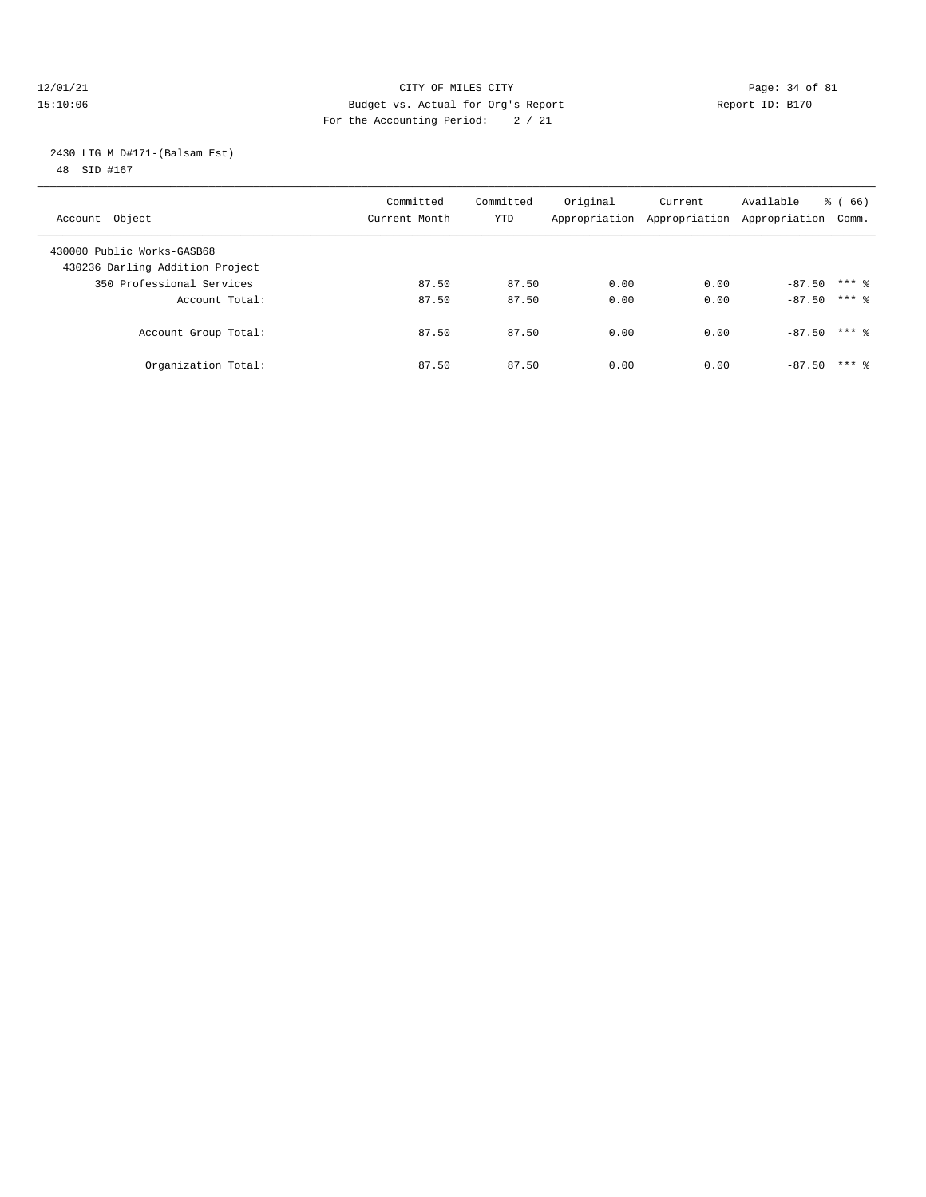12/01/21 CITY OF MILES CITY
15:10:06 Budget vs. Actual for Org's Report Report ID: B170
For the Accounting Period: 2 / 21

2430 LTG M D#171-(Balsam Est)
48 SID #167

| Account Object | Committed Current Month | Committed YTD | Original Appropriation | Current Appropriation | Available Appropriation | % ( 66) Comm. |
|---|---|---|---|---|---|---|
| 430000 Public Works-GASB68 | | | | | | |
| 430236 Darling Addition Project | | | | | | |
| 350 Professional Services | 87.50 | 87.50 | 0.00 | 0.00 | -87.50 | *** % |
| Account Total: | 87.50 | 87.50 | 0.00 | 0.00 | -87.50 | *** % |
| Account Group Total: | 87.50 | 87.50 | 0.00 | 0.00 | -87.50 | *** % |
| Organization Total: | 87.50 | 87.50 | 0.00 | 0.00 | -87.50 | *** % |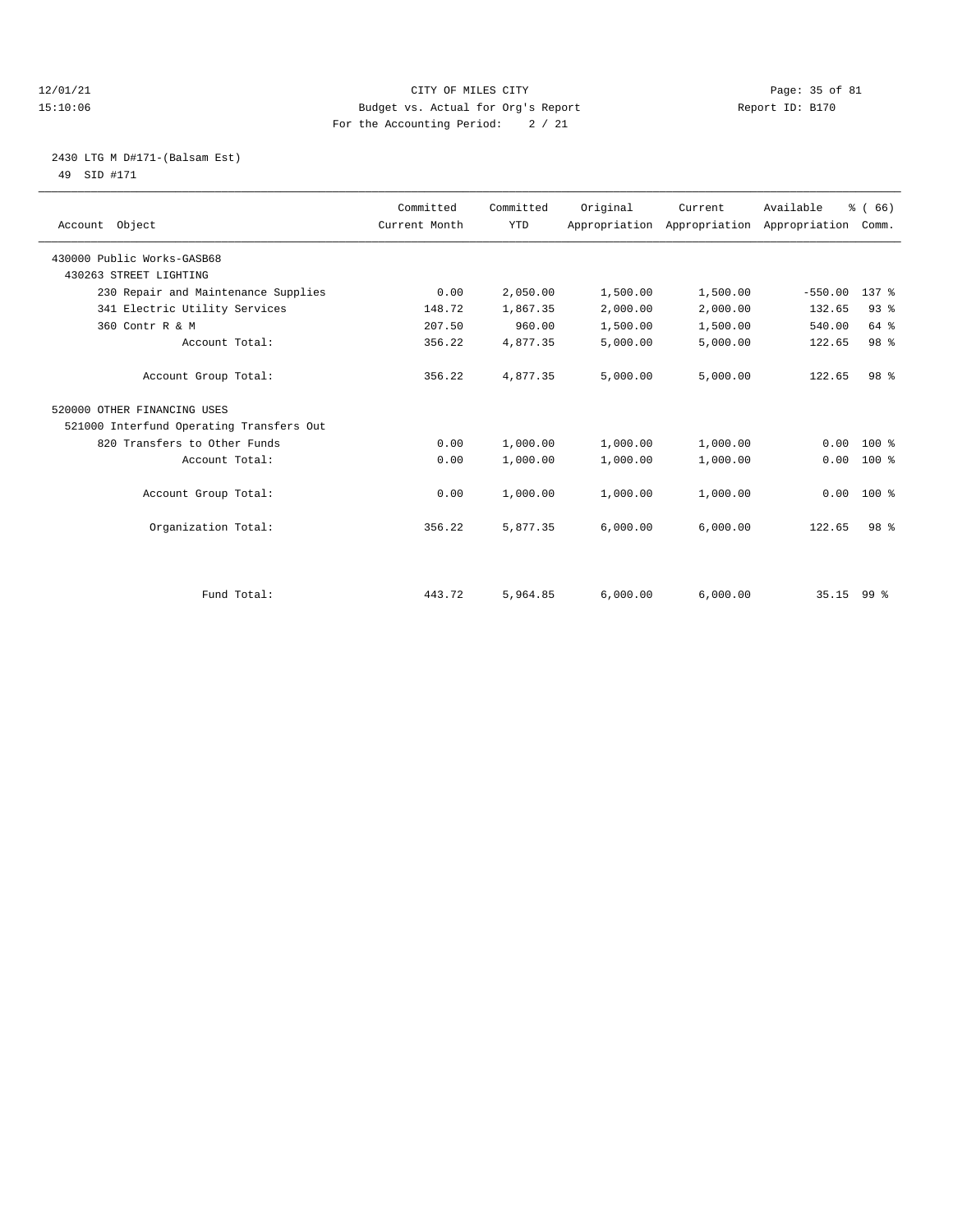CITY OF MILES CITY
Budget vs. Actual for Org's Report
For the Accounting Period: 2 / 21

12/01/21
15:10:06

Report ID: B170

2430 LTG M D#171-(Balsam Est)
49 SID #171

| Account Object | Committed Current Month | Committed YTD | Original Appropriation | Current Appropriation | Available Appropriation | % ( 66) Comm. |
|---|---|---|---|---|---|---|
| 430000 Public Works-GASB68 | | | | | | |
| 430263 STREET LIGHTING | | | | | | |
| 230 Repair and Maintenance Supplies | 0.00 | 2,050.00 | 1,500.00 | 1,500.00 | -550.00 | 137 % |
| 341 Electric Utility Services | 148.72 | 1,867.35 | 2,000.00 | 2,000.00 | 132.65 | 93 % |
| 360 Contr R & M | 207.50 | 960.00 | 1,500.00 | 1,500.00 | 540.00 | 64 % |
| Account Total: | 356.22 | 4,877.35 | 5,000.00 | 5,000.00 | 122.65 | 98 % |
| Account Group Total: | 356.22 | 4,877.35 | 5,000.00 | 5,000.00 | 122.65 | 98 % |
| 520000 OTHER FINANCING USES | | | | | | |
| 521000 Interfund Operating Transfers Out | | | | | | |
| 820 Transfers to Other Funds | 0.00 | 1,000.00 | 1,000.00 | 1,000.00 | 0.00 | 100 % |
| Account Total: | 0.00 | 1,000.00 | 1,000.00 | 1,000.00 | 0.00 | 100 % |
| Account Group Total: | 0.00 | 1,000.00 | 1,000.00 | 1,000.00 | 0.00 | 100 % |
| Organization Total: | 356.22 | 5,877.35 | 6,000.00 | 6,000.00 | 122.65 | 98 % |
| Fund Total: | 443.72 | 5,964.85 | 6,000.00 | 6,000.00 | 35.15 | 99 % |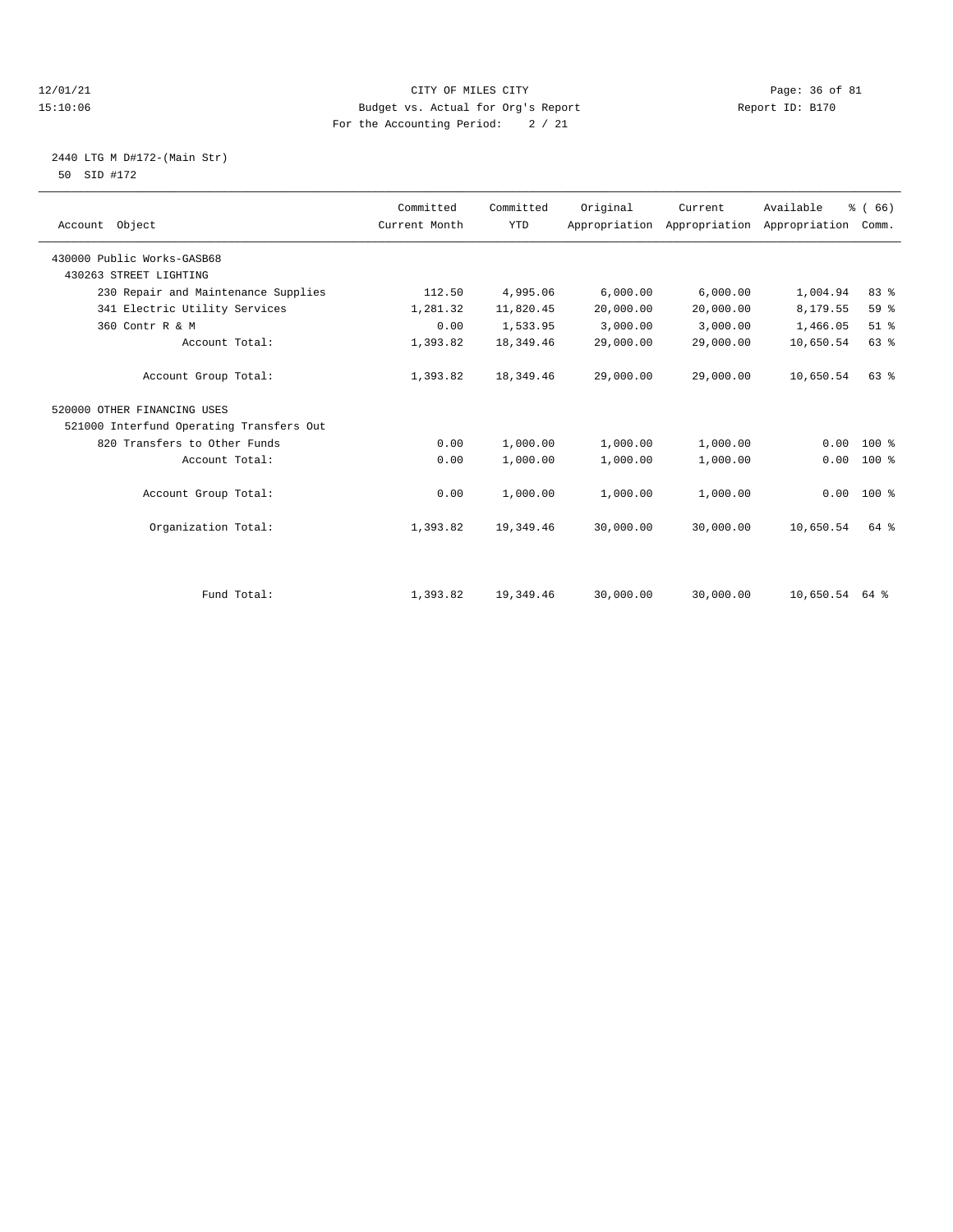CITY OF MILES CITY
Budget vs. Actual for Org's Report
For the Accounting Period: 2 / 21

12/01/21
15:10:06

Report ID: B170

2440 LTG M D#172-(Main Str)
50 SID #172

| Account Object | Committed Current Month | Committed YTD | Original Appropriation | Current Appropriation | Available Appropriation | % ( 66) Comm. |
|---|---|---|---|---|---|---|
| 430000 Public Works-GASB68 | | | | | | |
| 430263 STREET LIGHTING | | | | | | |
| 230 Repair and Maintenance Supplies | 112.50 | 4,995.06 | 6,000.00 | 6,000.00 | 1,004.94 | 83 % |
| 341 Electric Utility Services | 1,281.32 | 11,820.45 | 20,000.00 | 20,000.00 | 8,179.55 | 59 % |
| 360 Contr R & M | 0.00 | 1,533.95 | 3,000.00 | 3,000.00 | 1,466.05 | 51 % |
| Account Total: | 1,393.82 | 18,349.46 | 29,000.00 | 29,000.00 | 10,650.54 | 63 % |
| Account Group Total: | 1,393.82 | 18,349.46 | 29,000.00 | 29,000.00 | 10,650.54 | 63 % |
| 520000 OTHER FINANCING USES | | | | | | |
| 521000 Interfund Operating Transfers Out | | | | | | |
| 820 Transfers to Other Funds | 0.00 | 1,000.00 | 1,000.00 | 1,000.00 | 0.00 | 100 % |
| Account Total: | 0.00 | 1,000.00 | 1,000.00 | 1,000.00 | 0.00 | 100 % |
| Account Group Total: | 0.00 | 1,000.00 | 1,000.00 | 1,000.00 | 0.00 | 100 % |
| Organization Total: | 1,393.82 | 19,349.46 | 30,000.00 | 30,000.00 | 10,650.54 | 64 % |
| Fund Total: | 1,393.82 | 19,349.46 | 30,000.00 | 30,000.00 | 10,650.54 | 64 % |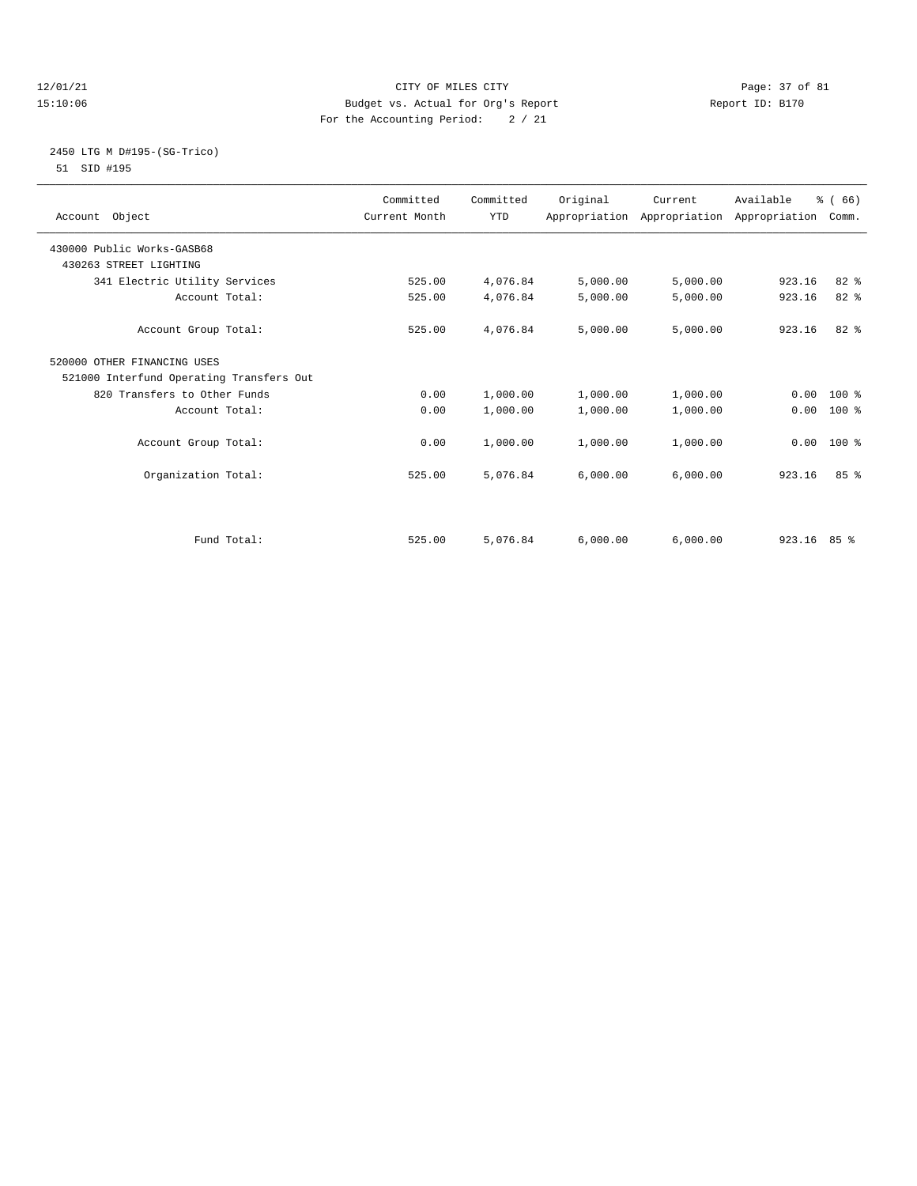CITY OF MILES CITY
Budget vs. Actual for Org's Report
For the Accounting Period: 2 / 21

12/01/21
15:10:06

Report ID: B170

2450 LTG M D#195-(SG-Trico)
51 SID #195

| Account Object | Committed Current Month | Committed YTD | Original Appropriation | Current Appropriation | Available Appropriation | % ( 66) Comm. |
|---|---|---|---|---|---|---|
| 430000 Public Works-GASB68 | | | | | | |
| 430263 STREET LIGHTING | | | | | | |
| 341 Electric Utility Services | 525.00 | 4,076.84 | 5,000.00 | 5,000.00 | 923.16 | 82 % |
| Account Total: | 525.00 | 4,076.84 | 5,000.00 | 5,000.00 | 923.16 | 82 % |
| Account Group Total: | 525.00 | 4,076.84 | 5,000.00 | 5,000.00 | 923.16 | 82 % |
| 520000 OTHER FINANCING USES | | | | | | |
| 521000 Interfund Operating Transfers Out | | | | | | |
| 820 Transfers to Other Funds | 0.00 | 1,000.00 | 1,000.00 | 1,000.00 | 0.00 | 100 % |
| Account Total: | 0.00 | 1,000.00 | 1,000.00 | 1,000.00 | 0.00 | 100 % |
| Account Group Total: | 0.00 | 1,000.00 | 1,000.00 | 1,000.00 | 0.00 | 100 % |
| Organization Total: | 525.00 | 5,076.84 | 6,000.00 | 6,000.00 | 923.16 | 85 % |
| Fund Total: | 525.00 | 5,076.84 | 6,000.00 | 6,000.00 | 923.16 | 85 % |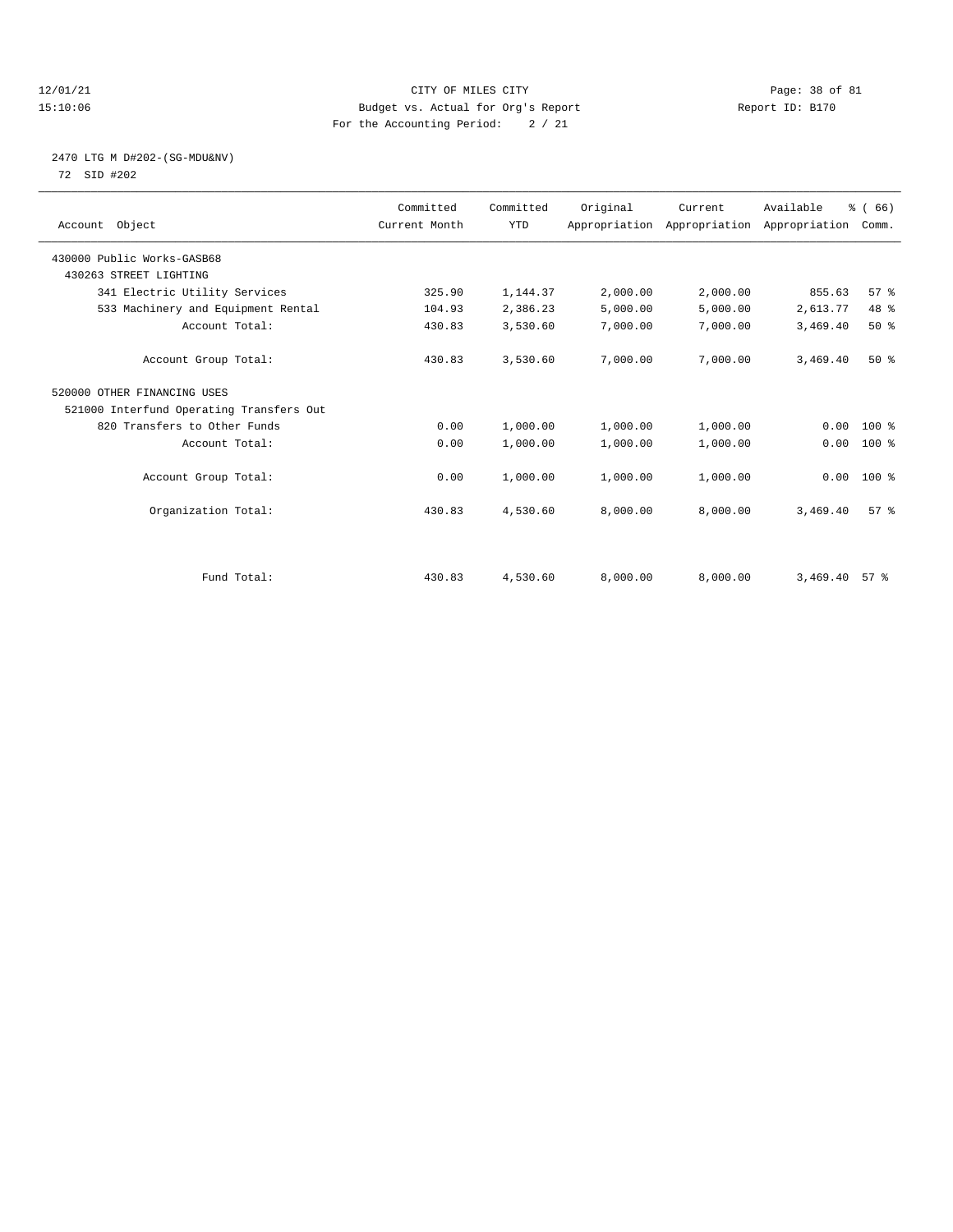CITY OF MILES CITY
Budget vs. Actual for Org's Report
For the Accounting Period: 2 / 21

12/01/21
15:10:06

Report ID: B170

## 2470 LTG M D#202-(SG-MDU&NV)

72 SID #202

| Account Object | Committed Current Month | Committed YTD | Original Appropriation | Current Appropriation | Available Appropriation | % ( 66) Comm. |
|---|---|---|---|---|---|---|
| 430000 Public Works-GASB68 | | | | | | |
| 430263 STREET LIGHTING | | | | | | |
| 341 Electric Utility Services | 325.90 | 1,144.37 | 2,000.00 | 2,000.00 | 855.63 | 57 % |
| 533 Machinery and Equipment Rental | 104.93 | 2,386.23 | 5,000.00 | 5,000.00 | 2,613.77 | 48 % |
| Account Total: | 430.83 | 3,530.60 | 7,000.00 | 7,000.00 | 3,469.40 | 50 % |
| Account Group Total: | 430.83 | 3,530.60 | 7,000.00 | 7,000.00 | 3,469.40 | 50 % |
| 520000 OTHER FINANCING USES | | | | | | |
| 521000 Interfund Operating Transfers Out | | | | | | |
| 820 Transfers to Other Funds | 0.00 | 1,000.00 | 1,000.00 | 1,000.00 | 0.00 | 100 % |
| Account Total: | 0.00 | 1,000.00 | 1,000.00 | 1,000.00 | 0.00 | 100 % |
| Account Group Total: | 0.00 | 1,000.00 | 1,000.00 | 1,000.00 | 0.00 | 100 % |
| Organization Total: | 430.83 | 4,530.60 | 8,000.00 | 8,000.00 | 3,469.40 | 57 % |
| Fund Total: | 430.83 | 4,530.60 | 8,000.00 | 8,000.00 | 3,469.40 | 57 % |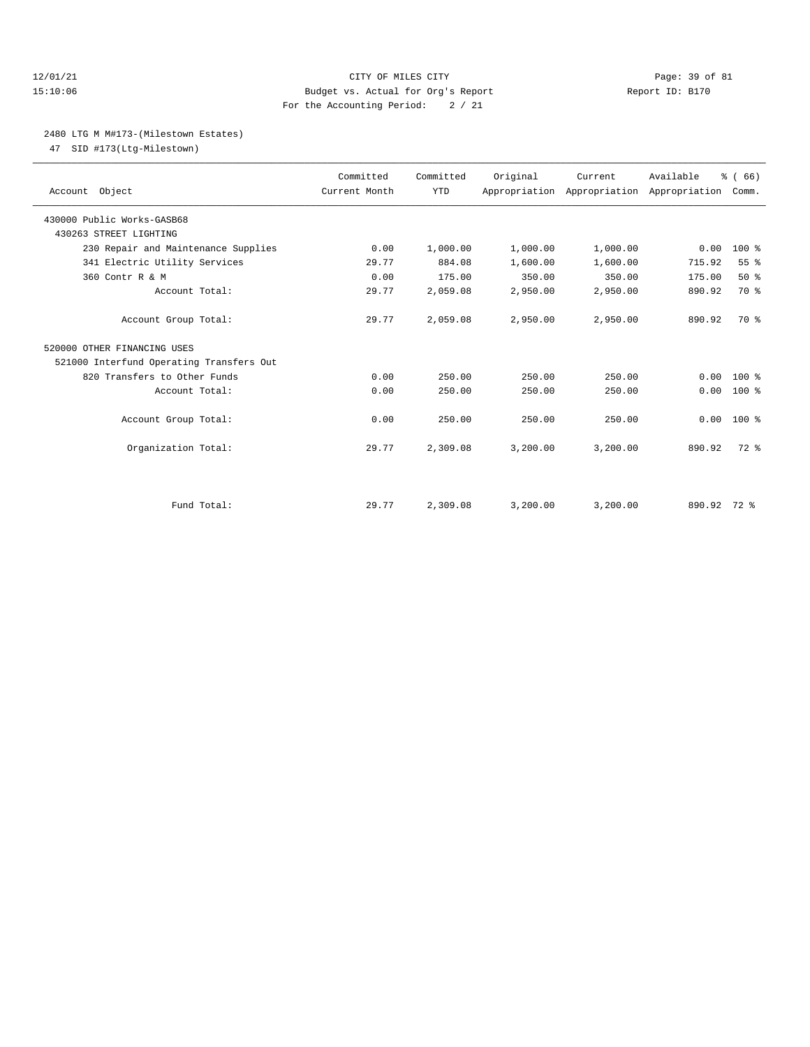CITY OF MILES CITY
Budget vs. Actual for Org's Report
For the Accounting Period: 2 / 21

12/01/21
15:10:06

Report ID: B170

## 2480 LTG M M#173-(Milestown Estates)

47 SID #173(Ltg-Milestown)

| Account Object | Committed Current Month | Committed YTD | Original Appropriation | Current Appropriation | Available Appropriation | % ( 66) Comm. |
|---|---|---|---|---|---|---|
| 430000 Public Works-GASB68 | | | | | | |
| 430263 STREET LIGHTING | | | | | | |
| 230 Repair and Maintenance Supplies | 0.00 | 1,000.00 | 1,000.00 | 1,000.00 | 0.00 | 100 % |
| 341 Electric Utility Services | 29.77 | 884.08 | 1,600.00 | 1,600.00 | 715.92 | 55 % |
| 360 Contr R & M | 0.00 | 175.00 | 350.00 | 350.00 | 175.00 | 50 % |
| Account Total: | 29.77 | 2,059.08 | 2,950.00 | 2,950.00 | 890.92 | 70 % |
| Account Group Total: | 29.77 | 2,059.08 | 2,950.00 | 2,950.00 | 890.92 | 70 % |
| 520000 OTHER FINANCING USES | | | | | | |
| 521000 Interfund Operating Transfers Out | | | | | | |
| 820 Transfers to Other Funds | 0.00 | 250.00 | 250.00 | 250.00 | 0.00 | 100 % |
| Account Total: | 0.00 | 250.00 | 250.00 | 250.00 | 0.00 | 100 % |
| Account Group Total: | 0.00 | 250.00 | 250.00 | 250.00 | 0.00 | 100 % |
| Organization Total: | 29.77 | 2,309.08 | 3,200.00 | 3,200.00 | 890.92 | 72 % |
| Fund Total: | 29.77 | 2,309.08 | 3,200.00 | 3,200.00 | 890.92 | 72 % |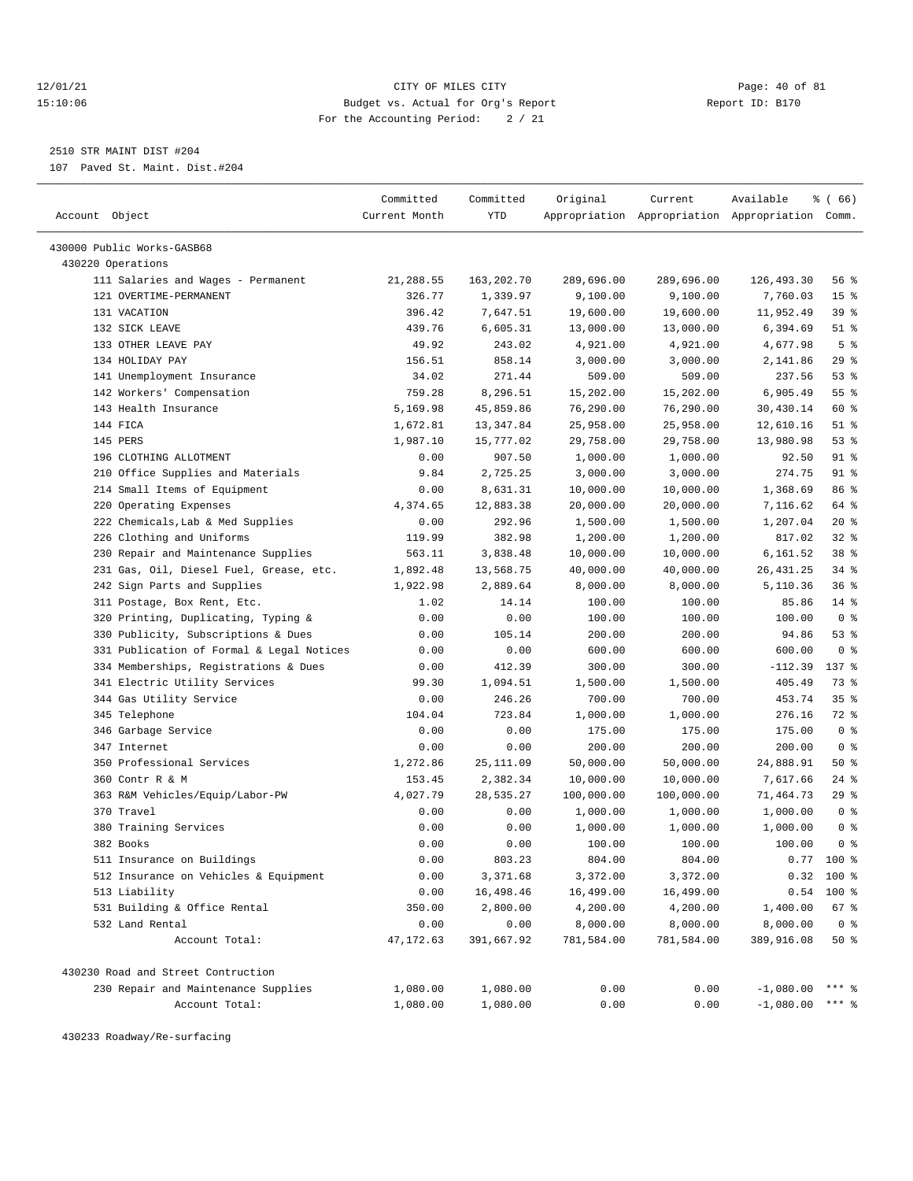CITY OF MILES CITY
Budget vs. Actual for Org's Report
For the Accounting Period: 2 / 21

12/01/21
15:10:06

Report ID: B170

2510 STR MAINT DIST #204

107 Paved St. Maint. Dist.#204

| Account Object | Committed Current Month | Committed YTD | Original Appropriation | Current Appropriation | Available Appropriation | % ( 66) Comm. |
|---|---|---|---|---|---|---|
| 430000 Public Works-GASB68 | | | | | | |
| 430220 Operations | | | | | | |
| 111 Salaries and Wages - Permanent | 21,288.55 | 163,202.70 | 289,696.00 | 289,696.00 | 126,493.30 | 56 % |
| 121 OVERTIME-PERMANENT | 326.77 | 1,339.97 | 9,100.00 | 9,100.00 | 7,760.03 | 15 % |
| 131 VACATION | 396.42 | 7,647.51 | 19,600.00 | 19,600.00 | 11,952.49 | 39 % |
| 132 SICK LEAVE | 439.76 | 6,605.31 | 13,000.00 | 13,000.00 | 6,394.69 | 51 % |
| 133 OTHER LEAVE PAY | 49.92 | 243.02 | 4,921.00 | 4,921.00 | 4,677.98 | 5 % |
| 134 HOLIDAY PAY | 156.51 | 858.14 | 3,000.00 | 3,000.00 | 2,141.86 | 29 % |
| 141 Unemployment Insurance | 34.02 | 271.44 | 509.00 | 509.00 | 237.56 | 53 % |
| 142 Workers' Compensation | 759.28 | 8,296.51 | 15,202.00 | 15,202.00 | 6,905.49 | 55 % |
| 143 Health Insurance | 5,169.98 | 45,859.86 | 76,290.00 | 76,290.00 | 30,430.14 | 60 % |
| 144 FICA | 1,672.81 | 13,347.84 | 25,958.00 | 25,958.00 | 12,610.16 | 51 % |
| 145 PERS | 1,987.10 | 15,777.02 | 29,758.00 | 29,758.00 | 13,980.98 | 53 % |
| 196 CLOTHING ALLOTMENT | 0.00 | 907.50 | 1,000.00 | 1,000.00 | 92.50 | 91 % |
| 210 Office Supplies and Materials | 9.84 | 2,725.25 | 3,000.00 | 3,000.00 | 274.75 | 91 % |
| 214 Small Items of Equipment | 0.00 | 8,631.31 | 10,000.00 | 10,000.00 | 1,368.69 | 86 % |
| 220 Operating Expenses | 4,374.65 | 12,883.38 | 20,000.00 | 20,000.00 | 7,116.62 | 64 % |
| 222 Chemicals,Lab & Med Supplies | 0.00 | 292.96 | 1,500.00 | 1,500.00 | 1,207.04 | 20 % |
| 226 Clothing and Uniforms | 119.99 | 382.98 | 1,200.00 | 1,200.00 | 817.02 | 32 % |
| 230 Repair and Maintenance Supplies | 563.11 | 3,838.48 | 10,000.00 | 10,000.00 | 6,161.52 | 38 % |
| 231 Gas, Oil, Diesel Fuel, Grease, etc. | 1,892.48 | 13,568.75 | 40,000.00 | 40,000.00 | 26,431.25 | 34 % |
| 242 Sign Parts and Supplies | 1,922.98 | 2,889.64 | 8,000.00 | 8,000.00 | 5,110.36 | 36 % |
| 311 Postage, Box Rent, Etc. | 1.02 | 14.14 | 100.00 | 100.00 | 85.86 | 14 % |
| 320 Printing, Duplicating, Typing & | 0.00 | 0.00 | 100.00 | 100.00 | 100.00 | 0 % |
| 330 Publicity, Subscriptions & Dues | 0.00 | 105.14 | 200.00 | 200.00 | 94.86 | 53 % |
| 331 Publication of Formal & Legal Notices | 0.00 | 0.00 | 600.00 | 600.00 | 600.00 | 0 % |
| 334 Memberships, Registrations & Dues | 0.00 | 412.39 | 300.00 | 300.00 | -112.39 | 137 % |
| 341 Electric Utility Services | 99.30 | 1,094.51 | 1,500.00 | 1,500.00 | 405.49 | 73 % |
| 344 Gas Utility Service | 0.00 | 246.26 | 700.00 | 700.00 | 453.74 | 35 % |
| 345 Telephone | 104.04 | 723.84 | 1,000.00 | 1,000.00 | 276.16 | 72 % |
| 346 Garbage Service | 0.00 | 0.00 | 175.00 | 175.00 | 175.00 | 0 % |
| 347 Internet | 0.00 | 0.00 | 200.00 | 200.00 | 200.00 | 0 % |
| 350 Professional Services | 1,272.86 | 25,111.09 | 50,000.00 | 50,000.00 | 24,888.91 | 50 % |
| 360 Contr R & M | 153.45 | 2,382.34 | 10,000.00 | 10,000.00 | 7,617.66 | 24 % |
| 363 R&M Vehicles/Equip/Labor-PW | 4,027.79 | 28,535.27 | 100,000.00 | 100,000.00 | 71,464.73 | 29 % |
| 370 Travel | 0.00 | 0.00 | 1,000.00 | 1,000.00 | 1,000.00 | 0 % |
| 380 Training Services | 0.00 | 0.00 | 1,000.00 | 1,000.00 | 1,000.00 | 0 % |
| 382 Books | 0.00 | 0.00 | 100.00 | 100.00 | 100.00 | 0 % |
| 511 Insurance on Buildings | 0.00 | 803.23 | 804.00 | 804.00 | 0.77 | 100 % |
| 512 Insurance on Vehicles & Equipment | 0.00 | 3,371.68 | 3,372.00 | 3,372.00 | 0.32 | 100 % |
| 513 Liability | 0.00 | 16,498.46 | 16,499.00 | 16,499.00 | 0.54 | 100 % |
| 531 Building & Office Rental | 350.00 | 2,800.00 | 4,200.00 | 4,200.00 | 1,400.00 | 67 % |
| 532 Land Rental | 0.00 | 0.00 | 8,000.00 | 8,000.00 | 8,000.00 | 0 % |
| Account Total: | 47,172.63 | 391,667.92 | 781,584.00 | 781,584.00 | 389,916.08 | 50 % |
| 430230 Road and Street Contruction | | | | | | |
| 230 Repair and Maintenance Supplies | 1,080.00 | 1,080.00 | 0.00 | 0.00 | -1,080.00 | *** % |
| Account Total: | 1,080.00 | 1,080.00 | 0.00 | 0.00 | -1,080.00 | *** % |
| 430233 Roadway/Re-surfacing | | | | | | |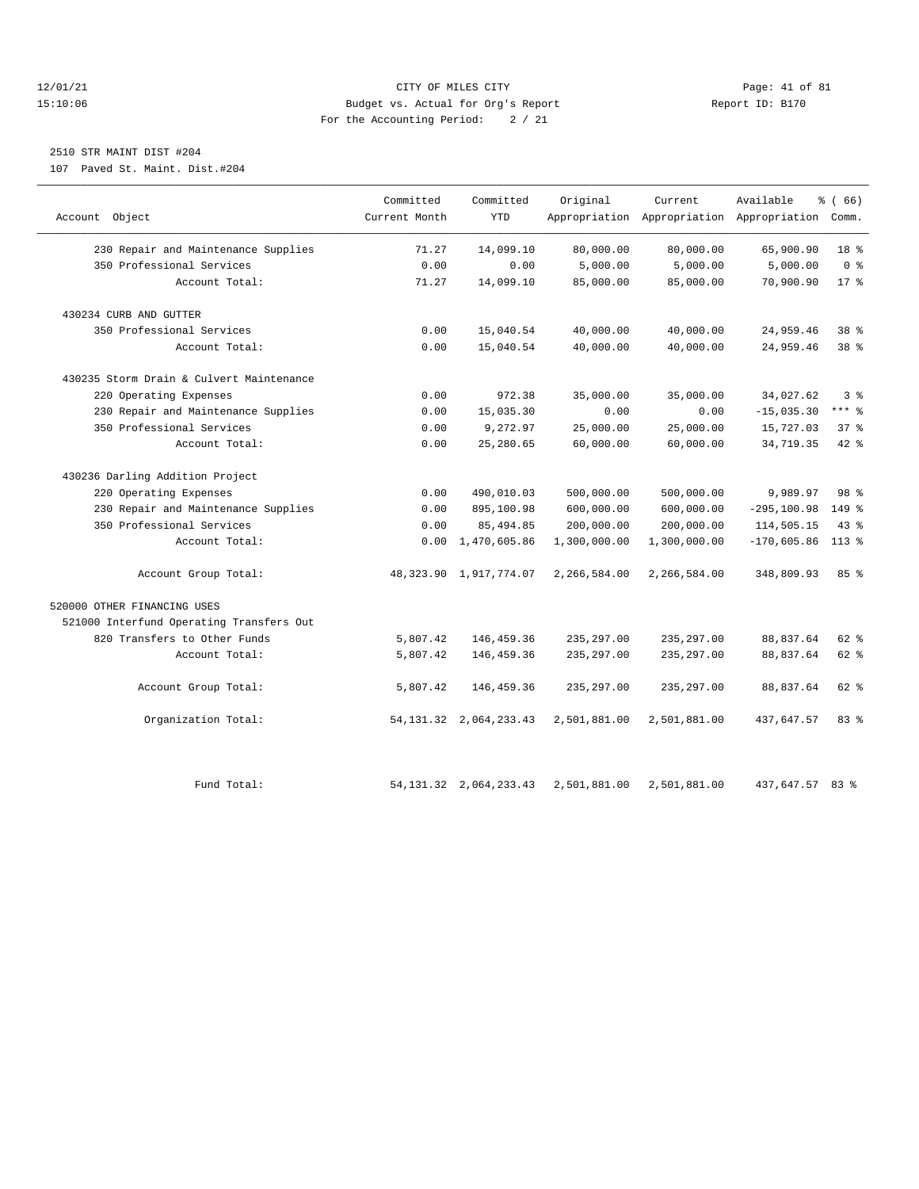CITY OF MILES CITY
Budget vs. Actual for Org's Report
For the Accounting Period: 2 / 21

12/01/21
15:10:06

Report ID: B170

2510 STR MAINT DIST #204
107 Paved St. Maint. Dist.#204

| Account Object | Committed Current Month | Committed YTD | Original Appropriation | Current Appropriation | Available Appropriation | % ( 66) Comm. |
|---|---|---|---|---|---|---|
| 230 Repair and Maintenance Supplies | 71.27 | 14,099.10 | 80,000.00 | 80,000.00 | 65,900.90 | 18 % |
| 350 Professional Services | 0.00 | 0.00 | 5,000.00 | 5,000.00 | 5,000.00 | 0 % |
| Account Total: | 71.27 | 14,099.10 | 85,000.00 | 85,000.00 | 70,900.90 | 17 % |
| 430234 CURB AND GUTTER | | | | | | |
| 350 Professional Services | 0.00 | 15,040.54 | 40,000.00 | 40,000.00 | 24,959.46 | 38 % |
| Account Total: | 0.00 | 15,040.54 | 40,000.00 | 40,000.00 | 24,959.46 | 38 % |
| 430235 Storm Drain & Culvert Maintenance | | | | | | |
| 220 Operating Expenses | 0.00 | 972.38 | 35,000.00 | 35,000.00 | 34,027.62 | 3 % |
| 230 Repair and Maintenance Supplies | 0.00 | 15,035.30 | 0.00 | 0.00 | -15,035.30 | *** % |
| 350 Professional Services | 0.00 | 9,272.97 | 25,000.00 | 25,000.00 | 15,727.03 | 37 % |
| Account Total: | 0.00 | 25,280.65 | 60,000.00 | 60,000.00 | 34,719.35 | 42 % |
| 430236 Darling Addition Project | | | | | | |
| 220 Operating Expenses | 0.00 | 490,010.03 | 500,000.00 | 500,000.00 | 9,989.97 | 98 % |
| 230 Repair and Maintenance Supplies | 0.00 | 895,100.98 | 600,000.00 | 600,000.00 | -295,100.98 | 149 % |
| 350 Professional Services | 0.00 | 85,494.85 | 200,000.00 | 200,000.00 | 114,505.15 | 43 % |
| Account Total: | 0.00 | 1,470,605.86 | 1,300,000.00 | 1,300,000.00 | -170,605.86 | 113 % |
| Account Group Total: | 48,323.90 | 1,917,774.07 | 2,266,584.00 | 2,266,584.00 | 348,809.93 | 85 % |
| 520000 OTHER FINANCING USES | | | | | | |
| 521000 Interfund Operating Transfers Out | | | | | | |
| 820 Transfers to Other Funds | 5,807.42 | 146,459.36 | 235,297.00 | 235,297.00 | 88,837.64 | 62 % |
| Account Total: | 5,807.42 | 146,459.36 | 235,297.00 | 235,297.00 | 88,837.64 | 62 % |
| Account Group Total: | 5,807.42 | 146,459.36 | 235,297.00 | 235,297.00 | 88,837.64 | 62 % |
| Organization Total: | 54,131.32 | 2,064,233.43 | 2,501,881.00 | 2,501,881.00 | 437,647.57 | 83 % |
| Fund Total: | 54,131.32 | 2,064,233.43 | 2,501,881.00 | 2,501,881.00 | 437,647.57 | 83 % |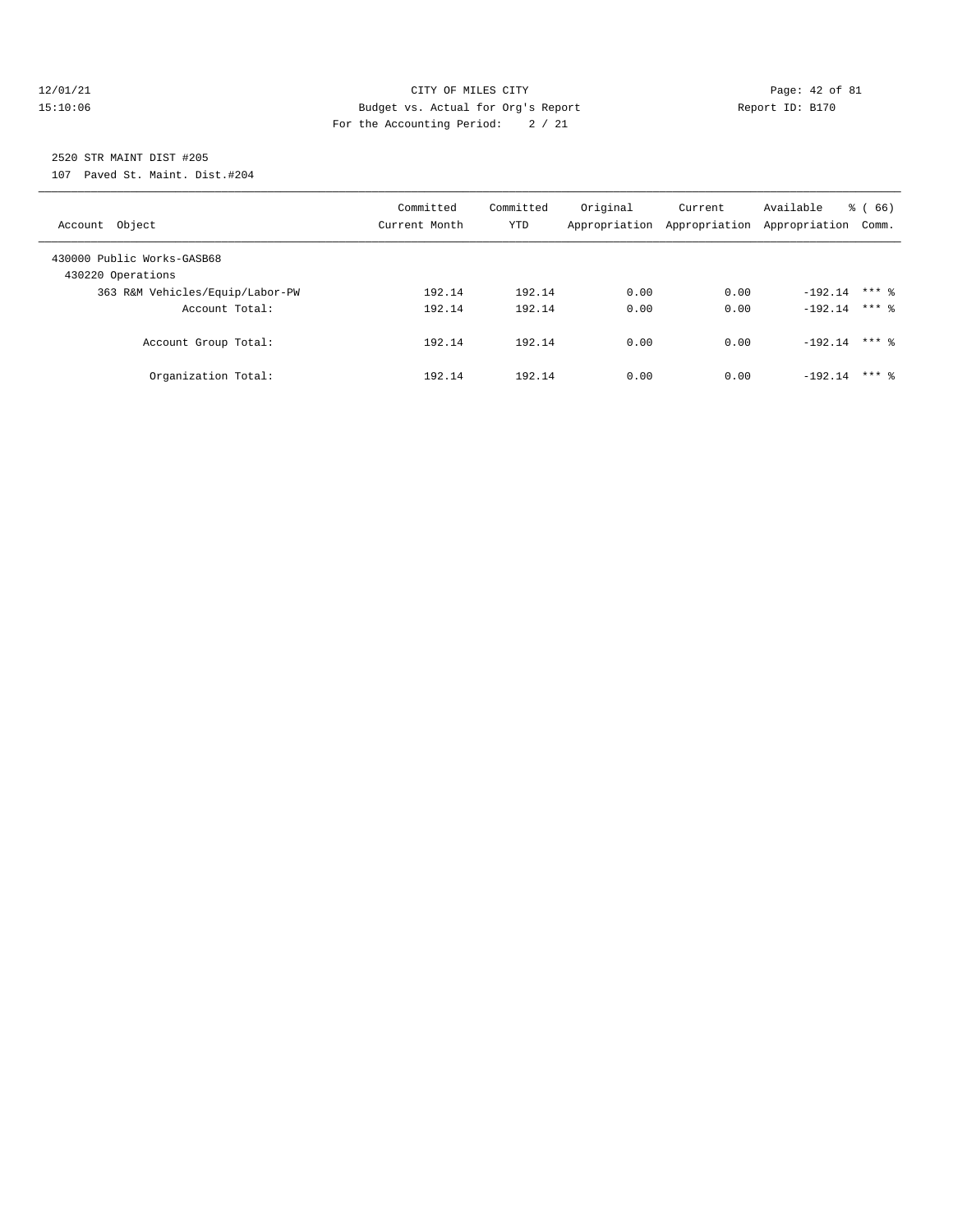CITY OF MILES CITY

Budget vs. Actual for Org's Report

Report ID: B170

12/01/21
15:10:06

For the Accounting Period: 2 / 21

2520 STR MAINT DIST #205

107 Paved St. Maint. Dist.#204

| Account Object | Committed Current Month | Committed YTD | Original Appropriation | Current Appropriation | Available Appropriation | % ( 66) Comm. |
|---|---|---|---|---|---|---|
| 430000 Public Works-GASB68 | | | | | | |
| 430220 Operations | | | | | | |
| 363 R&M Vehicles/Equip/Labor-PW | 192.14 | 192.14 | 0.00 | 0.00 | -192.14 | *** % |
| Account Total: | 192.14 | 192.14 | 0.00 | 0.00 | -192.14 | *** % |
| Account Group Total: | 192.14 | 192.14 | 0.00 | 0.00 | -192.14 | *** % |
| Organization Total: | 192.14 | 192.14 | 0.00 | 0.00 | -192.14 | *** % |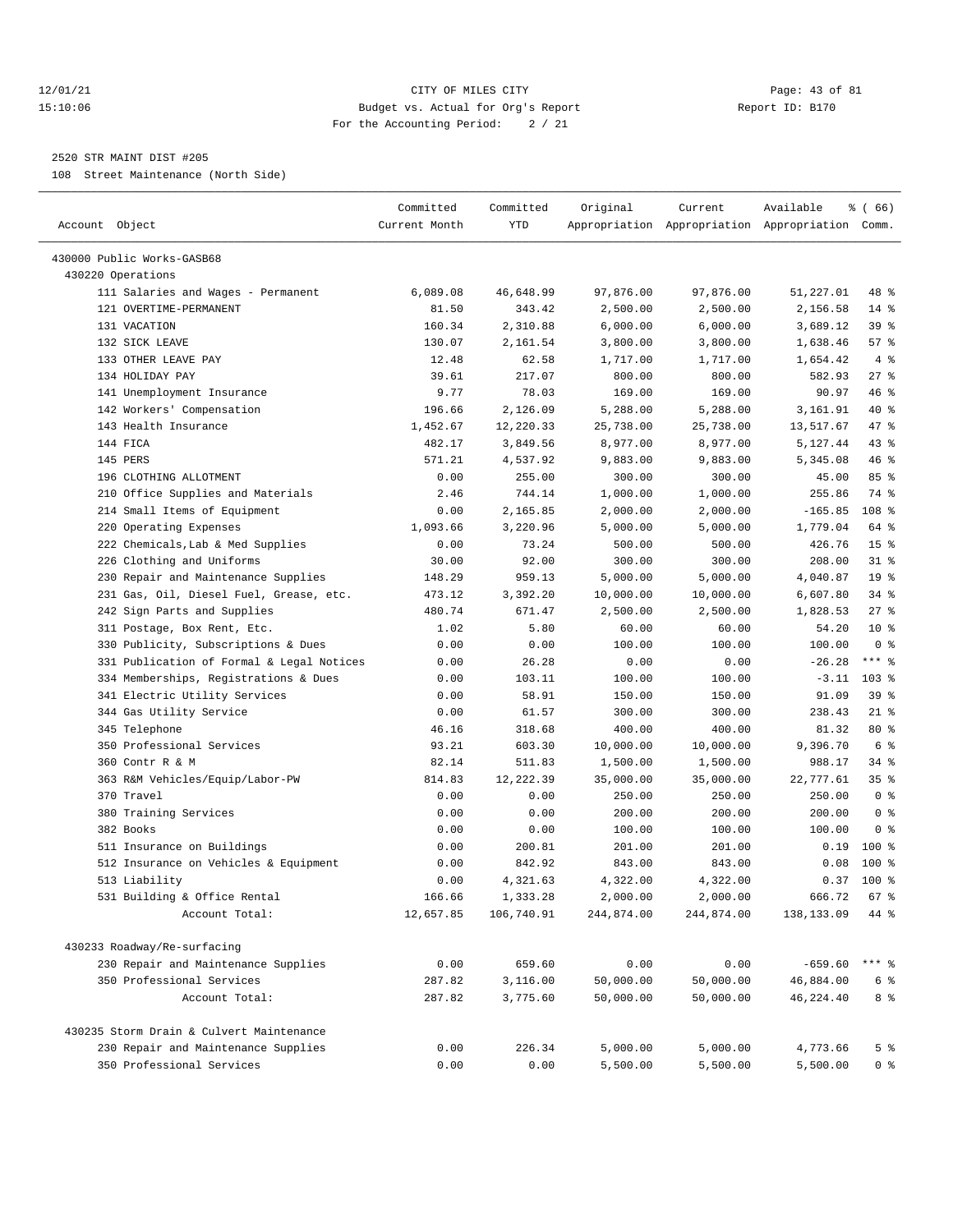CITY OF MILES CITY
Budget vs. Actual for Org's Report
For the Accounting Period: 2 / 21

12/01/21
15:10:06

Report ID: B170

2520 STR MAINT DIST #205

108 Street Maintenance (North Side)

| Account Object | Committed Current Month | Committed YTD | Original Appropriation | Current Appropriation | Available Appropriation | % ( 66) Comm. |
|---|---|---|---|---|---|---|
| 430000 Public Works-GASB68 | | | | | | |
| 430220 Operations | | | | | | |
| 111 Salaries and Wages - Permanent | 6,089.08 | 46,648.99 | 97,876.00 | 97,876.00 | 51,227.01 | 48 % |
| 121 OVERTIME-PERMANENT | 81.50 | 343.42 | 2,500.00 | 2,500.00 | 2,156.58 | 14 % |
| 131 VACATION | 160.34 | 2,310.88 | 6,000.00 | 6,000.00 | 3,689.12 | 39 % |
| 132 SICK LEAVE | 130.07 | 2,161.54 | 3,800.00 | 3,800.00 | 1,638.46 | 57 % |
| 133 OTHER LEAVE PAY | 12.48 | 62.58 | 1,717.00 | 1,717.00 | 1,654.42 | 4 % |
| 134 HOLIDAY PAY | 39.61 | 217.07 | 800.00 | 800.00 | 582.93 | 27 % |
| 141 Unemployment Insurance | 9.77 | 78.03 | 169.00 | 169.00 | 90.97 | 46 % |
| 142 Workers' Compensation | 196.66 | 2,126.09 | 5,288.00 | 5,288.00 | 3,161.91 | 40 % |
| 143 Health Insurance | 1,452.67 | 12,220.33 | 25,738.00 | 25,738.00 | 13,517.67 | 47 % |
| 144 FICA | 482.17 | 3,849.56 | 8,977.00 | 8,977.00 | 5,127.44 | 43 % |
| 145 PERS | 571.21 | 4,537.92 | 9,883.00 | 9,883.00 | 5,345.08 | 46 % |
| 196 CLOTHING ALLOTMENT | 0.00 | 255.00 | 300.00 | 300.00 | 45.00 | 85 % |
| 210 Office Supplies and Materials | 2.46 | 744.14 | 1,000.00 | 1,000.00 | 255.86 | 74 % |
| 214 Small Items of Equipment | 0.00 | 2,165.85 | 2,000.00 | 2,000.00 | -165.85 | 108 % |
| 220 Operating Expenses | 1,093.66 | 3,220.96 | 5,000.00 | 5,000.00 | 1,779.04 | 64 % |
| 222 Chemicals,Lab & Med Supplies | 0.00 | 73.24 | 500.00 | 500.00 | 426.76 | 15 % |
| 226 Clothing and Uniforms | 30.00 | 92.00 | 300.00 | 300.00 | 208.00 | 31 % |
| 230 Repair and Maintenance Supplies | 148.29 | 959.13 | 5,000.00 | 5,000.00 | 4,040.87 | 19 % |
| 231 Gas, Oil, Diesel Fuel, Grease, etc. | 473.12 | 3,392.20 | 10,000.00 | 10,000.00 | 6,607.80 | 34 % |
| 242 Sign Parts and Supplies | 480.74 | 671.47 | 2,500.00 | 2,500.00 | 1,828.53 | 27 % |
| 311 Postage, Box Rent, Etc. | 1.02 | 5.80 | 60.00 | 60.00 | 54.20 | 10 % |
| 330 Publicity, Subscriptions & Dues | 0.00 | 0.00 | 100.00 | 100.00 | 100.00 | 0 % |
| 331 Publication of Formal & Legal Notices | 0.00 | 26.28 | 0.00 | 0.00 | -26.28 | *** % |
| 334 Memberships, Registrations & Dues | 0.00 | 103.11 | 100.00 | 100.00 | -3.11 | 103 % |
| 341 Electric Utility Services | 0.00 | 58.91 | 150.00 | 150.00 | 91.09 | 39 % |
| 344 Gas Utility Service | 0.00 | 61.57 | 300.00 | 300.00 | 238.43 | 21 % |
| 345 Telephone | 46.16 | 318.68 | 400.00 | 400.00 | 81.32 | 80 % |
| 350 Professional Services | 93.21 | 603.30 | 10,000.00 | 10,000.00 | 9,396.70 | 6 % |
| 360 Contr R & M | 82.14 | 511.83 | 1,500.00 | 1,500.00 | 988.17 | 34 % |
| 363 R&M Vehicles/Equip/Labor-PW | 814.83 | 12,222.39 | 35,000.00 | 35,000.00 | 22,777.61 | 35 % |
| 370 Travel | 0.00 | 0.00 | 250.00 | 250.00 | 250.00 | 0 % |
| 380 Training Services | 0.00 | 0.00 | 200.00 | 200.00 | 200.00 | 0 % |
| 382 Books | 0.00 | 0.00 | 100.00 | 100.00 | 100.00 | 0 % |
| 511 Insurance on Buildings | 0.00 | 200.81 | 201.00 | 201.00 | 0.19 | 100 % |
| 512 Insurance on Vehicles & Equipment | 0.00 | 842.92 | 843.00 | 843.00 | 0.08 | 100 % |
| 513 Liability | 0.00 | 4,321.63 | 4,322.00 | 4,322.00 | 0.37 | 100 % |
| 531 Building & Office Rental | 166.66 | 1,333.28 | 2,000.00 | 2,000.00 | 666.72 | 67 % |
| Account Total: | 12,657.85 | 106,740.91 | 244,874.00 | 244,874.00 | 138,133.09 | 44 % |
| 430233 Roadway/Re-surfacing | | | | | | |
| 230 Repair and Maintenance Supplies | 0.00 | 659.60 | 0.00 | 0.00 | -659.60 | *** % |
| 350 Professional Services | 287.82 | 3,116.00 | 50,000.00 | 50,000.00 | 46,884.00 | 6 % |
| Account Total: | 287.82 | 3,775.60 | 50,000.00 | 50,000.00 | 46,224.40 | 8 % |
| 430235 Storm Drain & Culvert Maintenance | | | | | | |
| 230 Repair and Maintenance Supplies | 0.00 | 226.34 | 5,000.00 | 5,000.00 | 4,773.66 | 5 % |
| 350 Professional Services | 0.00 | 0.00 | 5,500.00 | 5,500.00 | 5,500.00 | 0 % |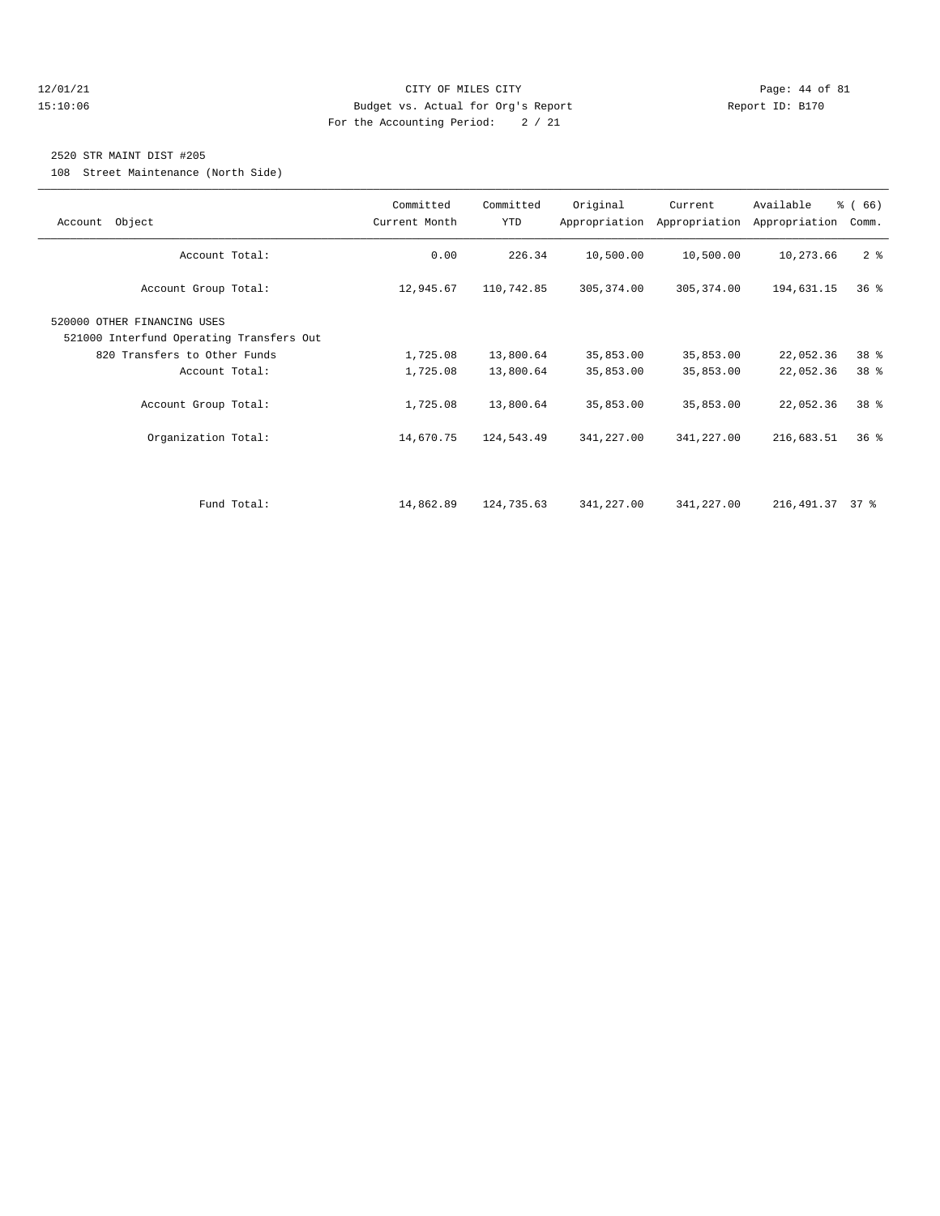## 2520 STR MAINT DIST #205

108 Street Maintenance (North Side)

| Account Object | Committed Current Month | Committed YTD | Original Appropriation | Current Appropriation | Available Appropriation | % ( 66) Comm. |
|---|---|---|---|---|---|---|
| Account Total: | 0.00 | 226.34 | 10,500.00 | 10,500.00 | 10,273.66 | 2 % |
| Account Group Total: | 12,945.67 | 110,742.85 | 305,374.00 | 305,374.00 | 194,631.15 | 36 % |
| 520000 OTHER FINANCING USES | | | | | | |
| 521000 Interfund Operating Transfers Out | | | | | | |
| 820 Transfers to Other Funds | 1,725.08 | 13,800.64 | 35,853.00 | 35,853.00 | 22,052.36 | 38 % |
| Account Total: | 1,725.08 | 13,800.64 | 35,853.00 | 35,853.00 | 22,052.36 | 38 % |
| Account Group Total: | 1,725.08 | 13,800.64 | 35,853.00 | 35,853.00 | 22,052.36 | 38 % |
| Organization Total: | 14,670.75 | 124,543.49 | 341,227.00 | 341,227.00 | 216,683.51 | 36 % |
| Fund Total: | 14,862.89 | 124,735.63 | 341,227.00 | 341,227.00 | 216,491.37 | 37 % |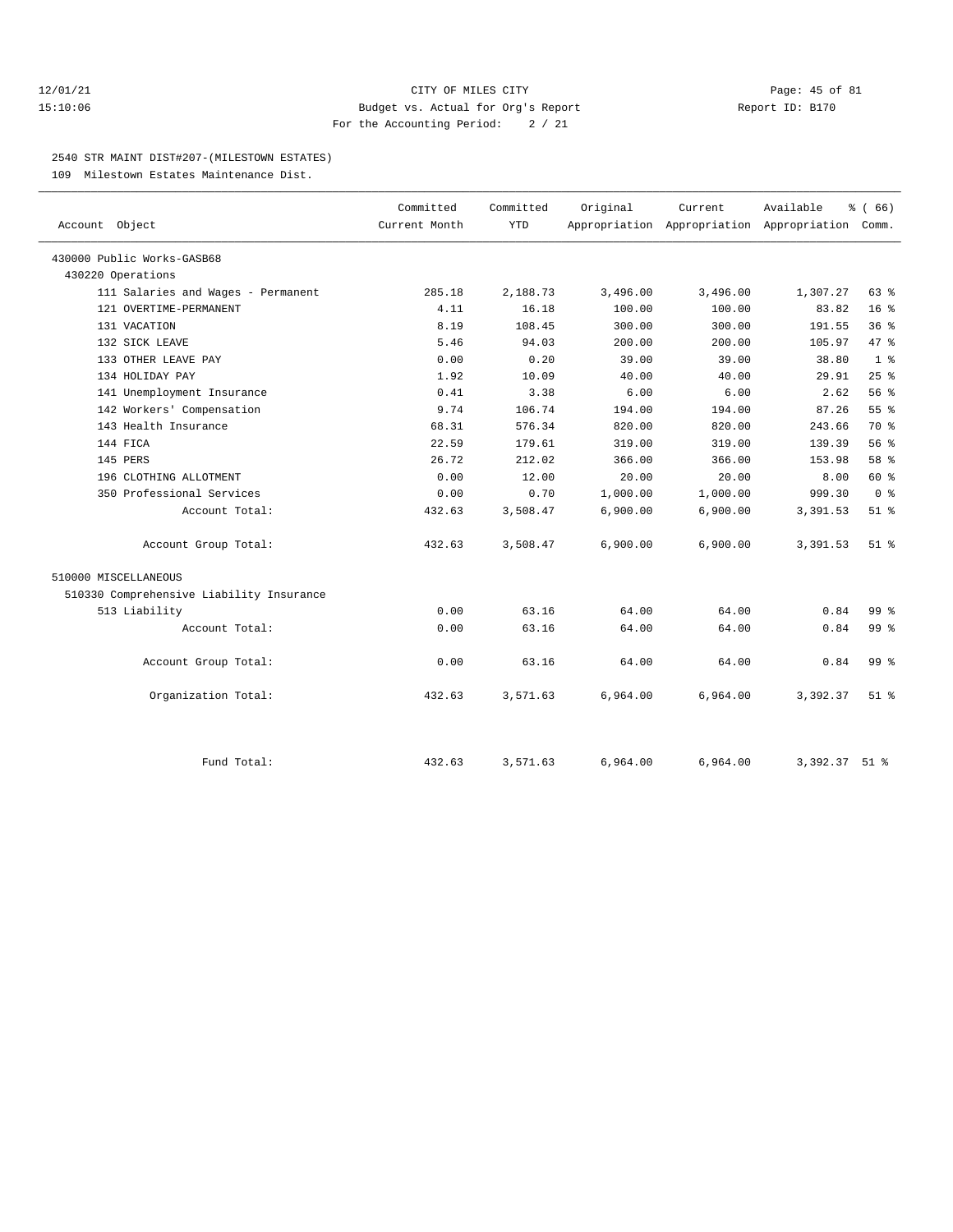CITY OF MILES CITY
Budget vs. Actual for Org's Report
For the Accounting Period: 2 / 21

12/01/21
15:10:06

Report ID: B170

## 2540 STR MAINT DIST#207-(MILESTOWN ESTATES)

109 Milestown Estates Maintenance Dist.

| Account Object | Committed Current Month | Committed YTD | Original Appropriation | Current Appropriation | Available Appropriation | % ( 66) Comm. |
|---|---|---|---|---|---|---|
| 430000 Public Works-GASB68 | | | | | | |
| 430220 Operations | | | | | | |
| 111 Salaries and Wages - Permanent | 285.18 | 2,188.73 | 3,496.00 | 3,496.00 | 1,307.27 | 63 % |
| 121 OVERTIME-PERMANENT | 4.11 | 16.18 | 100.00 | 100.00 | 83.82 | 16 % |
| 131 VACATION | 8.19 | 108.45 | 300.00 | 300.00 | 191.55 | 36 % |
| 132 SICK LEAVE | 5.46 | 94.03 | 200.00 | 200.00 | 105.97 | 47 % |
| 133 OTHER LEAVE PAY | 0.00 | 0.20 | 39.00 | 39.00 | 38.80 | 1 % |
| 134 HOLIDAY PAY | 1.92 | 10.09 | 40.00 | 40.00 | 29.91 | 25 % |
| 141 Unemployment Insurance | 0.41 | 3.38 | 6.00 | 6.00 | 2.62 | 56 % |
| 142 Workers' Compensation | 9.74 | 106.74 | 194.00 | 194.00 | 87.26 | 55 % |
| 143 Health Insurance | 68.31 | 576.34 | 820.00 | 820.00 | 243.66 | 70 % |
| 144 FICA | 22.59 | 179.61 | 319.00 | 319.00 | 139.39 | 56 % |
| 145 PERS | 26.72 | 212.02 | 366.00 | 366.00 | 153.98 | 58 % |
| 196 CLOTHING ALLOTMENT | 0.00 | 12.00 | 20.00 | 20.00 | 8.00 | 60 % |
| 350 Professional Services | 0.00 | 0.70 | 1,000.00 | 1,000.00 | 999.30 | 0 % |
| Account Total: | 432.63 | 3,508.47 | 6,900.00 | 6,900.00 | 3,391.53 | 51 % |
| Account Group Total: | 432.63 | 3,508.47 | 6,900.00 | 6,900.00 | 3,391.53 | 51 % |
| 510000 MISCELLANEOUS | | | | | | |
| 510330 Comprehensive Liability Insurance | | | | | | |
| 513 Liability | 0.00 | 63.16 | 64.00 | 64.00 | 0.84 | 99 % |
| Account Total: | 0.00 | 63.16 | 64.00 | 64.00 | 0.84 | 99 % |
| Account Group Total: | 0.00 | 63.16 | 64.00 | 64.00 | 0.84 | 99 % |
| Organization Total: | 432.63 | 3,571.63 | 6,964.00 | 6,964.00 | 3,392.37 | 51 % |
| Fund Total: | 432.63 | 3,571.63 | 6,964.00 | 6,964.00 | 3,392.37 | 51 % |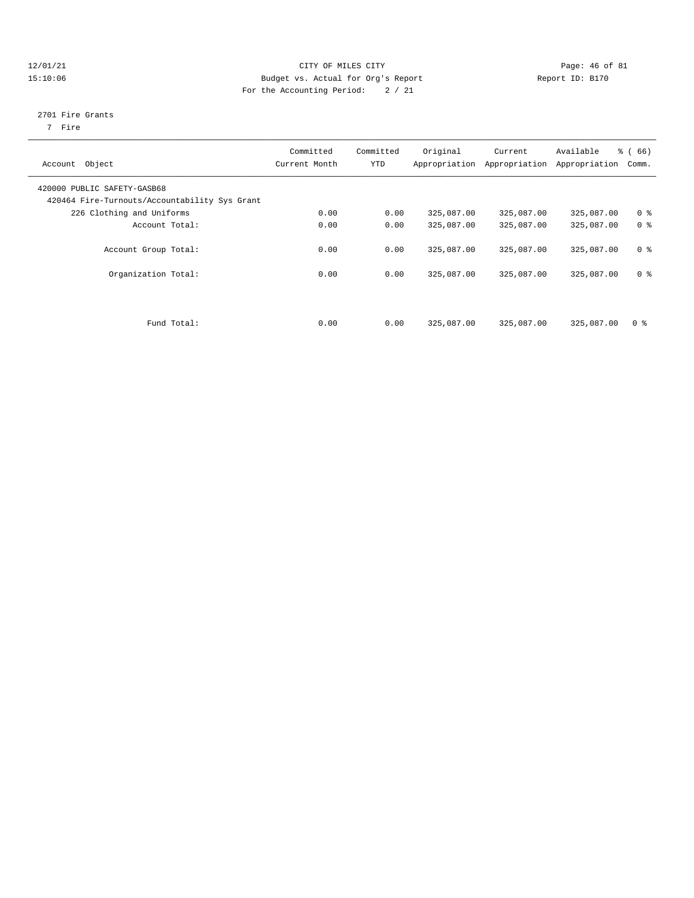CITY OF MILES CITY
Budget vs. Actual for Org's Report
For the Accounting Period: 2 / 21

12/01/21
15:10:06

Report ID: B170

2701 Fire Grants
7 Fire

| Account Object | Committed Current Month | Committed YTD | Original Appropriation | Current Appropriation | Available Appropriation | % ( 66) Comm. |
|---|---|---|---|---|---|---|
| 420000 PUBLIC SAFETY-GASB68 | | | | | | |
| 420464 Fire-Turnouts/Accountability Sys Grant | | | | | | |
| 226 Clothing and Uniforms | 0.00 | 0.00 | 325,087.00 | 325,087.00 | 325,087.00 | 0 % |
| Account Total: | 0.00 | 0.00 | 325,087.00 | 325,087.00 | 325,087.00 | 0 % |
| Account Group Total: | 0.00 | 0.00 | 325,087.00 | 325,087.00 | 325,087.00 | 0 % |
| Organization Total: | 0.00 | 0.00 | 325,087.00 | 325,087.00 | 325,087.00 | 0 % |
| Fund Total: | 0.00 | 0.00 | 325,087.00 | 325,087.00 | 325,087.00 | 0 % |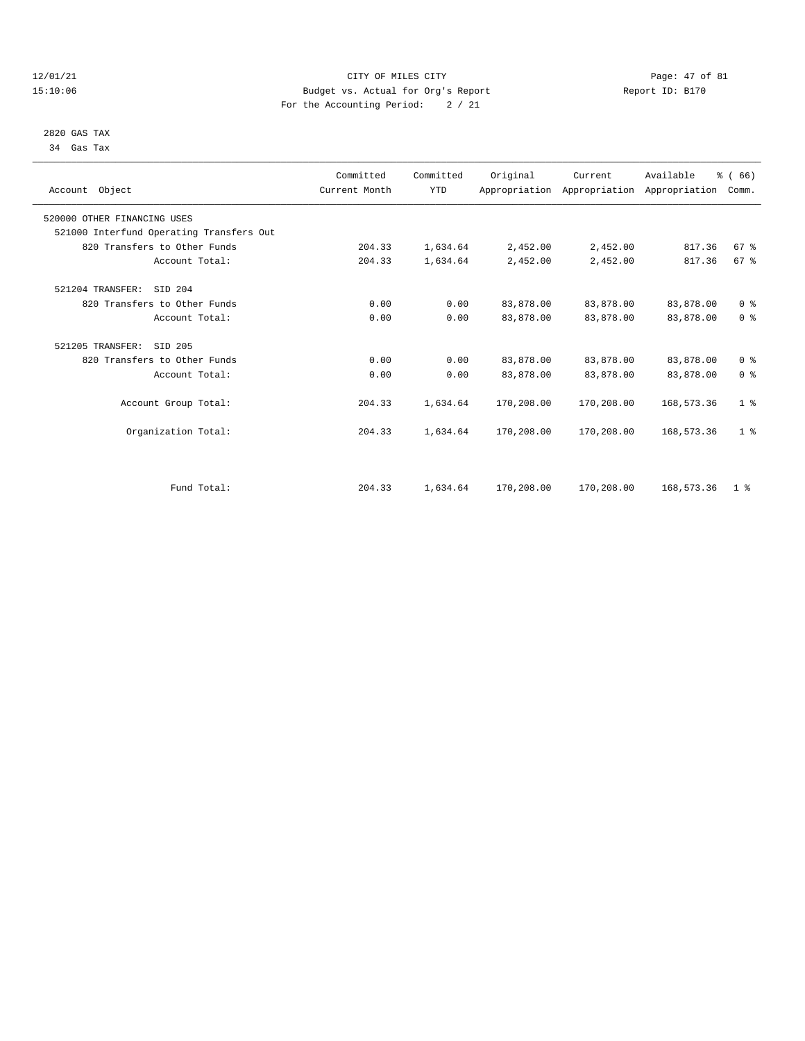12/01/21 CITY OF MILES CITY
15:10:06 Budget vs. Actual for Org's Report Report ID: B170
For the Accounting Period: 2 / 21

2820 GAS TAX
34 Gas Tax

| Account Object | Committed Current Month | Committed YTD | Original Appropriation | Current Appropriation | Available Appropriation | % ( 66) Comm. |
|---|---|---|---|---|---|---|
| 520000 OTHER FINANCING USES | | | | | | |
| 521000 Interfund Operating Transfers Out | | | | | | |
| 820 Transfers to Other Funds | 204.33 | 1,634.64 | 2,452.00 | 2,452.00 | 817.36 | 67 % |
| Account Total: | 204.33 | 1,634.64 | 2,452.00 | 2,452.00 | 817.36 | 67 % |
| 521204 TRANSFER: SID 204 | | | | | | |
| 820 Transfers to Other Funds | 0.00 | 0.00 | 83,878.00 | 83,878.00 | 83,878.00 | 0 % |
| Account Total: | 0.00 | 0.00 | 83,878.00 | 83,878.00 | 83,878.00 | 0 % |
| 521205 TRANSFER: SID 205 | | | | | | |
| 820 Transfers to Other Funds | 0.00 | 0.00 | 83,878.00 | 83,878.00 | 83,878.00 | 0 % |
| Account Total: | 0.00 | 0.00 | 83,878.00 | 83,878.00 | 83,878.00 | 0 % |
| Account Group Total: | 204.33 | 1,634.64 | 170,208.00 | 170,208.00 | 168,573.36 | 1 % |
| Organization Total: | 204.33 | 1,634.64 | 170,208.00 | 170,208.00 | 168,573.36 | 1 % |
| Fund Total: | 204.33 | 1,634.64 | 170,208.00 | 170,208.00 | 168,573.36 | 1 % |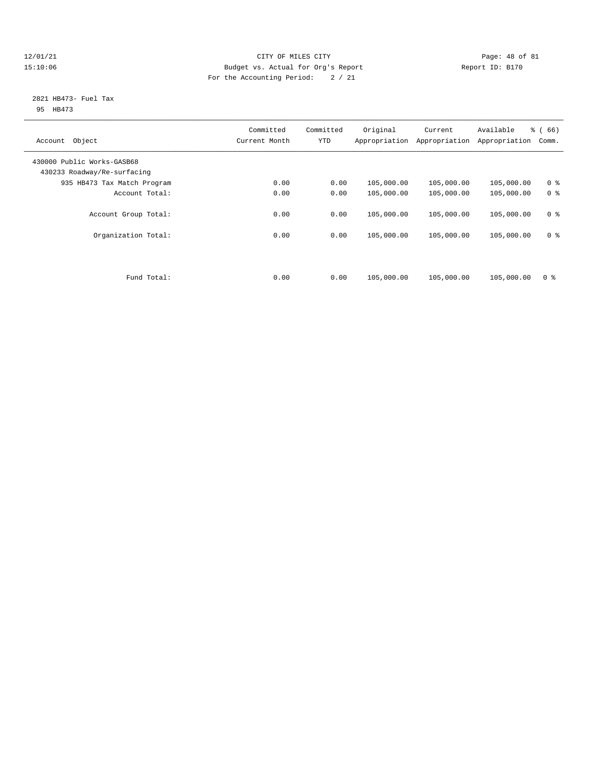CITY OF MILES CITY
Budget vs. Actual for Org's Report
For the Accounting Period: 2 / 21

12/01/21
15:10:06

Report ID: B170

2821 HB473- Fuel Tax
95 HB473

| Account Object | Committed Current Month | Committed YTD | Original Appropriation | Current Appropriation | Available Appropriation | % ( 66) Comm. |
|---|---|---|---|---|---|---|
| 430000 Public Works-GASB68 | | | | | | |
| 430233 Roadway/Re-surfacing | | | | | | |
| 935 HB473 Tax Match Program | 0.00 | 0.00 | 105,000.00 | 105,000.00 | 105,000.00 | 0 % |
| Account Total: | 0.00 | 0.00 | 105,000.00 | 105,000.00 | 105,000.00 | 0 % |
| Account Group Total: | 0.00 | 0.00 | 105,000.00 | 105,000.00 | 105,000.00 | 0 % |
| Organization Total: | 0.00 | 0.00 | 105,000.00 | 105,000.00 | 105,000.00 | 0 % |
| Fund Total: | 0.00 | 0.00 | 105,000.00 | 105,000.00 | 105,000.00 | 0 % |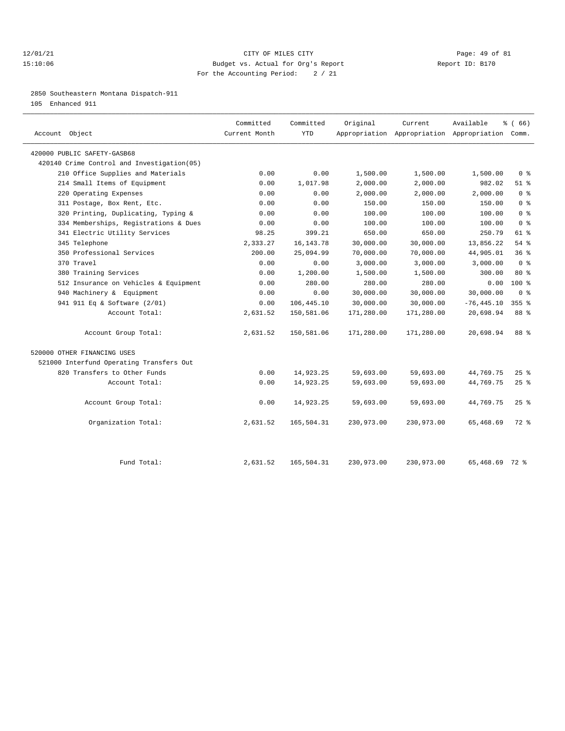CITY OF MILES CITY

Budget vs. Actual for Org's Report

For the Accounting Period: 2 / 21

2850 Southeastern Montana Dispatch-911

105 Enhanced 911

| Account Object | Committed Current Month | Committed YTD | Original Appropriation | Current Appropriation | Available Appropriation | % ( 66) Comm. |
|---|---|---|---|---|---|---|
| 420000 PUBLIC SAFETY-GASB68 | | | | | | |
| 420140 Crime Control and Investigation(05) | | | | | | |
| 210 Office Supplies and Materials | 0.00 | 0.00 | 1,500.00 | 1,500.00 | 1,500.00 | 0 % |
| 214 Small Items of Equipment | 0.00 | 1,017.98 | 2,000.00 | 2,000.00 | 982.02 | 51 % |
| 220 Operating Expenses | 0.00 | 0.00 | 2,000.00 | 2,000.00 | 2,000.00 | 0 % |
| 311 Postage, Box Rent, Etc. | 0.00 | 0.00 | 150.00 | 150.00 | 150.00 | 0 % |
| 320 Printing, Duplicating, Typing & | 0.00 | 0.00 | 100.00 | 100.00 | 100.00 | 0 % |
| 334 Memberships, Registrations & Dues | 0.00 | 0.00 | 100.00 | 100.00 | 100.00 | 0 % |
| 341 Electric Utility Services | 98.25 | 399.21 | 650.00 | 650.00 | 250.79 | 61 % |
| 345 Telephone | 2,333.27 | 16,143.78 | 30,000.00 | 30,000.00 | 13,856.22 | 54 % |
| 350 Professional Services | 200.00 | 25,094.99 | 70,000.00 | 70,000.00 | 44,905.01 | 36 % |
| 370 Travel | 0.00 | 0.00 | 3,000.00 | 3,000.00 | 3,000.00 | 0 % |
| 380 Training Services | 0.00 | 1,200.00 | 1,500.00 | 1,500.00 | 300.00 | 80 % |
| 512 Insurance on Vehicles & Equipment | 0.00 | 280.00 | 280.00 | 280.00 | 0.00 | 100 % |
| 940 Machinery & Equipment | 0.00 | 0.00 | 30,000.00 | 30,000.00 | 30,000.00 | 0 % |
| 941 911 Eq & Software (2/01) | 0.00 | 106,445.10 | 30,000.00 | 30,000.00 | -76,445.10 | 355 % |
| Account Total: | 2,631.52 | 150,581.06 | 171,280.00 | 171,280.00 | 20,698.94 | 88 % |
| Account Group Total: | 2,631.52 | 150,581.06 | 171,280.00 | 171,280.00 | 20,698.94 | 88 % |
| 520000 OTHER FINANCING USES | | | | | | |
| 521000 Interfund Operating Transfers Out | | | | | | |
| 820 Transfers to Other Funds | 0.00 | 14,923.25 | 59,693.00 | 59,693.00 | 44,769.75 | 25 % |
| Account Total: | 0.00 | 14,923.25 | 59,693.00 | 59,693.00 | 44,769.75 | 25 % |
| Account Group Total: | 0.00 | 14,923.25 | 59,693.00 | 59,693.00 | 44,769.75 | 25 % |
| Organization Total: | 2,631.52 | 165,504.31 | 230,973.00 | 230,973.00 | 65,468.69 | 72 % |
| Fund Total: | 2,631.52 | 165,504.31 | 230,973.00 | 230,973.00 | 65,468.69 | 72 % |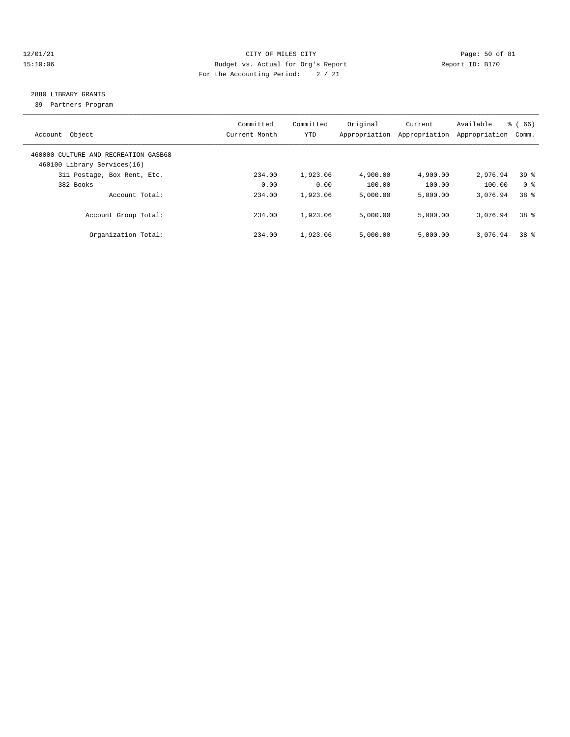CITY OF MILES CITY
Budget vs. Actual for Org's Report
For the Accounting Period: 2 / 21

12/01/21
15:10:06

Report ID: B170

## 2880 LIBRARY GRANTS

39 Partners Program

| Account Object | Committed Current Month | Committed YTD | Original Appropriation | Current Appropriation | Available Appropriation | % ( 66) Comm. |
|---|---|---|---|---|---|---|
| 460000 CULTURE AND RECREATION-GASB68 | | | | | | |
| 460100 Library Services(16) | | | | | | |
| 311 Postage, Box Rent, Etc. | 234.00 | 1,923.06 | 4,900.00 | 4,900.00 | 2,976.94 | 39 % |
| 382 Books | 0.00 | 0.00 | 100.00 | 100.00 | 100.00 | 0 % |
| Account Total: | 234.00 | 1,923.06 | 5,000.00 | 5,000.00 | 3,076.94 | 38 % |
| Account Group Total: | 234.00 | 1,923.06 | 5,000.00 | 5,000.00 | 3,076.94 | 38 % |
| Organization Total: | 234.00 | 1,923.06 | 5,000.00 | 5,000.00 | 3,076.94 | 38 % |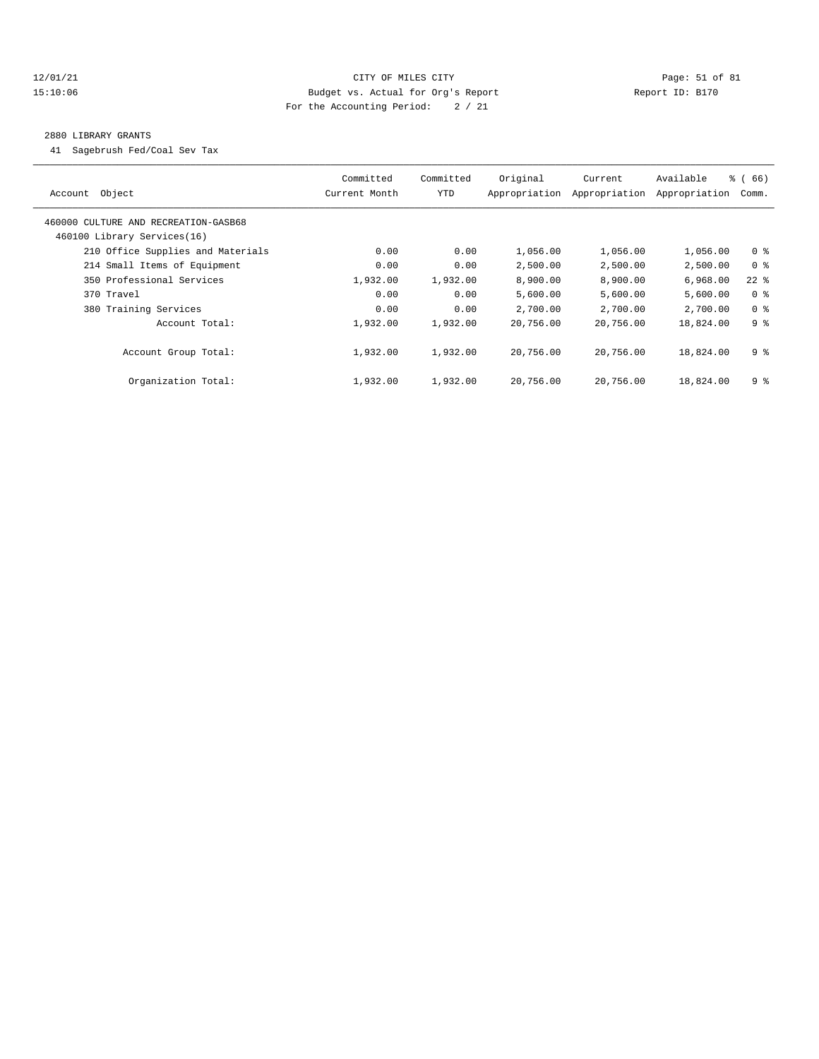CITY OF MILES CITY
Budget vs. Actual for Org's Report
For the Accounting Period: 2 / 21

12/01/21
15:10:06

Report ID: B170

## 2880 LIBRARY GRANTS

41 Sagebrush Fed/Coal Sev Tax

| Account Object | Committed Current Month | Committed YTD | Original Appropriation | Current Appropriation | Available Appropriation | % ( 66) Comm. |
|---|---|---|---|---|---|---|
| 460000 CULTURE AND RECREATION-GASB68 | | | | | | |
| 460100 Library Services(16) | | | | | | |
| 210 Office Supplies and Materials | 0.00 | 0.00 | 1,056.00 | 1,056.00 | 1,056.00 | 0 % |
| 214 Small Items of Equipment | 0.00 | 0.00 | 2,500.00 | 2,500.00 | 2,500.00 | 0 % |
| 350 Professional Services | 1,932.00 | 1,932.00 | 8,900.00 | 8,900.00 | 6,968.00 | 22 % |
| 370 Travel | 0.00 | 0.00 | 5,600.00 | 5,600.00 | 5,600.00 | 0 % |
| 380 Training Services | 0.00 | 0.00 | 2,700.00 | 2,700.00 | 2,700.00 | 0 % |
| Account Total: | 1,932.00 | 1,932.00 | 20,756.00 | 20,756.00 | 18,824.00 | 9 % |
| Account Group Total: | 1,932.00 | 1,932.00 | 20,756.00 | 20,756.00 | 18,824.00 | 9 % |
| Organization Total: | 1,932.00 | 1,932.00 | 20,756.00 | 20,756.00 | 18,824.00 | 9 % |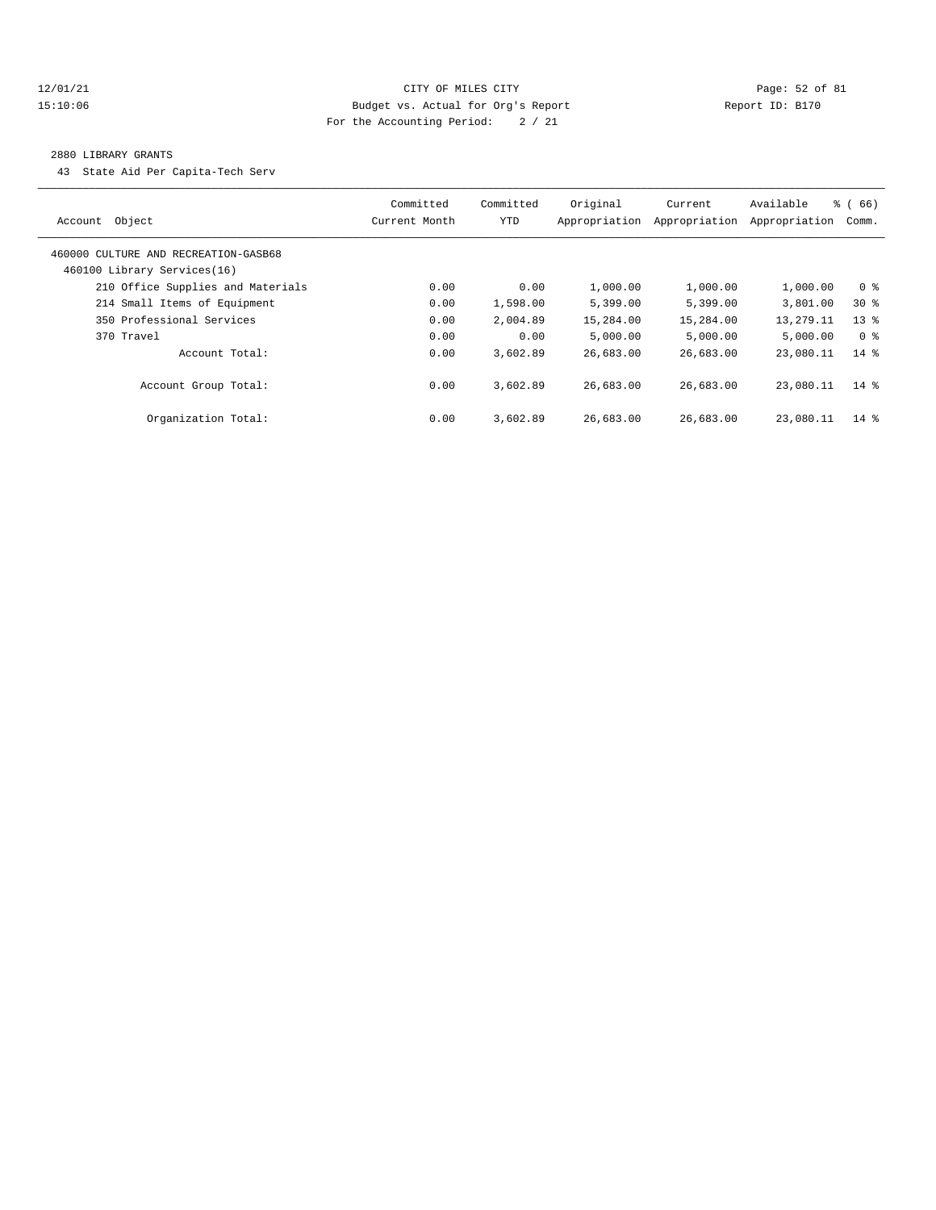CITY OF MILES CITY
Budget vs. Actual for Org's Report
For the Accounting Period: 2 / 21

12/01/21
15:10:06

Report ID: B170

## 2880 LIBRARY GRANTS

43 State Aid Per Capita-Tech Serv

| Account Object | Committed Current Month | Committed YTD | Original Appropriation | Current Appropriation | Available Appropriation | % ( 66) Comm. |
|---|---|---|---|---|---|---|
| 460000 CULTURE AND RECREATION-GASB68 | | | | | | |
| 460100 Library Services(16) | | | | | | |
| 210 Office Supplies and Materials | 0.00 | 0.00 | 1,000.00 | 1,000.00 | 1,000.00 | 0 % |
| 214 Small Items of Equipment | 0.00 | 1,598.00 | 5,399.00 | 5,399.00 | 3,801.00 | 30 % |
| 350 Professional Services | 0.00 | 2,004.89 | 15,284.00 | 15,284.00 | 13,279.11 | 13 % |
| 370 Travel | 0.00 | 0.00 | 5,000.00 | 5,000.00 | 5,000.00 | 0 % |
| Account Total: | 0.00 | 3,602.89 | 26,683.00 | 26,683.00 | 23,080.11 | 14 % |
| Account Group Total: | 0.00 | 3,602.89 | 26,683.00 | 26,683.00 | 23,080.11 | 14 % |
| Organization Total: | 0.00 | 3,602.89 | 26,683.00 | 26,683.00 | 23,080.11 | 14 % |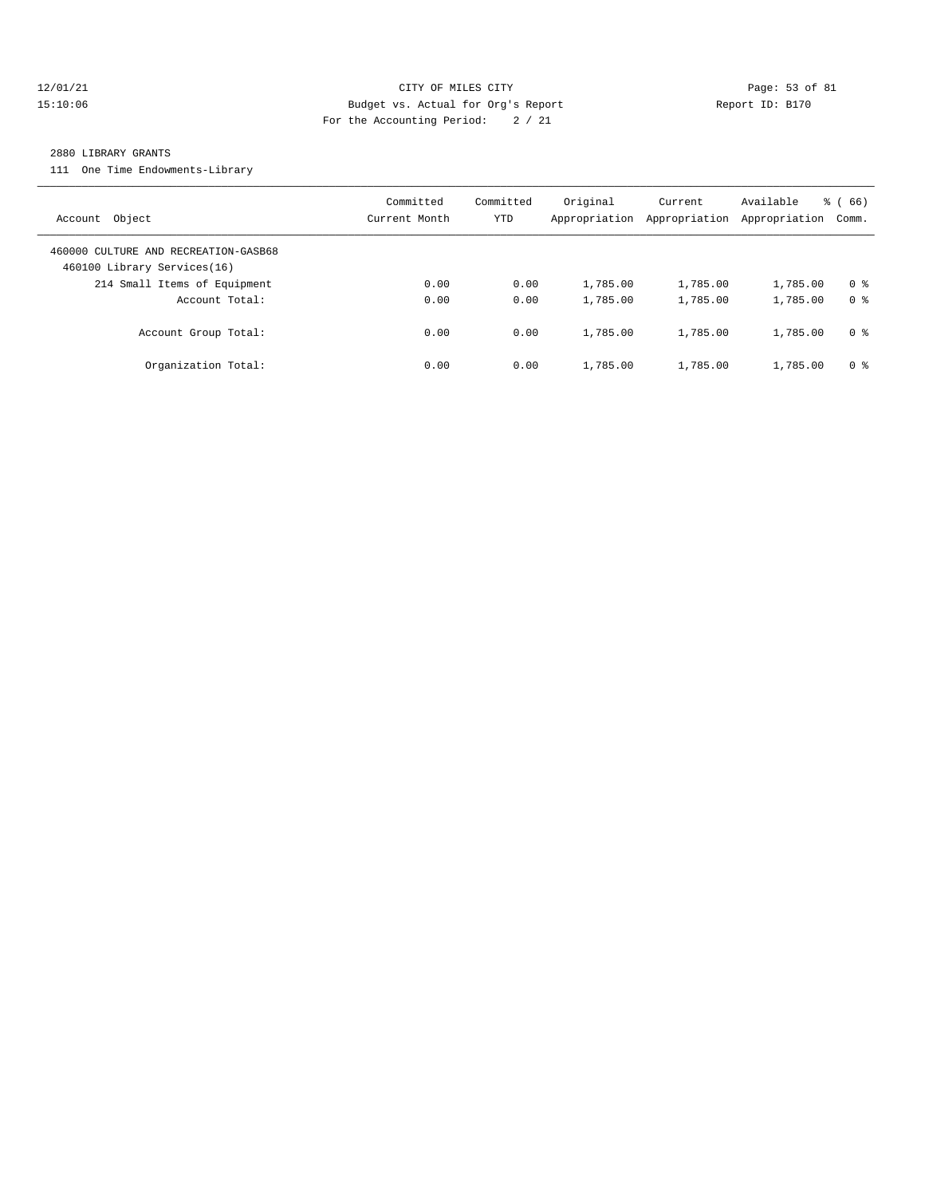## 2880 LIBRARY GRANTS

111 One Time Endowments-Library

| Account Object | Committed Current Month | Committed YTD | Original Appropriation | Current Appropriation | Available Appropriation | % ( 66) Comm. |
|---|---|---|---|---|---|---|
| 460000 CULTURE AND RECREATION-GASB68 | | | | | | |
| 460100 Library Services(16) | | | | | | |
| 214 Small Items of Equipment | 0.00 | 0.00 | 1,785.00 | 1,785.00 | 1,785.00 | 0 % |
| Account Total: | 0.00 | 0.00 | 1,785.00 | 1,785.00 | 1,785.00 | 0 % |
| Account Group Total: | 0.00 | 0.00 | 1,785.00 | 1,785.00 | 1,785.00 | 0 % |
| Organization Total: | 0.00 | 0.00 | 1,785.00 | 1,785.00 | 1,785.00 | 0 % |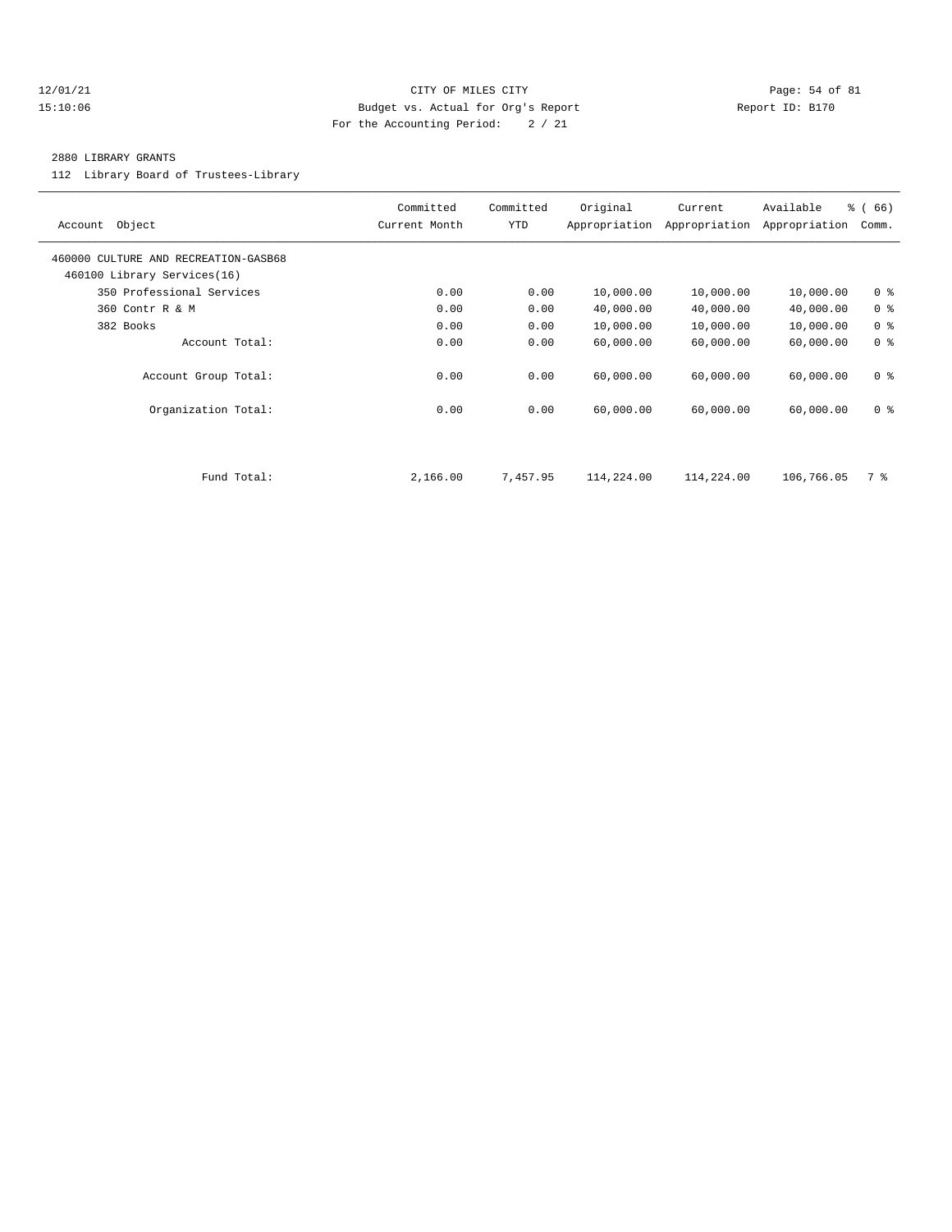12/01/21 CITY OF MILES CITY
15:10:06 Budget vs. Actual for Org's Report Report ID: B170
For the Accounting Period: 2 / 21

2880 LIBRARY GRANTS

112 Library Board of Trustees-Library

| Account Object | Committed Current Month | Committed YTD | Original Appropriation | Current Appropriation | Available Appropriation | % ( 66) Comm. |
|---|---|---|---|---|---|---|
| 460000 CULTURE AND RECREATION-GASB68 | | | | | | |
| 460100 Library Services(16) | | | | | | |
| 350 Professional Services | 0.00 | 0.00 | 10,000.00 | 10,000.00 | 10,000.00 | 0 % |
| 360 Contr R & M | 0.00 | 0.00 | 40,000.00 | 40,000.00 | 40,000.00 | 0 % |
| 382 Books | 0.00 | 0.00 | 10,000.00 | 10,000.00 | 10,000.00 | 0 % |
| Account Total: | 0.00 | 0.00 | 60,000.00 | 60,000.00 | 60,000.00 | 0 % |
| Account Group Total: | 0.00 | 0.00 | 60,000.00 | 60,000.00 | 60,000.00 | 0 % |
| Organization Total: | 0.00 | 0.00 | 60,000.00 | 60,000.00 | 60,000.00 | 0 % |
| Fund Total: | 2,166.00 | 7,457.95 | 114,224.00 | 114,224.00 | 106,766.05 | 7 % |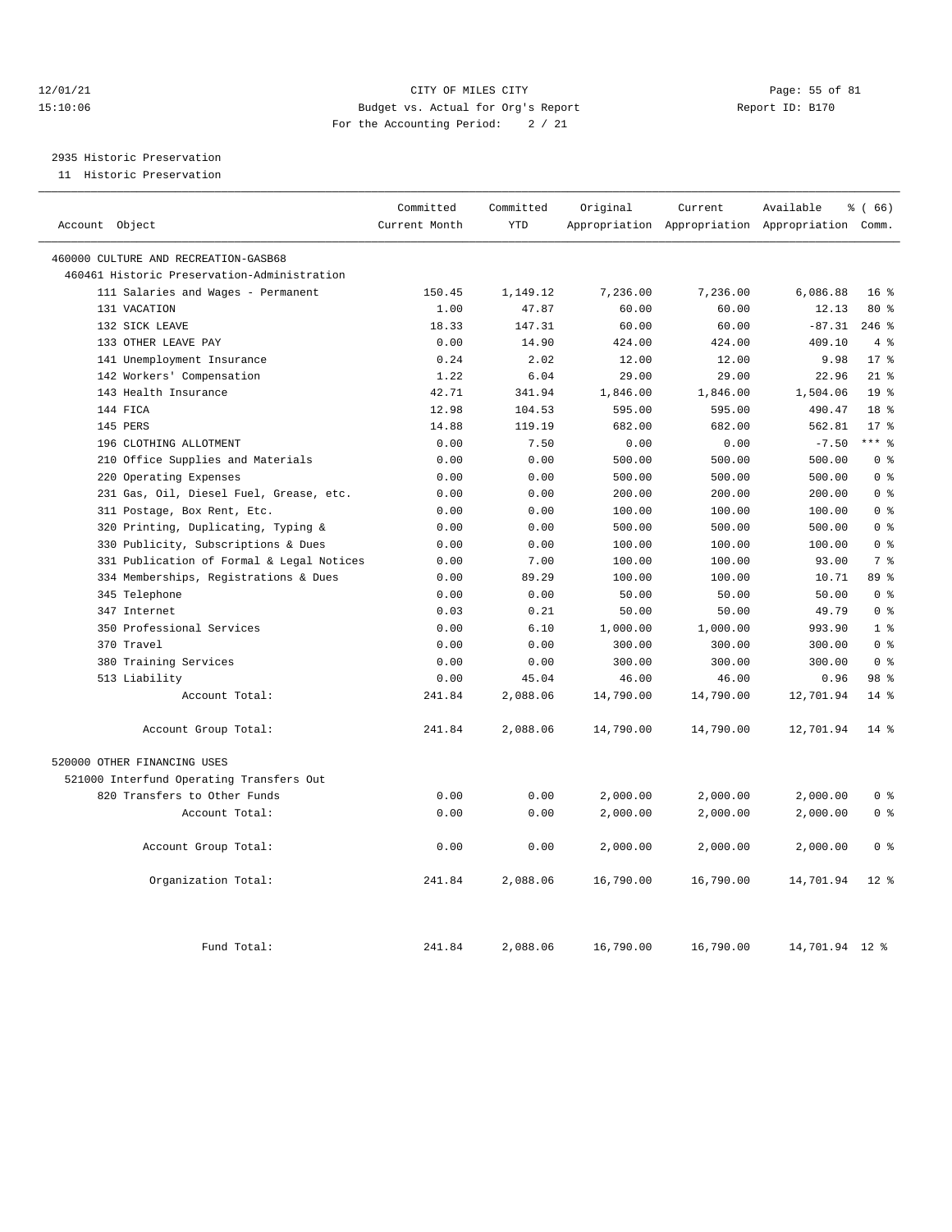2935 Historic Preservation

11 Historic Preservation

| Account Object | Committed Current Month | Committed YTD | Original Appropriation | Current Appropriation | Available Appropriation | % ( 66) Comm. |
|---|---|---|---|---|---|---|
| 460000 CULTURE AND RECREATION-GASB68 | | | | | | |
| 460461 Historic Preservation-Administration | | | | | | |
| 111 Salaries and Wages - Permanent | 150.45 | 1,149.12 | 7,236.00 | 7,236.00 | 6,086.88 | 16 % |
| 131 VACATION | 1.00 | 47.87 | 60.00 | 60.00 | 12.13 | 80 % |
| 132 SICK LEAVE | 18.33 | 147.31 | 60.00 | 60.00 | -87.31 | 246 % |
| 133 OTHER LEAVE PAY | 0.00 | 14.90 | 424.00 | 424.00 | 409.10 | 4 % |
| 141 Unemployment Insurance | 0.24 | 2.02 | 12.00 | 12.00 | 9.98 | 17 % |
| 142 Workers' Compensation | 1.22 | 6.04 | 29.00 | 29.00 | 22.96 | 21 % |
| 143 Health Insurance | 42.71 | 341.94 | 1,846.00 | 1,846.00 | 1,504.06 | 19 % |
| 144 FICA | 12.98 | 104.53 | 595.00 | 595.00 | 490.47 | 18 % |
| 145 PERS | 14.88 | 119.19 | 682.00 | 682.00 | 562.81 | 17 % |
| 196 CLOTHING ALLOTMENT | 0.00 | 7.50 | 0.00 | 0.00 | -7.50 | *** % |
| 210 Office Supplies and Materials | 0.00 | 0.00 | 500.00 | 500.00 | 500.00 | 0 % |
| 220 Operating Expenses | 0.00 | 0.00 | 500.00 | 500.00 | 500.00 | 0 % |
| 231 Gas, Oil, Diesel Fuel, Grease, etc. | 0.00 | 0.00 | 200.00 | 200.00 | 200.00 | 0 % |
| 311 Postage, Box Rent, Etc. | 0.00 | 0.00 | 100.00 | 100.00 | 100.00 | 0 % |
| 320 Printing, Duplicating, Typing & | 0.00 | 0.00 | 500.00 | 500.00 | 500.00 | 0 % |
| 330 Publicity, Subscriptions & Dues | 0.00 | 0.00 | 100.00 | 100.00 | 100.00 | 0 % |
| 331 Publication of Formal & Legal Notices | 0.00 | 7.00 | 100.00 | 100.00 | 93.00 | 7 % |
| 334 Memberships, Registrations & Dues | 0.00 | 89.29 | 100.00 | 100.00 | 10.71 | 89 % |
| 345 Telephone | 0.00 | 0.00 | 50.00 | 50.00 | 50.00 | 0 % |
| 347 Internet | 0.03 | 0.21 | 50.00 | 50.00 | 49.79 | 0 % |
| 350 Professional Services | 0.00 | 6.10 | 1,000.00 | 1,000.00 | 993.90 | 1 % |
| 370 Travel | 0.00 | 0.00 | 300.00 | 300.00 | 300.00 | 0 % |
| 380 Training Services | 0.00 | 0.00 | 300.00 | 300.00 | 300.00 | 0 % |
| 513 Liability | 0.00 | 45.04 | 46.00 | 46.00 | 0.96 | 98 % |
| Account Total: | 241.84 | 2,088.06 | 14,790.00 | 14,790.00 | 12,701.94 | 14 % |
| Account Group Total: | 241.84 | 2,088.06 | 14,790.00 | 14,790.00 | 12,701.94 | 14 % |
| 520000 OTHER FINANCING USES | | | | | | |
| 521000 Interfund Operating Transfers Out | | | | | | |
| 820 Transfers to Other Funds | 0.00 | 0.00 | 2,000.00 | 2,000.00 | 2,000.00 | 0 % |
| Account Total: | 0.00 | 0.00 | 2,000.00 | 2,000.00 | 2,000.00 | 0 % |
| Account Group Total: | 0.00 | 0.00 | 2,000.00 | 2,000.00 | 2,000.00 | 0 % |
| Organization Total: | 241.84 | 2,088.06 | 16,790.00 | 16,790.00 | 14,701.94 | 12 % |
| Fund Total: | 241.84 | 2,088.06 | 16,790.00 | 16,790.00 | 14,701.94 | 12 % |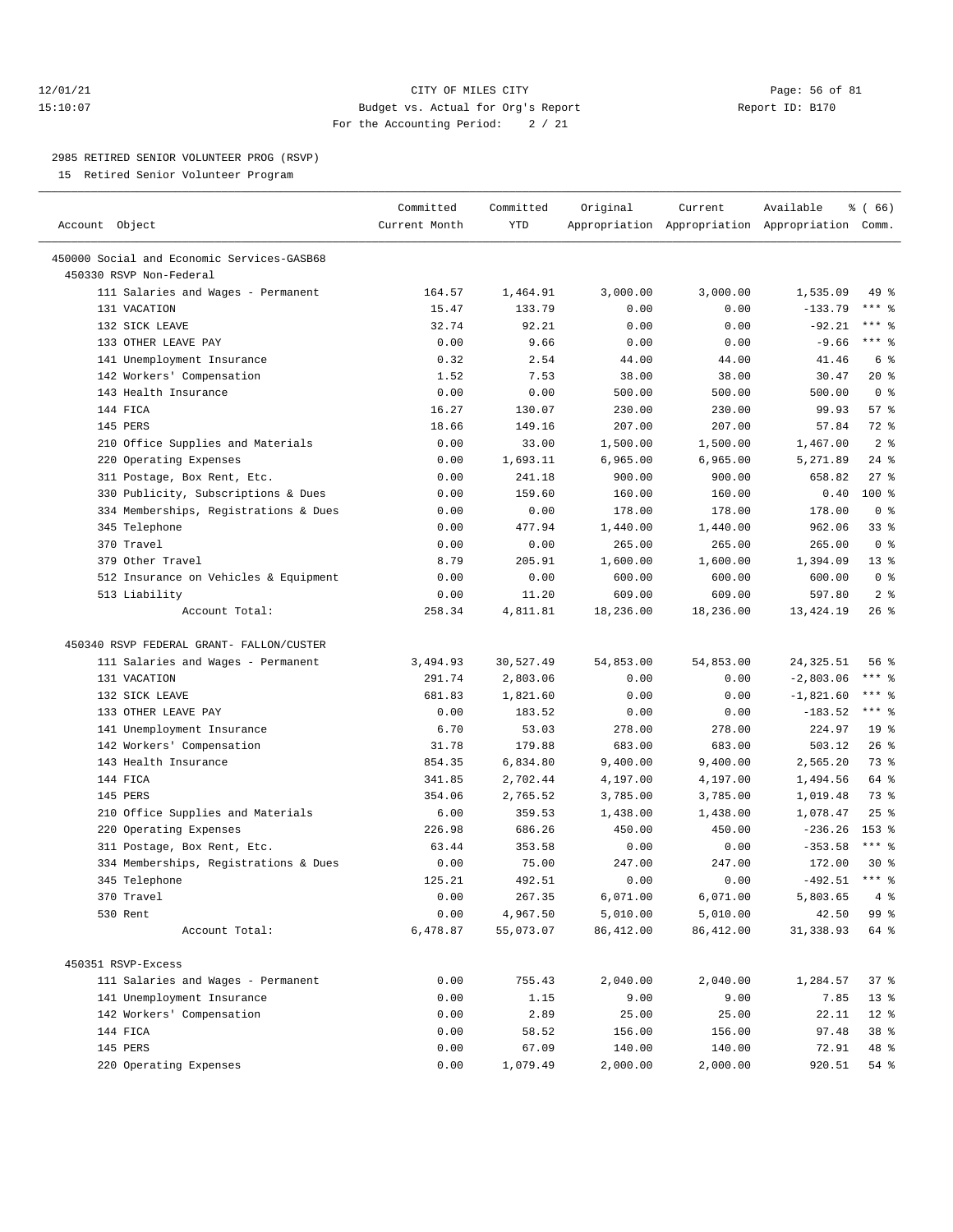12/01/21 CITY OF MILES CITY
15:10:07 Budget vs. Actual for Org's Report Report ID: B170
For the Accounting Period: 2 / 21

2985 RETIRED SENIOR VOLUNTEER PROG (RSVP)

15 Retired Senior Volunteer Program

| Account Object | Committed Current Month | Committed YTD | Original Appropriation | Current Appropriation | Available Appropriation | % ( 66) Comm. |
|---|---|---|---|---|---|---|
| 450000 Social and Economic Services-GASB68 | | | | | | |
| 450330 RSVP Non-Federal | | | | | | |
| 111 Salaries and Wages - Permanent | 164.57 | 1,464.91 | 3,000.00 | 3,000.00 | 1,535.09 | 49 % |
| 131 VACATION | 15.47 | 133.79 | 0.00 | 0.00 | -133.79 | *** % |
| 132 SICK LEAVE | 32.74 | 92.21 | 0.00 | 0.00 | -92.21 | *** % |
| 133 OTHER LEAVE PAY | 0.00 | 9.66 | 0.00 | 0.00 | -9.66 | *** % |
| 141 Unemployment Insurance | 0.32 | 2.54 | 44.00 | 44.00 | 41.46 | 6 % |
| 142 Workers' Compensation | 1.52 | 7.53 | 38.00 | 38.00 | 30.47 | 20 % |
| 143 Health Insurance | 0.00 | 0.00 | 500.00 | 500.00 | 500.00 | 0 % |
| 144 FICA | 16.27 | 130.07 | 230.00 | 230.00 | 99.93 | 57 % |
| 145 PERS | 18.66 | 149.16 | 207.00 | 207.00 | 57.84 | 72 % |
| 210 Office Supplies and Materials | 0.00 | 33.00 | 1,500.00 | 1,500.00 | 1,467.00 | 2 % |
| 220 Operating Expenses | 0.00 | 1,693.11 | 6,965.00 | 6,965.00 | 5,271.89 | 24 % |
| 311 Postage, Box Rent, Etc. | 0.00 | 241.18 | 900.00 | 900.00 | 658.82 | 27 % |
| 330 Publicity, Subscriptions & Dues | 0.00 | 159.60 | 160.00 | 160.00 | 0.40 | 100 % |
| 334 Memberships, Registrations & Dues | 0.00 | 0.00 | 178.00 | 178.00 | 178.00 | 0 % |
| 345 Telephone | 0.00 | 477.94 | 1,440.00 | 1,440.00 | 962.06 | 33 % |
| 370 Travel | 0.00 | 0.00 | 265.00 | 265.00 | 265.00 | 0 % |
| 379 Other Travel | 8.79 | 205.91 | 1,600.00 | 1,600.00 | 1,394.09 | 13 % |
| 512 Insurance on Vehicles & Equipment | 0.00 | 0.00 | 600.00 | 600.00 | 600.00 | 0 % |
| 513 Liability | 0.00 | 11.20 | 609.00 | 609.00 | 597.80 | 2 % |
| Account Total: | 258.34 | 4,811.81 | 18,236.00 | 18,236.00 | 13,424.19 | 26 % |
| 450340 RSVP FEDERAL GRANT- FALLON/CUSTER | | | | | | |
| 111 Salaries and Wages - Permanent | 3,494.93 | 30,527.49 | 54,853.00 | 54,853.00 | 24,325.51 | 56 % |
| 131 VACATION | 291.74 | 2,803.06 | 0.00 | 0.00 | -2,803.06 | *** % |
| 132 SICK LEAVE | 681.83 | 1,821.60 | 0.00 | 0.00 | -1,821.60 | *** % |
| 133 OTHER LEAVE PAY | 0.00 | 183.52 | 0.00 | 0.00 | -183.52 | *** % |
| 141 Unemployment Insurance | 6.70 | 53.03 | 278.00 | 278.00 | 224.97 | 19 % |
| 142 Workers' Compensation | 31.78 | 179.88 | 683.00 | 683.00 | 503.12 | 26 % |
| 143 Health Insurance | 854.35 | 6,834.80 | 9,400.00 | 9,400.00 | 2,565.20 | 73 % |
| 144 FICA | 341.85 | 2,702.44 | 4,197.00 | 4,197.00 | 1,494.56 | 64 % |
| 145 PERS | 354.06 | 2,765.52 | 3,785.00 | 3,785.00 | 1,019.48 | 73 % |
| 210 Office Supplies and Materials | 6.00 | 359.53 | 1,438.00 | 1,438.00 | 1,078.47 | 25 % |
| 220 Operating Expenses | 226.98 | 686.26 | 450.00 | 450.00 | -236.26 | 153 % |
| 311 Postage, Box Rent, Etc. | 63.44 | 353.58 | 0.00 | 0.00 | -353.58 | *** % |
| 334 Memberships, Registrations & Dues | 0.00 | 75.00 | 247.00 | 247.00 | 172.00 | 30 % |
| 345 Telephone | 125.21 | 492.51 | 0.00 | 0.00 | -492.51 | *** % |
| 370 Travel | 0.00 | 267.35 | 6,071.00 | 6,071.00 | 5,803.65 | 4 % |
| 530 Rent | 0.00 | 4,967.50 | 5,010.00 | 5,010.00 | 42.50 | 99 % |
| Account Total: | 6,478.87 | 55,073.07 | 86,412.00 | 86,412.00 | 31,338.93 | 64 % |
| 450351 RSVP-Excess | | | | | | |
| 111 Salaries and Wages - Permanent | 0.00 | 755.43 | 2,040.00 | 2,040.00 | 1,284.57 | 37 % |
| 141 Unemployment Insurance | 0.00 | 1.15 | 9.00 | 9.00 | 7.85 | 13 % |
| 142 Workers' Compensation | 0.00 | 2.89 | 25.00 | 25.00 | 22.11 | 12 % |
| 144 FICA | 0.00 | 58.52 | 156.00 | 156.00 | 97.48 | 38 % |
| 145 PERS | 0.00 | 67.09 | 140.00 | 140.00 | 72.91 | 48 % |
| 220 Operating Expenses | 0.00 | 1,079.49 | 2,000.00 | 2,000.00 | 920.51 | 54 % |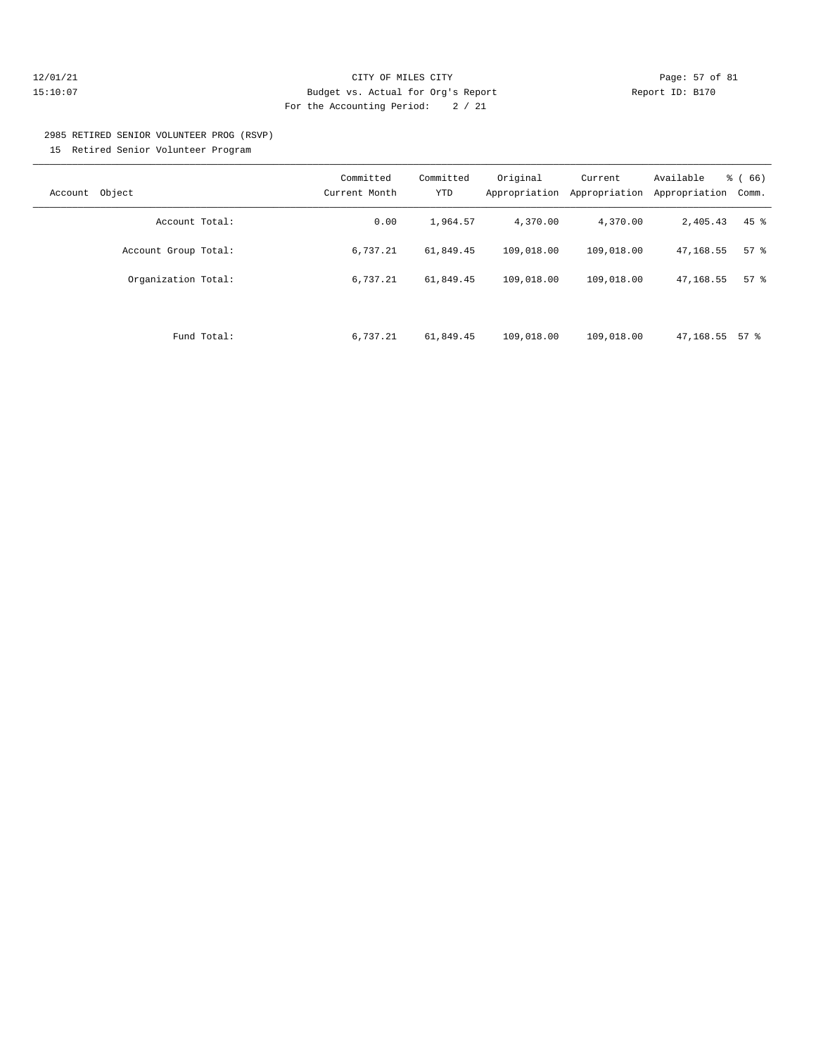## 2985 RETIRED SENIOR VOLUNTEER PROG (RSVP)

15 Retired Senior Volunteer Program

| Account Object | Committed Current Month | Committed YTD | Original Appropriation | Current Appropriation | Available Appropriation | % ( 66) Comm. |
|---|---|---|---|---|---|---|
| Account Total: | 0.00 | 1,964.57 | 4,370.00 | 4,370.00 | 2,405.43 | 45 % |
| Account Group Total: | 6,737.21 | 61,849.45 | 109,018.00 | 109,018.00 | 47,168.55 | 57 % |
| Organization Total: | 6,737.21 | 61,849.45 | 109,018.00 | 109,018.00 | 47,168.55 | 57 % |
| Fund Total: | 6,737.21 | 61,849.45 | 109,018.00 | 109,018.00 | 47,168.55 | 57 % |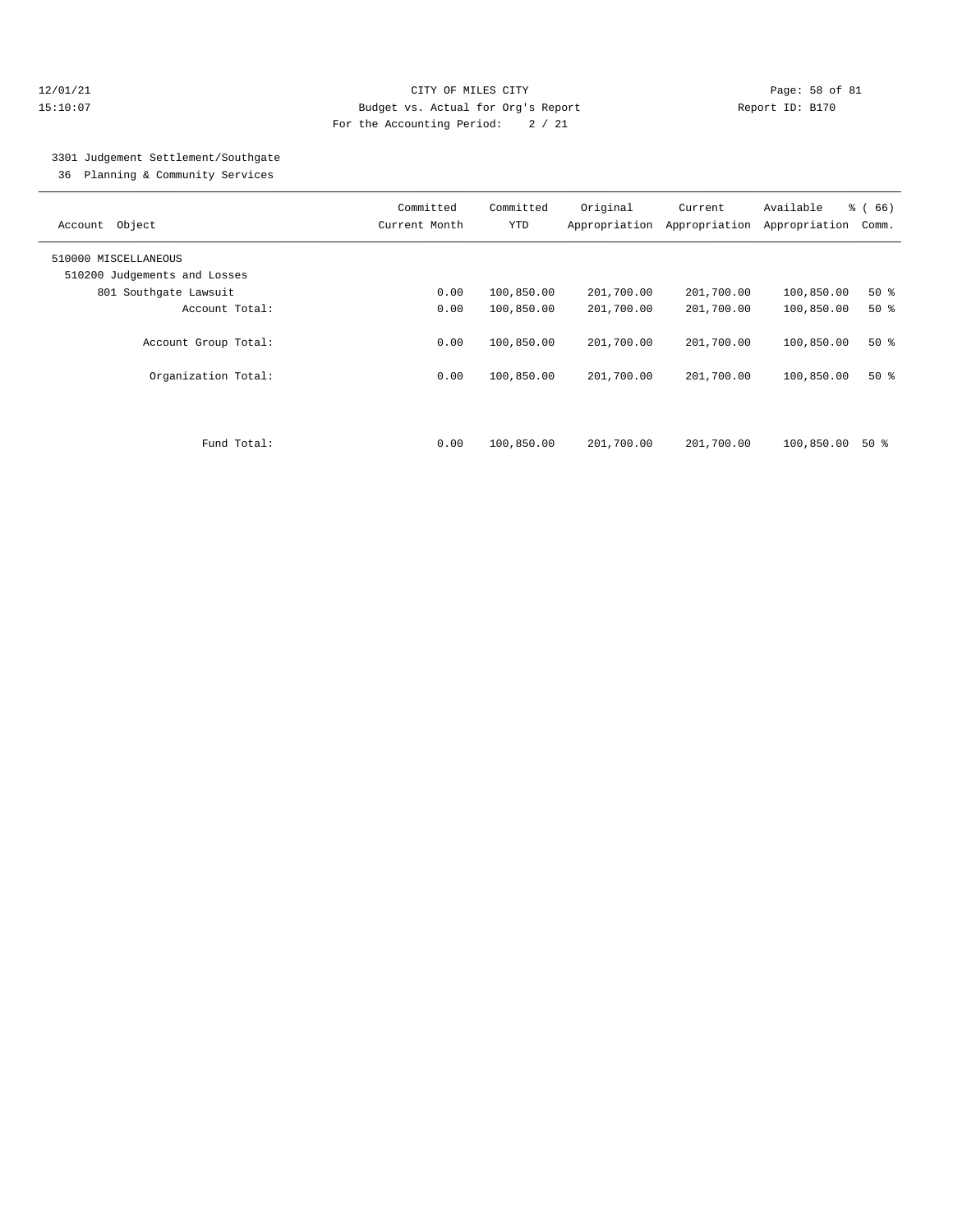CITY OF MILES CITY
Budget vs. Actual for Org's Report
For the Accounting Period: 2 / 21

12/01/21
15:10:07

Report ID: B170

3301 Judgement Settlement/Southgate
36 Planning & Community Services

| Account Object | Committed Current Month | Committed YTD | Original Appropriation | Current Appropriation | Available Appropriation | % ( 66) Comm. |
|---|---|---|---|---|---|---|
| 510000 MISCELLANEOUS | | | | | | |
| 510200 Judgements and Losses | | | | | | |
| 801 Southgate Lawsuit | 0.00 | 100,850.00 | 201,700.00 | 201,700.00 | 100,850.00 | 50 % |
| Account Total: | 0.00 | 100,850.00 | 201,700.00 | 201,700.00 | 100,850.00 | 50 % |
| Account Group Total: | 0.00 | 100,850.00 | 201,700.00 | 201,700.00 | 100,850.00 | 50 % |
| Organization Total: | 0.00 | 100,850.00 | 201,700.00 | 201,700.00 | 100,850.00 | 50 % |
| Fund Total: | 0.00 | 100,850.00 | 201,700.00 | 201,700.00 | 100,850.00 | 50 % |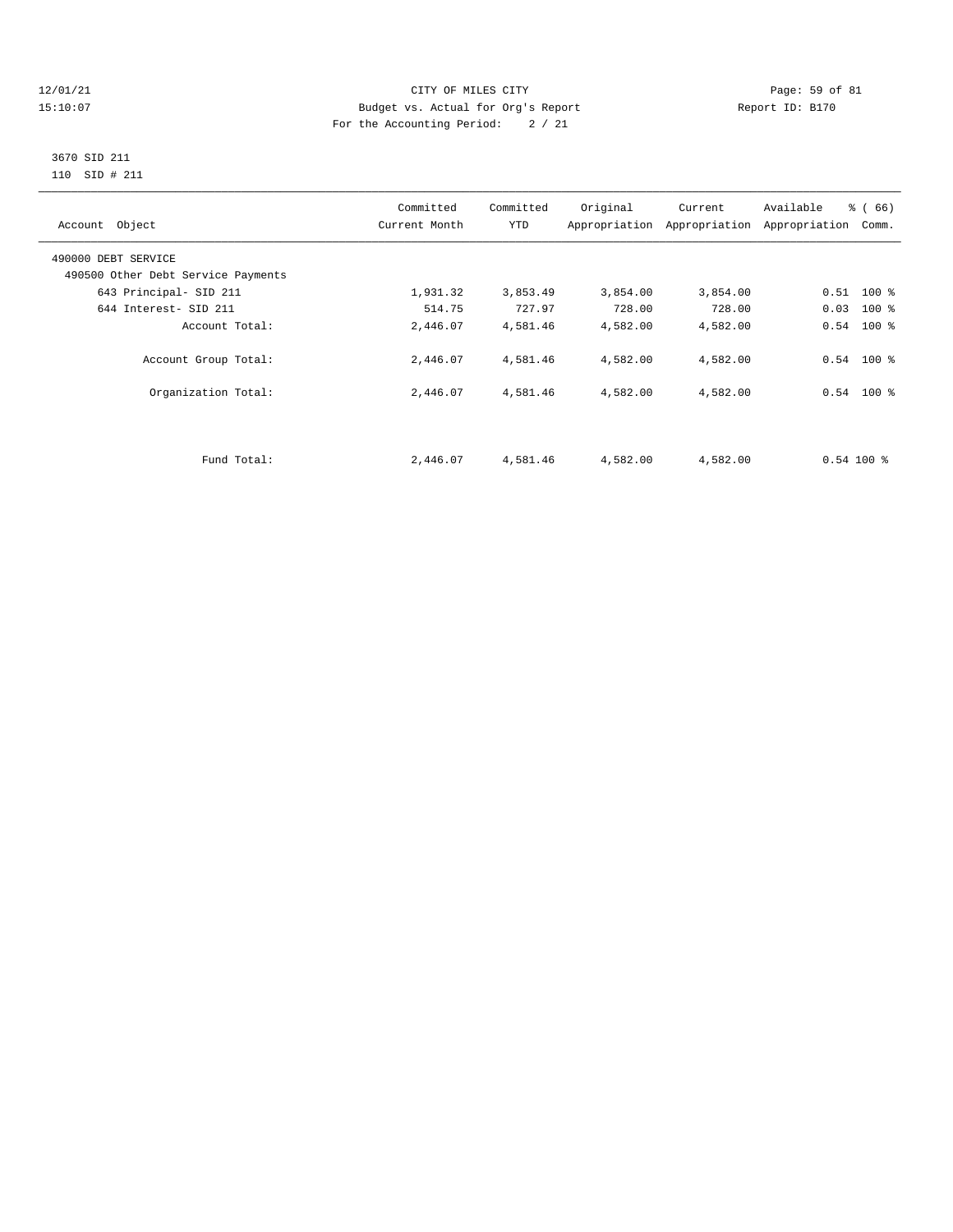CITY OF MILES CITY

Budget vs. Actual for Org's Report

For the Accounting Period: 2 / 21

3670 SID 211

110 SID # 211

| Account Object | Committed Current Month | Committed YTD | Original Appropriation | Current Appropriation | Available Appropriation | % ( 66) Comm. |
|---|---|---|---|---|---|---|
| 490000 DEBT SERVICE | | | | | | |
| 490500 Other Debt Service Payments | | | | | | |
| 643 Principal- SID 211 | 1,931.32 | 3,853.49 | 3,854.00 | 3,854.00 | 0.51 | 100 % |
| 644 Interest- SID 211 | 514.75 | 727.97 | 728.00 | 728.00 | 0.03 | 100 % |
| Account Total: | 2,446.07 | 4,581.46 | 4,582.00 | 4,582.00 | 0.54 | 100 % |
| Account Group Total: | 2,446.07 | 4,581.46 | 4,582.00 | 4,582.00 | 0.54 | 100 % |
| Organization Total: | 2,446.07 | 4,581.46 | 4,582.00 | 4,582.00 | 0.54 | 100 % |
| Fund Total: | 2,446.07 | 4,581.46 | 4,582.00 | 4,582.00 | 0.54 | 100 % |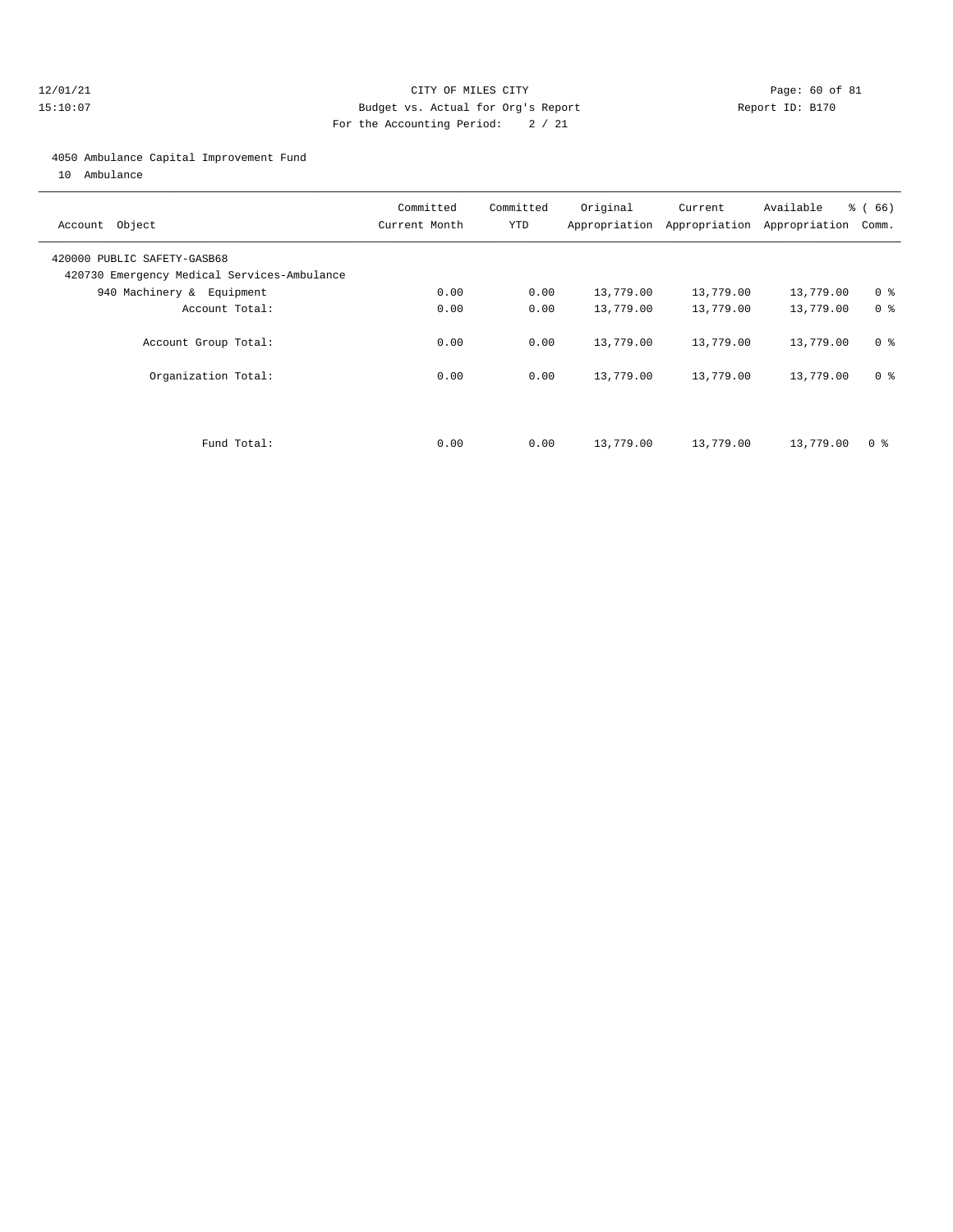12/01/21 CITY OF MILES CITY
15:10:07 Budget vs. Actual for Org's Report Report ID: B170
For the Accounting Period: 2 / 21

4050 Ambulance Capital Improvement Fund
10 Ambulance

| Account Object | Committed Current Month | Committed YTD | Original Appropriation | Current Appropriation | Available Appropriation | % ( 66) Comm. |
|---|---|---|---|---|---|---|
| 420000 PUBLIC SAFETY-GASB68 | | | | | | |
| 420730 Emergency Medical Services-Ambulance | | | | | | |
| 940 Machinery & Equipment | 0.00 | 0.00 | 13,779.00 | 13,779.00 | 13,779.00 | 0 % |
| Account Total: | 0.00 | 0.00 | 13,779.00 | 13,779.00 | 13,779.00 | 0 % |
| Account Group Total: | 0.00 | 0.00 | 13,779.00 | 13,779.00 | 13,779.00 | 0 % |
| Organization Total: | 0.00 | 0.00 | 13,779.00 | 13,779.00 | 13,779.00 | 0 % |
| Fund Total: | 0.00 | 0.00 | 13,779.00 | 13,779.00 | 13,779.00 | 0 % |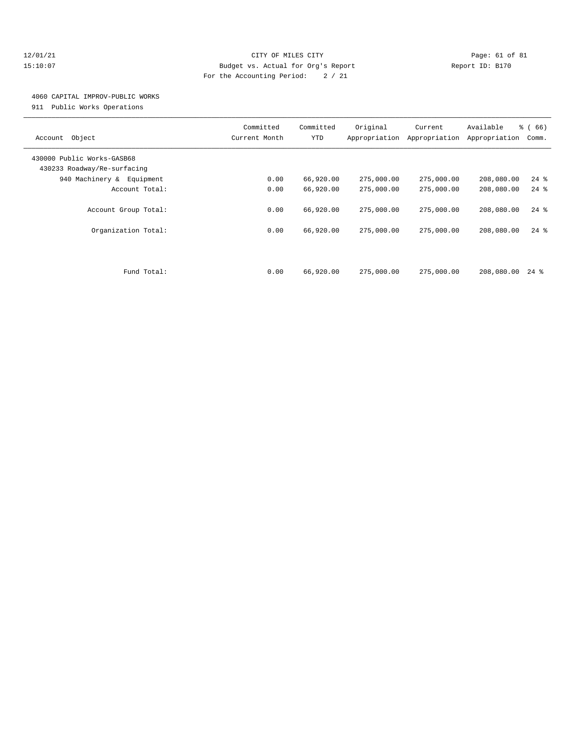CITY OF MILES CITY
Budget vs. Actual for Org's Report
For the Accounting Period: 2 / 21

12/01/21
15:10:07

Report ID: B170

4060 CAPITAL IMPROV-PUBLIC WORKS
911 Public Works Operations

| Account Object | Committed Current Month | Committed YTD | Original Appropriation | Current Appropriation | Available Appropriation | % ( 66) Comm. |
|---|---|---|---|---|---|---|
| 430000 Public Works-GASB68 | | | | | | |
| 430233 Roadway/Re-surfacing | | | | | | |
| 940 Machinery & Equipment | 0.00 | 66,920.00 | 275,000.00 | 275,000.00 | 208,080.00 | 24 % |
| Account Total: | 0.00 | 66,920.00 | 275,000.00 | 275,000.00 | 208,080.00 | 24 % |
| Account Group Total: | 0.00 | 66,920.00 | 275,000.00 | 275,000.00 | 208,080.00 | 24 % |
| Organization Total: | 0.00 | 66,920.00 | 275,000.00 | 275,000.00 | 208,080.00 | 24 % |
| Fund Total: | 0.00 | 66,920.00 | 275,000.00 | 275,000.00 | 208,080.00 | 24 % |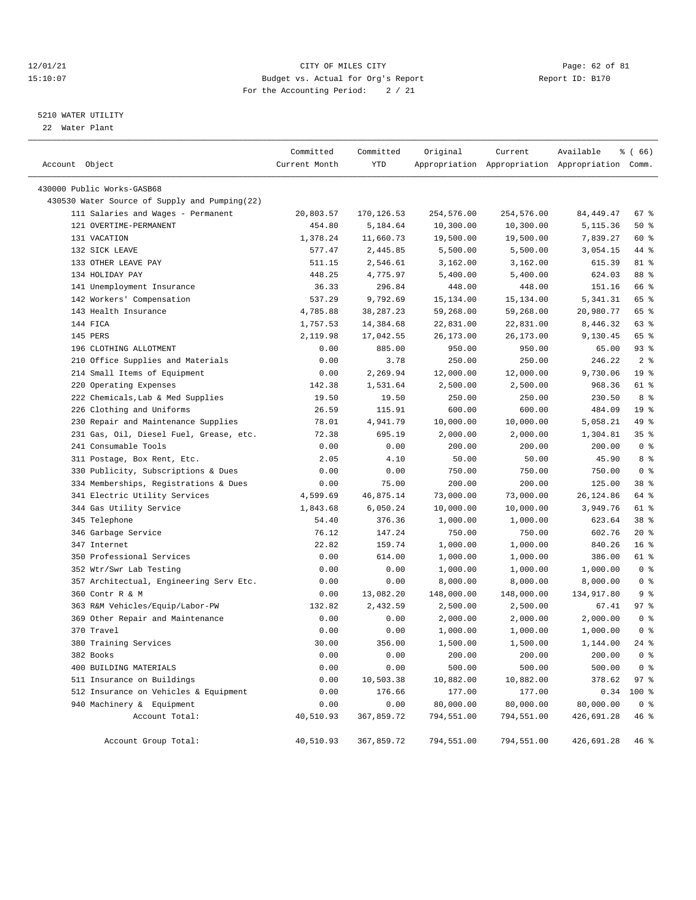CITY OF MILES CITY
Budget vs. Actual for Org's Report
For the Accounting Period: 2 / 21

12/01/21 15:10:07 — Report ID: B170

## 5210 WATER UTILITY

22 Water Plant

| Account Object | Committed Current Month | Committed YTD | Original Appropriation | Current Appropriation | Available Appropriation | % ( 66) Comm. |
|---|---|---|---|---|---|---|
| 430000 Public Works-GASB68 | | | | | | |
| 430530 Water Source of Supply and Pumping(22) | | | | | | |
| 111 Salaries and Wages - Permanent | 20,803.57 | 170,126.53 | 254,576.00 | 254,576.00 | 84,449.47 | 67 % |
| 121 OVERTIME-PERMANENT | 454.80 | 5,184.64 | 10,300.00 | 10,300.00 | 5,115.36 | 50 % |
| 131 VACATION | 1,378.24 | 11,660.73 | 19,500.00 | 19,500.00 | 7,839.27 | 60 % |
| 132 SICK LEAVE | 577.47 | 2,445.85 | 5,500.00 | 5,500.00 | 3,054.15 | 44 % |
| 133 OTHER LEAVE PAY | 511.15 | 2,546.61 | 3,162.00 | 3,162.00 | 615.39 | 81 % |
| 134 HOLIDAY PAY | 448.25 | 4,775.97 | 5,400.00 | 5,400.00 | 624.03 | 88 % |
| 141 Unemployment Insurance | 36.33 | 296.84 | 448.00 | 448.00 | 151.16 | 66 % |
| 142 Workers' Compensation | 537.29 | 9,792.69 | 15,134.00 | 15,134.00 | 5,341.31 | 65 % |
| 143 Health Insurance | 4,785.88 | 38,287.23 | 59,268.00 | 59,268.00 | 20,980.77 | 65 % |
| 144 FICA | 1,757.53 | 14,384.68 | 22,831.00 | 22,831.00 | 8,446.32 | 63 % |
| 145 PERS | 2,119.98 | 17,042.55 | 26,173.00 | 26,173.00 | 9,130.45 | 65 % |
| 196 CLOTHING ALLOTMENT | 0.00 | 885.00 | 950.00 | 950.00 | 65.00 | 93 % |
| 210 Office Supplies and Materials | 0.00 | 3.78 | 250.00 | 250.00 | 246.22 | 2 % |
| 214 Small Items of Equipment | 0.00 | 2,269.94 | 12,000.00 | 12,000.00 | 9,730.06 | 19 % |
| 220 Operating Expenses | 142.38 | 1,531.64 | 2,500.00 | 2,500.00 | 968.36 | 61 % |
| 222 Chemicals,Lab & Med Supplies | 19.50 | 19.50 | 250.00 | 250.00 | 230.50 | 8 % |
| 226 Clothing and Uniforms | 26.59 | 115.91 | 600.00 | 600.00 | 484.09 | 19 % |
| 230 Repair and Maintenance Supplies | 78.01 | 4,941.79 | 10,000.00 | 10,000.00 | 5,058.21 | 49 % |
| 231 Gas, Oil, Diesel Fuel, Grease, etc. | 72.38 | 695.19 | 2,000.00 | 2,000.00 | 1,304.81 | 35 % |
| 241 Consumable Tools | 0.00 | 0.00 | 200.00 | 200.00 | 200.00 | 0 % |
| 311 Postage, Box Rent, Etc. | 2.05 | 4.10 | 50.00 | 50.00 | 45.90 | 8 % |
| 330 Publicity, Subscriptions & Dues | 0.00 | 0.00 | 750.00 | 750.00 | 750.00 | 0 % |
| 334 Memberships, Registrations & Dues | 0.00 | 75.00 | 200.00 | 200.00 | 125.00 | 38 % |
| 341 Electric Utility Services | 4,599.69 | 46,875.14 | 73,000.00 | 73,000.00 | 26,124.86 | 64 % |
| 344 Gas Utility Service | 1,843.68 | 6,050.24 | 10,000.00 | 10,000.00 | 3,949.76 | 61 % |
| 345 Telephone | 54.40 | 376.36 | 1,000.00 | 1,000.00 | 623.64 | 38 % |
| 346 Garbage Service | 76.12 | 147.24 | 750.00 | 750.00 | 602.76 | 20 % |
| 347 Internet | 22.82 | 159.74 | 1,000.00 | 1,000.00 | 840.26 | 16 % |
| 350 Professional Services | 0.00 | 614.00 | 1,000.00 | 1,000.00 | 386.00 | 61 % |
| 352 Wtr/Swr Lab Testing | 0.00 | 0.00 | 1,000.00 | 1,000.00 | 1,000.00 | 0 % |
| 357 Architectual, Engineering Serv Etc. | 0.00 | 0.00 | 8,000.00 | 8,000.00 | 8,000.00 | 0 % |
| 360 Contr R & M | 0.00 | 13,082.20 | 148,000.00 | 148,000.00 | 134,917.80 | 9 % |
| 363 R&M Vehicles/Equip/Labor-PW | 132.82 | 2,432.59 | 2,500.00 | 2,500.00 | 67.41 | 97 % |
| 369 Other Repair and Maintenance | 0.00 | 0.00 | 2,000.00 | 2,000.00 | 2,000.00 | 0 % |
| 370 Travel | 0.00 | 0.00 | 1,000.00 | 1,000.00 | 1,000.00 | 0 % |
| 380 Training Services | 30.00 | 356.00 | 1,500.00 | 1,500.00 | 1,144.00 | 24 % |
| 382 Books | 0.00 | 0.00 | 200.00 | 200.00 | 200.00 | 0 % |
| 400 BUILDING MATERIALS | 0.00 | 0.00 | 500.00 | 500.00 | 500.00 | 0 % |
| 511 Insurance on Buildings | 0.00 | 10,503.38 | 10,882.00 | 10,882.00 | 378.62 | 97 % |
| 512 Insurance on Vehicles & Equipment | 0.00 | 176.66 | 177.00 | 177.00 | 0.34 | 100 % |
| 940 Machinery & Equipment | 0.00 | 0.00 | 80,000.00 | 80,000.00 | 80,000.00 | 0 % |
| Account Total: | 40,510.93 | 367,859.72 | 794,551.00 | 794,551.00 | 426,691.28 | 46 % |
| Account Group Total: | 40,510.93 | 367,859.72 | 794,551.00 | 794,551.00 | 426,691.28 | 46 % |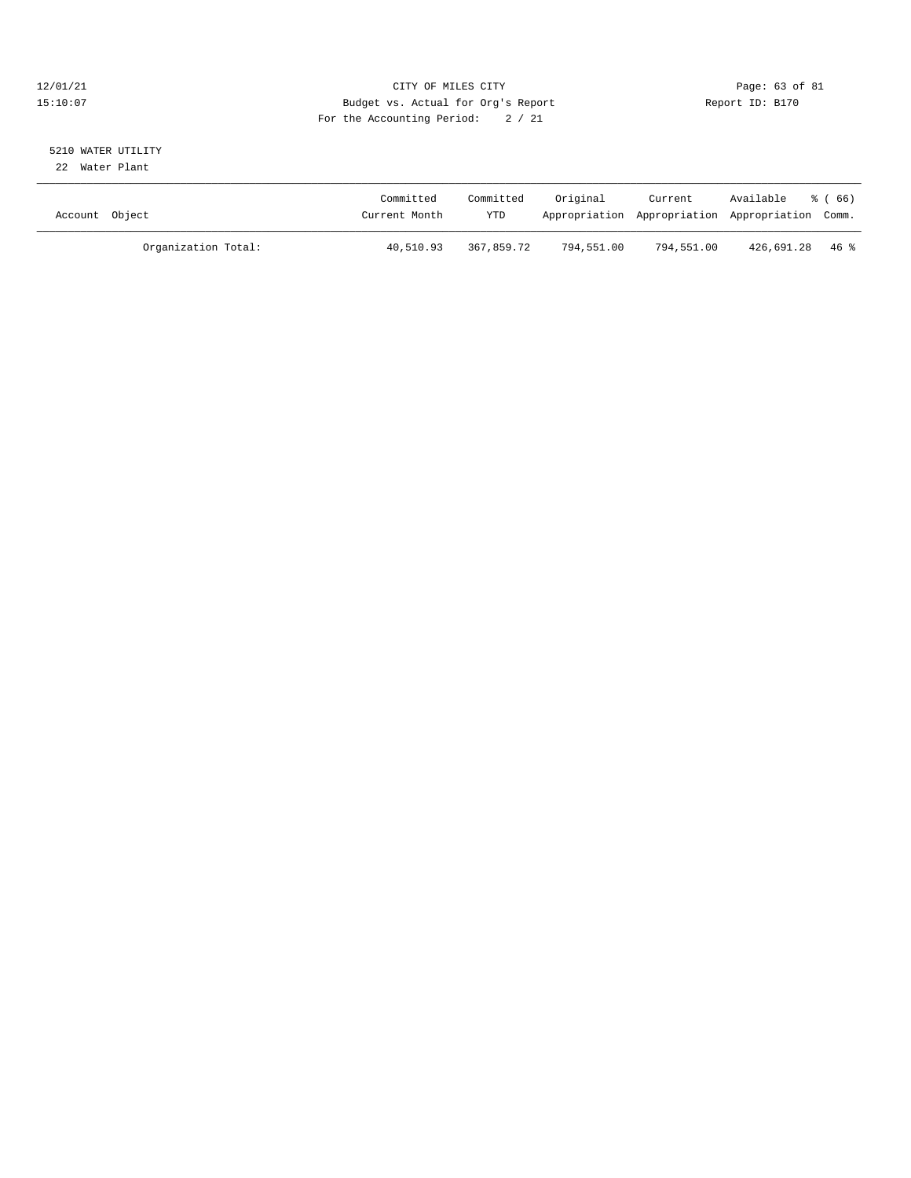CITY OF MILES CITY

Budget vs. Actual for Org's Report

For the Accounting Period: 2 / 21

12/01/21 15:10:07 — Report ID: B170

## 5210 WATER UTILITY

22 Water Plant

| Account Object | Committed Current Month | Committed YTD | Original Appropriation | Current Appropriation | Available Appropriation | % ( 66) Comm. |
|---|---|---|---|---|---|---|
| Organization Total: | 40,510.93 | 367,859.72 | 794,551.00 | 794,551.00 | 426,691.28 | 46 % |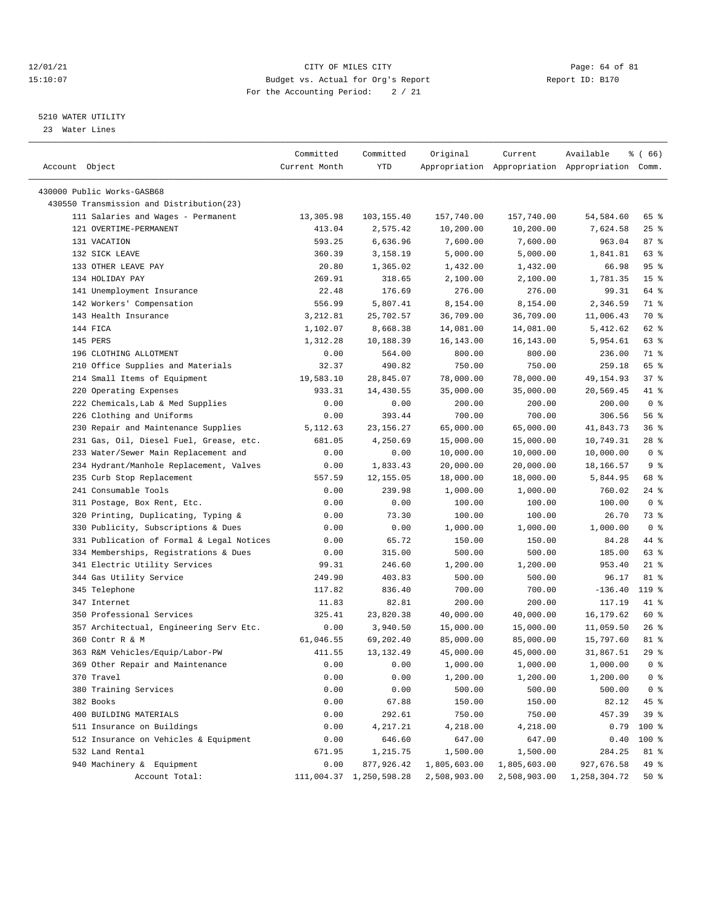12/01/21 CITY OF MILES CITY
15:10:07 Budget vs. Actual for Org's Report Report ID: B170
For the Accounting Period: 2 / 21

5210 WATER UTILITY
23 Water Lines

| Account Object | Committed Current Month | Committed YTD | Original Appropriation | Current Appropriation | Available Appropriation | % ( 66) Comm. |
|---|---|---|---|---|---|---|
| 430000 Public Works-GASB68 | | | | | | |
| 430550 Transmission and Distribution(23) | | | | | | |
| 111 Salaries and Wages - Permanent | 13,305.98 | 103,155.40 | 157,740.00 | 157,740.00 | 54,584.60 | 65 % |
| 121 OVERTIME-PERMANENT | 413.04 | 2,575.42 | 10,200.00 | 10,200.00 | 7,624.58 | 25 % |
| 131 VACATION | 593.25 | 6,636.96 | 7,600.00 | 7,600.00 | 963.04 | 87 % |
| 132 SICK LEAVE | 360.39 | 3,158.19 | 5,000.00 | 5,000.00 | 1,841.81 | 63 % |
| 133 OTHER LEAVE PAY | 20.80 | 1,365.02 | 1,432.00 | 1,432.00 | 66.98 | 95 % |
| 134 HOLIDAY PAY | 269.91 | 318.65 | 2,100.00 | 2,100.00 | 1,781.35 | 15 % |
| 141 Unemployment Insurance | 22.48 | 176.69 | 276.00 | 276.00 | 99.31 | 64 % |
| 142 Workers' Compensation | 556.99 | 5,807.41 | 8,154.00 | 8,154.00 | 2,346.59 | 71 % |
| 143 Health Insurance | 3,212.81 | 25,702.57 | 36,709.00 | 36,709.00 | 11,006.43 | 70 % |
| 144 FICA | 1,102.07 | 8,668.38 | 14,081.00 | 14,081.00 | 5,412.62 | 62 % |
| 145 PERS | 1,312.28 | 10,188.39 | 16,143.00 | 16,143.00 | 5,954.61 | 63 % |
| 196 CLOTHING ALLOTMENT | 0.00 | 564.00 | 800.00 | 800.00 | 236.00 | 71 % |
| 210 Office Supplies and Materials | 32.37 | 490.82 | 750.00 | 750.00 | 259.18 | 65 % |
| 214 Small Items of Equipment | 19,583.10 | 28,845.07 | 78,000.00 | 78,000.00 | 49,154.93 | 37 % |
| 220 Operating Expenses | 933.31 | 14,430.55 | 35,000.00 | 35,000.00 | 20,569.45 | 41 % |
| 222 Chemicals,Lab & Med Supplies | 0.00 | 0.00 | 200.00 | 200.00 | 200.00 | 0 % |
| 226 Clothing and Uniforms | 0.00 | 393.44 | 700.00 | 700.00 | 306.56 | 56 % |
| 230 Repair and Maintenance Supplies | 5,112.63 | 23,156.27 | 65,000.00 | 65,000.00 | 41,843.73 | 36 % |
| 231 Gas, Oil, Diesel Fuel, Grease, etc. | 681.05 | 4,250.69 | 15,000.00 | 15,000.00 | 10,749.31 | 28 % |
| 233 Water/Sewer Main Replacement and | 0.00 | 0.00 | 10,000.00 | 10,000.00 | 10,000.00 | 0 % |
| 234 Hydrant/Manhole Replacement, Valves | 0.00 | 1,833.43 | 20,000.00 | 20,000.00 | 18,166.57 | 9 % |
| 235 Curb Stop Replacement | 557.59 | 12,155.05 | 18,000.00 | 18,000.00 | 5,844.95 | 68 % |
| 241 Consumable Tools | 0.00 | 239.98 | 1,000.00 | 1,000.00 | 760.02 | 24 % |
| 311 Postage, Box Rent, Etc. | 0.00 | 0.00 | 100.00 | 100.00 | 100.00 | 0 % |
| 320 Printing, Duplicating, Typing & | 0.00 | 73.30 | 100.00 | 100.00 | 26.70 | 73 % |
| 330 Publicity, Subscriptions & Dues | 0.00 | 0.00 | 1,000.00 | 1,000.00 | 1,000.00 | 0 % |
| 331 Publication of Formal & Legal Notices | 0.00 | 65.72 | 150.00 | 150.00 | 84.28 | 44 % |
| 334 Memberships, Registrations & Dues | 0.00 | 315.00 | 500.00 | 500.00 | 185.00 | 63 % |
| 341 Electric Utility Services | 99.31 | 246.60 | 1,200.00 | 1,200.00 | 953.40 | 21 % |
| 344 Gas Utility Service | 249.90 | 403.83 | 500.00 | 500.00 | 96.17 | 81 % |
| 345 Telephone | 117.82 | 836.40 | 700.00 | 700.00 | -136.40 | 119 % |
| 347 Internet | 11.83 | 82.81 | 200.00 | 200.00 | 117.19 | 41 % |
| 350 Professional Services | 325.41 | 23,820.38 | 40,000.00 | 40,000.00 | 16,179.62 | 60 % |
| 357 Architectual, Engineering Serv Etc. | 0.00 | 3,940.50 | 15,000.00 | 15,000.00 | 11,059.50 | 26 % |
| 360 Contr R & M | 61,046.55 | 69,202.40 | 85,000.00 | 85,000.00 | 15,797.60 | 81 % |
| 363 R&M Vehicles/Equip/Labor-PW | 411.55 | 13,132.49 | 45,000.00 | 45,000.00 | 31,867.51 | 29 % |
| 369 Other Repair and Maintenance | 0.00 | 0.00 | 1,000.00 | 1,000.00 | 1,000.00 | 0 % |
| 370 Travel | 0.00 | 0.00 | 1,200.00 | 1,200.00 | 1,200.00 | 0 % |
| 380 Training Services | 0.00 | 0.00 | 500.00 | 500.00 | 500.00 | 0 % |
| 382 Books | 0.00 | 67.88 | 150.00 | 150.00 | 82.12 | 45 % |
| 400 BUILDING MATERIALS | 0.00 | 292.61 | 750.00 | 750.00 | 457.39 | 39 % |
| 511 Insurance on Buildings | 0.00 | 4,217.21 | 4,218.00 | 4,218.00 | 0.79 | 100 % |
| 512 Insurance on Vehicles & Equipment | 0.00 | 646.60 | 647.00 | 647.00 | 0.40 | 100 % |
| 532 Land Rental | 671.95 | 1,215.75 | 1,500.00 | 1,500.00 | 284.25 | 81 % |
| 940 Machinery & Equipment | 0.00 | 877,926.42 | 1,805,603.00 | 1,805,603.00 | 927,676.58 | 49 % |
| Account Total: | 111,004.37 | 1,250,598.28 | 2,508,903.00 | 2,508,903.00 | 1,258,304.72 | 50 % |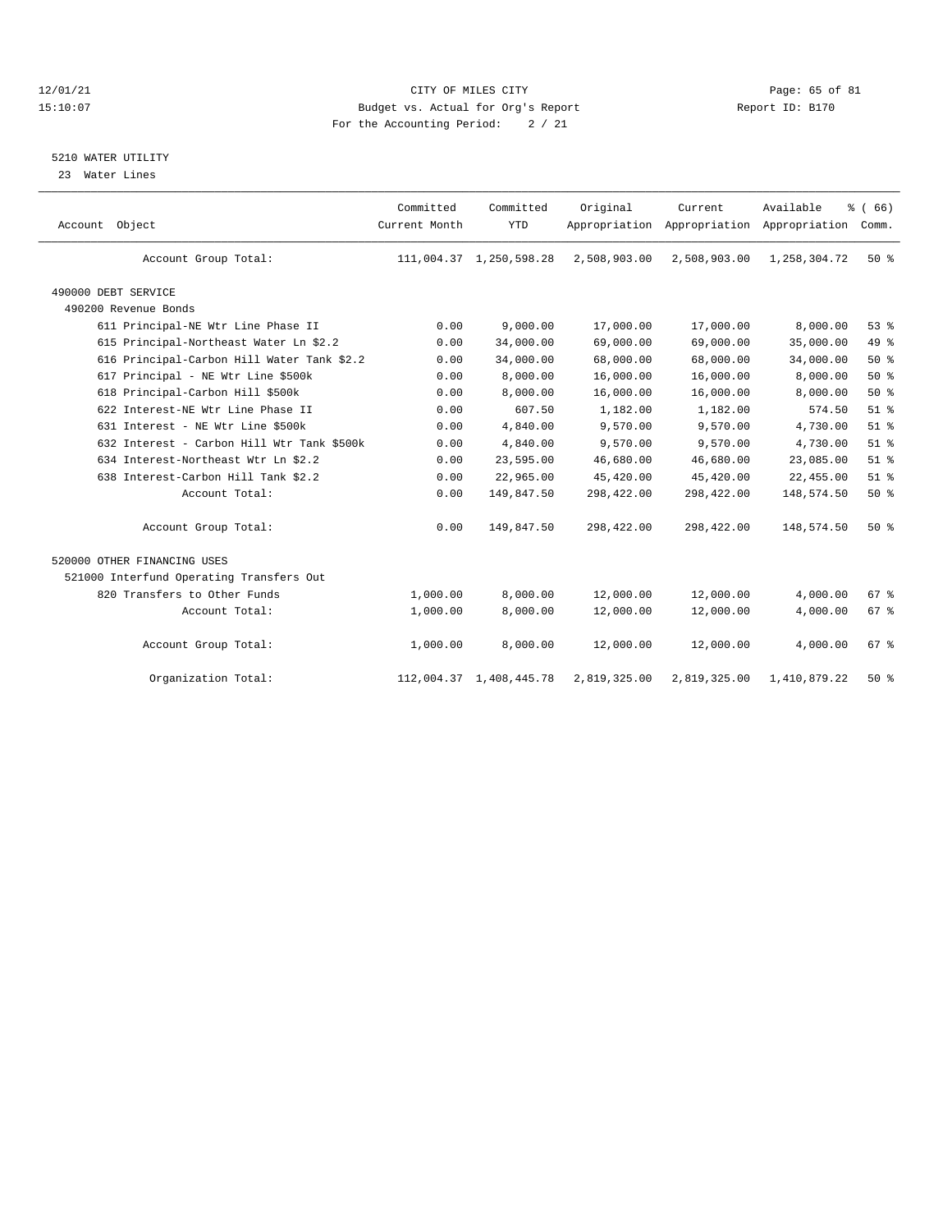CITY OF MILES CITY
Budget vs. Actual for Org's Report
For the Accounting Period: 2 / 21

## 5210 WATER UTILITY

23 Water Lines

| Account Object | Committed Current Month | Committed YTD | Original Appropriation | Current Appropriation | Available Appropriation | % ( 66) Comm. |
|---|---|---|---|---|---|---|
| Account Group Total: | 111,004.37 | 1,250,598.28 | 2,508,903.00 | 2,508,903.00 | 1,258,304.72 | 50 % |
| 490000 DEBT SERVICE | | | | | | |
| 490200 Revenue Bonds | | | | | | |
| 611 Principal-NE Wtr Line Phase II | 0.00 | 9,000.00 | 17,000.00 | 17,000.00 | 8,000.00 | 53 % |
| 615 Principal-Northeast Water Ln $2.2 | 0.00 | 34,000.00 | 69,000.00 | 69,000.00 | 35,000.00 | 49 % |
| 616 Principal-Carbon Hill Water Tank $2.2 | 0.00 | 34,000.00 | 68,000.00 | 68,000.00 | 34,000.00 | 50 % |
| 617 Principal - NE Wtr Line $500k | 0.00 | 8,000.00 | 16,000.00 | 16,000.00 | 8,000.00 | 50 % |
| 618 Principal-Carbon Hill $500k | 0.00 | 8,000.00 | 16,000.00 | 16,000.00 | 8,000.00 | 50 % |
| 622 Interest-NE Wtr Line Phase II | 0.00 | 607.50 | 1,182.00 | 1,182.00 | 574.50 | 51 % |
| 631 Interest - NE Wtr Line $500k | 0.00 | 4,840.00 | 9,570.00 | 9,570.00 | 4,730.00 | 51 % |
| 632 Interest - Carbon Hill Wtr Tank $500k | 0.00 | 4,840.00 | 9,570.00 | 9,570.00 | 4,730.00 | 51 % |
| 634 Interest-Northeast Wtr Ln $2.2 | 0.00 | 23,595.00 | 46,680.00 | 46,680.00 | 23,085.00 | 51 % |
| 638 Interest-Carbon Hill Tank $2.2 | 0.00 | 22,965.00 | 45,420.00 | 45,420.00 | 22,455.00 | 51 % |
| Account Total: | 0.00 | 149,847.50 | 298,422.00 | 298,422.00 | 148,574.50 | 50 % |
| Account Group Total: | 0.00 | 149,847.50 | 298,422.00 | 298,422.00 | 148,574.50 | 50 % |
| 520000 OTHER FINANCING USES | | | | | | |
| 521000 Interfund Operating Transfers Out | | | | | | |
| 820 Transfers to Other Funds | 1,000.00 | 8,000.00 | 12,000.00 | 12,000.00 | 4,000.00 | 67 % |
| Account Total: | 1,000.00 | 8,000.00 | 12,000.00 | 12,000.00 | 4,000.00 | 67 % |
| Account Group Total: | 1,000.00 | 8,000.00 | 12,000.00 | 12,000.00 | 4,000.00 | 67 % |
| Organization Total: | 112,004.37 | 1,408,445.78 | 2,819,325.00 | 2,819,325.00 | 1,410,879.22 | 50 % |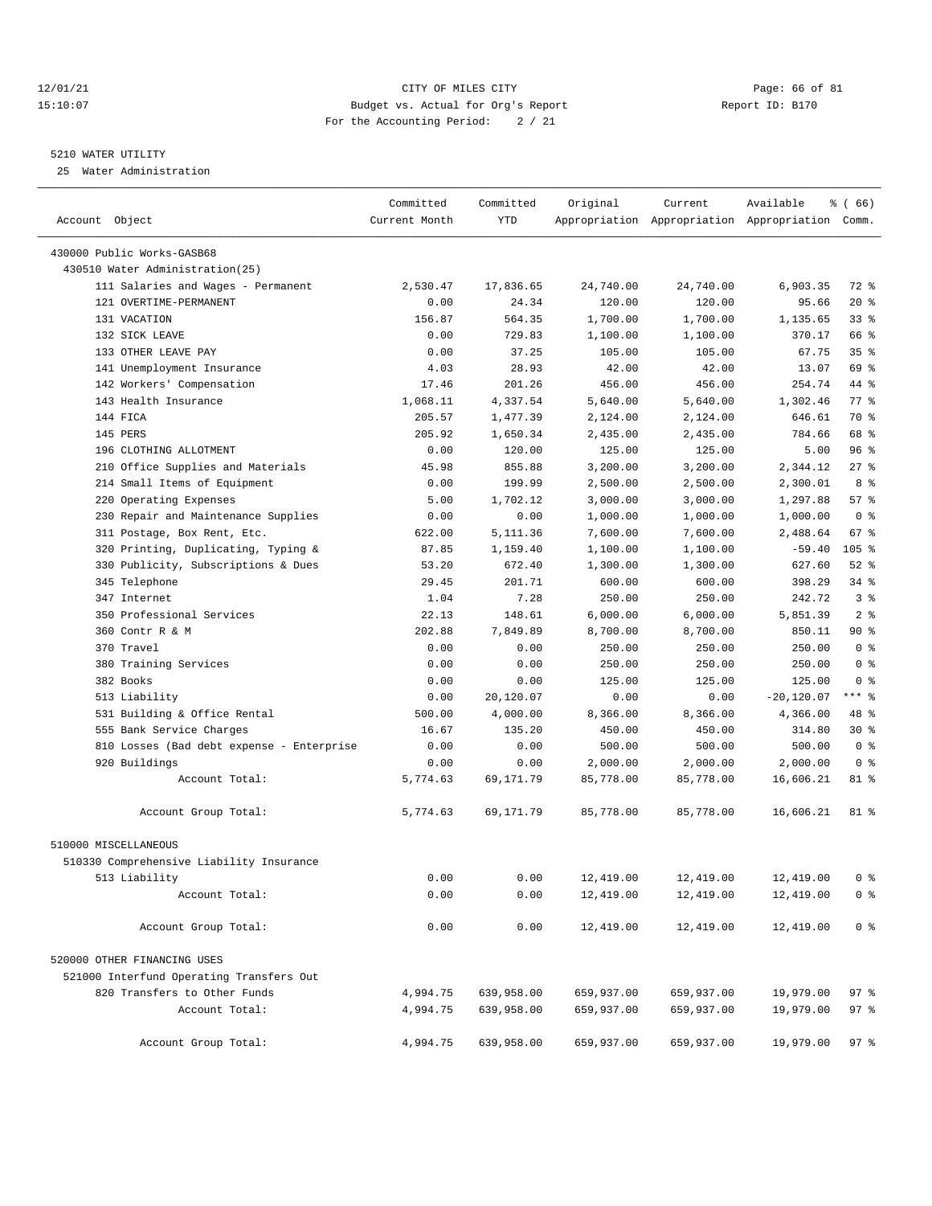CITY OF MILES CITY
Budget vs. Actual for Org's Report
For the Accounting Period: 2 / 21

12/01/21
15:10:07

Report ID: B170

## 5210 WATER UTILITY

25 Water Administration

| Account Object | Committed Current Month | Committed YTD | Original Appropriation | Current Appropriation | Available Appropriation | % ( 66) Comm. |
|---|---|---|---|---|---|---|
| 430000 Public Works-GASB68 | | | | | | |
| 430510 Water Administration(25) | | | | | | |
| 111 Salaries and Wages - Permanent | 2,530.47 | 17,836.65 | 24,740.00 | 24,740.00 | 6,903.35 | 72 % |
| 121 OVERTIME-PERMANENT | 0.00 | 24.34 | 120.00 | 120.00 | 95.66 | 20 % |
| 131 VACATION | 156.87 | 564.35 | 1,700.00 | 1,700.00 | 1,135.65 | 33 % |
| 132 SICK LEAVE | 0.00 | 729.83 | 1,100.00 | 1,100.00 | 370.17 | 66 % |
| 133 OTHER LEAVE PAY | 0.00 | 37.25 | 105.00 | 105.00 | 67.75 | 35 % |
| 141 Unemployment Insurance | 4.03 | 28.93 | 42.00 | 42.00 | 13.07 | 69 % |
| 142 Workers' Compensation | 17.46 | 201.26 | 456.00 | 456.00 | 254.74 | 44 % |
| 143 Health Insurance | 1,068.11 | 4,337.54 | 5,640.00 | 5,640.00 | 1,302.46 | 77 % |
| 144 FICA | 205.57 | 1,477.39 | 2,124.00 | 2,124.00 | 646.61 | 70 % |
| 145 PERS | 205.92 | 1,650.34 | 2,435.00 | 2,435.00 | 784.66 | 68 % |
| 196 CLOTHING ALLOTMENT | 0.00 | 120.00 | 125.00 | 125.00 | 5.00 | 96 % |
| 210 Office Supplies and Materials | 45.98 | 855.88 | 3,200.00 | 3,200.00 | 2,344.12 | 27 % |
| 214 Small Items of Equipment | 0.00 | 199.99 | 2,500.00 | 2,500.00 | 2,300.01 | 8 % |
| 220 Operating Expenses | 5.00 | 1,702.12 | 3,000.00 | 3,000.00 | 1,297.88 | 57 % |
| 230 Repair and Maintenance Supplies | 0.00 | 0.00 | 1,000.00 | 1,000.00 | 1,000.00 | 0 % |
| 311 Postage, Box Rent, Etc. | 622.00 | 5,111.36 | 7,600.00 | 7,600.00 | 2,488.64 | 67 % |
| 320 Printing, Duplicating, Typing & | 87.85 | 1,159.40 | 1,100.00 | 1,100.00 | -59.40 | 105 % |
| 330 Publicity, Subscriptions & Dues | 53.20 | 672.40 | 1,300.00 | 1,300.00 | 627.60 | 52 % |
| 345 Telephone | 29.45 | 201.71 | 600.00 | 600.00 | 398.29 | 34 % |
| 347 Internet | 1.04 | 7.28 | 250.00 | 250.00 | 242.72 | 3 % |
| 350 Professional Services | 22.13 | 148.61 | 6,000.00 | 6,000.00 | 5,851.39 | 2 % |
| 360 Contr R & M | 202.88 | 7,849.89 | 8,700.00 | 8,700.00 | 850.11 | 90 % |
| 370 Travel | 0.00 | 0.00 | 250.00 | 250.00 | 250.00 | 0 % |
| 380 Training Services | 0.00 | 0.00 | 250.00 | 250.00 | 250.00 | 0 % |
| 382 Books | 0.00 | 0.00 | 125.00 | 125.00 | 125.00 | 0 % |
| 513 Liability | 0.00 | 20,120.07 | 0.00 | 0.00 | -20,120.07 | *** % |
| 531 Building & Office Rental | 500.00 | 4,000.00 | 8,366.00 | 8,366.00 | 4,366.00 | 48 % |
| 555 Bank Service Charges | 16.67 | 135.20 | 450.00 | 450.00 | 314.80 | 30 % |
| 810 Losses (Bad debt expense - Enterprise | 0.00 | 0.00 | 500.00 | 500.00 | 500.00 | 0 % |
| 920 Buildings | 0.00 | 0.00 | 2,000.00 | 2,000.00 | 2,000.00 | 0 % |
| Account Total: | 5,774.63 | 69,171.79 | 85,778.00 | 85,778.00 | 16,606.21 | 81 % |
| Account Group Total: | 5,774.63 | 69,171.79 | 85,778.00 | 85,778.00 | 16,606.21 | 81 % |
| 510000 MISCELLANEOUS | | | | | | |
| 510330 Comprehensive Liability Insurance | | | | | | |
| 513 Liability | 0.00 | 0.00 | 12,419.00 | 12,419.00 | 12,419.00 | 0 % |
| Account Total: | 0.00 | 0.00 | 12,419.00 | 12,419.00 | 12,419.00 | 0 % |
| Account Group Total: | 0.00 | 0.00 | 12,419.00 | 12,419.00 | 12,419.00 | 0 % |
| 520000 OTHER FINANCING USES | | | | | | |
| 521000 Interfund Operating Transfers Out | | | | | | |
| 820 Transfers to Other Funds | 4,994.75 | 639,958.00 | 659,937.00 | 659,937.00 | 19,979.00 | 97 % |
| Account Total: | 4,994.75 | 639,958.00 | 659,937.00 | 659,937.00 | 19,979.00 | 97 % |
| Account Group Total: | 4,994.75 | 639,958.00 | 659,937.00 | 659,937.00 | 19,979.00 | 97 % |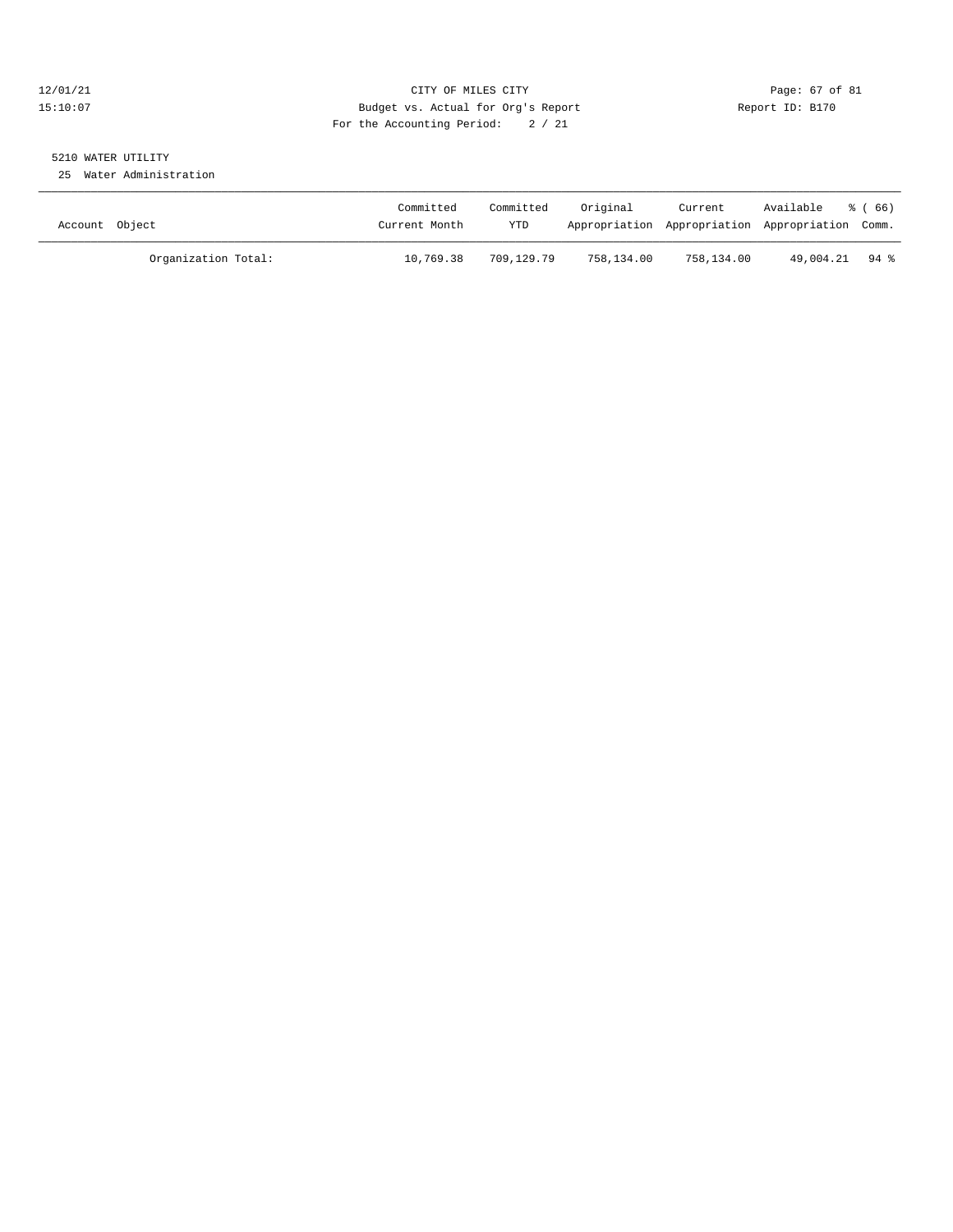CITY OF MILES CITY
Budget vs. Actual for Org's Report
For the Accounting Period: 2 / 21

12/01/21
15:10:07

Report ID: B170

## 5210 WATER UTILITY

25 Water Administration

| Account Object | Committed Current Month | Committed YTD | Original Appropriation | Current Appropriation | Available Appropriation | % ( 66) Comm. |
|---|---|---|---|---|---|---|
| Organization Total: | 10,769.38 | 709,129.79 | 758,134.00 | 758,134.00 | 49,004.21 | 94 % |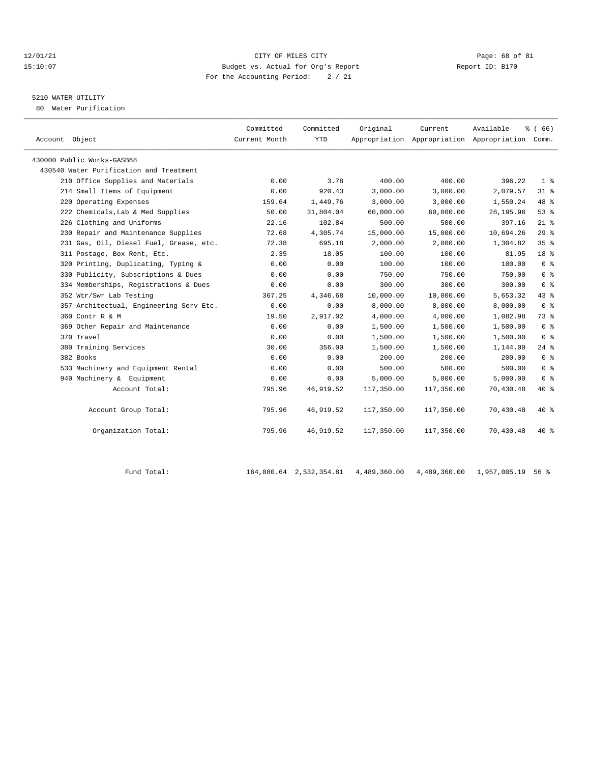CITY OF MILES CITY
Budget vs. Actual for Org's Report
For the Accounting Period: 2 / 21

12/01/21
15:10:07

Report ID: B170

## 5210 WATER UTILITY

80 Water Purification

| Account Object | Committed Current Month | Committed YTD | Original Appropriation | Current Appropriation | Available Appropriation | % ( 66) Comm. |
|---|---|---|---|---|---|---|
| 430000 Public Works-GASB68 | | | | | | |
| 430540 Water Purification and Treatment | | | | | | |
| 210 Office Supplies and Materials | 0.00 | 3.78 | 400.00 | 400.00 | 396.22 | 1 % |
| 214 Small Items of Equipment | 0.00 | 920.43 | 3,000.00 | 3,000.00 | 2,079.57 | 31 % |
| 220 Operating Expenses | 159.64 | 1,449.76 | 3,000.00 | 3,000.00 | 1,550.24 | 48 % |
| 222 Chemicals,Lab & Med Supplies | 50.00 | 31,804.04 | 60,000.00 | 60,000.00 | 28,195.96 | 53 % |
| 226 Clothing and Uniforms | 22.16 | 102.84 | 500.00 | 500.00 | 397.16 | 21 % |
| 230 Repair and Maintenance Supplies | 72.68 | 4,305.74 | 15,000.00 | 15,000.00 | 10,694.26 | 29 % |
| 231 Gas, Oil, Diesel Fuel, Grease, etc. | 72.38 | 695.18 | 2,000.00 | 2,000.00 | 1,304.82 | 35 % |
| 311 Postage, Box Rent, Etc. | 2.35 | 18.05 | 100.00 | 100.00 | 81.95 | 18 % |
| 320 Printing, Duplicating, Typing & | 0.00 | 0.00 | 100.00 | 100.00 | 100.00 | 0 % |
| 330 Publicity, Subscriptions & Dues | 0.00 | 0.00 | 750.00 | 750.00 | 750.00 | 0 % |
| 334 Memberships, Registrations & Dues | 0.00 | 0.00 | 300.00 | 300.00 | 300.00 | 0 % |
| 352 Wtr/Swr Lab Testing | 367.25 | 4,346.68 | 10,000.00 | 10,000.00 | 5,653.32 | 43 % |
| 357 Architectual, Engineering Serv Etc. | 0.00 | 0.00 | 8,000.00 | 8,000.00 | 8,000.00 | 0 % |
| 360 Contr R & M | 19.50 | 2,917.02 | 4,000.00 | 4,000.00 | 1,082.98 | 73 % |
| 369 Other Repair and Maintenance | 0.00 | 0.00 | 1,500.00 | 1,500.00 | 1,500.00 | 0 % |
| 370 Travel | 0.00 | 0.00 | 1,500.00 | 1,500.00 | 1,500.00 | 0 % |
| 380 Training Services | 30.00 | 356.00 | 1,500.00 | 1,500.00 | 1,144.00 | 24 % |
| 382 Books | 0.00 | 0.00 | 200.00 | 200.00 | 200.00 | 0 % |
| 533 Machinery and Equipment Rental | 0.00 | 0.00 | 500.00 | 500.00 | 500.00 | 0 % |
| 940 Machinery & Equipment | 0.00 | 0.00 | 5,000.00 | 5,000.00 | 5,000.00 | 0 % |
| Account Total: | 795.96 | 46,919.52 | 117,350.00 | 117,350.00 | 70,430.48 | 40 % |
| Account Group Total: | 795.96 | 46,919.52 | 117,350.00 | 117,350.00 | 70,430.48 | 40 % |
| Organization Total: | 795.96 | 46,919.52 | 117,350.00 | 117,350.00 | 70,430.48 | 40 % |
| Fund Total: | 164,080.64 | 2,532,354.81 | 4,489,360.00 | 4,489,360.00 | 1,957,005.19 | 56 % |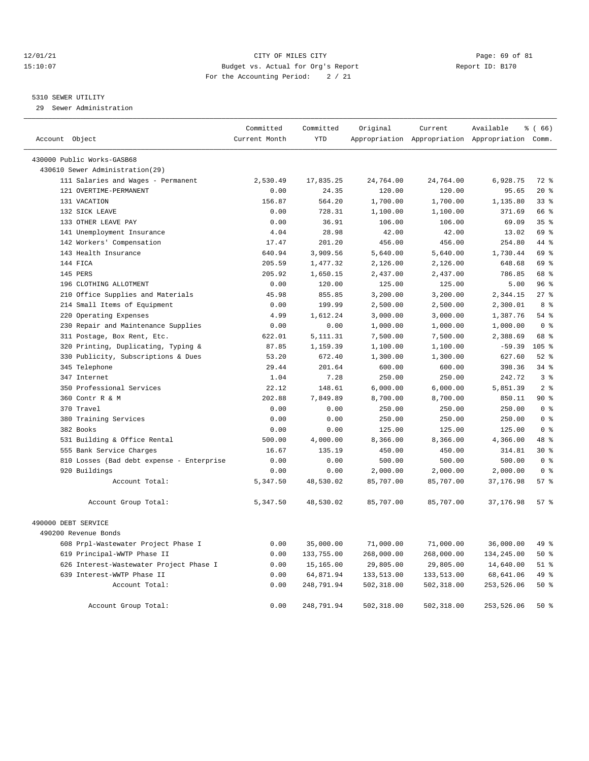12/01/21 CITY OF MILES CITY

15:10:07 Budget vs. Actual for Org's Report Report ID: B170

For the Accounting Period: 2 / 21

## 5310 SEWER UTILITY

29 Sewer Administration

| Account Object | Committed Current Month | Committed YTD | Original Appropriation | Current Appropriation | Available Appropriation | % ( 66) Comm. |
|---|---|---|---|---|---|---|
| 430000 Public Works-GASB68 | | | | | | |
| 430610 Sewer Administration(29) | | | | | | |
| 111 Salaries and Wages - Permanent | 2,530.49 | 17,835.25 | 24,764.00 | 24,764.00 | 6,928.75 | 72 % |
| 121 OVERTIME-PERMANENT | 0.00 | 24.35 | 120.00 | 120.00 | 95.65 | 20 % |
| 131 VACATION | 156.87 | 564.20 | 1,700.00 | 1,700.00 | 1,135.80 | 33 % |
| 132 SICK LEAVE | 0.00 | 728.31 | 1,100.00 | 1,100.00 | 371.69 | 66 % |
| 133 OTHER LEAVE PAY | 0.00 | 36.91 | 106.00 | 106.00 | 69.09 | 35 % |
| 141 Unemployment Insurance | 4.04 | 28.98 | 42.00 | 42.00 | 13.02 | 69 % |
| 142 Workers' Compensation | 17.47 | 201.20 | 456.00 | 456.00 | 254.80 | 44 % |
| 143 Health Insurance | 640.94 | 3,909.56 | 5,640.00 | 5,640.00 | 1,730.44 | 69 % |
| 144 FICA | 205.59 | 1,477.32 | 2,126.00 | 2,126.00 | 648.68 | 69 % |
| 145 PERS | 205.92 | 1,650.15 | 2,437.00 | 2,437.00 | 786.85 | 68 % |
| 196 CLOTHING ALLOTMENT | 0.00 | 120.00 | 125.00 | 125.00 | 5.00 | 96 % |
| 210 Office Supplies and Materials | 45.98 | 855.85 | 3,200.00 | 3,200.00 | 2,344.15 | 27 % |
| 214 Small Items of Equipment | 0.00 | 199.99 | 2,500.00 | 2,500.00 | 2,300.01 | 8 % |
| 220 Operating Expenses | 4.99 | 1,612.24 | 3,000.00 | 3,000.00 | 1,387.76 | 54 % |
| 230 Repair and Maintenance Supplies | 0.00 | 0.00 | 1,000.00 | 1,000.00 | 1,000.00 | 0 % |
| 311 Postage, Box Rent, Etc. | 622.01 | 5,111.31 | 7,500.00 | 7,500.00 | 2,388.69 | 68 % |
| 320 Printing, Duplicating, Typing & | 87.85 | 1,159.39 | 1,100.00 | 1,100.00 | -59.39 | 105 % |
| 330 Publicity, Subscriptions & Dues | 53.20 | 672.40 | 1,300.00 | 1,300.00 | 627.60 | 52 % |
| 345 Telephone | 29.44 | 201.64 | 600.00 | 600.00 | 398.36 | 34 % |
| 347 Internet | 1.04 | 7.28 | 250.00 | 250.00 | 242.72 | 3 % |
| 350 Professional Services | 22.12 | 148.61 | 6,000.00 | 6,000.00 | 5,851.39 | 2 % |
| 360 Contr R & M | 202.88 | 7,849.89 | 8,700.00 | 8,700.00 | 850.11 | 90 % |
| 370 Travel | 0.00 | 0.00 | 250.00 | 250.00 | 250.00 | 0 % |
| 380 Training Services | 0.00 | 0.00 | 250.00 | 250.00 | 250.00 | 0 % |
| 382 Books | 0.00 | 0.00 | 125.00 | 125.00 | 125.00 | 0 % |
| 531 Building & Office Rental | 500.00 | 4,000.00 | 8,366.00 | 8,366.00 | 4,366.00 | 48 % |
| 555 Bank Service Charges | 16.67 | 135.19 | 450.00 | 450.00 | 314.81 | 30 % |
| 810 Losses (Bad debt expense - Enterprise | 0.00 | 0.00 | 500.00 | 500.00 | 500.00 | 0 % |
| 920 Buildings | 0.00 | 0.00 | 2,000.00 | 2,000.00 | 2,000.00 | 0 % |
| Account Total: | 5,347.50 | 48,530.02 | 85,707.00 | 85,707.00 | 37,176.98 | 57 % |
| Account Group Total: | 5,347.50 | 48,530.02 | 85,707.00 | 85,707.00 | 37,176.98 | 57 % |
| 490000 DEBT SERVICE | | | | | | |
| 490200 Revenue Bonds | | | | | | |
| 608 Prpl-Wastewater Project Phase I | 0.00 | 35,000.00 | 71,000.00 | 71,000.00 | 36,000.00 | 49 % |
| 619 Principal-WWTP Phase II | 0.00 | 133,755.00 | 268,000.00 | 268,000.00 | 134,245.00 | 50 % |
| 626 Interest-Wastewater Project Phase I | 0.00 | 15,165.00 | 29,805.00 | 29,805.00 | 14,640.00 | 51 % |
| 639 Interest-WWTP Phase II | 0.00 | 64,871.94 | 133,513.00 | 133,513.00 | 68,641.06 | 49 % |
| Account Total: | 0.00 | 248,791.94 | 502,318.00 | 502,318.00 | 253,526.06 | 50 % |
| Account Group Total: | 0.00 | 248,791.94 | 502,318.00 | 502,318.00 | 253,526.06 | 50 % |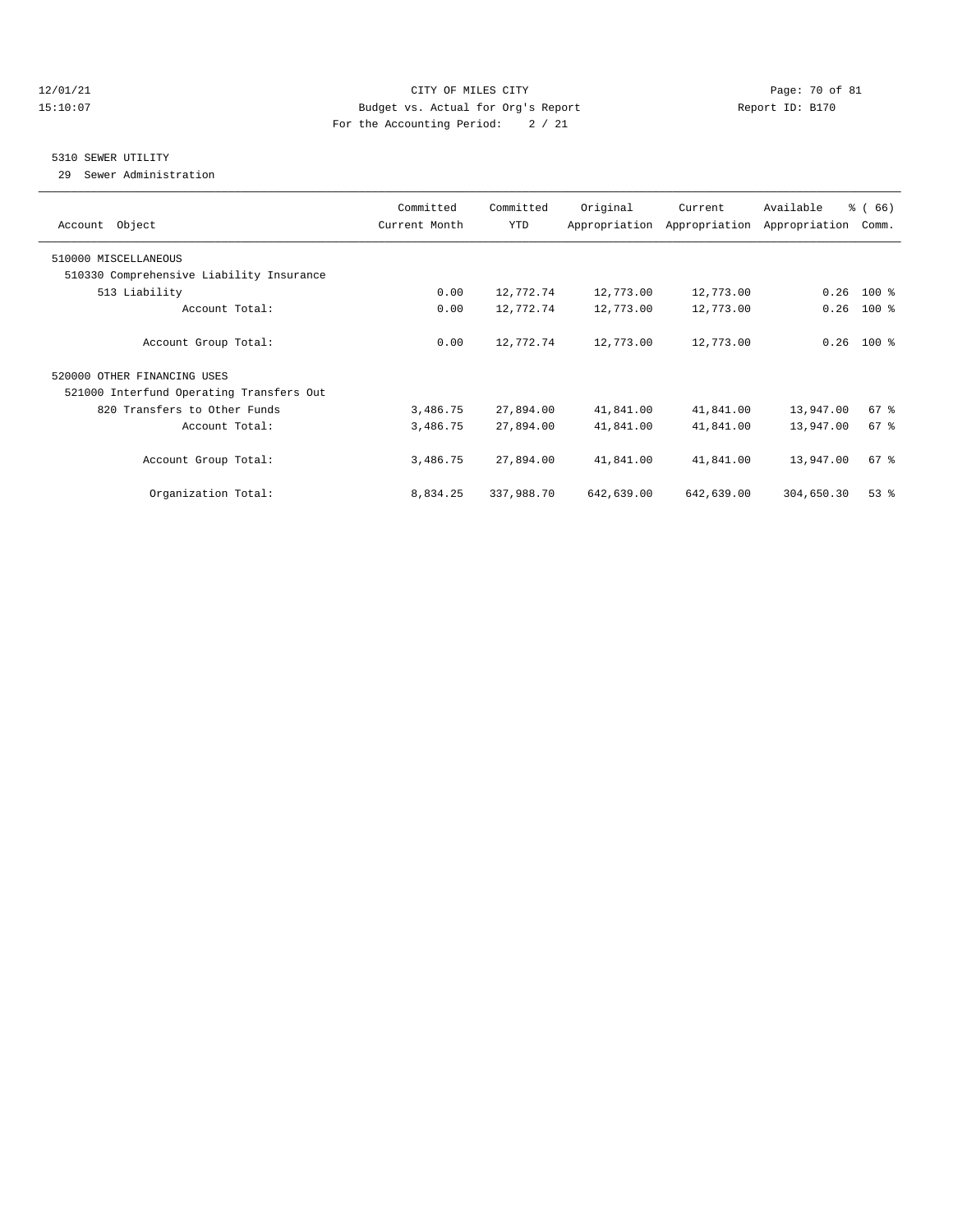CITY OF MILES CITY
Budget vs. Actual for Org's Report
For the Accounting Period: 2 / 21

12/01/21
15:10:07

Report ID: B170

## 5310 SEWER UTILITY

29 Sewer Administration

| Account Object | Committed Current Month | Committed YTD | Original Appropriation | Current Appropriation | Available Appropriation | % ( 66) Comm. |
|---|---|---|---|---|---|---|
| 510000 MISCELLANEOUS | | | | | | |
| 510330 Comprehensive Liability Insurance | | | | | | |
| 513 Liability | 0.00 | 12,772.74 | 12,773.00 | 12,773.00 | 0.26 | 100 % |
| Account Total: | 0.00 | 12,772.74 | 12,773.00 | 12,773.00 | 0.26 | 100 % |
| Account Group Total: | 0.00 | 12,772.74 | 12,773.00 | 12,773.00 | 0.26 | 100 % |
| 520000 OTHER FINANCING USES | | | | | | |
| 521000 Interfund Operating Transfers Out | | | | | | |
| 820 Transfers to Other Funds | 3,486.75 | 27,894.00 | 41,841.00 | 41,841.00 | 13,947.00 | 67 % |
| Account Total: | 3,486.75 | 27,894.00 | 41,841.00 | 41,841.00 | 13,947.00 | 67 % |
| Account Group Total: | 3,486.75 | 27,894.00 | 41,841.00 | 41,841.00 | 13,947.00 | 67 % |
| Organization Total: | 8,834.25 | 337,988.70 | 642,639.00 | 642,639.00 | 304,650.30 | 53 % |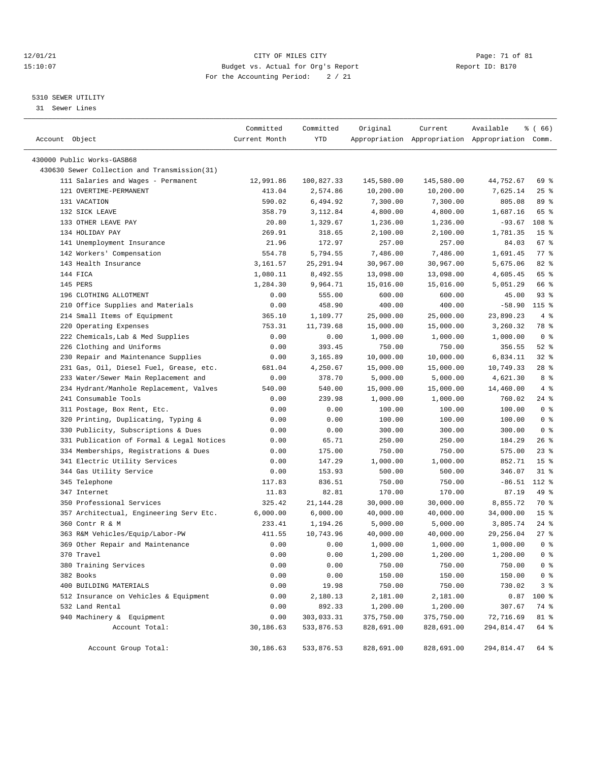CITY OF MILES CITY
Budget vs. Actual for Org's Report
For the Accounting Period: 2 / 21

12/01/21
15:10:07

Report ID: B170

5310 SEWER UTILITY
31 Sewer Lines

| Account Object | Committed Current Month | Committed YTD | Original Appropriation | Current Appropriation | Available Appropriation | % ( 66) Comm. |
|---|---|---|---|---|---|---|
| 430000 Public Works-GASB68 | | | | | | |
| 430630 Sewer Collection and Transmission(31) | | | | | | |
| 111 Salaries and Wages - Permanent | 12,991.86 | 100,827.33 | 145,580.00 | 145,580.00 | 44,752.67 | 69 % |
| 121 OVERTIME-PERMANENT | 413.04 | 2,574.86 | 10,200.00 | 10,200.00 | 7,625.14 | 25 % |
| 131 VACATION | 590.02 | 6,494.92 | 7,300.00 | 7,300.00 | 805.08 | 89 % |
| 132 SICK LEAVE | 358.79 | 3,112.84 | 4,800.00 | 4,800.00 | 1,687.16 | 65 % |
| 133 OTHER LEAVE PAY | 20.80 | 1,329.67 | 1,236.00 | 1,236.00 | -93.67 | 108 % |
| 134 HOLIDAY PAY | 269.91 | 318.65 | 2,100.00 | 2,100.00 | 1,781.35 | 15 % |
| 141 Unemployment Insurance | 21.96 | 172.97 | 257.00 | 257.00 | 84.03 | 67 % |
| 142 Workers' Compensation | 554.78 | 5,794.55 | 7,486.00 | 7,486.00 | 1,691.45 | 77 % |
| 143 Health Insurance | 3,161.57 | 25,291.94 | 30,967.00 | 30,967.00 | 5,675.06 | 82 % |
| 144 FICA | 1,080.11 | 8,492.55 | 13,098.00 | 13,098.00 | 4,605.45 | 65 % |
| 145 PERS | 1,284.30 | 9,964.71 | 15,016.00 | 15,016.00 | 5,051.29 | 66 % |
| 196 CLOTHING ALLOTMENT | 0.00 | 555.00 | 600.00 | 600.00 | 45.00 | 93 % |
| 210 Office Supplies and Materials | 0.00 | 458.90 | 400.00 | 400.00 | -58.90 | 115 % |
| 214 Small Items of Equipment | 365.10 | 1,109.77 | 25,000.00 | 25,000.00 | 23,890.23 | 4 % |
| 220 Operating Expenses | 753.31 | 11,739.68 | 15,000.00 | 15,000.00 | 3,260.32 | 78 % |
| 222 Chemicals,Lab & Med Supplies | 0.00 | 0.00 | 1,000.00 | 1,000.00 | 1,000.00 | 0 % |
| 226 Clothing and Uniforms | 0.00 | 393.45 | 750.00 | 750.00 | 356.55 | 52 % |
| 230 Repair and Maintenance Supplies | 0.00 | 3,165.89 | 10,000.00 | 10,000.00 | 6,834.11 | 32 % |
| 231 Gas, Oil, Diesel Fuel, Grease, etc. | 681.04 | 4,250.67 | 15,000.00 | 15,000.00 | 10,749.33 | 28 % |
| 233 Water/Sewer Main Replacement and | 0.00 | 378.70 | 5,000.00 | 5,000.00 | 4,621.30 | 8 % |
| 234 Hydrant/Manhole Replacement, Valves | 540.00 | 540.00 | 15,000.00 | 15,000.00 | 14,460.00 | 4 % |
| 241 Consumable Tools | 0.00 | 239.98 | 1,000.00 | 1,000.00 | 760.02 | 24 % |
| 311 Postage, Box Rent, Etc. | 0.00 | 0.00 | 100.00 | 100.00 | 100.00 | 0 % |
| 320 Printing, Duplicating, Typing & | 0.00 | 0.00 | 100.00 | 100.00 | 100.00 | 0 % |
| 330 Publicity, Subscriptions & Dues | 0.00 | 0.00 | 300.00 | 300.00 | 300.00 | 0 % |
| 331 Publication of Formal & Legal Notices | 0.00 | 65.71 | 250.00 | 250.00 | 184.29 | 26 % |
| 334 Memberships, Registrations & Dues | 0.00 | 175.00 | 750.00 | 750.00 | 575.00 | 23 % |
| 341 Electric Utility Services | 0.00 | 147.29 | 1,000.00 | 1,000.00 | 852.71 | 15 % |
| 344 Gas Utility Service | 0.00 | 153.93 | 500.00 | 500.00 | 346.07 | 31 % |
| 345 Telephone | 117.83 | 836.51 | 750.00 | 750.00 | -86.51 | 112 % |
| 347 Internet | 11.83 | 82.81 | 170.00 | 170.00 | 87.19 | 49 % |
| 350 Professional Services | 325.42 | 21,144.28 | 30,000.00 | 30,000.00 | 8,855.72 | 70 % |
| 357 Architectual, Engineering Serv Etc. | 6,000.00 | 6,000.00 | 40,000.00 | 40,000.00 | 34,000.00 | 15 % |
| 360 Contr R & M | 233.41 | 1,194.26 | 5,000.00 | 5,000.00 | 3,805.74 | 24 % |
| 363 R&M Vehicles/Equip/Labor-PW | 411.55 | 10,743.96 | 40,000.00 | 40,000.00 | 29,256.04 | 27 % |
| 369 Other Repair and Maintenance | 0.00 | 0.00 | 1,000.00 | 1,000.00 | 1,000.00 | 0 % |
| 370 Travel | 0.00 | 0.00 | 1,200.00 | 1,200.00 | 1,200.00 | 0 % |
| 380 Training Services | 0.00 | 0.00 | 750.00 | 750.00 | 750.00 | 0 % |
| 382 Books | 0.00 | 0.00 | 150.00 | 150.00 | 150.00 | 0 % |
| 400 BUILDING MATERIALS | 0.00 | 19.98 | 750.00 | 750.00 | 730.02 | 3 % |
| 512 Insurance on Vehicles & Equipment | 0.00 | 2,180.13 | 2,181.00 | 2,181.00 | 0.87 | 100 % |
| 532 Land Rental | 0.00 | 892.33 | 1,200.00 | 1,200.00 | 307.67 | 74 % |
| 940 Machinery & Equipment | 0.00 | 303,033.31 | 375,750.00 | 375,750.00 | 72,716.69 | 81 % |
| Account Total: | 30,186.63 | 533,876.53 | 828,691.00 | 828,691.00 | 294,814.47 | 64 % |
| Account Group Total: | 30,186.63 | 533,876.53 | 828,691.00 | 828,691.00 | 294,814.47 | 64 % |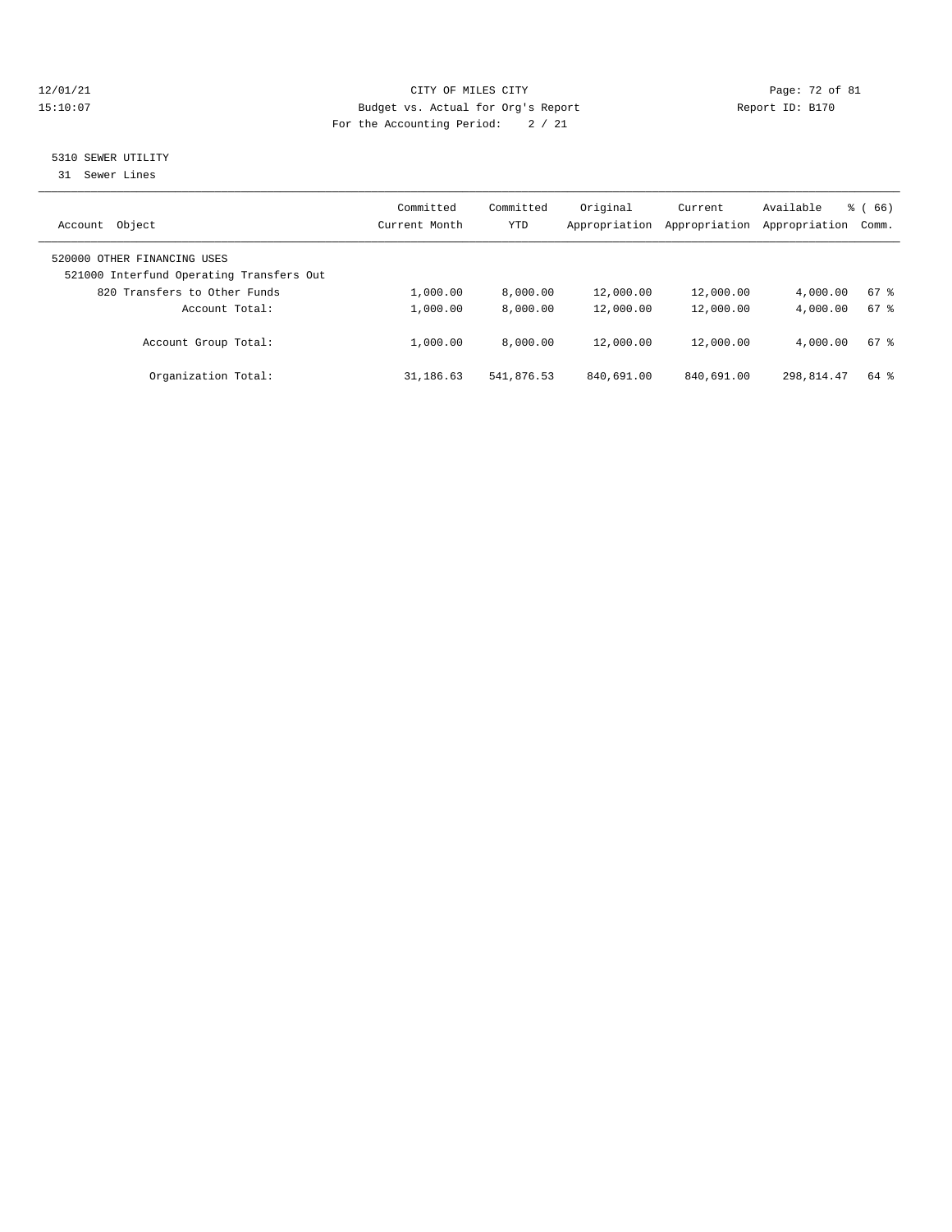CITY OF MILES CITY
Budget vs. Actual for Org's Report
For the Accounting Period: 2 / 21

12/01/21
15:10:07

Report ID: B170

## 5310 SEWER UTILITY

31 Sewer Lines

| Account Object | Committed Current Month | Committed YTD | Original Appropriation | Current Appropriation | Available Appropriation | % ( 66) Comm. |
|---|---|---|---|---|---|---|
| 520000 OTHER FINANCING USES | | | | | | |
| 521000 Interfund Operating Transfers Out | | | | | | |
| 820 Transfers to Other Funds | 1,000.00 | 8,000.00 | 12,000.00 | 12,000.00 | 4,000.00 | 67 % |
| Account Total: | 1,000.00 | 8,000.00 | 12,000.00 | 12,000.00 | 4,000.00 | 67 % |
| Account Group Total: | 1,000.00 | 8,000.00 | 12,000.00 | 12,000.00 | 4,000.00 | 67 % |
| Organization Total: | 31,186.63 | 541,876.53 | 840,691.00 | 840,691.00 | 298,814.47 | 64 % |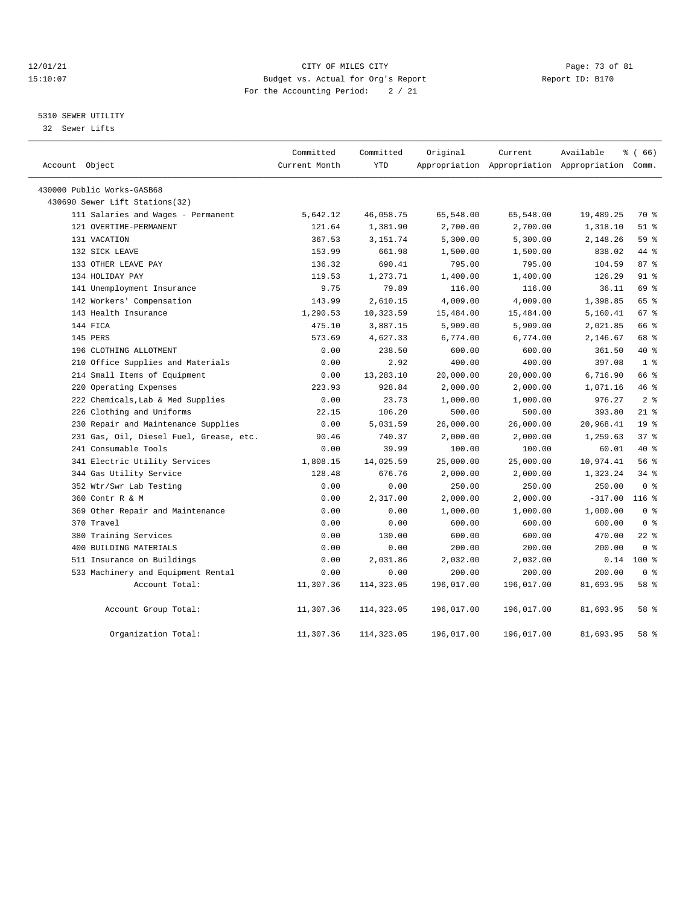12/01/21 CITY OF MILES CITY
15:10:07 Budget vs. Actual for Org's Report Report ID: B170
For the Accounting Period: 2 / 21

5310 SEWER UTILITY
32 Sewer Lifts

| Account Object | Committed Current Month | Committed YTD | Original Appropriation | Current Appropriation | Available Appropriation | % ( 66) Comm. |
|---|---|---|---|---|---|---|
| 430000 Public Works-GASB68 | | | | | | |
| 430690 Sewer Lift Stations(32) | | | | | | |
| 111 Salaries and Wages - Permanent | 5,642.12 | 46,058.75 | 65,548.00 | 65,548.00 | 19,489.25 | 70 % |
| 121 OVERTIME-PERMANENT | 121.64 | 1,381.90 | 2,700.00 | 2,700.00 | 1,318.10 | 51 % |
| 131 VACATION | 367.53 | 3,151.74 | 5,300.00 | 5,300.00 | 2,148.26 | 59 % |
| 132 SICK LEAVE | 153.99 | 661.98 | 1,500.00 | 1,500.00 | 838.02 | 44 % |
| 133 OTHER LEAVE PAY | 136.32 | 690.41 | 795.00 | 795.00 | 104.59 | 87 % |
| 134 HOLIDAY PAY | 119.53 | 1,273.71 | 1,400.00 | 1,400.00 | 126.29 | 91 % |
| 141 Unemployment Insurance | 9.75 | 79.89 | 116.00 | 116.00 | 36.11 | 69 % |
| 142 Workers' Compensation | 143.99 | 2,610.15 | 4,009.00 | 4,009.00 | 1,398.85 | 65 % |
| 143 Health Insurance | 1,290.53 | 10,323.59 | 15,484.00 | 15,484.00 | 5,160.41 | 67 % |
| 144 FICA | 475.10 | 3,887.15 | 5,909.00 | 5,909.00 | 2,021.85 | 66 % |
| 145 PERS | 573.69 | 4,627.33 | 6,774.00 | 6,774.00 | 2,146.67 | 68 % |
| 196 CLOTHING ALLOTMENT | 0.00 | 238.50 | 600.00 | 600.00 | 361.50 | 40 % |
| 210 Office Supplies and Materials | 0.00 | 2.92 | 400.00 | 400.00 | 397.08 | 1 % |
| 214 Small Items of Equipment | 0.00 | 13,283.10 | 20,000.00 | 20,000.00 | 6,716.90 | 66 % |
| 220 Operating Expenses | 223.93 | 928.84 | 2,000.00 | 2,000.00 | 1,071.16 | 46 % |
| 222 Chemicals,Lab & Med Supplies | 0.00 | 23.73 | 1,000.00 | 1,000.00 | 976.27 | 2 % |
| 226 Clothing and Uniforms | 22.15 | 106.20 | 500.00 | 500.00 | 393.80 | 21 % |
| 230 Repair and Maintenance Supplies | 0.00 | 5,031.59 | 26,000.00 | 26,000.00 | 20,968.41 | 19 % |
| 231 Gas, Oil, Diesel Fuel, Grease, etc. | 90.46 | 740.37 | 2,000.00 | 2,000.00 | 1,259.63 | 37 % |
| 241 Consumable Tools | 0.00 | 39.99 | 100.00 | 100.00 | 60.01 | 40 % |
| 341 Electric Utility Services | 1,808.15 | 14,025.59 | 25,000.00 | 25,000.00 | 10,974.41 | 56 % |
| 344 Gas Utility Service | 128.48 | 676.76 | 2,000.00 | 2,000.00 | 1,323.24 | 34 % |
| 352 Wtr/Swr Lab Testing | 0.00 | 0.00 | 250.00 | 250.00 | 250.00 | 0 % |
| 360 Contr R & M | 0.00 | 2,317.00 | 2,000.00 | 2,000.00 | -317.00 | 116 % |
| 369 Other Repair and Maintenance | 0.00 | 0.00 | 1,000.00 | 1,000.00 | 1,000.00 | 0 % |
| 370 Travel | 0.00 | 0.00 | 600.00 | 600.00 | 600.00 | 0 % |
| 380 Training Services | 0.00 | 130.00 | 600.00 | 600.00 | 470.00 | 22 % |
| 400 BUILDING MATERIALS | 0.00 | 0.00 | 200.00 | 200.00 | 200.00 | 0 % |
| 511 Insurance on Buildings | 0.00 | 2,031.86 | 2,032.00 | 2,032.00 | 0.14 | 100 % |
| 533 Machinery and Equipment Rental | 0.00 | 0.00 | 200.00 | 200.00 | 200.00 | 0 % |
| Account Total: | 11,307.36 | 114,323.05 | 196,017.00 | 196,017.00 | 81,693.95 | 58 % |
| Account Group Total: | 11,307.36 | 114,323.05 | 196,017.00 | 196,017.00 | 81,693.95 | 58 % |
| Organization Total: | 11,307.36 | 114,323.05 | 196,017.00 | 196,017.00 | 81,693.95 | 58 % |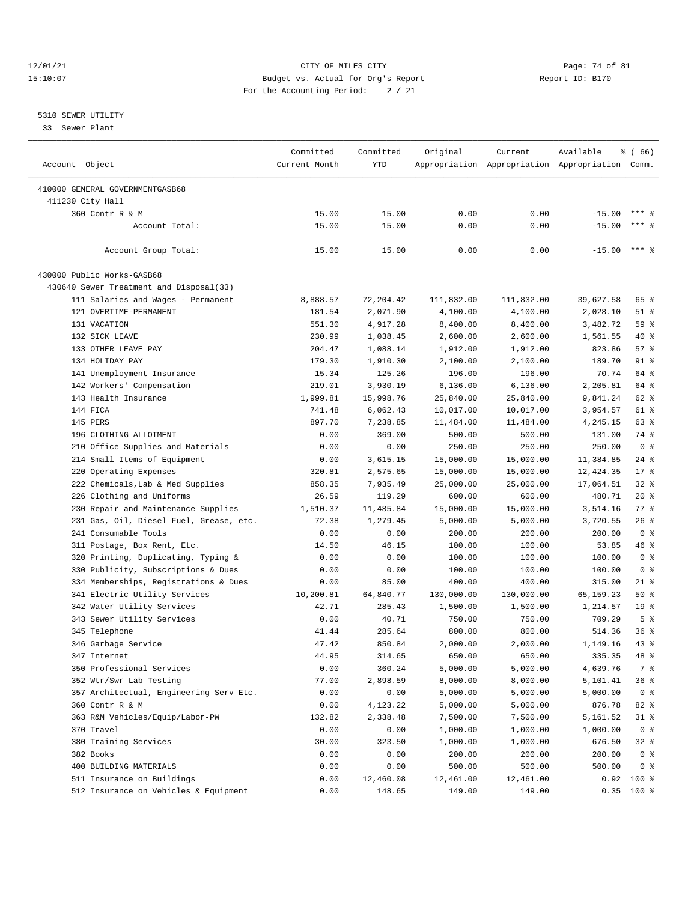12/01/21 CITY OF MILES CITY
15:10:07 Budget vs. Actual for Org's Report Report ID: B170
For the Accounting Period: 2 / 21

5310 SEWER UTILITY
33 Sewer Plant

| Account Object | Committed Current Month | Committed YTD | Original Appropriation | Current Appropriation | Available Appropriation | % ( 66) Comm. |
|---|---|---|---|---|---|---|
| 410000 GENERAL GOVERNMENTGASB68 | | | | | | |
| 411230 City Hall | | | | | | |
| 360 Contr R & M | 15.00 | 15.00 | 0.00 | 0.00 | -15.00 | *** % |
| Account Total: | 15.00 | 15.00 | 0.00 | 0.00 | -15.00 | *** % |
| Account Group Total: | 15.00 | 15.00 | 0.00 | 0.00 | -15.00 | *** % |
| 430000 Public Works-GASB68 | | | | | | |
| 430640 Sewer Treatment and Disposal(33) | | | | | | |
| 111 Salaries and Wages - Permanent | 8,888.57 | 72,204.42 | 111,832.00 | 111,832.00 | 39,627.58 | 65 % |
| 121 OVERTIME-PERMANENT | 181.54 | 2,071.90 | 4,100.00 | 4,100.00 | 2,028.10 | 51 % |
| 131 VACATION | 551.30 | 4,917.28 | 8,400.00 | 8,400.00 | 3,482.72 | 59 % |
| 132 SICK LEAVE | 230.99 | 1,038.45 | 2,600.00 | 2,600.00 | 1,561.55 | 40 % |
| 133 OTHER LEAVE PAY | 204.47 | 1,088.14 | 1,912.00 | 1,912.00 | 823.86 | 57 % |
| 134 HOLIDAY PAY | 179.30 | 1,910.30 | 2,100.00 | 2,100.00 | 189.70 | 91 % |
| 141 Unemployment Insurance | 15.34 | 125.26 | 196.00 | 196.00 | 70.74 | 64 % |
| 142 Workers' Compensation | 219.01 | 3,930.19 | 6,136.00 | 6,136.00 | 2,205.81 | 64 % |
| 143 Health Insurance | 1,999.81 | 15,998.76 | 25,840.00 | 25,840.00 | 9,841.24 | 62 % |
| 144 FICA | 741.48 | 6,062.43 | 10,017.00 | 10,017.00 | 3,954.57 | 61 % |
| 145 PERS | 897.70 | 7,238.85 | 11,484.00 | 11,484.00 | 4,245.15 | 63 % |
| 196 CLOTHING ALLOTMENT | 0.00 | 369.00 | 500.00 | 500.00 | 131.00 | 74 % |
| 210 Office Supplies and Materials | 0.00 | 0.00 | 250.00 | 250.00 | 250.00 | 0 % |
| 214 Small Items of Equipment | 0.00 | 3,615.15 | 15,000.00 | 15,000.00 | 11,384.85 | 24 % |
| 220 Operating Expenses | 320.81 | 2,575.65 | 15,000.00 | 15,000.00 | 12,424.35 | 17 % |
| 222 Chemicals,Lab & Med Supplies | 858.35 | 7,935.49 | 25,000.00 | 25,000.00 | 17,064.51 | 32 % |
| 226 Clothing and Uniforms | 26.59 | 119.29 | 600.00 | 600.00 | 480.71 | 20 % |
| 230 Repair and Maintenance Supplies | 1,510.37 | 11,485.84 | 15,000.00 | 15,000.00 | 3,514.16 | 77 % |
| 231 Gas, Oil, Diesel Fuel, Grease, etc. | 72.38 | 1,279.45 | 5,000.00 | 5,000.00 | 3,720.55 | 26 % |
| 241 Consumable Tools | 0.00 | 0.00 | 200.00 | 200.00 | 200.00 | 0 % |
| 311 Postage, Box Rent, Etc. | 14.50 | 46.15 | 100.00 | 100.00 | 53.85 | 46 % |
| 320 Printing, Duplicating, Typing & | 0.00 | 0.00 | 100.00 | 100.00 | 100.00 | 0 % |
| 330 Publicity, Subscriptions & Dues | 0.00 | 0.00 | 100.00 | 100.00 | 100.00 | 0 % |
| 334 Memberships, Registrations & Dues | 0.00 | 85.00 | 400.00 | 400.00 | 315.00 | 21 % |
| 341 Electric Utility Services | 10,200.81 | 64,840.77 | 130,000.00 | 130,000.00 | 65,159.23 | 50 % |
| 342 Water Utility Services | 42.71 | 285.43 | 1,500.00 | 1,500.00 | 1,214.57 | 19 % |
| 343 Sewer Utility Services | 0.00 | 40.71 | 750.00 | 750.00 | 709.29 | 5 % |
| 345 Telephone | 41.44 | 285.64 | 800.00 | 800.00 | 514.36 | 36 % |
| 346 Garbage Service | 47.42 | 850.84 | 2,000.00 | 2,000.00 | 1,149.16 | 43 % |
| 347 Internet | 44.95 | 314.65 | 650.00 | 650.00 | 335.35 | 48 % |
| 350 Professional Services | 0.00 | 360.24 | 5,000.00 | 5,000.00 | 4,639.76 | 7 % |
| 352 Wtr/Swr Lab Testing | 77.00 | 2,898.59 | 8,000.00 | 8,000.00 | 5,101.41 | 36 % |
| 357 Architectual, Engineering Serv Etc. | 0.00 | 0.00 | 5,000.00 | 5,000.00 | 5,000.00 | 0 % |
| 360 Contr R & M | 0.00 | 4,123.22 | 5,000.00 | 5,000.00 | 876.78 | 82 % |
| 363 R&M Vehicles/Equip/Labor-PW | 132.82 | 2,338.48 | 7,500.00 | 7,500.00 | 5,161.52 | 31 % |
| 370 Travel | 0.00 | 0.00 | 1,000.00 | 1,000.00 | 1,000.00 | 0 % |
| 380 Training Services | 30.00 | 323.50 | 1,000.00 | 1,000.00 | 676.50 | 32 % |
| 382 Books | 0.00 | 0.00 | 200.00 | 200.00 | 200.00 | 0 % |
| 400 BUILDING MATERIALS | 0.00 | 0.00 | 500.00 | 500.00 | 500.00 | 0 % |
| 511 Insurance on Buildings | 0.00 | 12,460.08 | 12,461.00 | 12,461.00 | 0.92 | 100 % |
| 512 Insurance on Vehicles & Equipment | 0.00 | 148.65 | 149.00 | 149.00 | 0.35 | 100 % |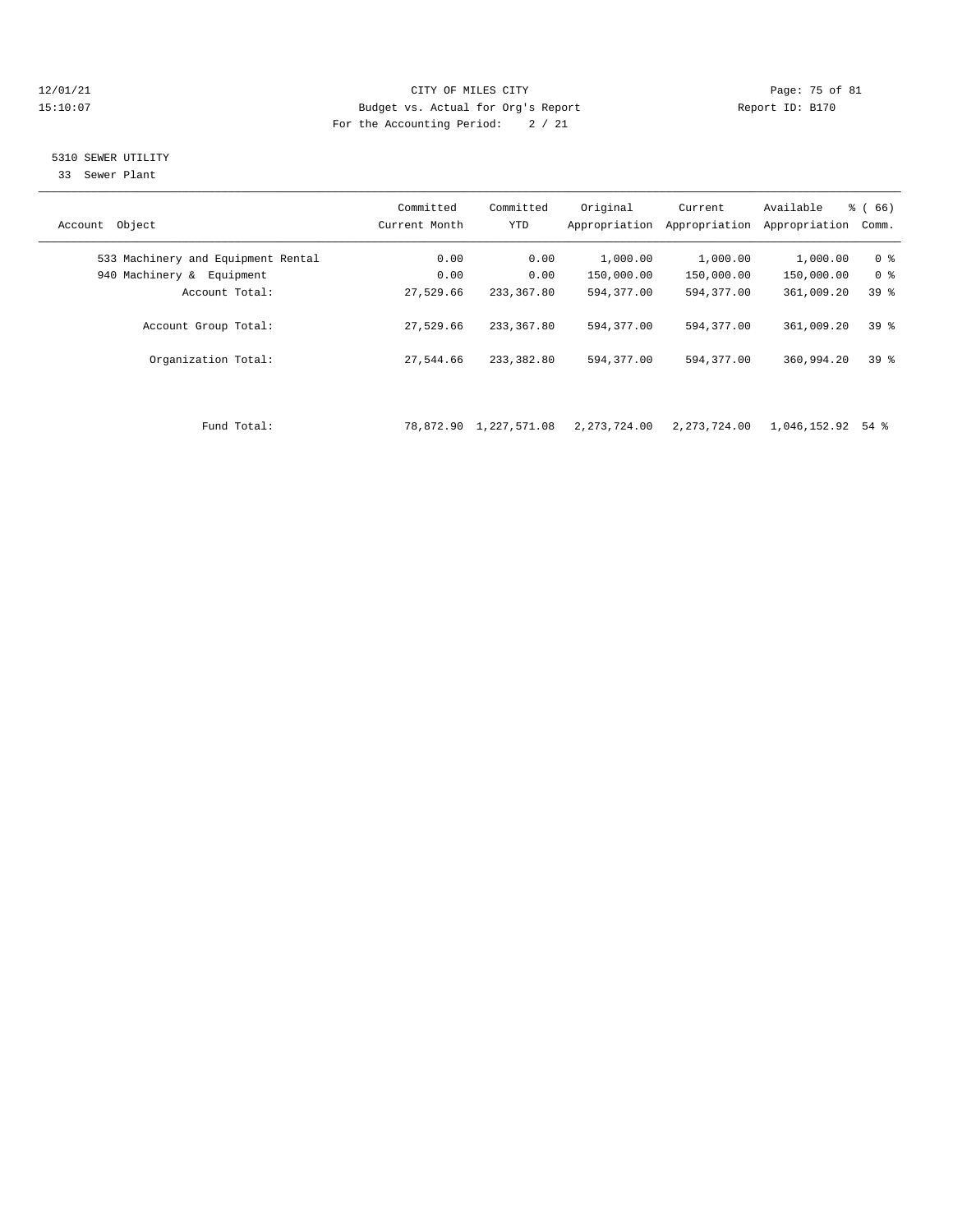CITY OF MILES CITY
Budget vs. Actual for Org's Report
For the Accounting Period: 2 / 21

12/01/21
15:10:07

Report ID: B170

## 5310 SEWER UTILITY

33 Sewer Plant

| Account Object | Committed Current Month | Committed YTD | Original Appropriation | Current Appropriation | Available Appropriation | % ( 66) Comm. |
|---|---|---|---|---|---|---|
| 533 Machinery and Equipment Rental | 0.00 | 0.00 | 1,000.00 | 1,000.00 | 1,000.00 | 0 % |
| 940 Machinery & Equipment | 0.00 | 0.00 | 150,000.00 | 150,000.00 | 150,000.00 | 0 % |
| Account Total: | 27,529.66 | 233,367.80 | 594,377.00 | 594,377.00 | 361,009.20 | 39 % |
| Account Group Total: | 27,529.66 | 233,367.80 | 594,377.00 | 594,377.00 | 361,009.20 | 39 % |
| Organization Total: | 27,544.66 | 233,382.80 | 594,377.00 | 594,377.00 | 360,994.20 | 39 % |
| Fund Total: | 78,872.90 | 1,227,571.08 | 2,273,724.00 | 2,273,724.00 | 1,046,152.92 | 54 % |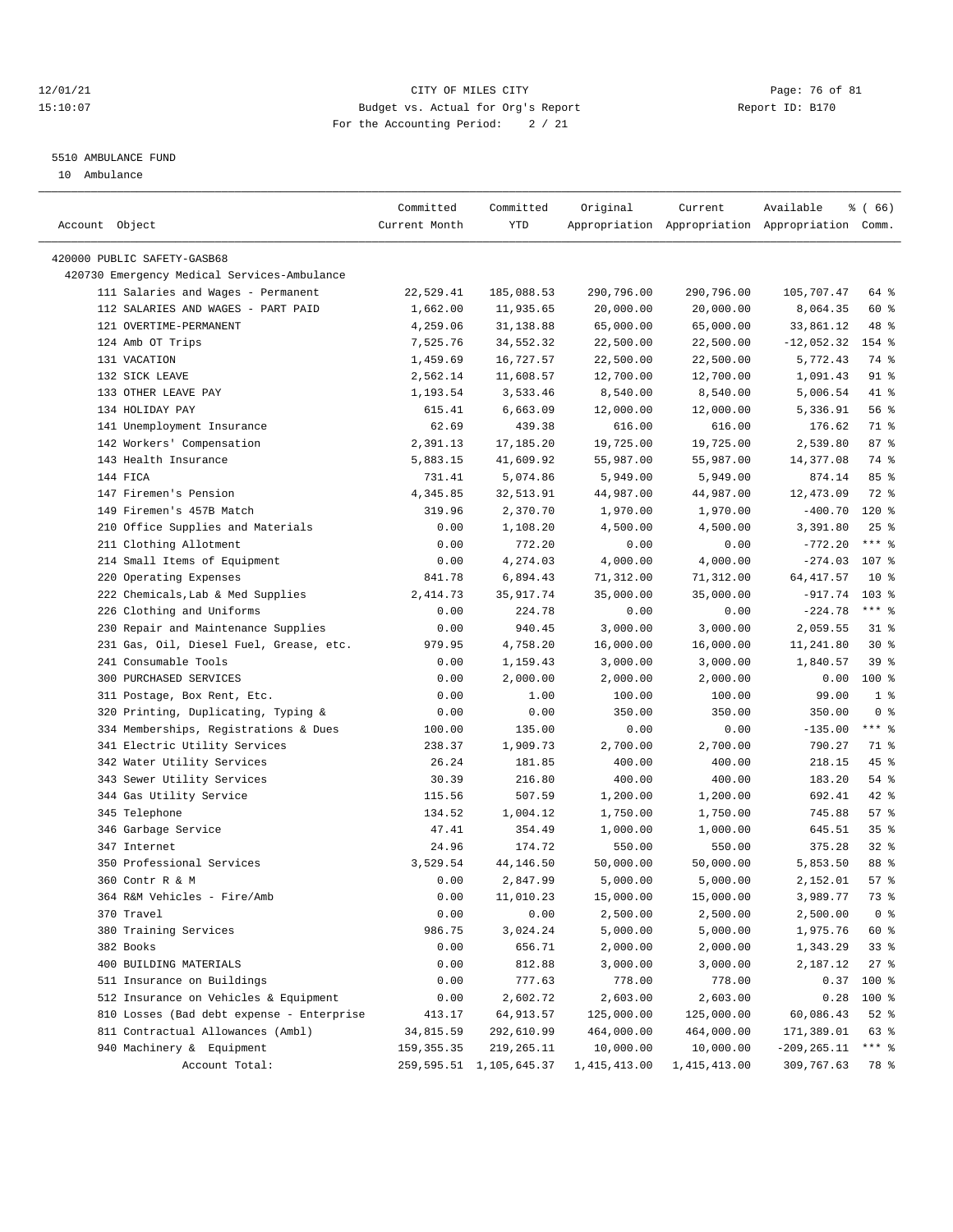12/01/21 CITY OF MILES CITY
15:10:07 Budget vs. Actual for Org's Report Report ID: B170
For the Accounting Period: 2 / 21

5510 AMBULANCE FUND

10 Ambulance

| Account Object | Committed Current Month | Committed YTD | Original Appropriation | Current Appropriation | Available Appropriation | % ( 66) Comm. |
|---|---|---|---|---|---|---|
| 420000 PUBLIC SAFETY-GASB68 | | | | | | |
| 420730 Emergency Medical Services-Ambulance | | | | | | |
| 111 Salaries and Wages - Permanent | 22,529.41 | 185,088.53 | 290,796.00 | 290,796.00 | 105,707.47 | 64 % |
| 112 SALARIES AND WAGES - PART PAID | 1,662.00 | 11,935.65 | 20,000.00 | 20,000.00 | 8,064.35 | 60 % |
| 121 OVERTIME-PERMANENT | 4,259.06 | 31,138.88 | 65,000.00 | 65,000.00 | 33,861.12 | 48 % |
| 124 Amb OT Trips | 7,525.76 | 34,552.32 | 22,500.00 | 22,500.00 | -12,052.32 | 154 % |
| 131 VACATION | 1,459.69 | 16,727.57 | 22,500.00 | 22,500.00 | 5,772.43 | 74 % |
| 132 SICK LEAVE | 2,562.14 | 11,608.57 | 12,700.00 | 12,700.00 | 1,091.43 | 91 % |
| 133 OTHER LEAVE PAY | 1,193.54 | 3,533.46 | 8,540.00 | 8,540.00 | 5,006.54 | 41 % |
| 134 HOLIDAY PAY | 615.41 | 6,663.09 | 12,000.00 | 12,000.00 | 5,336.91 | 56 % |
| 141 Unemployment Insurance | 62.69 | 439.38 | 616.00 | 616.00 | 176.62 | 71 % |
| 142 Workers' Compensation | 2,391.13 | 17,185.20 | 19,725.00 | 19,725.00 | 2,539.80 | 87 % |
| 143 Health Insurance | 5,883.15 | 41,609.92 | 55,987.00 | 55,987.00 | 14,377.08 | 74 % |
| 144 FICA | 731.41 | 5,074.86 | 5,949.00 | 5,949.00 | 874.14 | 85 % |
| 147 Firemen's Pension | 4,345.85 | 32,513.91 | 44,987.00 | 44,987.00 | 12,473.09 | 72 % |
| 149 Firemen's 457B Match | 319.96 | 2,370.70 | 1,970.00 | 1,970.00 | -400.70 | 120 % |
| 210 Office Supplies and Materials | 0.00 | 1,108.20 | 4,500.00 | 4,500.00 | 3,391.80 | 25 % |
| 211 Clothing Allotment | 0.00 | 772.20 | 0.00 | 0.00 | -772.20 | *** % |
| 214 Small Items of Equipment | 0.00 | 4,274.03 | 4,000.00 | 4,000.00 | -274.03 | 107 % |
| 220 Operating Expenses | 841.78 | 6,894.43 | 71,312.00 | 71,312.00 | 64,417.57 | 10 % |
| 222 Chemicals,Lab & Med Supplies | 2,414.73 | 35,917.74 | 35,000.00 | 35,000.00 | -917.74 | 103 % |
| 226 Clothing and Uniforms | 0.00 | 224.78 | 0.00 | 0.00 | -224.78 | *** % |
| 230 Repair and Maintenance Supplies | 0.00 | 940.45 | 3,000.00 | 3,000.00 | 2,059.55 | 31 % |
| 231 Gas, Oil, Diesel Fuel, Grease, etc. | 979.95 | 4,758.20 | 16,000.00 | 16,000.00 | 11,241.80 | 30 % |
| 241 Consumable Tools | 0.00 | 1,159.43 | 3,000.00 | 3,000.00 | 1,840.57 | 39 % |
| 300 PURCHASED SERVICES | 0.00 | 2,000.00 | 2,000.00 | 2,000.00 | 0.00 | 100 % |
| 311 Postage, Box Rent, Etc. | 0.00 | 1.00 | 100.00 | 100.00 | 99.00 | 1 % |
| 320 Printing, Duplicating, Typing & | 0.00 | 0.00 | 350.00 | 350.00 | 350.00 | 0 % |
| 334 Memberships, Registrations & Dues | 100.00 | 135.00 | 0.00 | 0.00 | -135.00 | *** % |
| 341 Electric Utility Services | 238.37 | 1,909.73 | 2,700.00 | 2,700.00 | 790.27 | 71 % |
| 342 Water Utility Services | 26.24 | 181.85 | 400.00 | 400.00 | 218.15 | 45 % |
| 343 Sewer Utility Services | 30.39 | 216.80 | 400.00 | 400.00 | 183.20 | 54 % |
| 344 Gas Utility Service | 115.56 | 507.59 | 1,200.00 | 1,200.00 | 692.41 | 42 % |
| 345 Telephone | 134.52 | 1,004.12 | 1,750.00 | 1,750.00 | 745.88 | 57 % |
| 346 Garbage Service | 47.41 | 354.49 | 1,000.00 | 1,000.00 | 645.51 | 35 % |
| 347 Internet | 24.96 | 174.72 | 550.00 | 550.00 | 375.28 | 32 % |
| 350 Professional Services | 3,529.54 | 44,146.50 | 50,000.00 | 50,000.00 | 5,853.50 | 88 % |
| 360 Contr R & M | 0.00 | 2,847.99 | 5,000.00 | 5,000.00 | 2,152.01 | 57 % |
| 364 R&M Vehicles - Fire/Amb | 0.00 | 11,010.23 | 15,000.00 | 15,000.00 | 3,989.77 | 73 % |
| 370 Travel | 0.00 | 0.00 | 2,500.00 | 2,500.00 | 2,500.00 | 0 % |
| 380 Training Services | 986.75 | 3,024.24 | 5,000.00 | 5,000.00 | 1,975.76 | 60 % |
| 382 Books | 0.00 | 656.71 | 2,000.00 | 2,000.00 | 1,343.29 | 33 % |
| 400 BUILDING MATERIALS | 0.00 | 812.88 | 3,000.00 | 3,000.00 | 2,187.12 | 27 % |
| 511 Insurance on Buildings | 0.00 | 777.63 | 778.00 | 778.00 | 0.37 | 100 % |
| 512 Insurance on Vehicles & Equipment | 0.00 | 2,602.72 | 2,603.00 | 2,603.00 | 0.28 | 100 % |
| 810 Losses (Bad debt expense - Enterprise | 413.17 | 64,913.57 | 125,000.00 | 125,000.00 | 60,086.43 | 52 % |
| 811 Contractual Allowances (Ambl) | 34,815.59 | 292,610.99 | 464,000.00 | 464,000.00 | 171,389.01 | 63 % |
| 940 Machinery & Equipment | 159,355.35 | 219,265.11 | 10,000.00 | 10,000.00 | -209,265.11 | *** % |
| Account Total: | 259,595.51 | 1,105,645.37 | 1,415,413.00 | 1,415,413.00 | 309,767.63 | 78 % |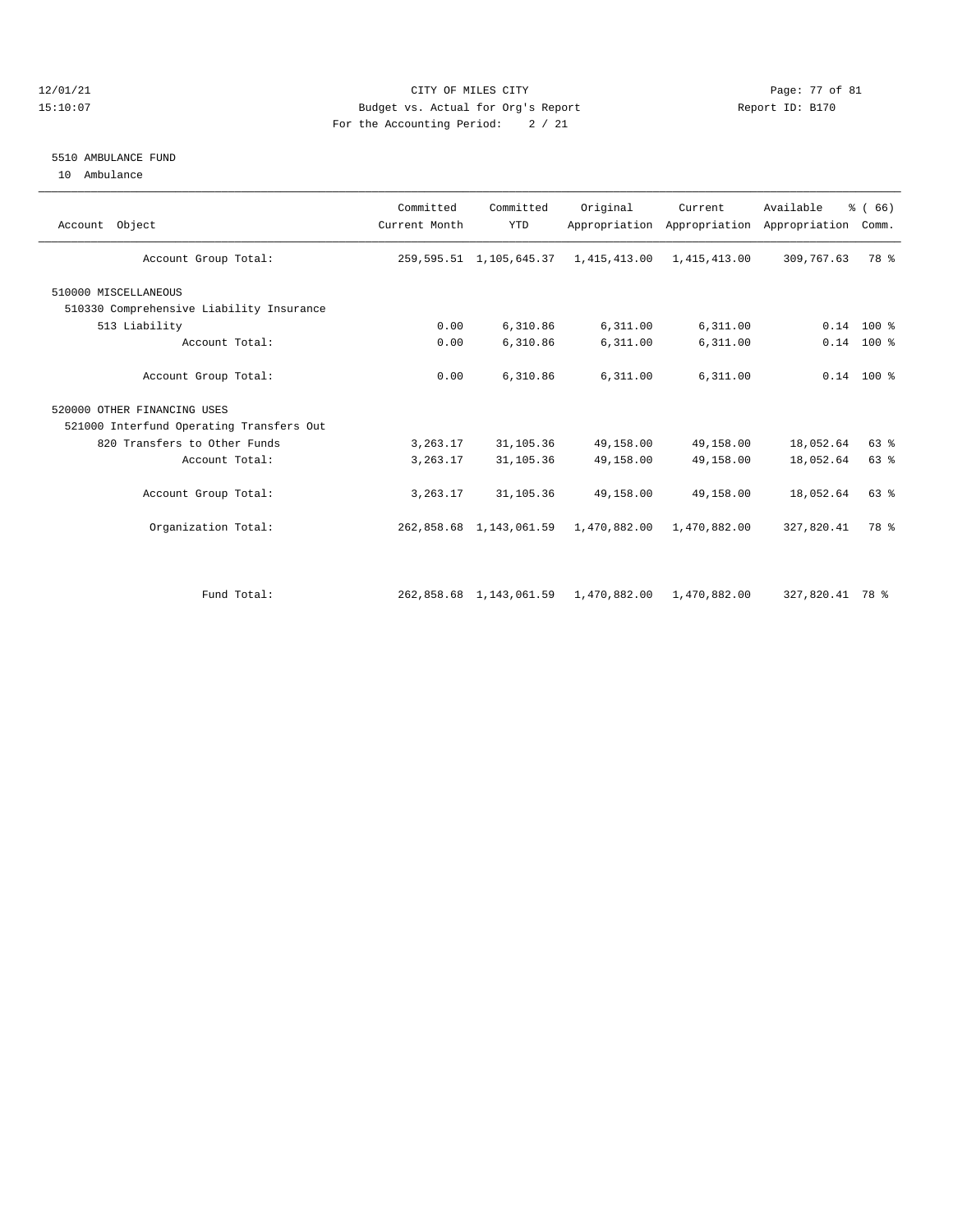CITY OF MILES CITY
Budget vs. Actual for Org's Report
For the Accounting Period: 2 / 21

12/01/21
15:10:07

Report ID: B170

## 5510 AMBULANCE FUND

10 Ambulance

| Account Object | Committed Current Month | Committed YTD | Original Appropriation | Current Appropriation | Available Appropriation | % ( 66) Comm. |
|---|---|---|---|---|---|---|
| Account Group Total: | 259,595.51 | 1,105,645.37 | 1,415,413.00 | 1,415,413.00 | 309,767.63 | 78 % |
| 510000 MISCELLANEOUS | | | | | | |
| 510330 Comprehensive Liability Insurance | | | | | | |
| 513 Liability | 0.00 | 6,310.86 | 6,311.00 | 6,311.00 | 0.14 | 100 % |
| Account Total: | 0.00 | 6,310.86 | 6,311.00 | 6,311.00 | 0.14 | 100 % |
| Account Group Total: | 0.00 | 6,310.86 | 6,311.00 | 6,311.00 | 0.14 | 100 % |
| 520000 OTHER FINANCING USES | | | | | | |
| 521000 Interfund Operating Transfers Out | | | | | | |
| 820 Transfers to Other Funds | 3,263.17 | 31,105.36 | 49,158.00 | 49,158.00 | 18,052.64 | 63 % |
| Account Total: | 3,263.17 | 31,105.36 | 49,158.00 | 49,158.00 | 18,052.64 | 63 % |
| Account Group Total: | 3,263.17 | 31,105.36 | 49,158.00 | 49,158.00 | 18,052.64 | 63 % |
| Organization Total: | 262,858.68 | 1,143,061.59 | 1,470,882.00 | 1,470,882.00 | 327,820.41 | 78 % |
| Fund Total: | 262,858.68 | 1,143,061.59 | 1,470,882.00 | 1,470,882.00 | 327,820.41 | 78 % |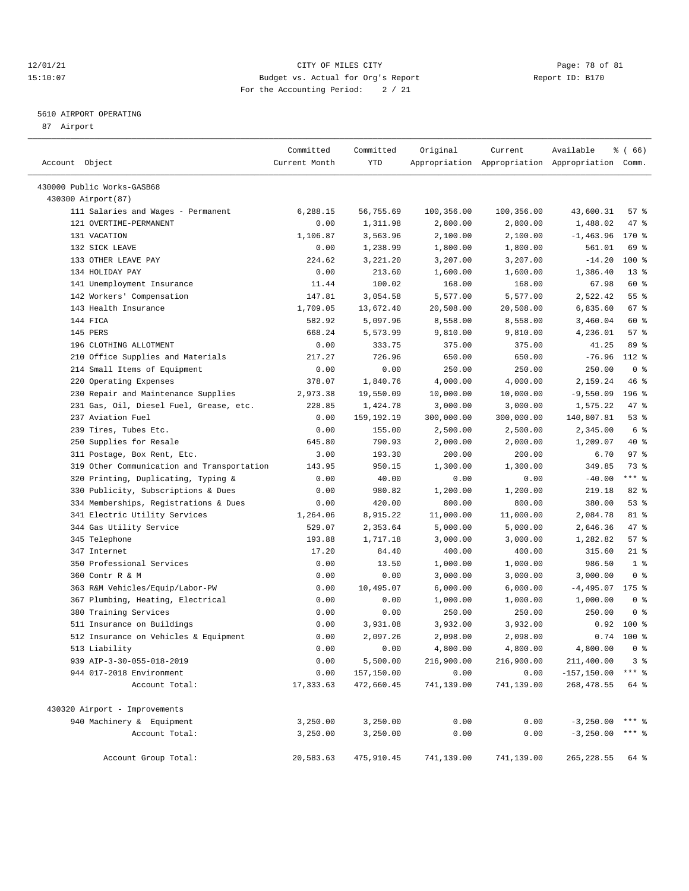CITY OF MILES CITY
Budget vs. Actual for Org's Report
For the Accounting Period: 2 / 21

12/01/21
15:10:07

Report ID: B170

## 5610 AIRPORT OPERATING

87 Airport

| Account Object | Committed Current Month | Committed YTD | Original Appropriation | Current Appropriation | Available Appropriation | % ( 66) Comm. |
|---|---|---|---|---|---|---|
| 430000 Public Works-GASB68 | | | | | | |
| 430300 Airport(87) | | | | | | |
| 111 Salaries and Wages - Permanent | 6,288.15 | 56,755.69 | 100,356.00 | 100,356.00 | 43,600.31 | 57 % |
| 121 OVERTIME-PERMANENT | 0.00 | 1,311.98 | 2,800.00 | 2,800.00 | 1,488.02 | 47 % |
| 131 VACATION | 1,106.87 | 3,563.96 | 2,100.00 | 2,100.00 | -1,463.96 | 170 % |
| 132 SICK LEAVE | 0.00 | 1,238.99 | 1,800.00 | 1,800.00 | 561.01 | 69 % |
| 133 OTHER LEAVE PAY | 224.62 | 3,221.20 | 3,207.00 | 3,207.00 | -14.20 | 100 % |
| 134 HOLIDAY PAY | 0.00 | 213.60 | 1,600.00 | 1,600.00 | 1,386.40 | 13 % |
| 141 Unemployment Insurance | 11.44 | 100.02 | 168.00 | 168.00 | 67.98 | 60 % |
| 142 Workers' Compensation | 147.81 | 3,054.58 | 5,577.00 | 5,577.00 | 2,522.42 | 55 % |
| 143 Health Insurance | 1,709.05 | 13,672.40 | 20,508.00 | 20,508.00 | 6,835.60 | 67 % |
| 144 FICA | 582.92 | 5,097.96 | 8,558.00 | 8,558.00 | 3,460.04 | 60 % |
| 145 PERS | 668.24 | 5,573.99 | 9,810.00 | 9,810.00 | 4,236.01 | 57 % |
| 196 CLOTHING ALLOTMENT | 0.00 | 333.75 | 375.00 | 375.00 | 41.25 | 89 % |
| 210 Office Supplies and Materials | 217.27 | 726.96 | 650.00 | 650.00 | -76.96 | 112 % |
| 214 Small Items of Equipment | 0.00 | 0.00 | 250.00 | 250.00 | 250.00 | 0 % |
| 220 Operating Expenses | 378.07 | 1,840.76 | 4,000.00 | 4,000.00 | 2,159.24 | 46 % |
| 230 Repair and Maintenance Supplies | 2,973.38 | 19,550.09 | 10,000.00 | 10,000.00 | -9,550.09 | 196 % |
| 231 Gas, Oil, Diesel Fuel, Grease, etc. | 228.85 | 1,424.78 | 3,000.00 | 3,000.00 | 1,575.22 | 47 % |
| 237 Aviation Fuel | 0.00 | 159,192.19 | 300,000.00 | 300,000.00 | 140,807.81 | 53 % |
| 239 Tires, Tubes Etc. | 0.00 | 155.00 | 2,500.00 | 2,500.00 | 2,345.00 | 6 % |
| 250 Supplies for Resale | 645.80 | 790.93 | 2,000.00 | 2,000.00 | 1,209.07 | 40 % |
| 311 Postage, Box Rent, Etc. | 3.00 | 193.30 | 200.00 | 200.00 | 6.70 | 97 % |
| 319 Other Communication and Transportation | 143.95 | 950.15 | 1,300.00 | 1,300.00 | 349.85 | 73 % |
| 320 Printing, Duplicating, Typing & | 0.00 | 40.00 | 0.00 | 0.00 | -40.00 | *** % |
| 330 Publicity, Subscriptions & Dues | 0.00 | 980.82 | 1,200.00 | 1,200.00 | 219.18 | 82 % |
| 334 Memberships, Registrations & Dues | 0.00 | 420.00 | 800.00 | 800.00 | 380.00 | 53 % |
| 341 Electric Utility Services | 1,264.06 | 8,915.22 | 11,000.00 | 11,000.00 | 2,084.78 | 81 % |
| 344 Gas Utility Service | 529.07 | 2,353.64 | 5,000.00 | 5,000.00 | 2,646.36 | 47 % |
| 345 Telephone | 193.88 | 1,717.18 | 3,000.00 | 3,000.00 | 1,282.82 | 57 % |
| 347 Internet | 17.20 | 84.40 | 400.00 | 400.00 | 315.60 | 21 % |
| 350 Professional Services | 0.00 | 13.50 | 1,000.00 | 1,000.00 | 986.50 | 1 % |
| 360 Contr R & M | 0.00 | 0.00 | 3,000.00 | 3,000.00 | 3,000.00 | 0 % |
| 363 R&M Vehicles/Equip/Labor-PW | 0.00 | 10,495.07 | 6,000.00 | 6,000.00 | -4,495.07 | 175 % |
| 367 Plumbing, Heating, Electrical | 0.00 | 0.00 | 1,000.00 | 1,000.00 | 1,000.00 | 0 % |
| 380 Training Services | 0.00 | 0.00 | 250.00 | 250.00 | 250.00 | 0 % |
| 511 Insurance on Buildings | 0.00 | 3,931.08 | 3,932.00 | 3,932.00 | 0.92 | 100 % |
| 512 Insurance on Vehicles & Equipment | 0.00 | 2,097.26 | 2,098.00 | 2,098.00 | 0.74 | 100 % |
| 513 Liability | 0.00 | 0.00 | 4,800.00 | 4,800.00 | 4,800.00 | 0 % |
| 939 AIP-3-30-055-018-2019 | 0.00 | 5,500.00 | 216,900.00 | 216,900.00 | 211,400.00 | 3 % |
| 944 017-2018 Environment | 0.00 | 157,150.00 | 0.00 | 0.00 | -157,150.00 | *** % |
| Account Total: | 17,333.63 | 472,660.45 | 741,139.00 | 741,139.00 | 268,478.55 | 64 % |
| 430320 Airport - Improvements | | | | | | |
| 940 Machinery & Equipment | 3,250.00 | 3,250.00 | 0.00 | 0.00 | -3,250.00 | *** % |
| Account Total: | 3,250.00 | 3,250.00 | 0.00 | 0.00 | -3,250.00 | *** % |
| Account Group Total: | 20,583.63 | 475,910.45 | 741,139.00 | 741,139.00 | 265,228.55 | 64 % |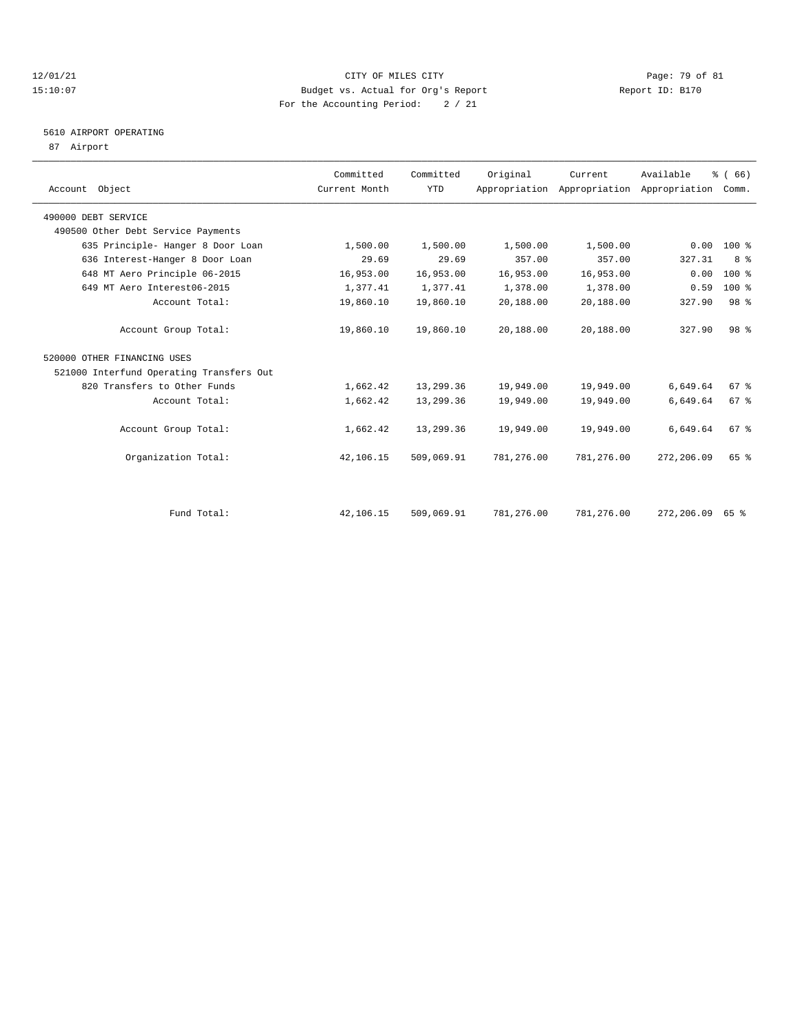CITY OF MILES CITY
Budget vs. Actual for Org's Report
For the Accounting Period: 2 / 21

5610 AIRPORT OPERATING
87 Airport

| Account Object | Committed Current Month | Committed YTD | Original Appropriation | Current Appropriation | Available Appropriation | % ( 66) Comm. |
|---|---|---|---|---|---|---|
| 490000 DEBT SERVICE | | | | | | |
| 490500 Other Debt Service Payments | | | | | | |
| 635 Principle- Hanger 8 Door Loan | 1,500.00 | 1,500.00 | 1,500.00 | 1,500.00 | 0.00 | 100 % |
| 636 Interest-Hanger 8 Door Loan | 29.69 | 29.69 | 357.00 | 357.00 | 327.31 | 8 % |
| 648 MT Aero Principle 06-2015 | 16,953.00 | 16,953.00 | 16,953.00 | 16,953.00 | 0.00 | 100 % |
| 649 MT Aero Interest06-2015 | 1,377.41 | 1,377.41 | 1,378.00 | 1,378.00 | 0.59 | 100 % |
| Account Total: | 19,860.10 | 19,860.10 | 20,188.00 | 20,188.00 | 327.90 | 98 % |
| Account Group Total: | 19,860.10 | 19,860.10 | 20,188.00 | 20,188.00 | 327.90 | 98 % |
| 520000 OTHER FINANCING USES | | | | | | |
| 521000 Interfund Operating Transfers Out | | | | | | |
| 820 Transfers to Other Funds | 1,662.42 | 13,299.36 | 19,949.00 | 19,949.00 | 6,649.64 | 67 % |
| Account Total: | 1,662.42 | 13,299.36 | 19,949.00 | 19,949.00 | 6,649.64 | 67 % |
| Account Group Total: | 1,662.42 | 13,299.36 | 19,949.00 | 19,949.00 | 6,649.64 | 67 % |
| Organization Total: | 42,106.15 | 509,069.91 | 781,276.00 | 781,276.00 | 272,206.09 | 65 % |
| Fund Total: | 42,106.15 | 509,069.91 | 781,276.00 | 781,276.00 | 272,206.09 | 65 % |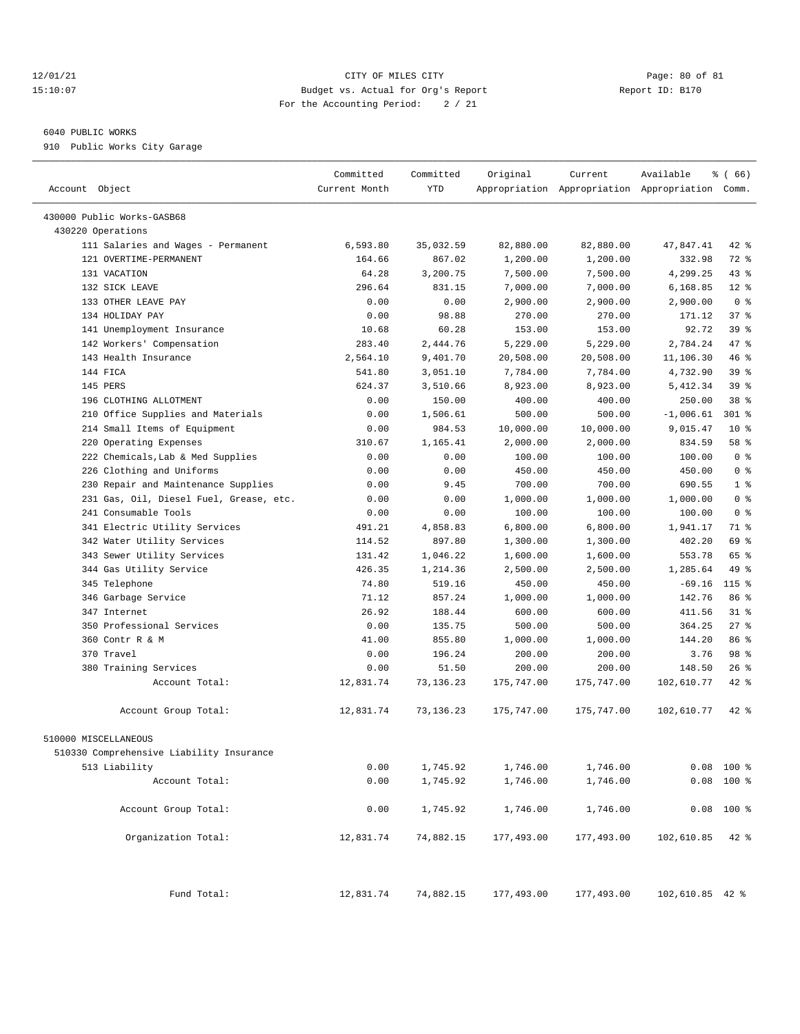12/01/21 CITY OF MILES CITY
15:10:07 Budget vs. Actual for Org's Report Report ID: B170
For the Accounting Period: 2 / 21

6040 PUBLIC WORKS
910 Public Works City Garage

| Account Object | Committed Current Month | Committed YTD | Original Appropriation | Current Appropriation | Available Appropriation | % ( 66) Comm. |
|---|---|---|---|---|---|---|
| 430000 Public Works-GASB68 | | | | | | |
| 430220 Operations | | | | | | |
| 111 Salaries and Wages - Permanent | 6,593.80 | 35,032.59 | 82,880.00 | 82,880.00 | 47,847.41 | 42 % |
| 121 OVERTIME-PERMANENT | 164.66 | 867.02 | 1,200.00 | 1,200.00 | 332.98 | 72 % |
| 131 VACATION | 64.28 | 3,200.75 | 7,500.00 | 7,500.00 | 4,299.25 | 43 % |
| 132 SICK LEAVE | 296.64 | 831.15 | 7,000.00 | 7,000.00 | 6,168.85 | 12 % |
| 133 OTHER LEAVE PAY | 0.00 | 0.00 | 2,900.00 | 2,900.00 | 2,900.00 | 0 % |
| 134 HOLIDAY PAY | 0.00 | 98.88 | 270.00 | 270.00 | 171.12 | 37 % |
| 141 Unemployment Insurance | 10.68 | 60.28 | 153.00 | 153.00 | 92.72 | 39 % |
| 142 Workers' Compensation | 283.40 | 2,444.76 | 5,229.00 | 5,229.00 | 2,784.24 | 47 % |
| 143 Health Insurance | 2,564.10 | 9,401.70 | 20,508.00 | 20,508.00 | 11,106.30 | 46 % |
| 144 FICA | 541.80 | 3,051.10 | 7,784.00 | 7,784.00 | 4,732.90 | 39 % |
| 145 PERS | 624.37 | 3,510.66 | 8,923.00 | 8,923.00 | 5,412.34 | 39 % |
| 196 CLOTHING ALLOTMENT | 0.00 | 150.00 | 400.00 | 400.00 | 250.00 | 38 % |
| 210 Office Supplies and Materials | 0.00 | 1,506.61 | 500.00 | 500.00 | -1,006.61 | 301 % |
| 214 Small Items of Equipment | 0.00 | 984.53 | 10,000.00 | 10,000.00 | 9,015.47 | 10 % |
| 220 Operating Expenses | 310.67 | 1,165.41 | 2,000.00 | 2,000.00 | 834.59 | 58 % |
| 222 Chemicals,Lab & Med Supplies | 0.00 | 0.00 | 100.00 | 100.00 | 100.00 | 0 % |
| 226 Clothing and Uniforms | 0.00 | 0.00 | 450.00 | 450.00 | 450.00 | 0 % |
| 230 Repair and Maintenance Supplies | 0.00 | 9.45 | 700.00 | 700.00 | 690.55 | 1 % |
| 231 Gas, Oil, Diesel Fuel, Grease, etc. | 0.00 | 0.00 | 1,000.00 | 1,000.00 | 1,000.00 | 0 % |
| 241 Consumable Tools | 0.00 | 0.00 | 100.00 | 100.00 | 100.00 | 0 % |
| 341 Electric Utility Services | 491.21 | 4,858.83 | 6,800.00 | 6,800.00 | 1,941.17 | 71 % |
| 342 Water Utility Services | 114.52 | 897.80 | 1,300.00 | 1,300.00 | 402.20 | 69 % |
| 343 Sewer Utility Services | 131.42 | 1,046.22 | 1,600.00 | 1,600.00 | 553.78 | 65 % |
| 344 Gas Utility Service | 426.35 | 1,214.36 | 2,500.00 | 2,500.00 | 1,285.64 | 49 % |
| 345 Telephone | 74.80 | 519.16 | 450.00 | 450.00 | -69.16 | 115 % |
| 346 Garbage Service | 71.12 | 857.24 | 1,000.00 | 1,000.00 | 142.76 | 86 % |
| 347 Internet | 26.92 | 188.44 | 600.00 | 600.00 | 411.56 | 31 % |
| 350 Professional Services | 0.00 | 135.75 | 500.00 | 500.00 | 364.25 | 27 % |
| 360 Contr R & M | 41.00 | 855.80 | 1,000.00 | 1,000.00 | 144.20 | 86 % |
| 370 Travel | 0.00 | 196.24 | 200.00 | 200.00 | 3.76 | 98 % |
| 380 Training Services | 0.00 | 51.50 | 200.00 | 200.00 | 148.50 | 26 % |
| Account Total: | 12,831.74 | 73,136.23 | 175,747.00 | 175,747.00 | 102,610.77 | 42 % |
| Account Group Total: | 12,831.74 | 73,136.23 | 175,747.00 | 175,747.00 | 102,610.77 | 42 % |
| 510000 MISCELLANEOUS | | | | | | |
| 510330 Comprehensive Liability Insurance | | | | | | |
| 513 Liability | 0.00 | 1,745.92 | 1,746.00 | 1,746.00 | 0.08 | 100 % |
| Account Total: | 0.00 | 1,745.92 | 1,746.00 | 1,746.00 | 0.08 | 100 % |
| Account Group Total: | 0.00 | 1,745.92 | 1,746.00 | 1,746.00 | 0.08 | 100 % |
| Organization Total: | 12,831.74 | 74,882.15 | 177,493.00 | 177,493.00 | 102,610.85 | 42 % |
| Fund Total: | 12,831.74 | 74,882.15 | 177,493.00 | 177,493.00 | 102,610.85 | 42 % |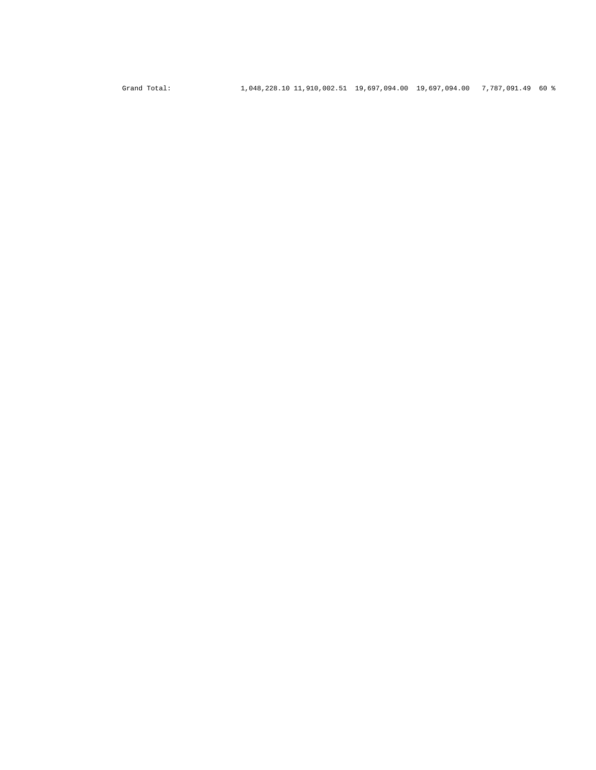| | | | | | | |
|---|---|---|---|---|---|---|
| Grand Total: | 1,048,228.10 | 11,910,002.51 | 19,697,094.00 | 19,697,094.00 | 7,787,091.49 | 60 % |